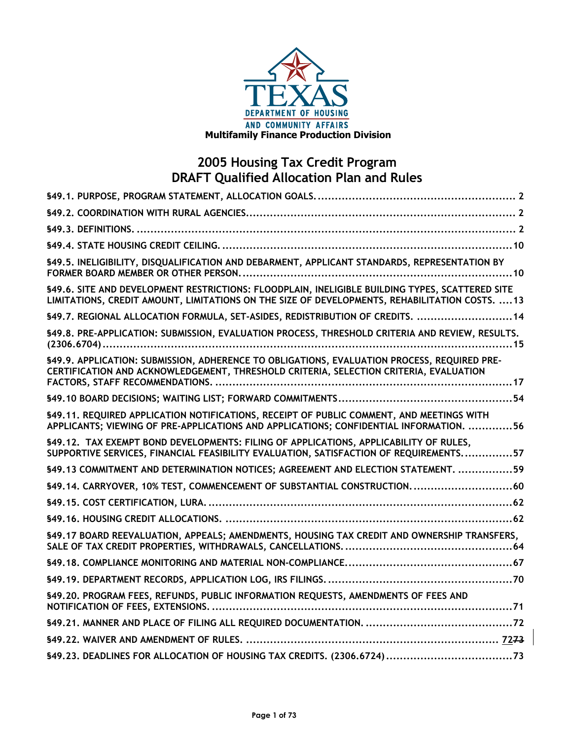TEXAS DEPARTMENT OF HOUSING AND COMMUNITY AFFAIRS

**Multifamily Finance Production Division**

# 2005 Housing Tax Credit Program
# DRAFT Qualified Allocation Plan and Rules

**§49.1. PURPOSE, PROGRAM STATEMENT, ALLOCATION GOALS. .......... 2**

**§49.2. COORDINATION WITH RURAL AGENCIES. .......... 2**

**§49.3. DEFINITIONS. .......... 2**

**§49.4. STATE HOUSING CREDIT CEILING. .......... 10**

**§49.5. INELIGIBILITY, DISQUALIFICATION AND DEBARMENT, APPLICANT STANDARDS, REPRESENTATION BY FORMER BOARD MEMBER OR OTHER PERSON. .......... 10**

**§49.6. SITE AND DEVELOPMENT RESTRICTIONS: FLOODPLAIN, INELIGIBLE BUILDING TYPES, SCATTERED SITE LIMITATIONS, CREDIT AMOUNT, LIMITATIONS ON THE SIZE OF DEVELOPMENTS, REHABILITATION COSTS. .......... 13**

**§49.7. REGIONAL ALLOCATION FORMULA, SET-ASIDES, REDISTRIBUTION OF CREDITS. .......... 14**

**§49.8. PRE-APPLICATION: SUBMISSION, EVALUATION PROCESS, THRESHOLD CRITERIA AND REVIEW, RESULTS. (2306.6704) .......... 15**

**§49.9. APPLICATION: SUBMISSION, ADHERENCE TO OBLIGATIONS, EVALUATION PROCESS, REQUIRED PRE-CERTIFICATION AND ACKNOWLEDGEMENT, THRESHOLD CRITERIA, SELECTION CRITERIA, EVALUATION FACTORS, STAFF RECOMMENDATIONS. .......... 17**

**§49.10 BOARD DECISIONS; WAITING LIST; FORWARD COMMITMENTS .......... 54**

**§49.11. REQUIRED APPLICATION NOTIFICATIONS, RECEIPT OF PUBLIC COMMENT, AND MEETINGS WITH APPLICANTS; VIEWING OF PRE-APPLICATIONS AND APPLICATIONS; CONFIDENTIAL INFORMATION. .......... 56**

**§49.12. TAX EXEMPT BOND DEVELOPMENTS: FILING OF APPLICATIONS, APPLICABILITY OF RULES, SUPPORTIVE SERVICES, FINANCIAL FEASIBILITY EVALUATION, SATISFACTION OF REQUIREMENTS. .......... 57**

**§49.13 COMMITMENT AND DETERMINATION NOTICES; AGREEMENT AND ELECTION STATEMENT. .......... 59**

**§49.14. CARRYOVER, 10% TEST, COMMENCEMENT OF SUBSTANTIAL CONSTRUCTION. .......... 60**

**§49.15. COST CERTIFICATION, LURA. .......... 62**

**§49.16. HOUSING CREDIT ALLOCATIONS. .......... 62**

**§49.17 BOARD REEVALUATION, APPEALS; AMENDMENTS, HOUSING TAX CREDIT AND OWNERSHIP TRANSFERS, SALE OF TAX CREDIT PROPERTIES, WITHDRAWALS, CANCELLATIONS. .......... 64**

**§49.18. COMPLIANCE MONITORING AND MATERIAL NON-COMPLIANCE. .......... 67**

**§49.19. DEPARTMENT RECORDS, APPLICATION LOG, IRS FILINGS. .......... 70**

**§49.20. PROGRAM FEES, REFUNDS, PUBLIC INFORMATION REQUESTS, AMENDMENTS OF FEES AND NOTIFICATION OF FEES, EXTENSIONS. .......... 71**

**§49.21. MANNER AND PLACE OF FILING ALL REQUIRED DOCUMENTATION. .......... 72**

**§49.22. WAIVER AND AMENDMENT OF RULES. .......... 72~~73~~**

**§49.23. DEADLINES FOR ALLOCATION OF HOUSING TAX CREDITS. (2306.6724) .......... 73**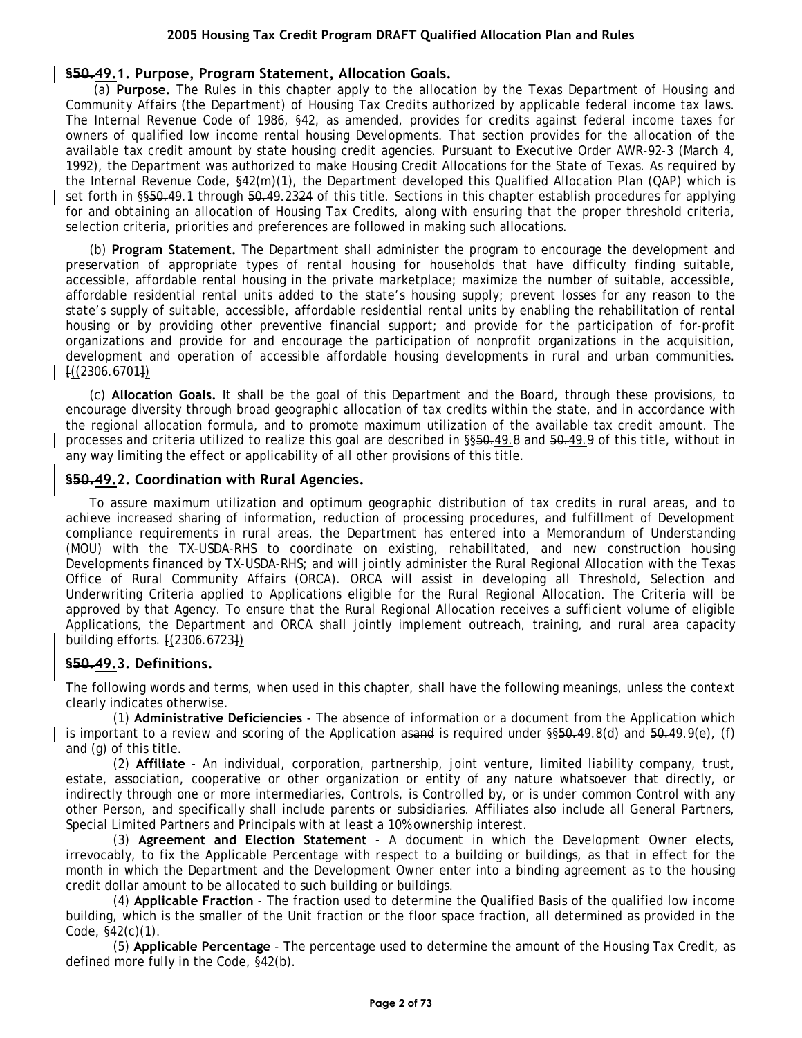## §~~50.~~49.1. Purpose, Program Statement, Allocation Goals.

(a) **Purpose.** The Rules in this chapter apply to the allocation by the Texas Department of Housing and Community Affairs (the Department) of Housing Tax Credits authorized by applicable federal income tax laws. The Internal Revenue Code of 1986, §42, as amended, provides for credits against federal income taxes for owners of qualified low income rental housing Developments. That section provides for the allocation of the available tax credit amount by state housing credit agencies. Pursuant to Executive Order AWR-92-3 (March 4, 1992), the Department was authorized to make Housing Credit Allocations for the State of Texas. As required by the Internal Revenue Code, §42(m)(1), the Department developed this Qualified Allocation Plan (QAP) which is set forth in §§~~50.~~49.1 through ~~50.~~49.23~~24~~ of this title. Sections in this chapter establish procedures for applying for and obtaining an allocation of Housing Tax Credits, along with ensuring that the proper threshold criteria, selection criteria, priorities and preferences are followed in making such allocations.

(b) **Program Statement.** The Department shall administer the program to encourage the development and preservation of appropriate types of rental housing for households that have difficulty finding suitable, accessible, affordable rental housing in the private marketplace; maximize the number of suitable, accessible, affordable residential rental units added to the state's housing supply; prevent losses for any reason to the state's supply of suitable, accessible, affordable residential rental units by enabling the rehabilitation of rental housing or by providing other preventive financial support; and provide for the participation of for-profit organizations and provide for and encourage the participation of nonprofit organizations in the acquisition, development and operation of accessible affordable housing developments in rural and urban communities. ~~[~~(2306.6701~~]~~)

(c) **Allocation Goals.** It shall be the goal of this Department and the Board, through these provisions, to encourage diversity through broad geographic allocation of tax credits within the state, and in accordance with the regional allocation formula, and to promote maximum utilization of the available tax credit amount. The processes and criteria utilized to realize this goal are described in §§~~50.~~49.8 and ~~50.~~49.9 of this title, without in any way limiting the effect or applicability of all other provisions of this title.

## §~~50.~~49.2. Coordination with Rural Agencies.

To assure maximum utilization and optimum geographic distribution of tax credits in rural areas, and to achieve increased sharing of information, reduction of processing procedures, and fulfillment of Development compliance requirements in rural areas, the Department has entered into a Memorandum of Understanding (MOU) with the TX-USDA-RHS to coordinate on existing, rehabilitated, and new construction housing Developments financed by TX-USDA-RHS; and will jointly administer the Rural Regional Allocation with the Texas Office of Rural Community Affairs (ORCA). ORCA will assist in developing all Threshold, Selection and Underwriting Criteria applied to Applications eligible for the Rural Regional Allocation. The Criteria will be approved by that Agency. To ensure that the Rural Regional Allocation receives a sufficient volume of eligible Applications, the Department and ORCA shall jointly implement outreach, training, and rural area capacity building efforts. ~~[~~(2306.6723~~]~~)

## §~~50.~~49.3. Definitions.

The following words and terms, when used in this chapter, shall have the following meanings, unless the context clearly indicates otherwise.

(1) **Administrative Deficiencies** - The absence of information or a document from the Application which is important to a review and scoring of the Application as~~and~~ is required under §§~~50.~~49.8(d) and ~~50.~~49.9(e), (f) and (g) of this title.

(2) **Affiliate** - An individual, corporation, partnership, joint venture, limited liability company, trust, estate, association, cooperative or other organization or entity of any nature whatsoever that directly, or indirectly through one or more intermediaries, Controls, is Controlled by, or is under common Control with any other Person, and specifically shall include parents or subsidiaries. Affiliates also include all General Partners, Special Limited Partners and Principals with at least a 10% ownership interest.

(3) **Agreement and Election Statement** - A document in which the Development Owner elects, irrevocably, to fix the Applicable Percentage with respect to a building or buildings, as that in effect for the month in which the Department and the Development Owner enter into a binding agreement as to the housing credit dollar amount to be allocated to such building or buildings.

(4) **Applicable Fraction** - The fraction used to determine the Qualified Basis of the qualified low income building, which is the smaller of the Unit fraction or the floor space fraction, all determined as provided in the Code, §42(c)(1).

(5) **Applicable Percentage** - The percentage used to determine the amount of the Housing Tax Credit, as defined more fully in the Code, §42(b).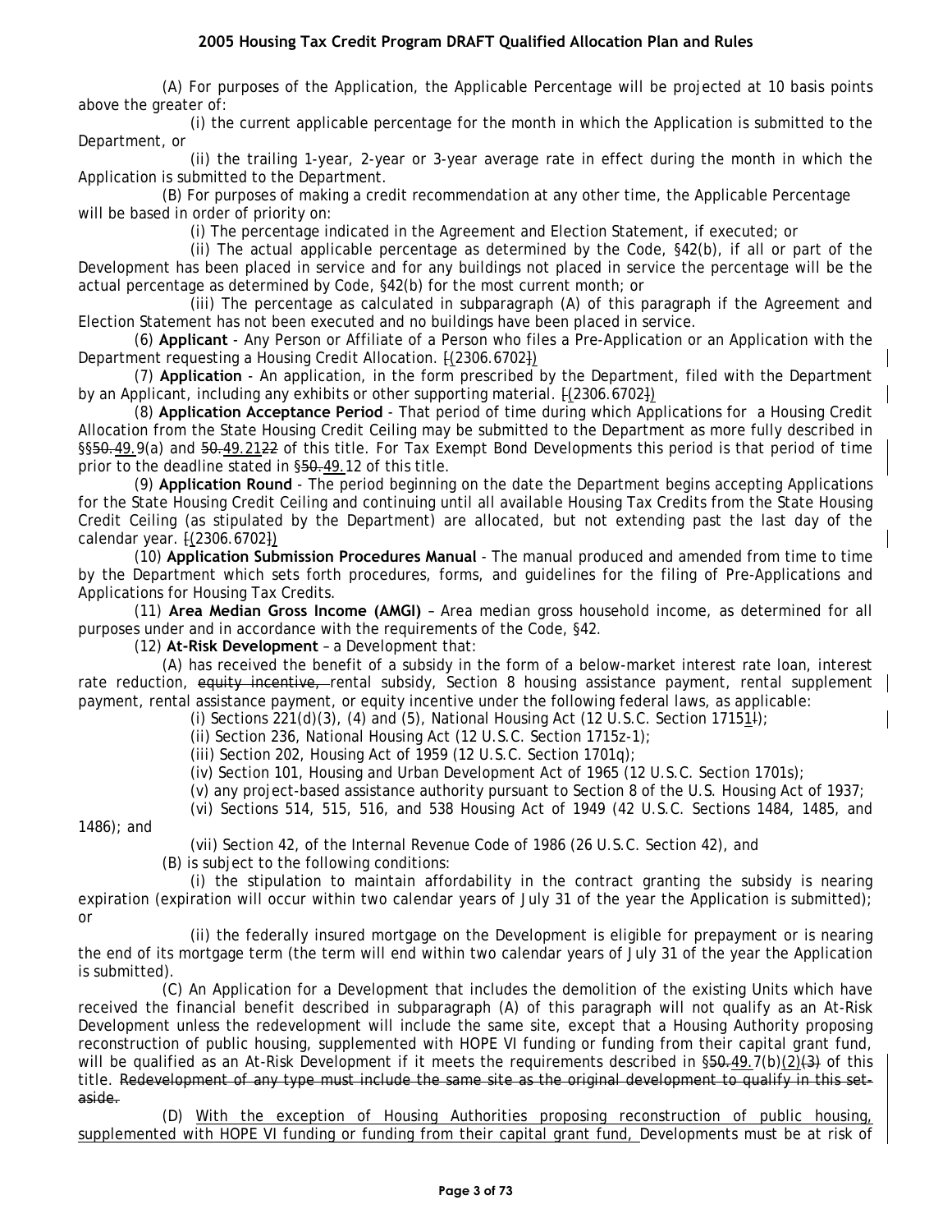(A) For purposes of the Application, the Applicable Percentage will be projected at 10 basis points above the greater of:

(i) the current applicable percentage for the month in which the Application is submitted to the Department, or

(ii) the trailing 1-year, 2-year or 3-year average rate in effect during the month in which the Application is submitted to the Department.

(B) For purposes of making a credit recommendation at any other time, the Applicable Percentage will be based in order of priority on:

(i) The percentage indicated in the Agreement and Election Statement, if executed; or

(ii) The actual applicable percentage as determined by the Code, §42(b), if all or part of the Development has been placed in service and for any buildings not placed in service the percentage will be the actual percentage as determined by Code, §42(b) for the most current month; or

(iii) The percentage as calculated in subparagraph (A) of this paragraph if the Agreement and Election Statement has not been executed and no buildings have been placed in service.

(6) **Applicant** - Any Person or Affiliate of a Person who files a Pre-Application or an Application with the Department requesting a Housing Credit Allocation. ~~[~~(2306.6702~~]~~)

(7) **Application** - An application, in the form prescribed by the Department, filed with the Department by an Applicant, including any exhibits or other supporting material. ~~[~~(2306.6702~~]~~)

(8) **Application Acceptance Period** - That period of time during which Applications for a Housing Credit Allocation from the State Housing Credit Ceiling may be submitted to the Department as more fully described in §§~~50.~~49.9(a) and ~~50.~~49.21~~22~~ of this title. For Tax Exempt Bond Developments this period is that period of time prior to the deadline stated in §~~50.~~49.12 of this title.

(9) **Application Round** - The period beginning on the date the Department begins accepting Applications for the State Housing Credit Ceiling and continuing until all available Housing Tax Credits from the State Housing Credit Ceiling (as stipulated by the Department) are allocated, but not extending past the last day of the calendar year. ~~[~~(2306.6702~~]~~)

(10) **Application Submission Procedures Manual** - The manual produced and amended from time to time by the Department which sets forth procedures, forms, and guidelines for the filing of Pre-Applications and Applications for Housing Tax Credits.

(11) **Area Median Gross Income (AMGI)** – Area median gross household income, as determined for all purposes under and in accordance with the requirements of the Code, §42.

(12) **At-Risk Development** – a Development that:

(A) has received the benefit of a subsidy in the form of a below-market interest rate loan, interest rate reduction, ~~equity incentive,~~ rental subsidy, Section 8 housing assistance payment, rental supplement payment, rental assistance payment, or equity incentive under the following federal laws, as applicable:

(i) Sections 221(d)(3), (4) and (5), National Housing Act (12 U.S.C. Section 1715l~~l~~);

(ii) Section 236, National Housing Act (12 U.S.C. Section 1715z-1);

(iii) Section 202, Housing Act of 1959 (12 U.S.C. Section 1701q);

(iv) Section 101, Housing and Urban Development Act of 1965 (12 U.S.C. Section 1701s);

(v) any project-based assistance authority pursuant to Section 8 of the U.S. Housing Act of 1937;

(vi) Sections 514, 515, 516, and 538 Housing Act of 1949 (42 U.S.C. Sections 1484, 1485, and 1486); and

(vii) Section 42, of the Internal Revenue Code of 1986 (26 U.S.C. Section 42), and

(B) is subject to the following conditions:

(i) the stipulation to maintain affordability in the contract granting the subsidy is nearing expiration (expiration will occur within two calendar years of July 31 of the year the Application is submitted); or

(ii) the federally insured mortgage on the Development is eligible for prepayment or is nearing the end of its mortgage term (the term will end within two calendar years of July 31 of the year the Application is submitted).

(C) An Application for a Development that includes the demolition of the existing Units which have received the financial benefit described in subparagraph (A) of this paragraph will not qualify as an At-Risk Development unless the redevelopment will include the same site, except that a Housing Authority proposing reconstruction of public housing, supplemented with HOPE VI funding or funding from their capital grant fund, will be qualified as an At-Risk Development if it meets the requirements described in §~~50.~~49.7(b)(2)~~(3)~~ of this title. ~~Redevelopment of any type must include the same site as the original development to qualify in this set-aside.~~

(D) With the exception of Housing Authorities proposing reconstruction of public housing, supplemented with HOPE VI funding or funding from their capital grant fund, Developments must be at risk of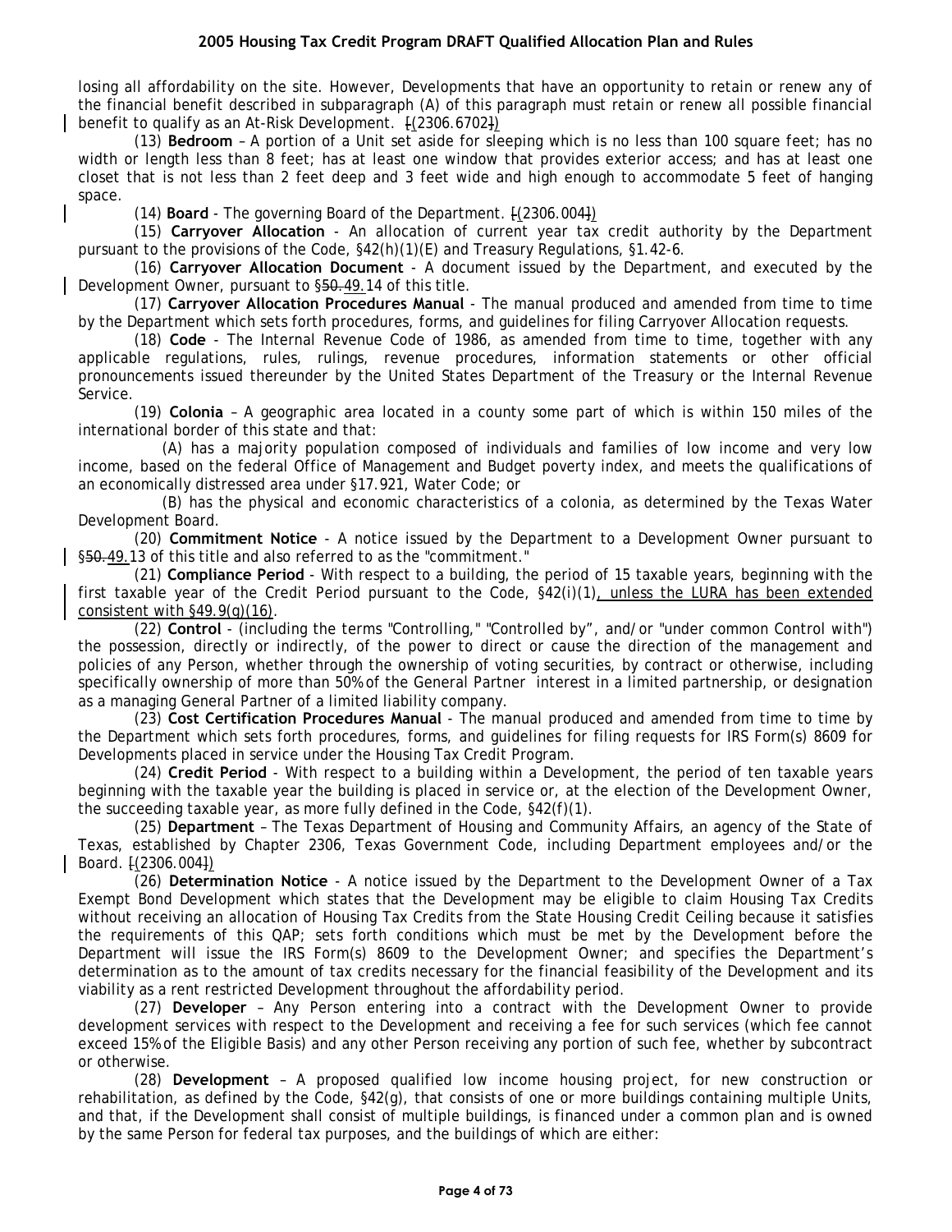losing all affordability on the site. However, Developments that have an opportunity to retain or renew any of the financial benefit described in subparagraph (A) of this paragraph must retain or renew all possible financial benefit to qualify as an At-Risk Development. [(2306.6702])

(13) **Bedroom** – A portion of a Unit set aside for sleeping which is no less than 100 square feet; has no width or length less than 8 feet; has at least one window that provides exterior access; and has at least one closet that is not less than 2 feet deep and 3 feet wide and high enough to accommodate 5 feet of hanging space.

(14) **Board** - The governing Board of the Department. [(2306.004])

(15) **Carryover Allocation** - An allocation of current year tax credit authority by the Department pursuant to the provisions of the Code, §42(h)(1)(E) and Treasury Regulations, §1.42-6.

(16) **Carryover Allocation Document** - A document issued by the Department, and executed by the Development Owner, pursuant to §50.49.14 of this title.

(17) **Carryover Allocation Procedures Manual** - The manual produced and amended from time to time by the Department which sets forth procedures, forms, and guidelines for filing Carryover Allocation requests.

(18) **Code** - The Internal Revenue Code of 1986, as amended from time to time, together with any applicable regulations, rules, rulings, revenue procedures, information statements or other official pronouncements issued thereunder by the United States Department of the Treasury or the Internal Revenue Service.

(19) **Colonia** – A geographic area located in a county some part of which is within 150 miles of the international border of this state and that:

(A) has a majority population composed of individuals and families of low income and very low income, based on the federal Office of Management and Budget poverty index, and meets the qualifications of an economically distressed area under §17.921, Water Code; or

(B) has the physical and economic characteristics of a colonia, as determined by the Texas Water Development Board.

(20) **Commitment Notice** - A notice issued by the Department to a Development Owner pursuant to §50.49.13 of this title and also referred to as the "commitment."

(21) **Compliance Period** - With respect to a building, the period of 15 taxable years, beginning with the first taxable year of the Credit Period pursuant to the Code, §42(i)(1), unless the LURA has been extended consistent with §49.9(g)(16).

(22) **Control** - (including the terms "Controlling," "Controlled by", and/or "under common Control with") the possession, directly or indirectly, of the power to direct or cause the direction of the management and policies of any Person, whether through the ownership of voting securities, by contract or otherwise, including specifically ownership of more than 50% of the General Partner interest in a limited partnership, or designation as a managing General Partner of a limited liability company.

(23) **Cost Certification Procedures Manual** - The manual produced and amended from time to time by the Department which sets forth procedures, forms, and guidelines for filing requests for IRS Form(s) 8609 for Developments placed in service under the Housing Tax Credit Program.

(24) **Credit Period** - With respect to a building within a Development, the period of ten taxable years beginning with the taxable year the building is placed in service or, at the election of the Development Owner, the succeeding taxable year, as more fully defined in the Code, §42(f)(1).

(25) **Department** – The Texas Department of Housing and Community Affairs, an agency of the State of Texas, established by Chapter 2306, Texas Government Code, including Department employees and/or the Board. [(2306.004])

(26) **Determination Notice** - A notice issued by the Department to the Development Owner of a Tax Exempt Bond Development which states that the Development may be eligible to claim Housing Tax Credits without receiving an allocation of Housing Tax Credits from the State Housing Credit Ceiling because it satisfies the requirements of this QAP; sets forth conditions which must be met by the Development before the Department will issue the IRS Form(s) 8609 to the Development Owner; and specifies the Department's determination as to the amount of tax credits necessary for the financial feasibility of the Development and its viability as a rent restricted Development throughout the affordability period.

(27) **Developer** – Any Person entering into a contract with the Development Owner to provide development services with respect to the Development and receiving a fee for such services (which fee cannot exceed 15% of the Eligible Basis) and any other Person receiving any portion of such fee, whether by subcontract or otherwise.

(28) **Development** – A proposed qualified low income housing project, for new construction or rehabilitation, as defined by the Code, §42(g), that consists of one or more buildings containing multiple Units, and that, if the Development shall consist of multiple buildings, is financed under a common plan and is owned by the same Person for federal tax purposes, and the buildings of which are either: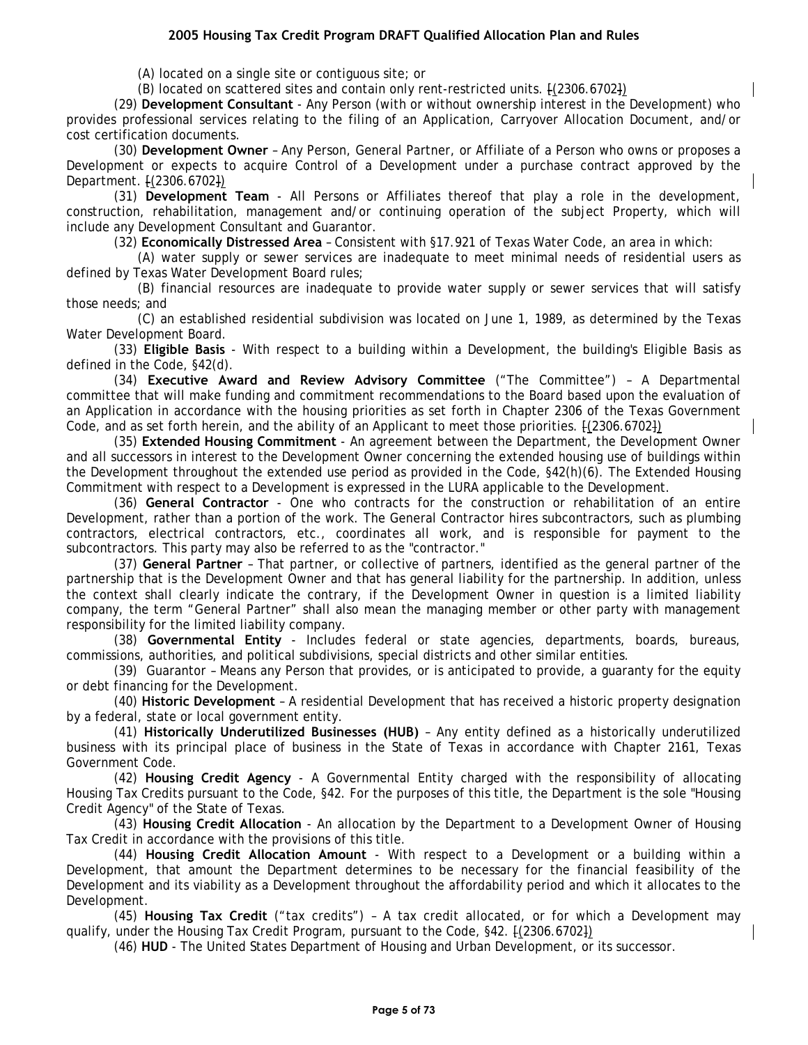(A) located on a single site or contiguous site; or

(B) located on scattered sites and contain only rent-restricted units. [(2306.6702])

(29) **Development Consultant** - Any Person (with or without ownership interest in the Development) who provides professional services relating to the filing of an Application, Carryover Allocation Document, and/or cost certification documents.

(30) **Development Owner** – Any Person, General Partner, or Affiliate of a Person who owns or proposes a Development or expects to acquire Control of a Development under a purchase contract approved by the Department. [(2306.6702])

(31) **Development Team** - All Persons or Affiliates thereof that play a role in the development, construction, rehabilitation, management and/or continuing operation of the subject Property, which will include any Development Consultant and Guarantor.

(32) **Economically Distressed Area** – Consistent with §17.921 of Texas Water Code, an area in which:

(A) water supply or sewer services are inadequate to meet minimal needs of residential users as defined by Texas Water Development Board rules;

(B) financial resources are inadequate to provide water supply or sewer services that will satisfy those needs; and

(C) an established residential subdivision was located on June 1, 1989, as determined by the Texas Water Development Board.

(33) **Eligible Basis** - With respect to a building within a Development, the building's Eligible Basis as defined in the Code, §42(d).

(34) **Executive Award and Review Advisory Committee** ("The Committee") – A Departmental committee that will make funding and commitment recommendations to the Board based upon the evaluation of an Application in accordance with the housing priorities as set forth in Chapter 2306 of the Texas Government Code, and as set forth herein, and the ability of an Applicant to meet those priorities. [(2306.6702])

(35) **Extended Housing Commitment** - An agreement between the Department, the Development Owner and all successors in interest to the Development Owner concerning the extended housing use of buildings within the Development throughout the extended use period as provided in the Code, §42(h)(6). The Extended Housing Commitment with respect to a Development is expressed in the LURA applicable to the Development.

(36) **General Contractor** - One who contracts for the construction or rehabilitation of an entire Development, rather than a portion of the work. The General Contractor hires subcontractors, such as plumbing contractors, electrical contractors, etc., coordinates all work, and is responsible for payment to the subcontractors. This party may also be referred to as the "contractor."

(37) **General Partner** – That partner, or collective of partners, identified as the general partner of the partnership that is the Development Owner and that has general liability for the partnership. In addition, unless the context shall clearly indicate the contrary, if the Development Owner in question is a limited liability company, the term "General Partner" shall also mean the managing member or other party with management responsibility for the limited liability company.

(38) **Governmental Entity** - Includes federal or state agencies, departments, boards, bureaus, commissions, authorities, and political subdivisions, special districts and other similar entities.

(39) Guarantor – Means any Person that provides, or is anticipated to provide, a guaranty for the equity or debt financing for the Development.

(40) **Historic Development** – A residential Development that has received a historic property designation by a federal, state or local government entity.

(41) **Historically Underutilized Businesses (HUB)** – Any entity defined as a historically underutilized business with its principal place of business in the State of Texas in accordance with Chapter 2161, Texas Government Code.

(42) **Housing Credit Agency** - A Governmental Entity charged with the responsibility of allocating Housing Tax Credits pursuant to the Code, §42. For the purposes of this title, the Department is the sole "Housing Credit Agency" of the State of Texas.

(43) **Housing Credit Allocation** - An allocation by the Department to a Development Owner of Housing Tax Credit in accordance with the provisions of this title.

(44) **Housing Credit Allocation Amount** - With respect to a Development or a building within a Development, that amount the Department determines to be necessary for the financial feasibility of the Development and its viability as a Development throughout the affordability period and which it allocates to the Development.

(45) **Housing Tax Credit** ("tax credits") – A tax credit allocated, or for which a Development may qualify, under the Housing Tax Credit Program, pursuant to the Code, §42. [(2306.6702])

(46) **HUD** - The United States Department of Housing and Urban Development, or its successor.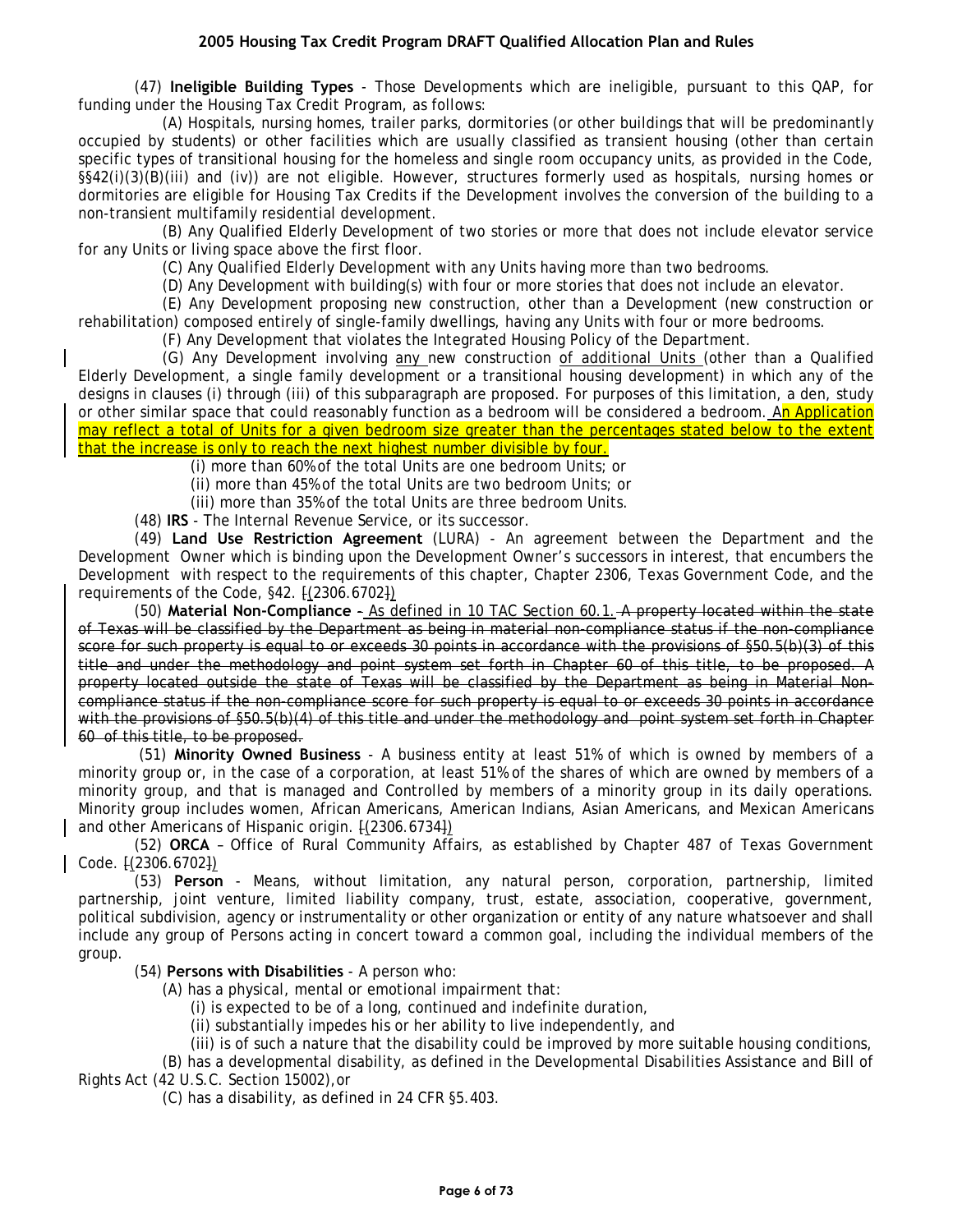(47) **Ineligible Building Types** - Those Developments which are ineligible, pursuant to this QAP, for funding under the Housing Tax Credit Program, as follows:

(A) Hospitals, nursing homes, trailer parks, dormitories (or other buildings that will be predominantly occupied by students) or other facilities which are usually classified as transient housing (other than certain specific types of transitional housing for the homeless and single room occupancy units, as provided in the Code, §§42(i)(3)(B)(iii) and (iv)) are not eligible. However, structures formerly used as hospitals, nursing homes or dormitories are eligible for Housing Tax Credits if the Development involves the conversion of the building to a non-transient multifamily residential development.

(B) Any Qualified Elderly Development of two stories or more that does not include elevator service for any Units or living space above the first floor.

(C) Any Qualified Elderly Development with any Units having more than two bedrooms.

(D) Any Development with building(s) with four or more stories that does not include an elevator.

(E) Any Development proposing new construction, other than a Development (new construction or rehabilitation) composed entirely of single-family dwellings, having any Units with four or more bedrooms.

(F) Any Development that violates the Integrated Housing Policy of the Department.

(G) Any Development involving any new construction of additional Units (other than a Qualified Elderly Development, a single family development or a transitional housing development) in which any of the designs in clauses (i) through (iii) of this subparagraph are proposed. For purposes of this limitation, a den, study or other similar space that could reasonably function as a bedroom will be considered a bedroom. An Application may reflect a total of Units for a given bedroom size greater than the percentages stated below to the extent that the increase is only to reach the next highest number divisible by four.

(i) more than 60% of the total Units are one bedroom Units; or

(ii) more than 45% of the total Units are two bedroom Units; or

(iii) more than 35% of the total Units are three bedroom Units.

(48) **IRS** - The Internal Revenue Service, or its successor.

(49) **Land Use Restriction Agreement** (LURA) - An agreement between the Department and the Development Owner which is binding upon the Development Owner's successors in interest, that encumbers the Development with respect to the requirements of this chapter, Chapter 2306, Texas Government Code, and the requirements of the Code, §42. ~~[~~(2306.6702~~]~~)

(50) **Material Non-Compliance** – As defined in 10 TAC Section 60.1. ~~A property located within the state of Texas will be classified by the Department as being in material non-compliance status if the non-compliance score for such property is equal to or exceeds 30 points in accordance with the provisions of §50.5(b)(3) of this title and under the methodology and point system set forth in Chapter 60 of this title, to be proposed. A property located outside the state of Texas will be classified by the Department as being in Material Non-compliance status if the non-compliance score for such property is equal to or exceeds 30 points in accordance with the provisions of §50.5(b)(4) of this title and under the methodology and point system set forth in Chapter 60 of this title, to be proposed.~~

(51) **Minority Owned Business** - A business entity at least 51% of which is owned by members of a minority group or, in the case of a corporation, at least 51% of the shares of which are owned by members of a minority group, and that is managed and Controlled by members of a minority group in its daily operations. Minority group includes women, African Americans, American Indians, Asian Americans, and Mexican Americans and other Americans of Hispanic origin. ~~[~~(2306.6734~~]~~)

(52) **ORCA** – Office of Rural Community Affairs, as established by Chapter 487 of Texas Government Code. ~~[~~(2306.6702~~]~~)

(53) **Person** - Means, without limitation, any natural person, corporation, partnership, limited partnership, joint venture, limited liability company, trust, estate, association, cooperative, government, political subdivision, agency or instrumentality or other organization or entity of any nature whatsoever and shall include any group of Persons acting in concert toward a common goal, including the individual members of the group.

(54) **Persons with Disabilities** - A person who:

(A) has a physical, mental or emotional impairment that:

(i) is expected to be of a long, continued and indefinite duration,

(ii) substantially impedes his or her ability to live independently, and

(iii) is of such a nature that the disability could be improved by more suitable housing conditions,

(B) has a developmental disability, as defined in the Developmental Disabilities Assistance and Bill of Rights Act (42 U.S.C. Section 15002), or

(C) has a disability, as defined in 24 CFR §5.403.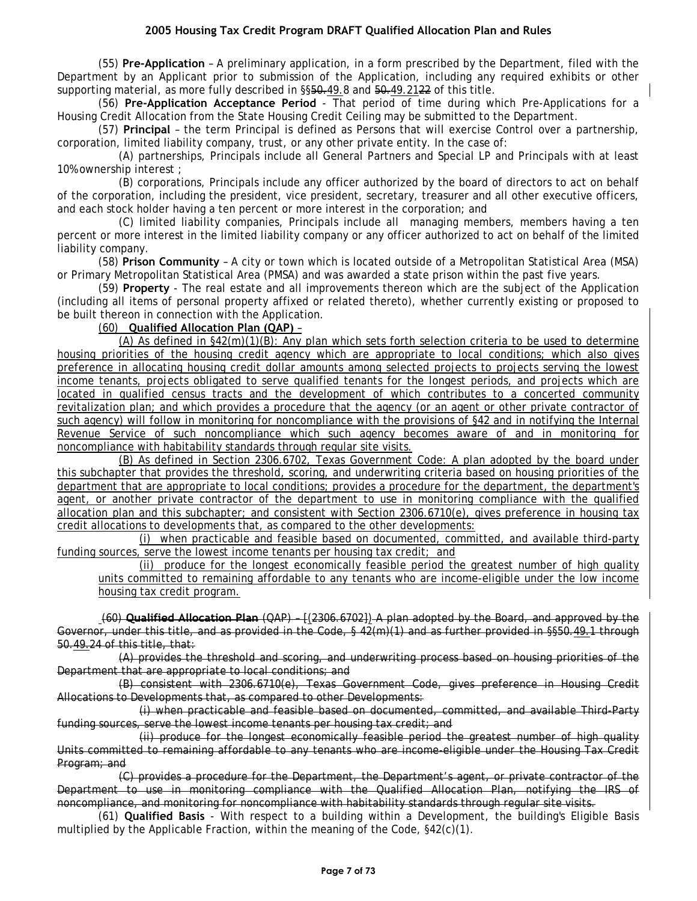(55) **Pre-Application** – A preliminary application, in a form prescribed by the Department, filed with the Department by an Applicant prior to submission of the Application, including any required exhibits or other supporting material, as more fully described in §§~~50.~~49.8 and ~~50.~~49.21~~22~~ of this title.

(56) **Pre-Application Acceptance Period** - That period of time during which Pre-Applications for a Housing Credit Allocation from the State Housing Credit Ceiling may be submitted to the Department.

(57) **Principal** – the term Principal is defined as Persons that will exercise Control over a partnership, corporation, limited liability company, trust, or any other private entity. In the case of:

(A) partnerships, Principals include all General Partners and Special LP and Principals with at least 10% ownership interest ;

(B) corporations, Principals include any officer authorized by the board of directors to act on behalf of the corporation, including the president, vice president, secretary, treasurer and all other executive officers, and each stock holder having a ten percent or more interest in the corporation; and

(C) limited liability companies, Principals include all managing members, members having a ten percent or more interest in the limited liability company or any officer authorized to act on behalf of the limited liability company.

(58) **Prison Community** – A city or town which is located outside of a Metropolitan Statistical Area (MSA) or Primary Metropolitan Statistical Area (PMSA) and was awarded a state prison within the past five years.

(59) **Property** - The real estate and all improvements thereon which are the subject of the Application (including all items of personal property affixed or related thereto), whether currently existing or proposed to be built thereon in connection with the Application.

(60) **Qualified Allocation Plan (QAP)** –

(A) As defined in §42(m)(1)(B): Any plan which sets forth selection criteria to be used to determine housing priorities of the housing credit agency which are appropriate to local conditions; which also gives preference in allocating housing credit dollar amounts among selected projects to projects serving the lowest income tenants, projects obligated to serve qualified tenants for the longest periods, and projects which are located in qualified census tracts and the development of which contributes to a concerted community revitalization plan; and which provides a procedure that the agency (or an agent or other private contractor of such agency) will follow in monitoring for noncompliance with the provisions of §42 and in notifying the Internal Revenue Service of such noncompliance which such agency becomes aware of and in monitoring for noncompliance with habitability standards through regular site visits.

(B) As defined in Section 2306.6702, Texas Government Code: A plan adopted by the board under this subchapter that provides the threshold, scoring, and underwriting criteria based on housing priorities of the department that are appropriate to local conditions; provides a procedure for the department, the department's agent, or another private contractor of the department to use in monitoring compliance with the qualified allocation plan and this subchapter; and consistent with Section 2306.6710(e), gives preference in housing tax credit allocations to developments that, as compared to the other developments:

(i) when practicable and feasible based on documented, committed, and available third-party funding sources, serve the lowest income tenants per housing tax credit; and

(ii) produce for the longest economically feasible period the greatest number of high quality units committed to remaining affordable to any tenants who are income-eligible under the low income housing tax credit program.

~~(60) **Qualified Allocation Plan** (QAP) – [(2306.6702]) A plan adopted by the Board, and approved by the Governor, under this title, and as provided in the Code, § 42(m)(1) and as further provided in §§50.~~49.~~1 through 50.~~49.~~24 of this title, that:~~

~~(A) provides the threshold and scoring, and underwriting process based on housing priorities of the Department that are appropriate to local conditions; and~~

~~(B) consistent with 2306.6710(e), Texas Government Code, gives preference in Housing Credit Allocations to Developments that, as compared to other Developments:~~

~~(i) when practicable and feasible based on documented, committed, and available Third-Party funding sources, serve the lowest income tenants per housing tax credit; and~~

~~(ii) produce for the longest economically feasible period the greatest number of high quality Units committed to remaining affordable to any tenants who are income-eligible under the Housing Tax Credit Program; and~~

~~(C) provides a procedure for the Department, the Department's agent, or private contractor of the Department to use in monitoring compliance with the Qualified Allocation Plan, notifying the IRS of noncompliance, and monitoring for noncompliance with habitability standards through regular site visits.~~

(61) **Qualified Basis** - With respect to a building within a Development, the building's Eligible Basis multiplied by the Applicable Fraction, within the meaning of the Code, §42(c)(1).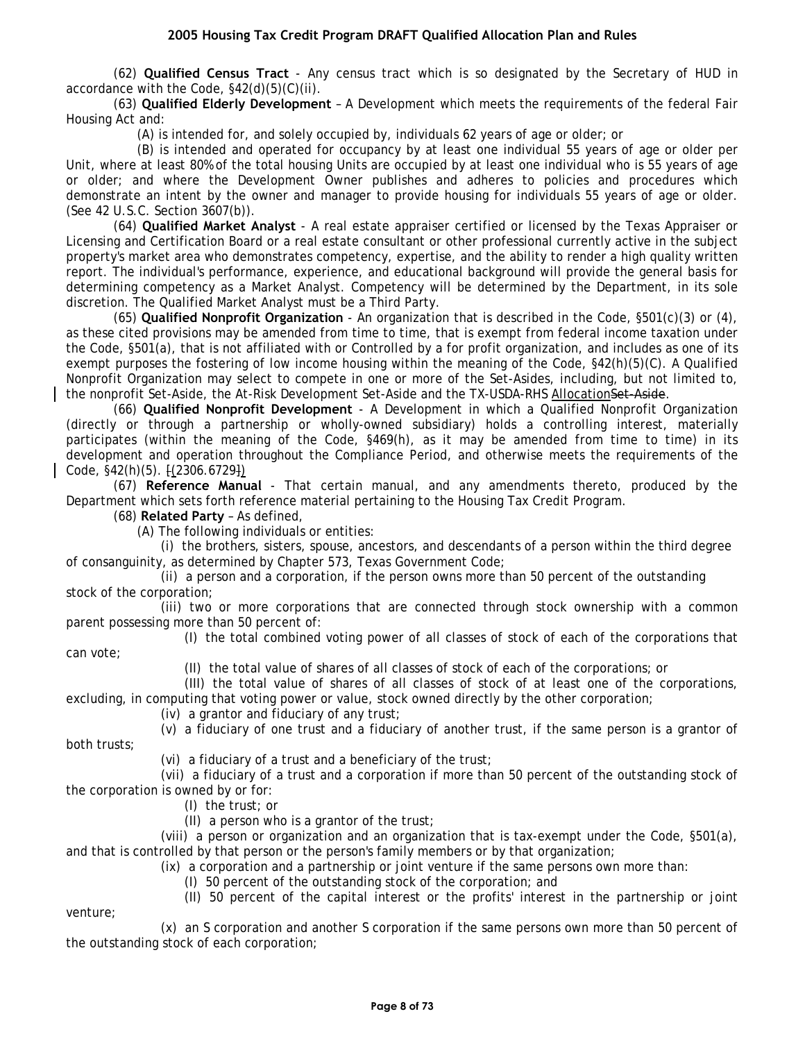(62) **Qualified Census Tract** - Any census tract which is so designated by the Secretary of HUD in accordance with the Code, §42(d)(5)(C)(ii).

(63) **Qualified Elderly Development** – A Development which meets the requirements of the federal Fair Housing Act and:

(A) is intended for, and solely occupied by, individuals 62 years of age or older; or

(B) is intended and operated for occupancy by at least one individual 55 years of age or older per Unit, where at least 80% of the total housing Units are occupied by at least one individual who is 55 years of age or older; and where the Development Owner publishes and adheres to policies and procedures which demonstrate an intent by the owner and manager to provide housing for individuals 55 years of age or older. (See 42 U.S.C. Section 3607(b)).

(64) **Qualified Market Analyst** - A real estate appraiser certified or licensed by the Texas Appraiser or Licensing and Certification Board or a real estate consultant or other professional currently active in the subject property's market area who demonstrates competency, expertise, and the ability to render a high quality written report. The individual's performance, experience, and educational background will provide the general basis for determining competency as a Market Analyst. Competency will be determined by the Department, in its sole discretion. The Qualified Market Analyst must be a Third Party.

(65) **Qualified Nonprofit Organization** - An organization that is described in the Code, §501(c)(3) or (4), as these cited provisions may be amended from time to time, that is exempt from federal income taxation under the Code, §501(a), that is not affiliated with or Controlled by a for profit organization, and includes as one of its exempt purposes the fostering of low income housing within the meaning of the Code, §42(h)(5)(C). A Qualified Nonprofit Organization may select to compete in one or more of the Set-Asides, including, but not limited to, the nonprofit Set-Aside, the At-Risk Development Set-Aside and the TX-USDA-RHS Allocation~~Set-Aside~~.

(66) **Qualified Nonprofit Development** - A Development in which a Qualified Nonprofit Organization (directly or through a partnership or wholly-owned subsidiary) holds a controlling interest, materially participates (within the meaning of the Code, §469(h), as it may be amended from time to time) in its development and operation throughout the Compliance Period, and otherwise meets the requirements of the Code, §42(h)(5). ~~[~~(2306.6729~~]~~)

(67) **Reference Manual** - That certain manual, and any amendments thereto, produced by the Department which sets forth reference material pertaining to the Housing Tax Credit Program.

(68) **Related Party** – As defined,

(A) The following individuals or entities:

(i) the brothers, sisters, spouse, ancestors, and descendants of a person within the third degree of consanguinity, as determined by Chapter 573, Texas Government Code;

(ii) a person and a corporation, if the person owns more than 50 percent of the outstanding stock of the corporation;

(iii) two or more corporations that are connected through stock ownership with a common parent possessing more than 50 percent of:

(I) the total combined voting power of all classes of stock of each of the corporations that can vote;

(II) the total value of shares of all classes of stock of each of the corporations; or

(III) the total value of shares of all classes of stock of at least one of the corporations, excluding, in computing that voting power or value, stock owned directly by the other corporation;

(iv) a grantor and fiduciary of any trust;

(v) a fiduciary of one trust and a fiduciary of another trust, if the same person is a grantor of both trusts;

(vi) a fiduciary of a trust and a beneficiary of the trust;

(vii) a fiduciary of a trust and a corporation if more than 50 percent of the outstanding stock of the corporation is owned by or for:

(I) the trust; or

(II) a person who is a grantor of the trust;

(viii) a person or organization and an organization that is tax-exempt under the Code, §501(a), and that is controlled by that person or the person's family members or by that organization;

(ix) a corporation and a partnership or joint venture if the same persons own more than:

(I) 50 percent of the outstanding stock of the corporation; and

(II) 50 percent of the capital interest or the profits' interest in the partnership or joint venture;

(x) an S corporation and another S corporation if the same persons own more than 50 percent of the outstanding stock of each corporation;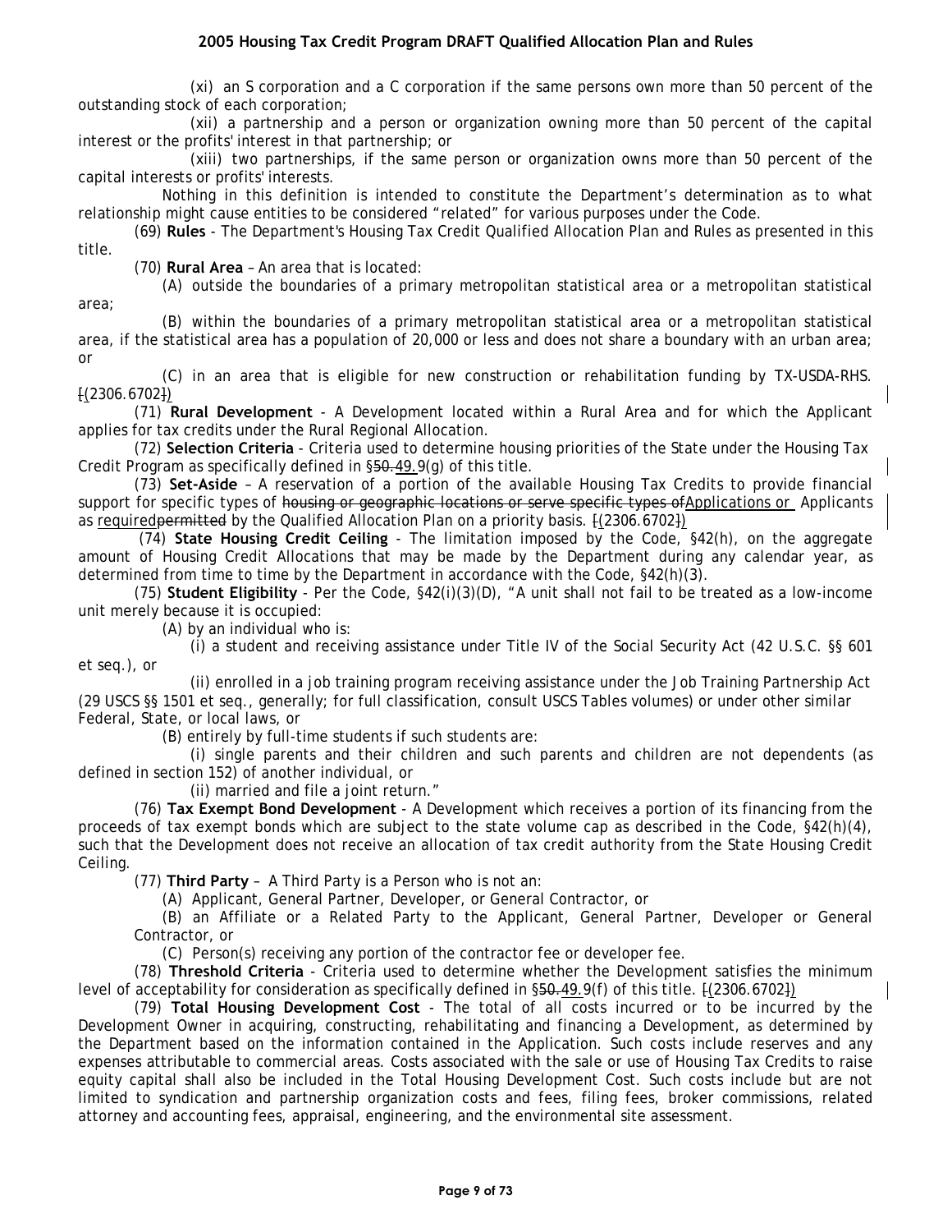(xi) an S corporation and a C corporation if the same persons own more than 50 percent of the outstanding stock of each corporation;

(xii) a partnership and a person or organization owning more than 50 percent of the capital interest or the profits' interest in that partnership; or

(xiii) two partnerships, if the same person or organization owns more than 50 percent of the capital interests or profits' interests.

Nothing in this definition is intended to constitute the Department's determination as to what relationship might cause entities to be considered "related" for various purposes under the Code.

(69) **Rules** - The Department's Housing Tax Credit Qualified Allocation Plan and Rules as presented in this title.

(70) **Rural Area** – An area that is located:

(A) outside the boundaries of a primary metropolitan statistical area or a metropolitan statistical area;

(B) within the boundaries of a primary metropolitan statistical area or a metropolitan statistical area, if the statistical area has a population of 20,000 or less and does not share a boundary with an urban area; or

(C) in an area that is eligible for new construction or rehabilitation funding by TX-USDA-RHS. ~~[~~(2306.6702~~]~~)

(71) **Rural Development** - A Development located within a Rural Area and for which the Applicant applies for tax credits under the Rural Regional Allocation.

(72) **Selection Criteria** - Criteria used to determine housing priorities of the State under the Housing Tax Credit Program as specifically defined in §~~50.~~49.9(g) of this title.

(73) **Set-Aside** – A reservation of a portion of the available Housing Tax Credits to provide financial support for specific types of ~~housing or geographic locations or serve specific types of~~Applications or Applicants as required~~permitted~~ by the Qualified Allocation Plan on a priority basis. ~~[~~(2306.6702~~]~~)

(74) **State Housing Credit Ceiling** - The limitation imposed by the Code, §42(h), on the aggregate amount of Housing Credit Allocations that may be made by the Department during any calendar year, as determined from time to time by the Department in accordance with the Code, §42(h)(3).

(75) **Student Eligibility** - Per the Code, §42(i)(3)(D), "A unit shall not fail to be treated as a low-income unit merely because it is occupied:

(A) by an individual who is:

(i) a student and receiving assistance under Title IV of the Social Security Act (42 U.S.C. §§ 601 et seq.), or

(ii) enrolled in a job training program receiving assistance under the Job Training Partnership Act (29 USCS §§ 1501 et seq., generally; for full classification, consult USCS Tables volumes) or under other similar Federal, State, or local laws, or

(B) entirely by full-time students if such students are:

(i) single parents and their children and such parents and children are not dependents (as defined in section 152) of another individual, or

(ii) married and file a joint return."

(76) **Tax Exempt Bond Development** - A Development which receives a portion of its financing from the proceeds of tax exempt bonds which are subject to the state volume cap as described in the Code, §42(h)(4), such that the Development does not receive an allocation of tax credit authority from the State Housing Credit Ceiling.

(77) **Third Party** – A Third Party is a Person who is not an:

(A) Applicant, General Partner, Developer, or General Contractor, or

(B) an Affiliate or a Related Party to the Applicant, General Partner, Developer or General Contractor, or

(C) Person(s) receiving any portion of the contractor fee or developer fee.

(78) **Threshold Criteria** - Criteria used to determine whether the Development satisfies the minimum level of acceptability for consideration as specifically defined in §~~50.~~49.9(f) of this title. ~~[~~(2306.6702~~]~~)

(79) **Total Housing Development Cost** - The total of all costs incurred or to be incurred by the Development Owner in acquiring, constructing, rehabilitating and financing a Development, as determined by the Department based on the information contained in the Application. Such costs include reserves and any expenses attributable to commercial areas. Costs associated with the sale or use of Housing Tax Credits to raise equity capital shall also be included in the Total Housing Development Cost. Such costs include but are not limited to syndication and partnership organization costs and fees, filing fees, broker commissions, related attorney and accounting fees, appraisal, engineering, and the environmental site assessment.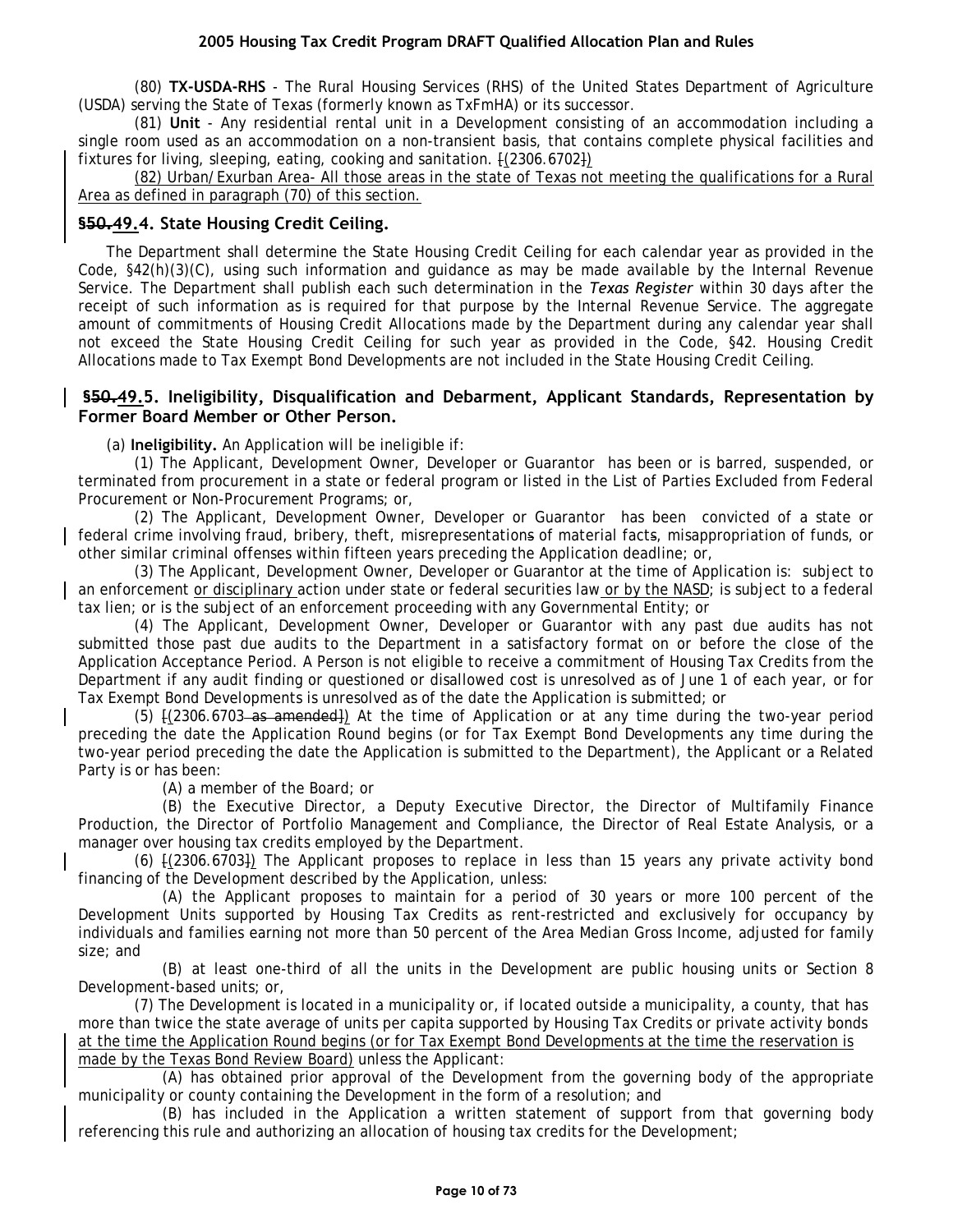(80) **TX-USDA-RHS** - The Rural Housing Services (RHS) of the United States Department of Agriculture (USDA) serving the State of Texas (formerly known as TxFmHA) or its successor.

(81) **Unit** - Any residential rental unit in a Development consisting of an accommodation including a single room used as an accommodation on a non-transient basis, that contains complete physical facilities and fixtures for living, sleeping, eating, cooking and sanitation. ~~[~~(2306.6702~~]~~)

<u>(82) Urban/Exurban Area- All those areas in the state of Texas not meeting the qualifications for a Rural Area as defined in paragraph (70) of this section.</u>

## §~~50.~~<u>49.</u>4. State Housing Credit Ceiling.

The Department shall determine the State Housing Credit Ceiling for each calendar year as provided in the Code, §42(h)(3)(C), using such information and guidance as may be made available by the Internal Revenue Service. The Department shall publish each such determination in the *Texas Register* within 30 days after the receipt of such information as is required for that purpose by the Internal Revenue Service. The aggregate amount of commitments of Housing Credit Allocations made by the Department during any calendar year shall not exceed the State Housing Credit Ceiling for such year as provided in the Code, §42. Housing Credit Allocations made to Tax Exempt Bond Developments are not included in the State Housing Credit Ceiling.

## §~~50.~~<u>49.</u>5. Ineligibility, Disqualification and Debarment, Applicant Standards, Representation by Former Board Member or Other Person.

(a) **Ineligibility.** An Application will be ineligible if:

(1) The Applicant, Development Owner, Developer or Guarantor has been or is barred, suspended, or terminated from procurement in a state or federal program or listed in the List of Parties Excluded from Federal Procurement or Non-Procurement Programs; or,

(2) The Applicant, Development Owner, Developer or Guarantor has been convicted of a state or federal crime involving fraud, bribery, theft, misrepresentation~~s~~ of material fact~~s~~, misappropriation of funds, or other similar criminal offenses within fifteen years preceding the Application deadline; or,

(3) The Applicant, Development Owner, Developer or Guarantor at the time of Application is: subject to an enforcement <u>or disciplinary</u> action under state or federal securities law<u> or by the NASD</u>; is subject to a federal tax lien; or is the subject of an enforcement proceeding with any Governmental Entity; or

(4) The Applicant, Development Owner, Developer or Guarantor with any past due audits has not submitted those past due audits to the Department in a satisfactory format on or before the close of the Application Acceptance Period. A Person is not eligible to receive a commitment of Housing Tax Credits from the Department if any audit finding or questioned or disallowed cost is unresolved as of June 1 of each year, or for Tax Exempt Bond Developments is unresolved as of the date the Application is submitted; or

(5) ~~[~~(2306.6703~~ as amended]~~) At the time of Application or at any time during the two-year period preceding the date the Application Round begins (or for Tax Exempt Bond Developments any time during the two-year period preceding the date the Application is submitted to the Department), the Applicant or a Related Party is or has been:

(A) a member of the Board; or

(B) the Executive Director, a Deputy Executive Director, the Director of Multifamily Finance Production, the Director of Portfolio Management and Compliance, the Director of Real Estate Analysis, or a manager over housing tax credits employed by the Department.

(6) ~~[~~(2306.6703~~]~~) The Applicant proposes to replace in less than 15 years any private activity bond financing of the Development described by the Application, unless:

(A) the Applicant proposes to maintain for a period of 30 years or more 100 percent of the Development Units supported by Housing Tax Credits as rent-restricted and exclusively for occupancy by individuals and families earning not more than 50 percent of the Area Median Gross Income, adjusted for family size; and

(B) at least one-third of all the units in the Development are public housing units or Section 8 Development-based units; or,

(7) The Development is located in a municipality or, if located outside a municipality, a county, that has more than twice the state average of units per capita supported by Housing Tax Credits or private activity bonds <u>at the time the Application Round begins (or for Tax Exempt Bond Developments at the time the reservation is made by the Texas Bond Review Board)</u> unless the Applicant:

(A) has obtained prior approval of the Development from the governing body of the appropriate municipality or county containing the Development in the form of a resolution; and

(B) has included in the Application a written statement of support from that governing body referencing this rule and authorizing an allocation of housing tax credits for the Development;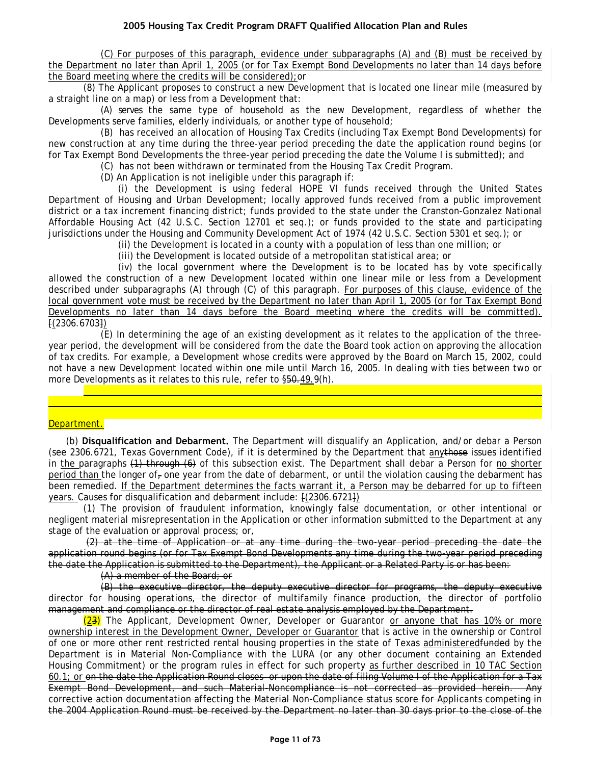(C) For purposes of this paragraph, evidence under subparagraphs (A) and (B) must be received by the Department no later than April 1, 2005 (or for Tax Exempt Bond Developments no later than 14 days before the Board meeting where the credits will be considered); or

(8) The Applicant proposes to construct a new Development that is located one linear mile (measured by a straight line on a map) or less from a Development that:

(A) serves the same type of household as the new Development, regardless of whether the Developments serve families, elderly individuals, or another type of household;

(B) has received an allocation of Housing Tax Credits (including Tax Exempt Bond Developments) for new construction at any time during the three-year period preceding the date the application round begins (or for Tax Exempt Bond Developments the three-year period preceding the date the Volume I is submitted); and

(C) has not been withdrawn or terminated from the Housing Tax Credit Program.

(D) An Application is not ineligible under this paragraph if:

(i) the Development is using federal HOPE VI funds received through the United States Department of Housing and Urban Development; locally approved funds received from a public improvement district or a tax increment financing district; funds provided to the state under the Cranston-Gonzalez National Affordable Housing Act (42 U.S.C. Section 12701 et seq.); or funds provided to the state and participating jurisdictions under the Housing and Community Development Act of 1974 (42 U.S.C. Section 5301 et seq.); or

(ii) the Development is located in a county with a population of less than one million; or

(iii) the Development is located outside of a metropolitan statistical area; or

(iv) the local government where the Development is to be located has by vote specifically allowed the construction of a new Development located within one linear mile or less from a Development described under subparagraphs (A) through (C) of this paragraph. For purposes of this clause, evidence of the local government vote must be received by the Department no later than April 1, 2005 (or for Tax Exempt Bond Developments no later than 14 days before the Board meeting where the credits will be committed). ~~[~~(2306.6703~~]~~)

(E) In determining the age of an existing development as it relates to the application of the three-year period, the development will be considered from the date the Board took action on approving the allocation of tax credits. For example, a Development whose credits were approved by the Board on March 15, 2002, could not have a new Development located within one mile until March 16, 2005. In dealing with ties between two or more Developments as it relates to this rule, refer to §~~50.~~49.9(h).

Department.

(b) **Disqualification and Debarment.** The Department will disqualify an Application, and/or debar a Person (see 2306.6721, Texas Government Code), if it is determined by the Department that any~~those~~ issues identified in the paragraphs ~~(1) through (6)~~ of this subsection exist. The Department shall debar a Person for no shorter period than the longer of~~,~~ one year from the date of debarment, or until the violation causing the debarment has been remedied. If the Department determines the facts warrant it, a Person may be debarred for up to fifteen years. Causes for disqualification and debarment include: ~~[~~(2306.6721~~]~~)

(1) The provision of fraudulent information, knowingly false documentation, or other intentional or negligent material misrepresentation in the Application or other information submitted to the Department at any stage of the evaluation or approval process; or,

~~(2) at the time of Application or at any time during the two-year period preceding the date the application round begins (or for Tax Exempt Bond Developments any time during the two-year period preceding the date the Application is submitted to the Department), the Applicant or a Related Party is or has been:~~

~~(A) a member of the Board; or~~

~~(B) the executive director, the deputy executive director for programs, the deputy executive director for housing operations, the director of multifamily finance production, the director of portfolio management and compliance or the director of real estate analysis employed by the Department.~~

(2~~3~~) The Applicant, Development Owner, Developer or Guarantor or anyone that has 10% or more ownership interest in the Development Owner, Developer or Guarantor that is active in the ownership or Control of one or more other rent restricted rental housing properties in the state of Texas administered~~funded~~ by the Department is in Material Non-Compliance with the LURA (or any other document containing an Extended Housing Commitment) or the program rules in effect for such property as further described in 10 TAC Section 60.1; or ~~on the date the Application Round closes or upon the date of filing Volume I of the Application for a Tax Exempt Bond Development, and such Material-Noncompliance is not corrected as provided herein. Any corrective action documentation affecting the Material Non-Compliance status score for Applicants competing in the 2004 Application Round must be received by the Department no later than 30 days prior to the close of the~~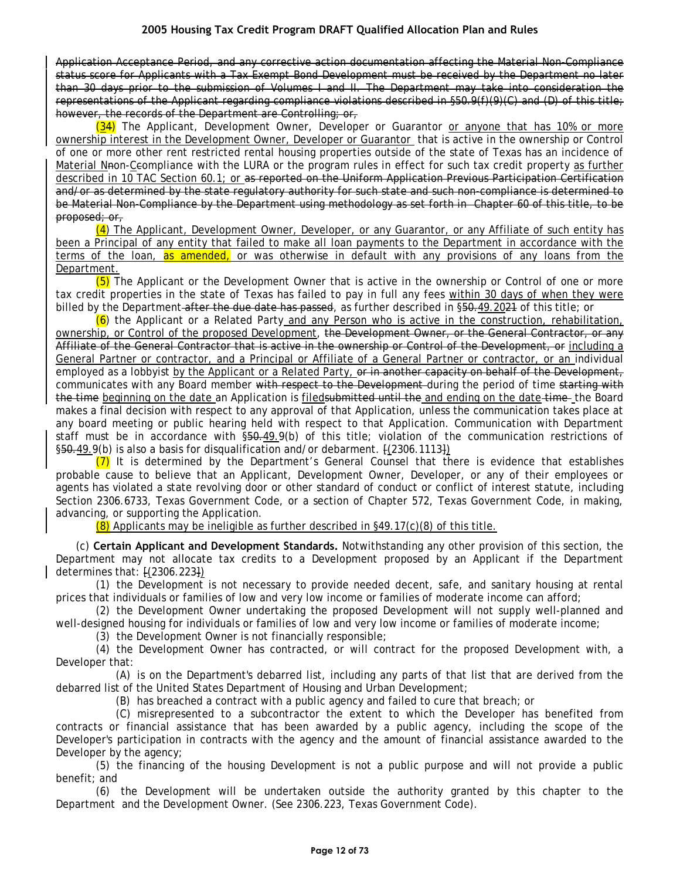~~Application Acceptance Period, and any corrective action documentation affecting the Material Non-Compliance status score for Applicants with a Tax Exempt Bond Development must be received by the Department no later than 30 days prior to the submission of Volumes I and II. The Department may take into consideration the representations of the Applicant regarding compliance violations described in §50.9(f)(9)(C) and (D) of this title; however, the records of the Department are Controlling; or,~~

(34) The Applicant, Development Owner, Developer or Guarantor or anyone that has 10% or more ownership interest in the Development Owner, Developer or Guarantor that is active in the ownership or Control of one or more other rent restricted rental housing properties outside of the state of Texas has an incidence of Material Nnon-Ccompliance with the LURA or the program rules in effect for such tax credit property as further described in 10 TAC Section 60.1; or ~~as reported on the Uniform Application Previous Participation Certification and/or as determined by the state regulatory authority for such state and such non-compliance is determined to be Material Non-Compliance by the Department using methodology as set forth in Chapter 60 of this title, to be proposed; or,~~

(4) The Applicant, Development Owner, Developer, or any Guarantor, or any Affiliate of such entity has been a Principal of any entity that failed to make all loan payments to the Department in accordance with the terms of the loan, as amended, or was otherwise in default with any provisions of any loans from the Department.

(5) The Applicant or the Development Owner that is active in the ownership or Control of one or more tax credit properties in the state of Texas has failed to pay in full any fees within 30 days of when they were billed by the Department ~~after the due date has passed~~, as further described in §~~50.~~49.20~~21~~ of this title; or

(6) the Applicant or a Related Party and any Person who is active in the construction, rehabilitation, ownership, or Control of the proposed Development, ~~the Development Owner, or the General Contractor, or any Affiliate of the General Contractor that is active in the ownership or Control of the Development, or~~ including a General Partner or contractor, and a Principal or Affiliate of a General Partner or contractor, or an individual employed as a lobbyist by the Applicant or a Related Party, ~~or in another capacity on behalf of the Development,~~ communicates with any Board member ~~with respect to the Development~~ during the period of time ~~starting with the time~~ beginning on the date an Application is filed~~submitted until the~~ and ending on the date ~~time~~ the Board makes a final decision with respect to any approval of that Application, unless the communication takes place at any board meeting or public hearing held with respect to that Application. Communication with Department staff must be in accordance with §~~50.~~49.9(b) of this title; violation of the communication restrictions of §~~50.~~49.9(b) is also a basis for disqualification and/or debarment. ~~[~~(2306.1113~~]~~)

(7) It is determined by the Department's General Counsel that there is evidence that establishes probable cause to believe that an Applicant, Development Owner, Developer, or any of their employees or agents has violated a state revolving door or other standard of conduct or conflict of interest statute, including Section 2306.6733, Texas Government Code, or a section of Chapter 572, Texas Government Code, in making, advancing, or supporting the Application.

(8) Applicants may be ineligible as further described in §49.17(c)(8) of this title.

(c) **Certain Applicant and Development Standards.** Notwithstanding any other provision of this section, the Department may not allocate tax credits to a Development proposed by an Applicant if the Department determines that: ~~[~~(2306.223~~]~~)

(1) the Development is not necessary to provide needed decent, safe, and sanitary housing at rental prices that individuals or families of low and very low income or families of moderate income can afford;

(2) the Development Owner undertaking the proposed Development will not supply well-planned and well-designed housing for individuals or families of low and very low income or families of moderate income;

(3) the Development Owner is not financially responsible;

(4) the Development Owner has contracted, or will contract for the proposed Development with, a Developer that:

(A) is on the Department's debarred list, including any parts of that list that are derived from the debarred list of the United States Department of Housing and Urban Development;

(B) has breached a contract with a public agency and failed to cure that breach; or

(C) misrepresented to a subcontractor the extent to which the Developer has benefited from contracts or financial assistance that has been awarded by a public agency, including the scope of the Developer's participation in contracts with the agency and the amount of financial assistance awarded to the Developer by the agency;

(5) the financing of the housing Development is not a public purpose and will not provide a public benefit; and

(6) the Development will be undertaken outside the authority granted by this chapter to the Department and the Development Owner. (See 2306.223, Texas Government Code).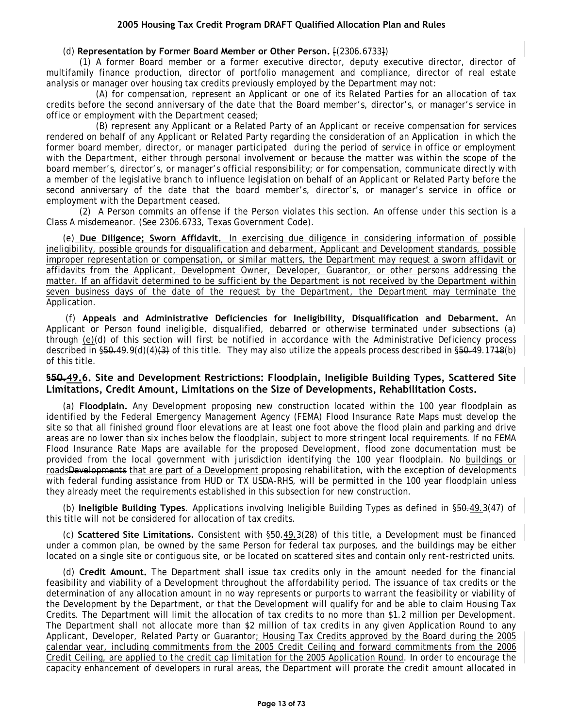(d) **Representation by Former Board Member or Other Person.** [(2306.6733])

(1) A former Board member or a former executive director, deputy executive director, director of multifamily finance production, director of portfolio management and compliance, director of real estate analysis or manager over housing tax credits previously employed by the Department may not:

(A) for compensation, represent an Applicant or one of its Related Parties for an allocation of tax credits before the second anniversary of the date that the Board member's, director's, or manager's service in office or employment with the Department ceased;

(B) represent any Applicant or a Related Party of an Applicant or receive compensation for services rendered on behalf of any Applicant or Related Party regarding the consideration of an Application in which the former board member, director, or manager participated during the period of service in office or employment with the Department, either through personal involvement or because the matter was within the scope of the board member's, director's, or manager's official responsibility; or for compensation, communicate directly with a member of the legislative branch to influence legislation on behalf of an Applicant or Related Party before the second anniversary of the date that the board member's, director's, or manager's service in office or employment with the Department ceased.

(2) A Person commits an offense if the Person violates this section. An offense under this section is a Class A misdemeanor. (See 2306.6733, Texas Government Code).

(e) **Due Diligence; Sworn Affidavit.** In exercising due diligence in considering information of possible ineligibility, possible grounds for disqualification and debarment, Applicant and Development standards, possible improper representation or compensation, or similar matters, the Department may request a sworn affidavit or affidavits from the Applicant, Development Owner, Developer, Guarantor, or other persons addressing the matter. If an affidavit determined to be sufficient by the Department is not received by the Department within seven business days of the date of the request by the Department, the Department may terminate the Application.

(f) **Appeals and Administrative Deficiencies for Ineligibility, Disqualification and Debarment.** An Applicant or Person found ineligible, disqualified, debarred or otherwise terminated under subsections (a) through (e)~~(d)~~ of this section will ~~first~~ be notified in accordance with the Administrative Deficiency process described in §~~50.~~49.9(d)(4)~~(3)~~ of this title. They may also utilize the appeals process described in §~~50.~~49.17~~18~~(b) of this title.

## §~~50.~~49.6. Site and Development Restrictions: Floodplain, Ineligible Building Types, Scattered Site Limitations, Credit Amount, Limitations on the Size of Developments, Rehabilitation Costs.

(a) **Floodplain.** Any Development proposing new construction located within the 100 year floodplain as identified by the Federal Emergency Management Agency (FEMA) Flood Insurance Rate Maps must develop the site so that all finished ground floor elevations are at least one foot above the flood plain and parking and drive areas are no lower than six inches below the floodplain, subject to more stringent local requirements. If no FEMA Flood Insurance Rate Maps are available for the proposed Development, flood zone documentation must be provided from the local government with jurisdiction identifying the 100 year floodplain. No buildings or roads~~Developments~~ that are part of a Development proposing rehabilitation, with the exception of developments with federal funding assistance from HUD or TX USDA-RHS, will be permitted in the 100 year floodplain unless they already meet the requirements established in this subsection for new construction.

(b) **Ineligible Building Types**. Applications involving Ineligible Building Types as defined in §~~50.~~49.3(47) of this title will not be considered for allocation of tax credits.

(c) **Scattered Site Limitations.** Consistent with §~~50.~~49.3(28) of this title, a Development must be financed under a common plan, be owned by the same Person for federal tax purposes, and the buildings may be either located on a single site or contiguous site, or be located on scattered sites and contain only rent-restricted units.

(d) **Credit Amount.** The Department shall issue tax credits only in the amount needed for the financial feasibility and viability of a Development throughout the affordability period. The issuance of tax credits or the determination of any allocation amount in no way represents or purports to warrant the feasibility or viability of the Development by the Department, or that the Development will qualify for and be able to claim Housing Tax Credits. The Department will limit the allocation of tax credits to no more than $1.2 million per Development. The Department shall not allocate more than $2 million of tax credits in any given Application Round to any Applicant, Developer, Related Party or Guarantor; Housing Tax Credits approved by the Board during the 2005 calendar year, including commitments from the 2005 Credit Ceiling and forward commitments from the 2006 Credit Ceiling, are applied to the credit cap limitation for the 2005 Application Round. In order to encourage the capacity enhancement of developers in rural areas, the Department will prorate the credit amount allocated in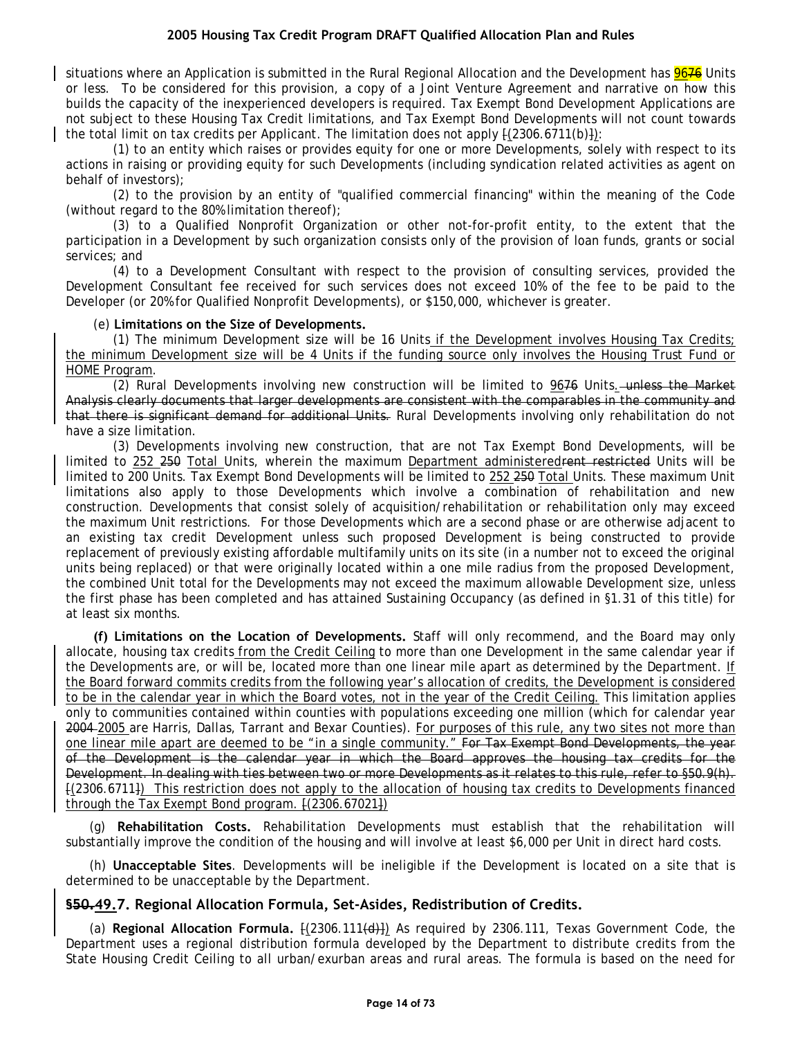situations where an Application is submitted in the Rural Regional Allocation and the Development has 9676 Units or less. To be considered for this provision, a copy of a Joint Venture Agreement and narrative on how this builds the capacity of the inexperienced developers is required. Tax Exempt Bond Development Applications are not subject to these Housing Tax Credit limitations, and Tax Exempt Bond Developments will not count towards the total limit on tax credits per Applicant. The limitation does not apply [(2306.6711(b)]):

(1) to an entity which raises or provides equity for one or more Developments, solely with respect to its actions in raising or providing equity for such Developments (including syndication related activities as agent on behalf of investors);

(2) to the provision by an entity of "qualified commercial financing" within the meaning of the Code (without regard to the 80% limitation thereof);

(3) to a Qualified Nonprofit Organization or other not-for-profit entity, to the extent that the participation in a Development by such organization consists only of the provision of loan funds, grants or social services; and

(4) to a Development Consultant with respect to the provision of consulting services, provided the Development Consultant fee received for such services does not exceed 10% of the fee to be paid to the Developer (or 20% for Qualified Nonprofit Developments), or $150,000, whichever is greater.

(e) **Limitations on the Size of Developments.**

(1) The minimum Development size will be 16 Units if the Development involves Housing Tax Credits; the minimum Development size will be 4 Units if the funding source only involves the Housing Trust Fund or HOME Program.

(2) Rural Developments involving new construction will be limited to 9676 Units. ~~unless the Market Analysis clearly documents that larger developments are consistent with the comparables in the community and that there is significant demand for additional Units.~~ Rural Developments involving only rehabilitation do not have a size limitation.

(3) Developments involving new construction, that are not Tax Exempt Bond Developments, will be limited to 252 ~~250~~ Total Units, wherein the maximum Department administered~~rent restricted~~ Units will be limited to 200 Units. Tax Exempt Bond Developments will be limited to 252 ~~250~~ Total Units. These maximum Unit limitations also apply to those Developments which involve a combination of rehabilitation and new construction. Developments that consist solely of acquisition/rehabilitation or rehabilitation only may exceed the maximum Unit restrictions. For those Developments which are a second phase or are otherwise adjacent to an existing tax credit Development unless such proposed Development is being constructed to provide replacement of previously existing affordable multifamily units on its site (in a number not to exceed the original units being replaced) or that were originally located within a one mile radius from the proposed Development, the combined Unit total for the Developments may not exceed the maximum allowable Development size, unless the first phase has been completed and has attained Sustaining Occupancy (as defined in §1.31 of this title) for at least six months.

**(f) Limitations on the Location of Developments.** Staff will only recommend, and the Board may only allocate, housing tax credits from the Credit Ceiling to more than one Development in the same calendar year if the Developments are, or will be, located more than one linear mile apart as determined by the Department. If the Board forward commits credits from the following year's allocation of credits, the Development is considered to be in the calendar year in which the Board votes, not in the year of the Credit Ceiling. This limitation applies only to communities contained within counties with populations exceeding one million (which for calendar year ~~2004~~ 2005 are Harris, Dallas, Tarrant and Bexar Counties). For purposes of this rule, any two sites not more than one linear mile apart are deemed to be "in a single community." ~~For Tax Exempt Bond Developments, the year of the Development is the calendar year in which the Board approves the housing tax credits for the Development. In dealing with ties between two or more Developments as it relates to this rule, refer to §50.9(h).~~ [(2306.6711]) This restriction does not apply to the allocation of housing tax credits to Developments financed through the Tax Exempt Bond program. [(2306.67021])

(g) **Rehabilitation Costs.** Rehabilitation Developments must establish that the rehabilitation will substantially improve the condition of the housing and will involve at least $6,000 per Unit in direct hard costs.

(h) **Unacceptable Sites**. Developments will be ineligible if the Development is located on a site that is determined to be unacceptable by the Department.

## §~~50.~~49.7. Regional Allocation Formula, Set-Asides, Redistribution of Credits.

(a) **Regional Allocation Formula.** [(2306.111(d)]) As required by 2306.111, Texas Government Code, the Department uses a regional distribution formula developed by the Department to distribute credits from the State Housing Credit Ceiling to all urban/exurban areas and rural areas. The formula is based on the need for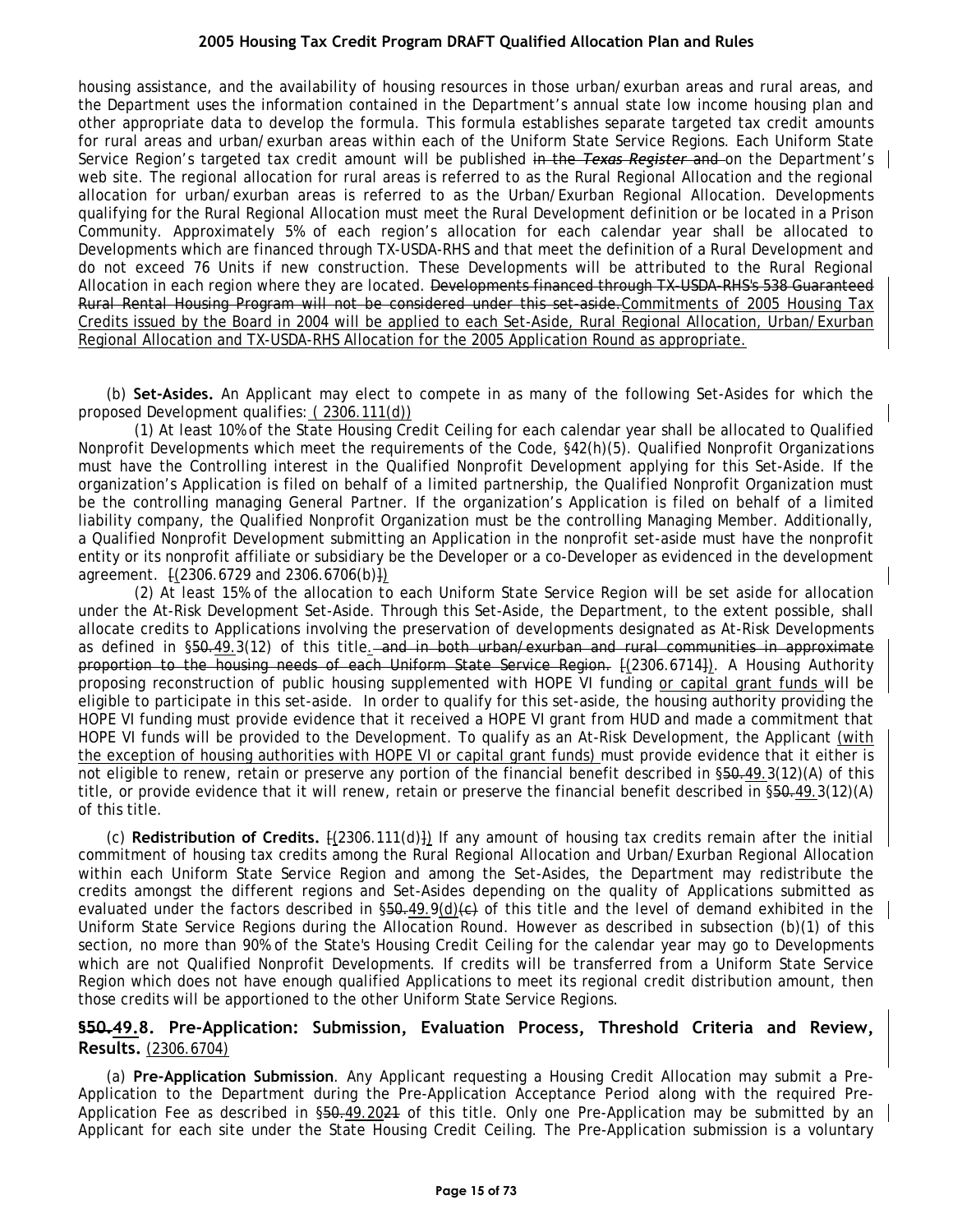housing assistance, and the availability of housing resources in those urban/exurban areas and rural areas, and the Department uses the information contained in the Department's annual state low income housing plan and other appropriate data to develop the formula. This formula establishes separate targeted tax credit amounts for rural areas and urban/exurban areas within each of the Uniform State Service Regions. Each Uniform State Service Region's targeted tax credit amount will be published ~~in the *Texas Register* and~~ on the Department's web site. The regional allocation for rural areas is referred to as the Rural Regional Allocation and the regional allocation for urban/exurban areas is referred to as the Urban/Exurban Regional Allocation. Developments qualifying for the Rural Regional Allocation must meet the Rural Development definition or be located in a Prison Community. Approximately 5% of each region's allocation for each calendar year shall be allocated to Developments which are financed through TX-USDA-RHS and that meet the definition of a Rural Development and do not exceed 76 Units if new construction. These Developments will be attributed to the Rural Regional Allocation in each region where they are located. ~~Developments financed through TX-USDA-RHS's 538 Guaranteed Rural Rental Housing Program will not be considered under this set-aside.~~Commitments of 2005 Housing Tax Credits issued by the Board in 2004 will be applied to each Set-Aside, Rural Regional Allocation, Urban/Exurban Regional Allocation and TX-USDA-RHS Allocation for the 2005 Application Round as appropriate.

(b) **Set-Asides.** An Applicant may elect to compete in as many of the following Set-Asides for which the proposed Development qualifies: ( 2306.111(d))

(1) At least 10% of the State Housing Credit Ceiling for each calendar year shall be allocated to Qualified Nonprofit Developments which meet the requirements of the Code, §42(h)(5). Qualified Nonprofit Organizations must have the Controlling interest in the Qualified Nonprofit Development applying for this Set-Aside. If the organization's Application is filed on behalf of a limited partnership, the Qualified Nonprofit Organization must be the controlling managing General Partner. If the organization's Application is filed on behalf of a limited liability company, the Qualified Nonprofit Organization must be the controlling Managing Member. Additionally, a Qualified Nonprofit Development submitting an Application in the nonprofit set-aside must have the nonprofit entity or its nonprofit affiliate or subsidiary be the Developer or a co-Developer as evidenced in the development agreement. ~~[~~(2306.6729 and 2306.6706(b)~~]~~)

(2) At least 15% of the allocation to each Uniform State Service Region will be set aside for allocation under the At-Risk Development Set-Aside. Through this Set-Aside, the Department, to the extent possible, shall allocate credits to Applications involving the preservation of developments designated as At-Risk Developments as defined in §~~50.~~49.3(12) of this title. ~~and in both urban/exurban and rural communities in approximate proportion to the housing needs of each Uniform State Service Region.~~ ~~[~~(2306.6714~~]~~). A Housing Authority proposing reconstruction of public housing supplemented with HOPE VI funding or capital grant funds will be eligible to participate in this set-aside. In order to qualify for this set-aside, the housing authority providing the HOPE VI funding must provide evidence that it received a HOPE VI grant from HUD and made a commitment that HOPE VI funds will be provided to the Development. To qualify as an At-Risk Development, the Applicant (with the exception of housing authorities with HOPE VI or capital grant funds) must provide evidence that it either is not eligible to renew, retain or preserve any portion of the financial benefit described in §~~50.~~49.3(12)(A) of this title, or provide evidence that it will renew, retain or preserve the financial benefit described in §~~50.~~49.3(12)(A) of this title.

(c) **Redistribution of Credits.** ~~[~~(2306.111(d)~~]~~) If any amount of housing tax credits remain after the initial commitment of housing tax credits among the Rural Regional Allocation and Urban/Exurban Regional Allocation within each Uniform State Service Region and among the Set-Asides, the Department may redistribute the credits amongst the different regions and Set-Asides depending on the quality of Applications submitted as evaluated under the factors described in §~~50.~~49.9(d)~~(c)~~ of this title and the level of demand exhibited in the Uniform State Service Regions during the Allocation Round. However as described in subsection (b)(1) of this section, no more than 90% of the State's Housing Credit Ceiling for the calendar year may go to Developments which are not Qualified Nonprofit Developments. If credits will be transferred from a Uniform State Service Region which does not have enough qualified Applications to meet its regional credit distribution amount, then those credits will be apportioned to the other Uniform State Service Regions.

### §~~50.~~49.8. Pre-Application: Submission, Evaluation Process, Threshold Criteria and Review, Results. (2306.6704)

(a) **Pre-Application Submission**. Any Applicant requesting a Housing Credit Allocation may submit a Pre-Application to the Department during the Pre-Application Acceptance Period along with the required Pre-Application Fee as described in §~~50.~~49.20~~21~~ of this title. Only one Pre-Application may be submitted by an Applicant for each site under the State Housing Credit Ceiling. The Pre-Application submission is a voluntary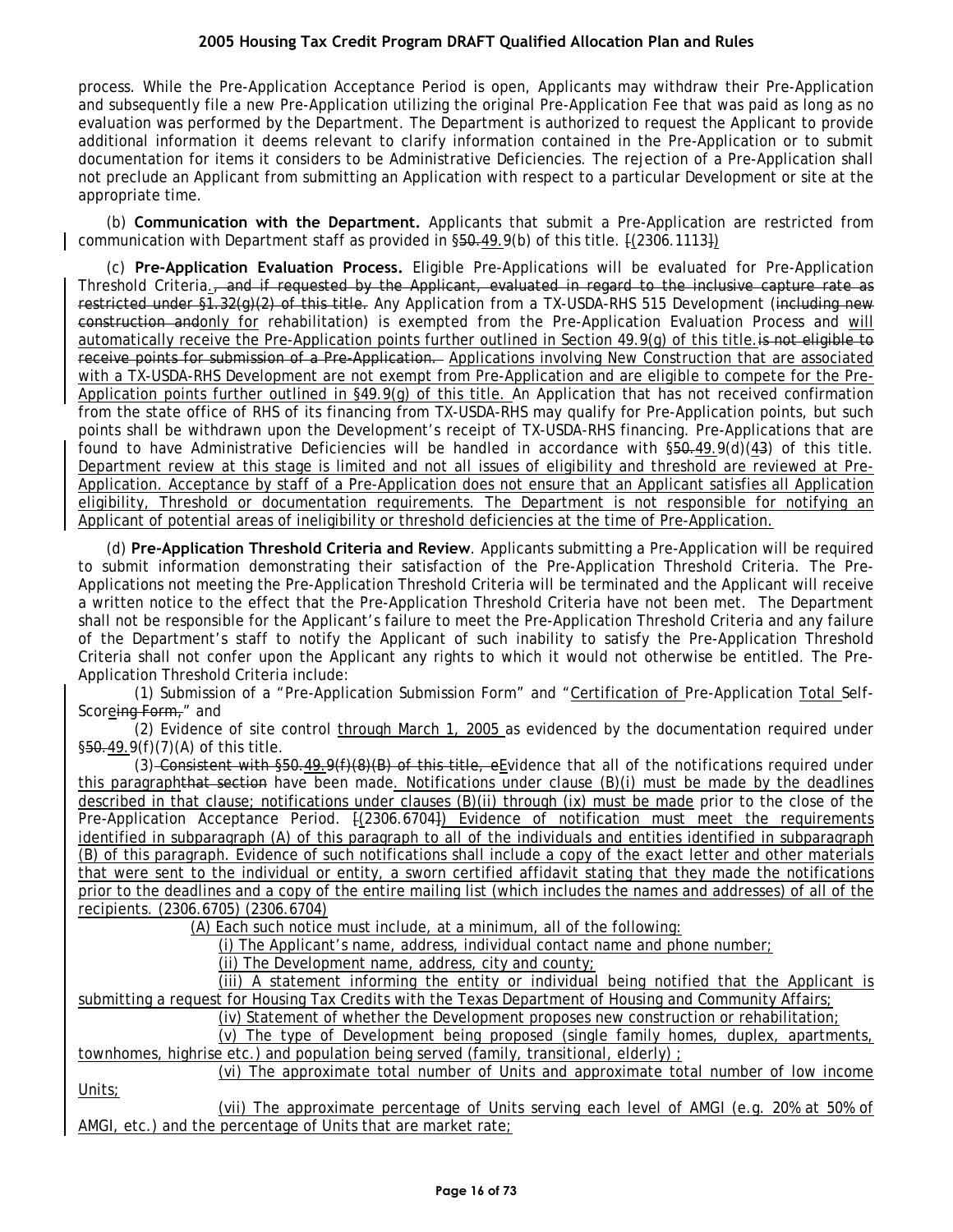process. While the Pre-Application Acceptance Period is open, Applicants may withdraw their Pre-Application and subsequently file a new Pre-Application utilizing the original Pre-Application Fee that was paid as long as no evaluation was performed by the Department. The Department is authorized to request the Applicant to provide additional information it deems relevant to clarify information contained in the Pre-Application or to submit documentation for items it considers to be Administrative Deficiencies. The rejection of a Pre-Application shall not preclude an Applicant from submitting an Application with respect to a particular Development or site at the appropriate time.

(b) **Communication with the Department.** Applicants that submit a Pre-Application are restricted from communication with Department staff as provided in §~~50.~~49.9(b) of this title. ~~[~~(2306.1113~~]~~)

(c) **Pre-Application Evaluation Process.** Eligible Pre-Applications will be evaluated for Pre-Application Threshold Criteria.~~, and if requested by the Applicant, evaluated in regard to the inclusive capture rate as restricted under §1.32(g)(2) of this title.~~ Any Application from a TX-USDA-RHS 515 Development (~~including new construction and~~only for rehabilitation) is exempted from the Pre-Application Evaluation Process and will automatically receive the Pre-Application points further outlined in Section 49.9(g) of this title.~~is not eligible to receive points for submission of a Pre-Application.~~ Applications involving New Construction that are associated with a TX-USDA-RHS Development are not exempt from Pre-Application and are eligible to compete for the Pre-Application points further outlined in §49.9(g) of this title. An Application that has not received confirmation from the state office of RHS of its financing from TX-USDA-RHS may qualify for Pre-Application points, but such points shall be withdrawn upon the Development's receipt of TX-USDA-RHS financing. Pre-Applications that are found to have Administrative Deficiencies will be handled in accordance with §~~50.~~49.9(d)(~~4~~3) of this title. Department review at this stage is limited and not all issues of eligibility and threshold are reviewed at Pre-Application. Acceptance by staff of a Pre-Application does not ensure that an Applicant satisfies all Application eligibility, Threshold or documentation requirements. The Department is not responsible for notifying an Applicant of potential areas of ineligibility or threshold deficiencies at the time of Pre-Application.

(d) **Pre-Application Threshold Criteria and Review**. Applicants submitting a Pre-Application will be required to submit information demonstrating their satisfaction of the Pre-Application Threshold Criteria. The Pre-Applications not meeting the Pre-Application Threshold Criteria will be terminated and the Applicant will receive a written notice to the effect that the Pre-Application Threshold Criteria have not been met. The Department shall not be responsible for the Applicant's failure to meet the Pre-Application Threshold Criteria and any failure of the Department's staff to notify the Applicant of such inability to satisfy the Pre-Application Threshold Criteria shall not confer upon the Applicant any rights to which it would not otherwise be entitled. The Pre-Application Threshold Criteria include:

(1) Submission of a "Pre-Application Submission Form" and "Certification of Pre-Application Total Self-Score~~ing Form,~~" and

(2) Evidence of site control through March 1, 2005 as evidenced by the documentation required under §~~50.~~49.9(f)(7)(A) of this title.

(3) ~~Consistent with §50.49.9(f)(8)(B) of this title, e~~Evidence that all of the notifications required under this paragraph~~that section~~ have been made. Notifications under clause (B)(i) must be made by the deadlines described in that clause; notifications under clauses (B)(ii) through (ix) must be made prior to the close of the Pre-Application Acceptance Period. ~~[~~(2306.6704~~]~~) Evidence of notification must meet the requirements identified in subparagraph (A) of this paragraph to all of the individuals and entities identified in subparagraph (B) of this paragraph. Evidence of such notifications shall include a copy of the exact letter and other materials that were sent to the individual or entity, a sworn certified affidavit stating that they made the notifications prior to the deadlines and a copy of the entire mailing list (which includes the names and addresses) of all of the recipients. (2306.6705) (2306.6704)

(A) Each such notice must include, at a minimum, all of the following:

(i) The Applicant's name, address, individual contact name and phone number;

(ii) The Development name, address, city and county;

(iii) A statement informing the entity or individual being notified that the Applicant is submitting a request for Housing Tax Credits with the Texas Department of Housing and Community Affairs;

(iv) Statement of whether the Development proposes new construction or rehabilitation;

(v) The type of Development being proposed (single family homes, duplex, apartments, townhomes, highrise etc.) and population being served (family, transitional, elderly) ;

(vi) The approximate total number of Units and approximate total number of low income Units;

(vii) The approximate percentage of Units serving each level of AMGI (e.g. 20% at 50% of AMGI, etc.) and the percentage of Units that are market rate;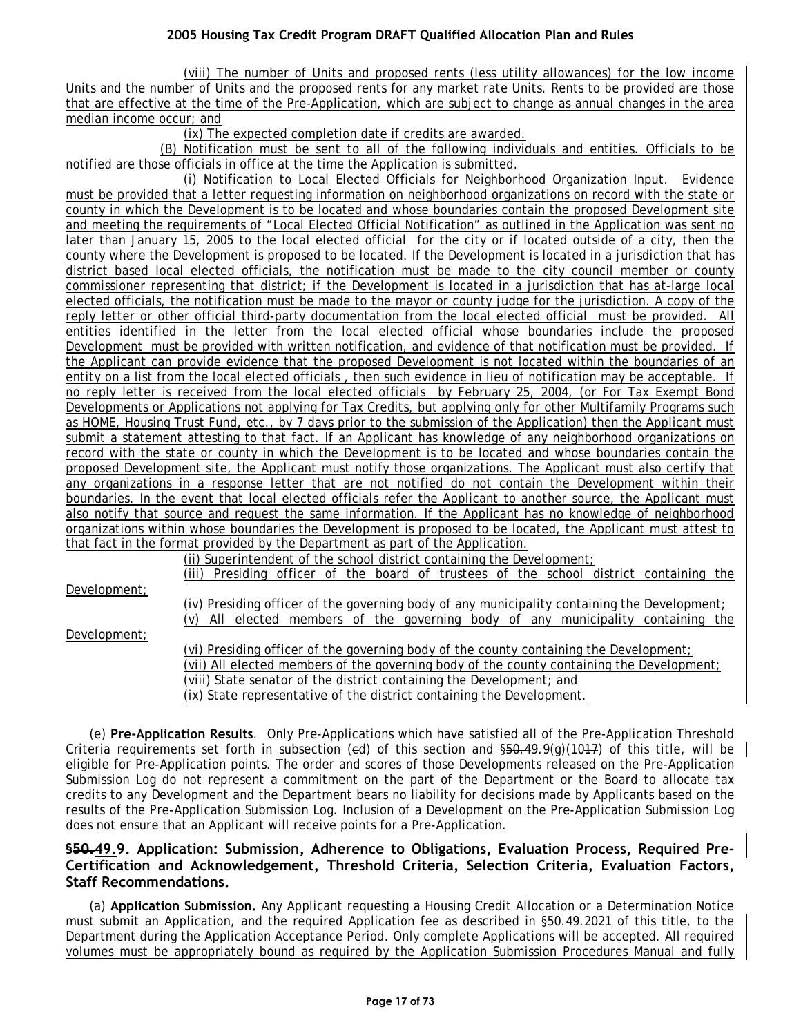(viii) The number of Units and proposed rents (less utility allowances) for the low income Units and the number of Units and the proposed rents for any market rate Units. Rents to be provided are those that are effective at the time of the Pre-Application, which are subject to change as annual changes in the area median income occur; and

(ix) The expected completion date if credits are awarded.

(B) Notification must be sent to all of the following individuals and entities. Officials to be notified are those officials in office at the time the Application is submitted.

(i) Notification to Local Elected Officials for Neighborhood Organization Input. Evidence must be provided that a letter requesting information on neighborhood organizations on record with the state or county in which the Development is to be located and whose boundaries contain the proposed Development site and meeting the requirements of "Local Elected Official Notification" as outlined in the Application was sent no later than January 15, 2005 to the local elected official for the city or if located outside of a city, then the county where the Development is proposed to be located. If the Development is located in a jurisdiction that has district based local elected officials, the notification must be made to the city council member or county commissioner representing that district; if the Development is located in a jurisdiction that has at-large local elected officials, the notification must be made to the mayor or county judge for the jurisdiction. A copy of the reply letter or other official third-party documentation from the local elected official must be provided. All entities identified in the letter from the local elected official whose boundaries include the proposed Development must be provided with written notification, and evidence of that notification must be provided. If the Applicant can provide evidence that the proposed Development is not located within the boundaries of an entity on a list from the local elected officials , then such evidence in lieu of notification may be acceptable. If no reply letter is received from the local elected officials by February 25, 2004, (or For Tax Exempt Bond Developments or Applications not applying for Tax Credits, but applying only for other Multifamily Programs such as HOME, Housing Trust Fund, etc., by 7 days prior to the submission of the Application) then the Applicant must submit a statement attesting to that fact. If an Applicant has knowledge of any neighborhood organizations on record with the state or county in which the Development is to be located and whose boundaries contain the proposed Development site, the Applicant must notify those organizations. The Applicant must also certify that any organizations in a response letter that are not notified do not contain the Development within their boundaries. In the event that local elected officials refer the Applicant to another source, the Applicant must also notify that source and request the same information. If the Applicant has no knowledge of neighborhood organizations within whose boundaries the Development is proposed to be located, the Applicant must attest to that fact in the format provided by the Department as part of the Application.

(ii) Superintendent of the school district containing the Development;

(iii) Presiding officer of the board of trustees of the school district containing the Development;

(iv) Presiding officer of the governing body of any municipality containing the Development;

(v) All elected members of the governing body of any municipality containing the Development;

(vi) Presiding officer of the governing body of the county containing the Development;

(vii) All elected members of the governing body of the county containing the Development;

(viii) State senator of the district containing the Development; and

(ix) State representative of the district containing the Development.

(e) **Pre-Application Results**. Only Pre-Applications which have satisfied all of the Pre-Application Threshold Criteria requirements set forth in subsection (~~c~~d) of this section and §~~50.~~49.9(g)(10~~17~~) of this title, will be eligible for Pre-Application points. The order and scores of those Developments released on the Pre-Application Submission Log do not represent a commitment on the part of the Department or the Board to allocate tax credits to any Development and the Department bears no liability for decisions made by Applicants based on the results of the Pre-Application Submission Log. Inclusion of a Development on the Pre-Application Submission Log does not ensure that an Applicant will receive points for a Pre-Application.

### §~~50.~~49.9. Application: Submission, Adherence to Obligations, Evaluation Process, Required Pre-Certification and Acknowledgement, Threshold Criteria, Selection Criteria, Evaluation Factors, Staff Recommendations.

(a) **Application Submission.** Any Applicant requesting a Housing Credit Allocation or a Determination Notice must submit an Application, and the required Application fee as described in §~~50.~~49.20~~21~~ of this title, to the Department during the Application Acceptance Period. Only complete Applications will be accepted. All required volumes must be appropriately bound as required by the Application Submission Procedures Manual and fully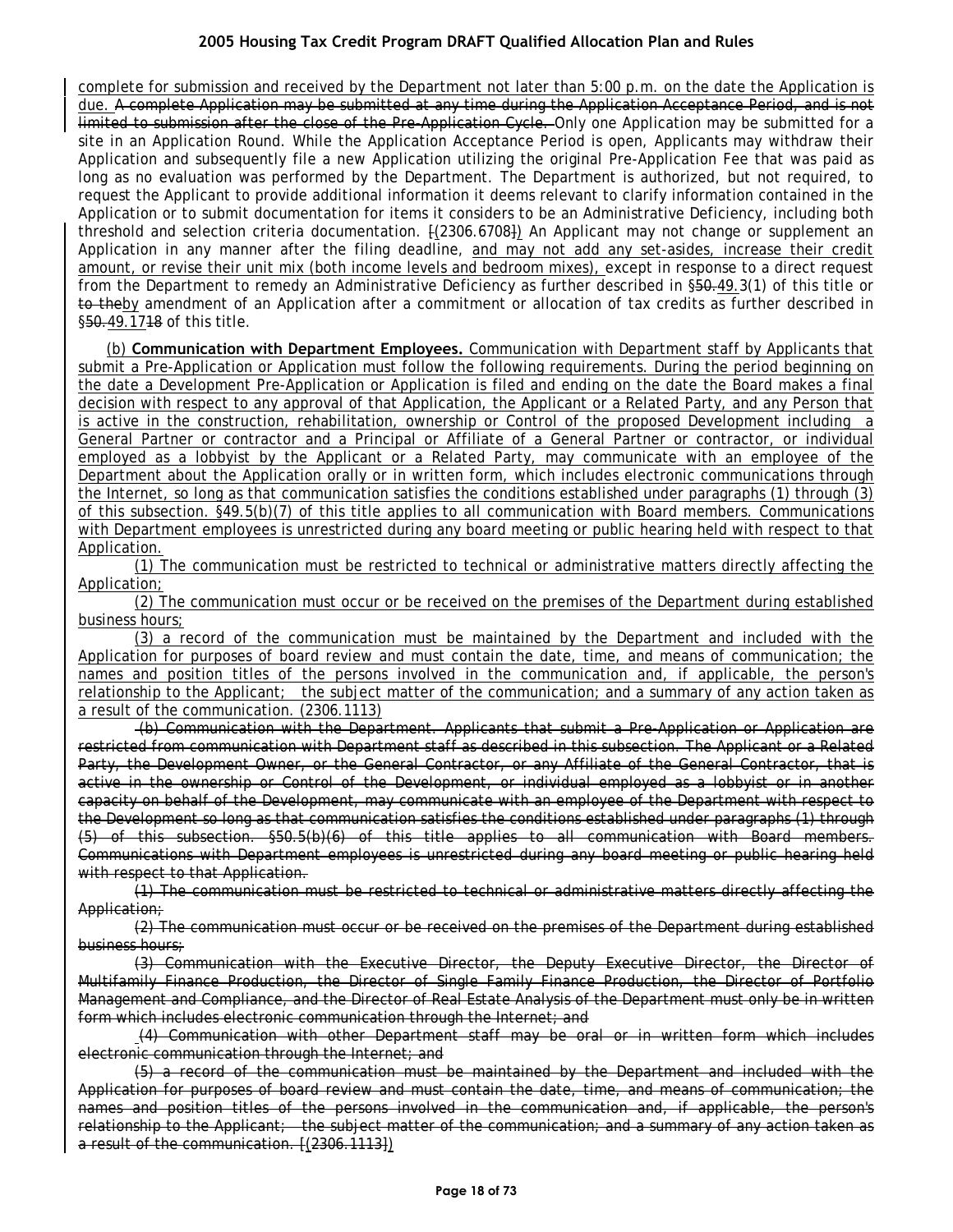complete for submission and received by the Department not later than 5:00 p.m. on the date the Application is due. ~~A complete Application may be submitted at any time during the Application Acceptance Period, and is not limited to submission after the close of the Pre-Application Cycle.~~ Only one Application may be submitted for a site in an Application Round. While the Application Acceptance Period is open, Applicants may withdraw their Application and subsequently file a new Application utilizing the original Pre-Application Fee that was paid as long as no evaluation was performed by the Department. The Department is authorized, but not required, to request the Applicant to provide additional information it deems relevant to clarify information contained in the Application or to submit documentation for items it considers to be an Administrative Deficiency, including both threshold and selection criteria documentation. ~~[~~(2306.6708~~]~~) An Applicant may not change or supplement an Application in any manner after the filing deadline, and may not add any set-asides, increase their credit amount, or revise their unit mix (both income levels and bedroom mixes), except in response to a direct request from the Department to remedy an Administrative Deficiency as further described in §~~50.~~49.3(1) of this title or ~~to the~~by amendment of an Application after a commitment or allocation of tax credits as further described in §~~50.~~49.17~~18~~ of this title.

(b) **Communication with Department Employees.** Communication with Department staff by Applicants that submit a Pre-Application or Application must follow the following requirements. During the period beginning on the date a Development Pre-Application or Application is filed and ending on the date the Board makes a final decision with respect to any approval of that Application, the Applicant or a Related Party, and any Person that is active in the construction, rehabilitation, ownership or Control of the proposed Development including a General Partner or contractor and a Principal or Affiliate of a General Partner or contractor, or individual employed as a lobbyist by the Applicant or a Related Party, may communicate with an employee of the Department about the Application orally or in written form, which includes electronic communications through the Internet, so long as that communication satisfies the conditions established under paragraphs (1) through (3) of this subsection. §49.5(b)(7) of this title applies to all communication with Board members. Communications with Department employees is unrestricted during any board meeting or public hearing held with respect to that Application.

(1) The communication must be restricted to technical or administrative matters directly affecting the Application;

(2) The communication must occur or be received on the premises of the Department during established business hours;

(3) a record of the communication must be maintained by the Department and included with the Application for purposes of board review and must contain the date, time, and means of communication; the names and position titles of the persons involved in the communication and, if applicable, the person's relationship to the Applicant; the subject matter of the communication; and a summary of any action taken as a result of the communication. (2306.1113)

~~(b) Communication with the Department. Applicants that submit a Pre-Application or Application are restricted from communication with Department staff as described in this subsection. The Applicant or a Related Party, the Development Owner, or the General Contractor, or any Affiliate of the General Contractor, that is active in the ownership or Control of the Development, or individual employed as a lobbyist or in another capacity on behalf of the Development, may communicate with an employee of the Department with respect to the Development so long as that communication satisfies the conditions established under paragraphs (1) through (5) of this subsection. §50.5(b)(6) of this title applies to all communication with Board members. Communications with Department employees is unrestricted during any board meeting or public hearing held with respect to that Application.~~

~~(1) The communication must be restricted to technical or administrative matters directly affecting the Application;~~

~~(2) The communication must occur or be received on the premises of the Department during established business hours;~~

~~(3) Communication with the Executive Director, the Deputy Executive Director, the Director of Multifamily Finance Production, the Director of Single Family Finance Production, the Director of Portfolio Management and Compliance, and the Director of Real Estate Analysis of the Department must only be in written form which includes electronic communication through the Internet; and~~

~~(4) Communication with other Department staff may be oral or in written form which includes electronic communication through the Internet; and~~

~~(5) a record of the communication must be maintained by the Department and included with the Application for purposes of board review and must contain the date, time, and means of communication; the names and position titles of the persons involved in the communication and, if applicable, the person's relationship to the Applicant; the subject matter of the communication; and a summary of any action taken as a result of the communication. [(2306.1113])~~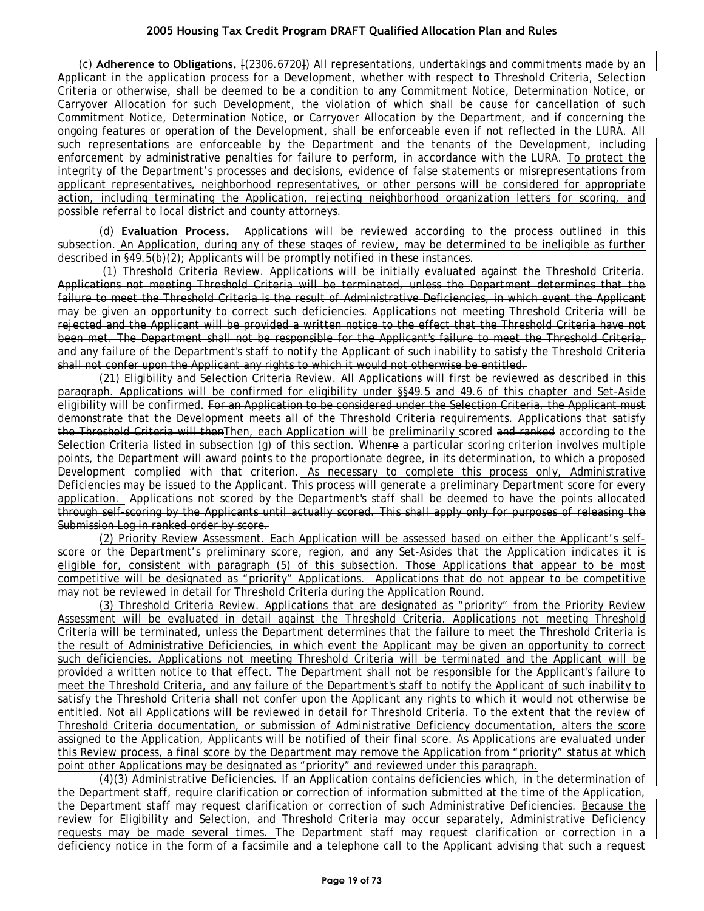(c) **Adherence to Obligations.** [(2306.6720]) All representations, undertakings and commitments made by an Applicant in the application process for a Development, whether with respect to Threshold Criteria, Selection Criteria or otherwise, shall be deemed to be a condition to any Commitment Notice, Determination Notice, or Carryover Allocation for such Development, the violation of which shall be cause for cancellation of such Commitment Notice, Determination Notice, or Carryover Allocation by the Department, and if concerning the ongoing features or operation of the Development, shall be enforceable even if not reflected in the LURA. All such representations are enforceable by the Department and the tenants of the Development, including enforcement by administrative penalties for failure to perform, in accordance with the LURA. To protect the integrity of the Department's processes and decisions, evidence of false statements or misrepresentations from applicant representatives, neighborhood representatives, or other persons will be considered for appropriate action, including terminating the Application, rejecting neighborhood organization letters for scoring, and possible referral to local district and county attorneys.

(d) **Evaluation Process.** Applications will be reviewed according to the process outlined in this subsection. An Application, during any of these stages of review, may be determined to be ineligible as further described in §49.5(b)(2); Applicants will be promptly notified in these instances.

~~(1) Threshold Criteria Review. Applications will be initially evaluated against the Threshold Criteria. Applications not meeting Threshold Criteria will be terminated, unless the Department determines that the failure to meet the Threshold Criteria is the result of Administrative Deficiencies, in which event the Applicant may be given an opportunity to correct such deficiencies. Applications not meeting Threshold Criteria will be rejected and the Applicant will be provided a written notice to the effect that the Threshold Criteria have not been met. The Department shall not be responsible for the Applicant's failure to meet the Threshold Criteria, and any failure of the Department's staff to notify the Applicant of such inability to satisfy the Threshold Criteria shall not confer upon the Applicant any rights to which it would not otherwise be entitled.~~

(~~2~~1) Eligibility and Selection Criteria Review. All Applications will first be reviewed as described in this paragraph. Applications will be confirmed for eligibility under §§49.5 and 49.6 of this chapter and Set-Aside eligibility will be confirmed. ~~For an Application to be considered under the Selection Criteria, the Applicant must demonstrate that the Development meets all of the Threshold Criteria requirements. Applications that satisfy the Threshold Criteria will then~~Then, each Application will be preliminarily scored ~~and ranked~~ according to the Selection Criteria listed in subsection (g) of this section. When~~re~~ a particular scoring criterion involves multiple points, the Department will award points to the proportionate degree, in its determination, to which a proposed Development complied with that criterion. As necessary to complete this process only, Administrative Deficiencies may be issued to the Applicant. This process will generate a preliminary Department score for every application. ~~Applications not scored by the Department's staff shall be deemed to have the points allocated through self-scoring by the Applicants until actually scored. This shall apply only for purposes of releasing the Submission Log in ranked order by score.~~

(2) Priority Review Assessment. Each Application will be assessed based on either the Applicant's self-score or the Department's preliminary score, region, and any Set-Asides that the Application indicates it is eligible for, consistent with paragraph (5) of this subsection. Those Applications that appear to be most competitive will be designated as "priority" Applications. Applications that do not appear to be competitive may not be reviewed in detail for Threshold Criteria during the Application Round.

(3) Threshold Criteria Review. Applications that are designated as "priority" from the Priority Review Assessment will be evaluated in detail against the Threshold Criteria. Applications not meeting Threshold Criteria will be terminated, unless the Department determines that the failure to meet the Threshold Criteria is the result of Administrative Deficiencies, in which event the Applicant may be given an opportunity to correct such deficiencies. Applications not meeting Threshold Criteria will be terminated and the Applicant will be provided a written notice to that effect. The Department shall not be responsible for the Applicant's failure to meet the Threshold Criteria, and any failure of the Department's staff to notify the Applicant of such inability to satisfy the Threshold Criteria shall not confer upon the Applicant any rights to which it would not otherwise be entitled. Not all Applications will be reviewed in detail for Threshold Criteria. To the extent that the review of Threshold Criteria documentation, or submission of Administrative Deficiency documentation, alters the score assigned to the Application, Applicants will be notified of their final score. As Applications are evaluated under this Review process, a final score by the Department may remove the Application from "priority" status at which point other Applications may be designated as "priority" and reviewed under this paragraph.

(4)~~(3)~~ Administrative Deficiencies. If an Application contains deficiencies which, in the determination of the Department staff, require clarification or correction of information submitted at the time of the Application, the Department staff may request clarification or correction of such Administrative Deficiencies. Because the review for Eligibility and Selection, and Threshold Criteria may occur separately, Administrative Deficiency requests may be made several times. The Department staff may request clarification or correction in a deficiency notice in the form of a facsimile and a telephone call to the Applicant advising that such a request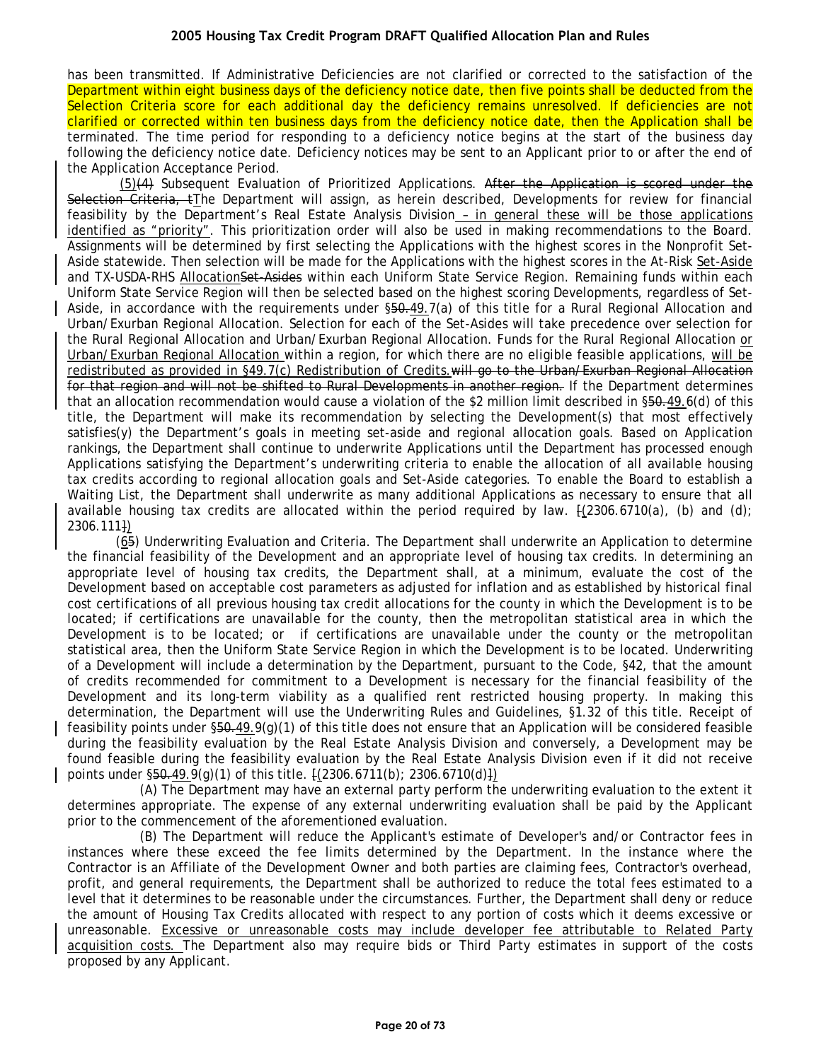has been transmitted. If Administrative Deficiencies are not clarified or corrected to the satisfaction of the Department within eight business days of the deficiency notice date, then five points shall be deducted from the Selection Criteria score for each additional day the deficiency remains unresolved. If deficiencies are not clarified or corrected within ten business days from the deficiency notice date, then the Application shall be terminated. The time period for responding to a deficiency notice begins at the start of the business day following the deficiency notice date. Deficiency notices may be sent to an Applicant prior to or after the end of the Application Acceptance Period.

(5)~~(4)~~ Subsequent Evaluation of Prioritized Applications. ~~After the Application is scored under the Selection Criteria, t~~The Department will assign, as herein described, Developments for review for financial feasibility by the Department's Real Estate Analysis Division – in general these will be those applications identified as "priority". This prioritization order will also be used in making recommendations to the Board. Assignments will be determined by first selecting the Applications with the highest scores in the Nonprofit Set-Aside statewide. Then selection will be made for the Applications with the highest scores in the At-Risk Set-Aside and TX-USDA-RHS Allocation~~Set-Asides~~ within each Uniform State Service Region. Remaining funds within each Uniform State Service Region will then be selected based on the highest scoring Developments, regardless of Set-Aside, in accordance with the requirements under §~~50.~~49.7(a) of this title for a Rural Regional Allocation and Urban/Exurban Regional Allocation. Selection for each of the Set-Asides will take precedence over selection for the Rural Regional Allocation and Urban/Exurban Regional Allocation. Funds for the Rural Regional Allocation or Urban/Exurban Regional Allocation within a region, for which there are no eligible feasible applications, will be redistributed as provided in §49.7(c) Redistribution of Credits. ~~will go to the Urban/Exurban Regional Allocation for that region and will not be shifted to Rural Developments in another region.~~ If the Department determines that an allocation recommendation would cause a violation of the $2 million limit described in §~~50.~~49.6(d) of this title, the Department will make its recommendation by selecting the Development(s) that most effectively satisfies(y) the Department's goals in meeting set-aside and regional allocation goals. Based on Application rankings, the Department shall continue to underwrite Applications until the Department has processed enough Applications satisfying the Department's underwriting criteria to enable the allocation of all available housing tax credits according to regional allocation goals and Set-Aside categories. To enable the Board to establish a Waiting List, the Department shall underwrite as many additional Applications as necessary to ensure that all available housing tax credits are allocated within the period required by law. ~~[~~(2306.6710(a), (b) and (d); 2306.111~~]~~)

(6~~5~~) Underwriting Evaluation and Criteria. The Department shall underwrite an Application to determine the financial feasibility of the Development and an appropriate level of housing tax credits. In determining an appropriate level of housing tax credits, the Department shall, at a minimum, evaluate the cost of the Development based on acceptable cost parameters as adjusted for inflation and as established by historical final cost certifications of all previous housing tax credit allocations for the county in which the Development is to be located; if certifications are unavailable for the county, then the metropolitan statistical area in which the Development is to be located; or if certifications are unavailable under the county or the metropolitan statistical area, then the Uniform State Service Region in which the Development is to be located. Underwriting of a Development will include a determination by the Department, pursuant to the Code, §42, that the amount of credits recommended for commitment to a Development is necessary for the financial feasibility of the Development and its long-term viability as a qualified rent restricted housing property. In making this determination, the Department will use the Underwriting Rules and Guidelines, §1.32 of this title. Receipt of feasibility points under §~~50.~~49.9(g)(1) of this title does not ensure that an Application will be considered feasible during the feasibility evaluation by the Real Estate Analysis Division and conversely, a Development may be found feasible during the feasibility evaluation by the Real Estate Analysis Division even if it did not receive points under §~~50.~~49.9(g)(1) of this title. ~~[~~(2306.6711(b); 2306.6710(d)~~]~~)

(A) The Department may have an external party perform the underwriting evaluation to the extent it determines appropriate. The expense of any external underwriting evaluation shall be paid by the Applicant prior to the commencement of the aforementioned evaluation.

(B) The Department will reduce the Applicant's estimate of Developer's and/or Contractor fees in instances where these exceed the fee limits determined by the Department. In the instance where the Contractor is an Affiliate of the Development Owner and both parties are claiming fees, Contractor's overhead, profit, and general requirements, the Department shall be authorized to reduce the total fees estimated to a level that it determines to be reasonable under the circumstances. Further, the Department shall deny or reduce the amount of Housing Tax Credits allocated with respect to any portion of costs which it deems excessive or unreasonable. Excessive or unreasonable costs may include developer fee attributable to Related Party acquisition costs. The Department also may require bids or Third Party estimates in support of the costs proposed by any Applicant.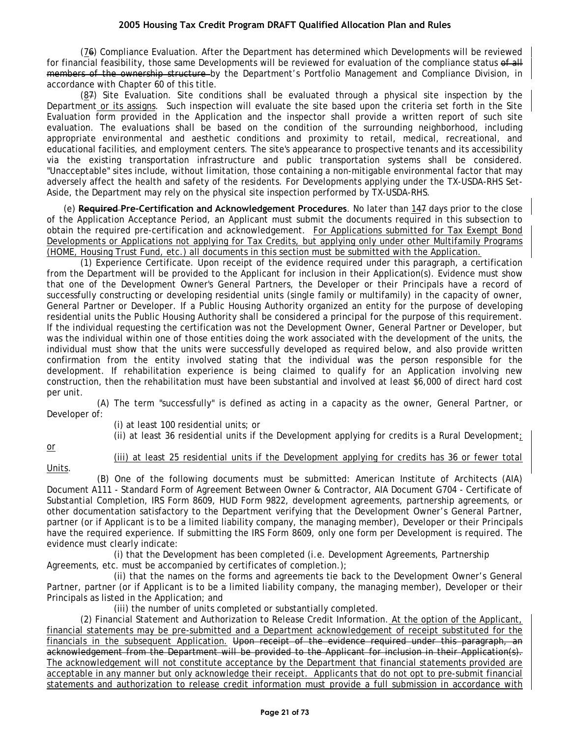(76) Compliance Evaluation. After the Department has determined which Developments will be reviewed for financial feasibility, those same Developments will be reviewed for evaluation of the compliance status ~~of all members of the ownership structure~~ by the Department's Portfolio Management and Compliance Division, in accordance with Chapter 60 of this title.

(87) Site Evaluation. Site conditions shall be evaluated through a physical site inspection by the Department or its assigns. Such inspection will evaluate the site based upon the criteria set forth in the Site Evaluation form provided in the Application and the inspector shall provide a written report of such site evaluation. The evaluations shall be based on the condition of the surrounding neighborhood, including appropriate environmental and aesthetic conditions and proximity to retail, medical, recreational, and educational facilities, and employment centers. The site's appearance to prospective tenants and its accessibility via the existing transportation infrastructure and public transportation systems shall be considered. "Unacceptable" sites include, without limitation, those containing a non-mitigable environmental factor that may adversely affect the health and safety of the residents. For Developments applying under the TX-USDA-RHS Set-Aside, the Department may rely on the physical site inspection performed by TX-USDA-RHS.

(e) **~~Required~~ Pre-Certification and Acknowledgement Procedures**. No later than 147 days prior to the close of the Application Acceptance Period, an Applicant must submit the documents required in this subsection to obtain the required pre-certification and acknowledgement. For Applications submitted for Tax Exempt Bond Developments or Applications not applying for Tax Credits, but applying only under other Multifamily Programs (HOME, Housing Trust Fund, etc.) all documents in this section must be submitted with the Application.

(1) Experience Certificate. Upon receipt of the evidence required under this paragraph, a certification from the Department will be provided to the Applicant for inclusion in their Application(s). Evidence must show that one of the Development Owner's General Partners, the Developer or their Principals have a record of successfully constructing or developing residential units (single family or multifamily) in the capacity of owner, General Partner or Developer. If a Public Housing Authority organized an entity for the purpose of developing residential units the Public Housing Authority shall be considered a principal for the purpose of this requirement. If the individual requesting the certification was not the Development Owner, General Partner or Developer, but was the individual within one of those entities doing the work associated with the development of the units, the individual must show that the units were successfully developed as required below, and also provide written confirmation from the entity involved stating that the individual was the person responsible for the development. If rehabilitation experience is being claimed to qualify for an Application involving new construction, then the rehabilitation must have been substantial and involved at least $6,000 of direct hard cost per unit.

(A) The term "successfully" is defined as acting in a capacity as the owner, General Partner, or Developer of:

(i) at least 100 residential units; or

(ii) at least 36 residential units if the Development applying for credits is a Rural Development; or

(iii) at least 25 residential units if the Development applying for credits has 36 or fewer total Units.

(B) One of the following documents must be submitted: American Institute of Architects (AIA) Document A111 - Standard Form of Agreement Between Owner & Contractor, AIA Document G704 - Certificate of Substantial Completion, IRS Form 8609, HUD Form 9822, development agreements, partnership agreements, or other documentation satisfactory to the Department verifying that the Development Owner's General Partner, partner (or if Applicant is to be a limited liability company, the managing member), Developer or their Principals have the required experience. If submitting the IRS Form 8609, only one form per Development is required. The evidence must clearly indicate:

(i) that the Development has been completed (i.e. Development Agreements, Partnership Agreements, etc. must be accompanied by certificates of completion.);

(ii) that the names on the forms and agreements tie back to the Development Owner's General Partner, partner (or if Applicant is to be a limited liability company, the managing member), Developer or their Principals as listed in the Application; and

(iii) the number of units completed or substantially completed.

(2) Financial Statement and Authorization to Release Credit Information. At the option of the Applicant, financial statements may be pre-submitted and a Department acknowledgement of receipt substituted for the financials in the subsequent Application. ~~Upon receipt of the evidence required under this paragraph, an acknowledgement from the Department will be provided to the Applicant for inclusion in their Application(s).~~ The acknowledgement will not constitute acceptance by the Department that financial statements provided are acceptable in any manner but only acknowledge their receipt. Applicants that do not opt to pre-submit financial statements and authorization to release credit information must provide a full submission in accordance with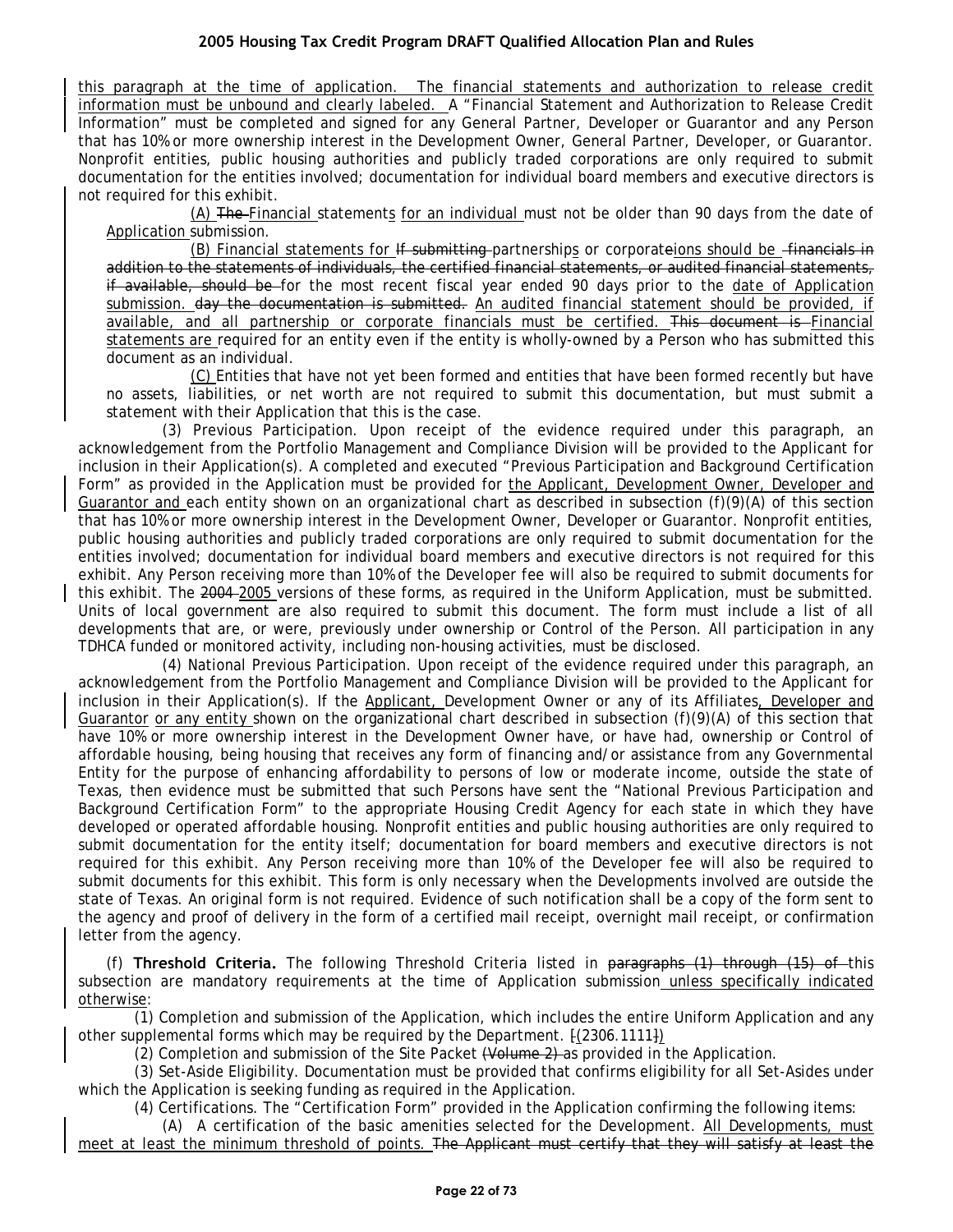this paragraph at the time of application. The financial statements and authorization to release credit information must be unbound and clearly labeled. A "Financial Statement and Authorization to Release Credit Information" must be completed and signed for any General Partner, Developer or Guarantor and any Person that has 10% or more ownership interest in the Development Owner, General Partner, Developer, or Guarantor. Nonprofit entities, public housing authorities and publicly traded corporations are only required to submit documentation for the entities involved; documentation for individual board members and executive directors is not required for this exhibit.

(A) The Financial statements for an individual must not be older than 90 days from the date of Application submission.

(B) Financial statements for If submitting partnerships or corporateions should be financials in addition to the statements of individuals, the certified financial statements, or audited financial statements, if available, should be for the most recent fiscal year ended 90 days prior to the date of Application submission. day the documentation is submitted. An audited financial statement should be provided, if available, and all partnership or corporate financials must be certified. This document is Financial statements are required for an entity even if the entity is wholly-owned by a Person who has submitted this document as an individual.

(C) Entities that have not yet been formed and entities that have been formed recently but have no assets, liabilities, or net worth are not required to submit this documentation, but must submit a statement with their Application that this is the case.

(3) Previous Participation. Upon receipt of the evidence required under this paragraph, an acknowledgement from the Portfolio Management and Compliance Division will be provided to the Applicant for inclusion in their Application(s). A completed and executed "Previous Participation and Background Certification Form" as provided in the Application must be provided for the Applicant, Development Owner, Developer and Guarantor and each entity shown on an organizational chart as described in subsection (f)(9)(A) of this section that has 10% or more ownership interest in the Development Owner, Developer or Guarantor. Nonprofit entities, public housing authorities and publicly traded corporations are only required to submit documentation for the entities involved; documentation for individual board members and executive directors is not required for this exhibit. Any Person receiving more than 10% of the Developer fee will also be required to submit documents for this exhibit. The 2004 2005 versions of these forms, as required in the Uniform Application, must be submitted. Units of local government are also required to submit this document. The form must include a list of all developments that are, or were, previously under ownership or Control of the Person. All participation in any TDHCA funded or monitored activity, including non-housing activities, must be disclosed.

(4) National Previous Participation. Upon receipt of the evidence required under this paragraph, an acknowledgement from the Portfolio Management and Compliance Division will be provided to the Applicant for inclusion in their Application(s). If the Applicant, Development Owner or any of its Affiliates, Developer and Guarantor or any entity shown on the organizational chart described in subsection (f)(9)(A) of this section that have 10% or more ownership interest in the Development Owner have, or have had, ownership or Control of affordable housing, being housing that receives any form of financing and/or assistance from any Governmental Entity for the purpose of enhancing affordability to persons of low or moderate income, outside the state of Texas, then evidence must be submitted that such Persons have sent the "National Previous Participation and Background Certification Form" to the appropriate Housing Credit Agency for each state in which they have developed or operated affordable housing. Nonprofit entities and public housing authorities are only required to submit documentation for the entity itself; documentation for board members and executive directors is not required for this exhibit. Any Person receiving more than 10% of the Developer fee will also be required to submit documents for this exhibit. This form is only necessary when the Developments involved are outside the state of Texas. An original form is not required. Evidence of such notification shall be a copy of the form sent to the agency and proof of delivery in the form of a certified mail receipt, overnight mail receipt, or confirmation letter from the agency.

(f) **Threshold Criteria.** The following Threshold Criteria listed in paragraphs (1) through (15) of this subsection are mandatory requirements at the time of Application submission unless specifically indicated otherwise:

(1) Completion and submission of the Application, which includes the entire Uniform Application and any other supplemental forms which may be required by the Department. [(2306.1111])

(2) Completion and submission of the Site Packet (Volume 2) as provided in the Application.

(3) Set-Aside Eligibility. Documentation must be provided that confirms eligibility for all Set-Asides under which the Application is seeking funding as required in the Application.

(4) Certifications. The "Certification Form" provided in the Application confirming the following items:

(A) A certification of the basic amenities selected for the Development. All Developments, must meet at least the minimum threshold of points. The Applicant must certify that they will satisfy at least the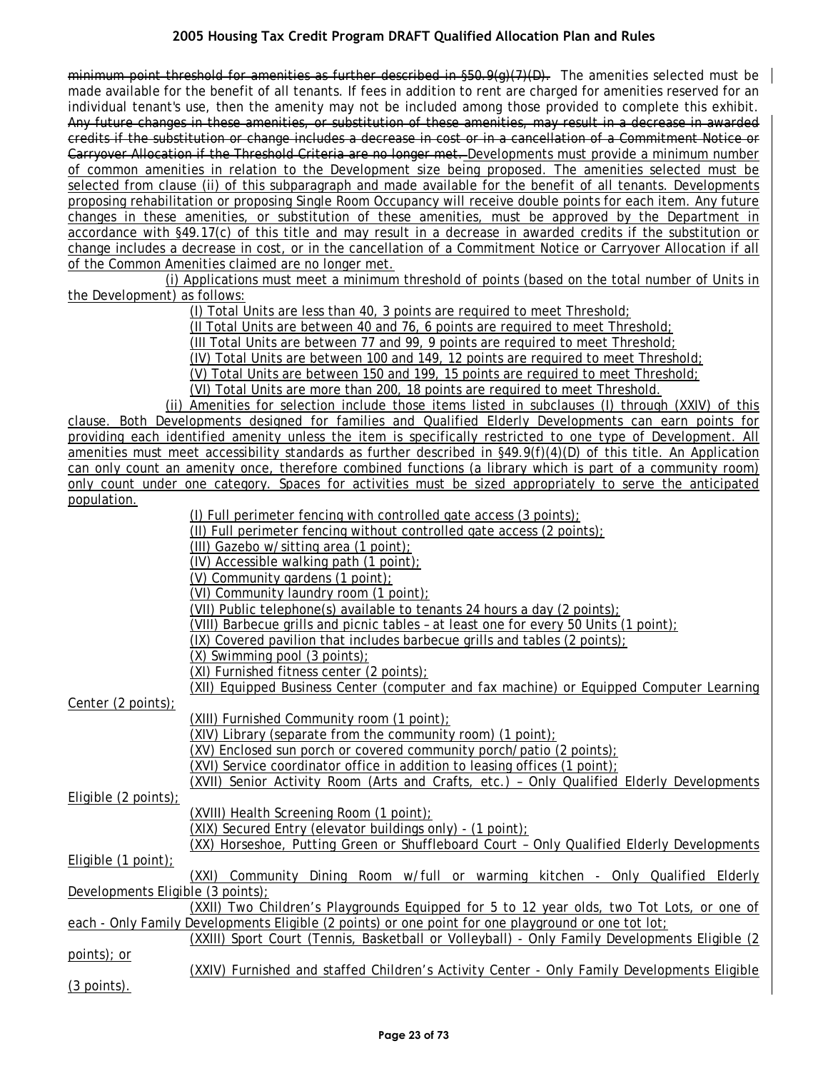~~minimum point threshold for amenities as further described in §50.9(g)(7)(D).~~ The amenities selected must be made available for the benefit of all tenants. If fees in addition to rent are charged for amenities reserved for an individual tenant's use, then the amenity may not be included among those provided to complete this exhibit. ~~Any future changes in these amenities, or substitution of these amenities, may result in a decrease in awarded credits if the substitution or change includes a decrease in cost or in a cancellation of a Commitment Notice or Carryover Allocation if the Threshold Criteria are no longer met.~~ <u>Developments must provide a minimum number of common amenities in relation to the Development size being proposed. The amenities selected must be selected from clause (ii) of this subparagraph and made available for the benefit of all tenants. Developments proposing rehabilitation or proposing Single Room Occupancy will receive double points for each item. Any future changes in these amenities, or substitution of these amenities, must be approved by the Department in accordance with §49.17(c) of this title and may result in a decrease in awarded credits if the substitution or change includes a decrease in cost, or in the cancellation of a Commitment Notice or Carryover Allocation if all of the Common Amenities claimed are no longer met.</u>

<u>(i) Applications must meet a minimum threshold of points (based on the total number of Units in the Development) as follows:</u>

<u>(I) Total Units are less than 40, 3 points are required to meet Threshold;</u>

<u>(II Total Units are between 40 and 76, 6 points are required to meet Threshold;</u>

<u>(III Total Units are between 77 and 99, 9 points are required to meet Threshold;</u>

<u>(IV) Total Units are between 100 and 149, 12 points are required to meet Threshold;</u>

<u>(V) Total Units are between 150 and 199, 15 points are required to meet Threshold;</u>

<u>(VI) Total Units are more than 200, 18 points are required to meet Threshold.</u>

<u>(ii) Amenities for selection include those items listed in subclauses (I) through (XXIV) of this clause. Both Developments designed for families and Qualified Elderly Developments can earn points for providing each identified amenity unless the item is specifically restricted to one type of Development. All amenities must meet accessibility standards as further described in §49.9(f)(4)(D) of this title. An Application can only count an amenity once, therefore combined functions (a library which is part of a community room) only count under one category. Spaces for activities must be sized appropriately to serve the anticipated population.</u>

<u>(I) Full perimeter fencing with controlled gate access (3 points);</u>

<u>(II) Full perimeter fencing without controlled gate access (2 points);</u>

<u>(III) Gazebo w/sitting area (1 point);</u>

<u>(IV) Accessible walking path (1 point);</u>

<u>(V) Community gardens (1 point);</u>

<u>(VI) Community laundry room (1 point);</u>

<u>(VII) Public telephone(s) available to tenants 24 hours a day (2 points);</u>

<u>(VIII) Barbecue grills and picnic tables – at least one for every 50 Units (1 point);</u>

<u>(IX) Covered pavilion that includes barbecue grills and tables (2 points);</u>

<u>(X) Swimming pool (3 points);</u>

<u>(XI) Furnished fitness center (2 points);</u>

<u>(XII) Equipped Business Center (computer and fax machine) or Equipped Computer Learning Center (2 points);</u>

<u>(XIII) Furnished Community room (1 point);</u>

<u>(XIV) Library (separate from the community room) (1 point);</u>

<u>(XV) Enclosed sun porch or covered community porch/patio (2 points);</u>

<u>(XVI) Service coordinator office in addition to leasing offices (1 point);</u>

<u>(XVII) Senior Activity Room (Arts and Crafts, etc.) – Only Qualified Elderly Developments Eligible (2 points);</u>

<u>(XVIII) Health Screening Room (1 point);</u>

<u>(XIX) Secured Entry (elevator buildings only) - (1 point);</u>

<u>(XX) Horseshoe, Putting Green or Shuffleboard Court – Only Qualified Elderly Developments Eligible (1 point);</u>

<u>(XXI) Community Dining Room w/full or warming kitchen - Only Qualified Elderly Developments Eligible (3 points);</u>

<u>(XXII) Two Children's Playgrounds Equipped for 5 to 12 year olds, two Tot Lots, or one of each - Only Family Developments Eligible (2 points) or one point for one playground or one tot lot;</u>

<u>(XXIII) Sport Court (Tennis, Basketball or Volleyball) - Only Family Developments Eligible (2 points); or</u>

<u>(XXIV) Furnished and staffed Children's Activity Center - Only Family Developments Eligible (3 points).</u>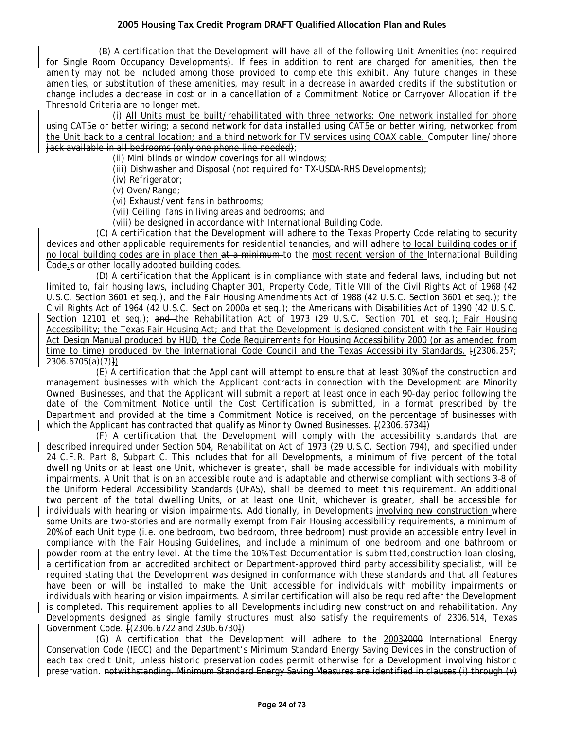(B) A certification that the Development will have all of the following Unit Amenities (not required for Single Room Occupancy Developments). If fees in addition to rent are charged for amenities, then the amenity may not be included among those provided to complete this exhibit. Any future changes in these amenities, or substitution of these amenities, may result in a decrease in awarded credits if the substitution or change includes a decrease in cost or in a cancellation of a Commitment Notice or Carryover Allocation if the Threshold Criteria are no longer met.

(i) All Units must be built/rehabilitated with three networks: One network installed for phone using CAT5e or better wiring; a second network for data installed using CAT5e or better wiring, networked from the Unit back to a central location; and a third network for TV services using COAX cable. ~~Computer line/phone jack available in all bedrooms (only one phone line needed)~~;

(ii) Mini blinds or window coverings for all windows;

(iii) Dishwasher and Disposal (not required for TX-USDA-RHS Developments);

(iv) Refrigerator;

(v) Oven/Range;

(vi) Exhaust/vent fans in bathrooms;

(vii) Ceiling fans in living areas and bedrooms; and

(viii) be designed in accordance with International Building Code.

(C) A certification that the Development will adhere to the Texas Property Code relating to security devices and other applicable requirements for residential tenancies, and will adhere to local building codes or if no local building codes are in place then ~~at a minimum~~ to the most recent version of the International Building Code.~~s or other locally adopted building codes.~~

(D) A certification that the Applicant is in compliance with state and federal laws, including but not limited to, fair housing laws, including Chapter 301, Property Code, Title VIII of the Civil Rights Act of 1968 (42 U.S.C. Section 3601 et seq.), and the Fair Housing Amendments Act of 1988 (42 U.S.C. Section 3601 et seq.); the Civil Rights Act of 1964 (42 U.S.C. Section 2000a et seq.); the Americans with Disabilities Act of 1990 (42 U.S.C. Section 12101 et seq.); ~~and~~ the Rehabilitation Act of 1973 (29 U.S.C. Section 701 et seq.); Fair Housing Accessibility; the Texas Fair Housing Act; and that the Development is designed consistent with the Fair Housing Act Design Manual produced by HUD, the Code Requirements for Housing Accessibility 2000 (or as amended from time to time) produced by the International Code Council and the Texas Accessibility Standards. ~~[~~(2306.257; 2306.6705(a)(7)~~]~~)

(E) A certification that the Applicant will attempt to ensure that at least 30% of the construction and management businesses with which the Applicant contracts in connection with the Development are Minority Owned Businesses, and that the Applicant will submit a report at least once in each 90-day period following the date of the Commitment Notice until the Cost Certification is submitted, in a format prescribed by the Department and provided at the time a Commitment Notice is received, on the percentage of businesses with which the Applicant has contracted that qualify as Minority Owned Businesses. ~~[~~(2306.6734~~]~~)

(F) A certification that the Development will comply with the accessibility standards that are described in~~required under~~ Section 504, Rehabilitation Act of 1973 (29 U.S.C. Section 794), and specified under 24 C.F.R. Part 8, Subpart C. This includes that for all Developments, a minimum of five percent of the total dwelling Units or at least one Unit, whichever is greater, shall be made accessible for individuals with mobility impairments. A Unit that is on an accessible route and is adaptable and otherwise compliant with sections 3–8 of the Uniform Federal Accessibility Standards (UFAS), shall be deemed to meet this requirement. An additional two percent of the total dwelling Units, or at least one Unit, whichever is greater, shall be accessible for individuals with hearing or vision impairments. Additionally, in Developments involving new construction where some Units are two-stories and are normally exempt from Fair Housing accessibility requirements, a minimum of 20% of each Unit type (i.e. one bedroom, two bedroom, three bedroom) must provide an accessible entry level in compliance with the Fair Housing Guidelines, and include a minimum of one bedroom and one bathroom or powder room at the entry level. At the time the 10% Test Documentation is submitted,~~construction loan closing,~~ a certification from an accredited architect or Department-approved third party accessibility specialist, will be required stating that the Development was designed in conformance with these standards and that all features have been or will be installed to make the Unit accessible for individuals with mobility impairments or individuals with hearing or vision impairments. A similar certification will also be required after the Development is completed. ~~This requirement applies to all Developments including new construction and rehabilitation.~~ Any Developments designed as single family structures must also satisfy the requirements of 2306.514, Texas Government Code. ~~[~~(2306.6722 and 2306.6730~~]~~)

(G) A certification that the Development will adhere to the 2003~~2000~~ International Energy Conservation Code (IECC) ~~and the Department's Minimum Standard Energy Saving Devices~~ in the construction of each tax credit Unit, unless historic preservation codes permit otherwise for a Development involving historic preservation. ~~notwithstanding. Minimum Standard Energy Saving Measures are identified in clauses (i) through (v)~~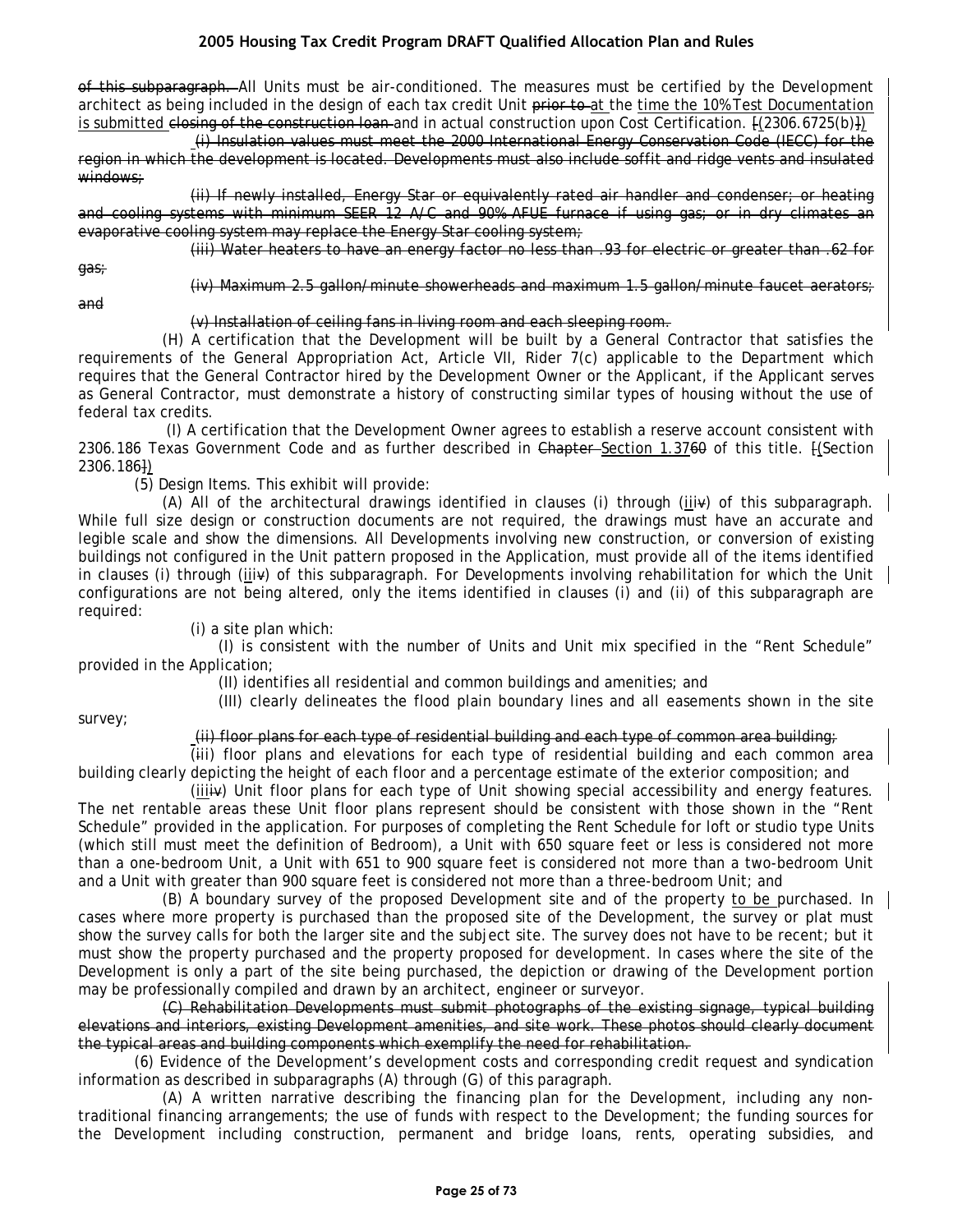~~of this subparagraph.~~ All Units must be air-conditioned. The measures must be certified by the Development architect as being included in the design of each tax credit Unit ~~prior to~~ at the time the 10% Test Documentation is submitted ~~closing of the construction loan~~ and in actual construction upon Cost Certification. ~~[~~(2306.6725(b)~~]~~)

~~(i) Insulation values must meet the 2000 International Energy Conservation Code (IECC) for the region in which the development is located. Developments must also include soffit and ridge vents and insulated windows;~~

~~(ii) If newly installed, Energy Star or equivalently rated air handler and condenser; or heating and cooling systems with minimum SEER 12 A/C and 90% AFUE furnace if using gas; or in dry climates an evaporative cooling system may replace the Energy Star cooling system;~~

~~(iii) Water heaters to have an energy factor no less than .93 for electric or greater than .62 for gas;~~

~~(iv) Maximum 2.5 gallon/minute showerheads and maximum 1.5 gallon/minute faucet aerators; and~~

~~(v) Installation of ceiling fans in living room and each sleeping room.~~

(H) A certification that the Development will be built by a General Contractor that satisfies the requirements of the General Appropriation Act, Article VII, Rider 7(c) applicable to the Department which requires that the General Contractor hired by the Development Owner or the Applicant, if the Applicant serves as General Contractor, must demonstrate a history of constructing similar types of housing without the use of federal tax credits.

(I) A certification that the Development Owner agrees to establish a reserve account consistent with 2306.186 Texas Government Code and as further described in ~~Chapter~~ Section 1.37~~60~~ of this title. ~~[~~(Section 2306.186~~]~~)

(5) Design Items. This exhibit will provide:

(A) All of the architectural drawings identified in clauses (i) through (iii~~v~~) of this subparagraph. While full size design or construction documents are not required, the drawings must have an accurate and legible scale and show the dimensions. All Developments involving new construction, or conversion of existing buildings not configured in the Unit pattern proposed in the Application, must provide all of the items identified in clauses (i) through (iii~~v~~) of this subparagraph. For Developments involving rehabilitation for which the Unit configurations are not being altered, only the items identified in clauses (i) and (ii) of this subparagraph are required:

(i) a site plan which:

(I) is consistent with the number of Units and Unit mix specified in the "Rent Schedule" provided in the Application;

(II) identifies all residential and common buildings and amenities; and

(III) clearly delineates the flood plain boundary lines and all easements shown in the site survey;

~~(ii) floor plans for each type of residential building and each type of common area building;~~

(i~~i~~i) floor plans and elevations for each type of residential building and each common area building clearly depicting the height of each floor and a percentage estimate of the exterior composition; and

(iii~~iv~~) Unit floor plans for each type of Unit showing special accessibility and energy features. The net rentable areas these Unit floor plans represent should be consistent with those shown in the "Rent Schedule" provided in the application. For purposes of completing the Rent Schedule for loft or studio type Units (which still must meet the definition of Bedroom), a Unit with 650 square feet or less is considered not more than a one-bedroom Unit, a Unit with 651 to 900 square feet is considered not more than a two-bedroom Unit and a Unit with greater than 900 square feet is considered not more than a three-bedroom Unit; and

(B) A boundary survey of the proposed Development site and of the property to be purchased. In cases where more property is purchased than the proposed site of the Development, the survey or plat must show the survey calls for both the larger site and the subject site. The survey does not have to be recent; but it must show the property purchased and the property proposed for development. In cases where the site of the Development is only a part of the site being purchased, the depiction or drawing of the Development portion may be professionally compiled and drawn by an architect, engineer or surveyor.

~~(C) Rehabilitation Developments must submit photographs of the existing signage, typical building elevations and interiors, existing Development amenities, and site work. These photos should clearly document the typical areas and building components which exemplify the need for rehabilitation.~~

(6) Evidence of the Development's development costs and corresponding credit request and syndication information as described in subparagraphs (A) through (G) of this paragraph.

(A) A written narrative describing the financing plan for the Development, including any non-traditional financing arrangements; the use of funds with respect to the Development; the funding sources for the Development including construction, permanent and bridge loans, rents, operating subsidies, and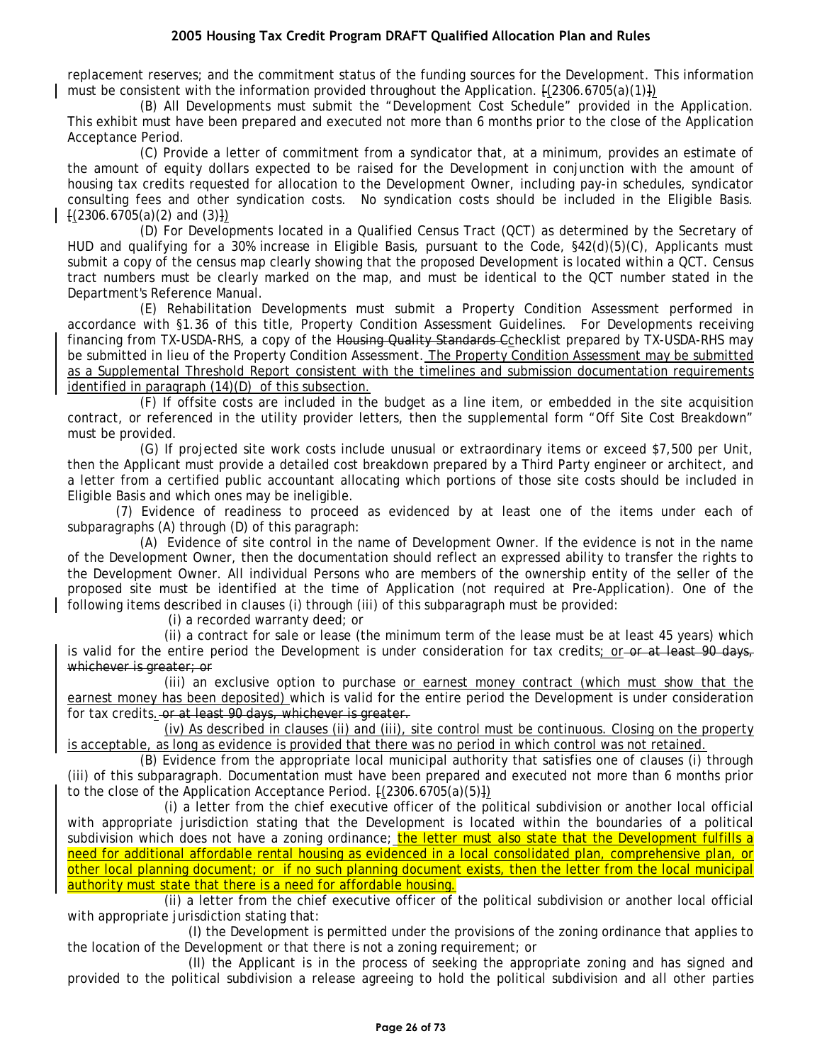replacement reserves; and the commitment status of the funding sources for the Development. This information must be consistent with the information provided throughout the Application. [(2306.6705(a)(1)])

(B) All Developments must submit the "Development Cost Schedule" provided in the Application. This exhibit must have been prepared and executed not more than 6 months prior to the close of the Application Acceptance Period.

(C) Provide a letter of commitment from a syndicator that, at a minimum, provides an estimate of the amount of equity dollars expected to be raised for the Development in conjunction with the amount of housing tax credits requested for allocation to the Development Owner, including pay-in schedules, syndicator consulting fees and other syndication costs. No syndication costs should be included in the Eligible Basis. [(2306.6705(a)(2) and (3)])

(D) For Developments located in a Qualified Census Tract (QCT) as determined by the Secretary of HUD and qualifying for a 30% increase in Eligible Basis, pursuant to the Code, §42(d)(5)(C), Applicants must submit a copy of the census map clearly showing that the proposed Development is located within a QCT. Census tract numbers must be clearly marked on the map, and must be identical to the QCT number stated in the Department's Reference Manual.

(E) Rehabilitation Developments must submit a Property Condition Assessment performed in accordance with §1.36 of this title, Property Condition Assessment Guidelines. For Developments receiving financing from TX-USDA-RHS, a copy of the ~~Housing Quality Standards C~~checklist prepared by TX-USDA-RHS may be submitted in lieu of the Property Condition Assessment. The Property Condition Assessment may be submitted as a Supplemental Threshold Report consistent with the timelines and submission documentation requirements identified in paragraph (14)(D) of this subsection.

(F) If offsite costs are included in the budget as a line item, or embedded in the site acquisition contract, or referenced in the utility provider letters, then the supplemental form "Off Site Cost Breakdown" must be provided.

(G) If projected site work costs include unusual or extraordinary items or exceed $7,500 per Unit, then the Applicant must provide a detailed cost breakdown prepared by a Third Party engineer or architect, and a letter from a certified public accountant allocating which portions of those site costs should be included in Eligible Basis and which ones may be ineligible.

(7) Evidence of readiness to proceed as evidenced by at least one of the items under each of subparagraphs (A) through (D) of this paragraph:

(A) Evidence of site control in the name of Development Owner. If the evidence is not in the name of the Development Owner, then the documentation should reflect an expressed ability to transfer the rights to the Development Owner. All individual Persons who are members of the ownership entity of the seller of the proposed site must be identified at the time of Application (not required at Pre-Application). One of the following items described in clauses (i) through (iii) of this subparagraph must be provided:

(i) a recorded warranty deed; or

(ii) a contract for sale or lease (the minimum term of the lease must be at least 45 years) which is valid for the entire period the Development is under consideration for tax credits; or ~~or at least 90 days, whichever is greater; or~~

(iii) an exclusive option to purchase or earnest money contract (which must show that the earnest money has been deposited) which is valid for the entire period the Development is under consideration for tax credits. ~~or at least 90 days, whichever is greater.~~

(iv) As described in clauses (ii) and (iii), site control must be continuous. Closing on the property is acceptable, as long as evidence is provided that there was no period in which control was not retained.

(B) Evidence from the appropriate local municipal authority that satisfies one of clauses (i) through (iii) of this subparagraph. Documentation must have been prepared and executed not more than 6 months prior to the close of the Application Acceptance Period. [(2306.6705(a)(5)])

(i) a letter from the chief executive officer of the political subdivision or another local official with appropriate jurisdiction stating that the Development is located within the boundaries of a political subdivision which does not have a zoning ordinance; the letter must also state that the Development fulfills a need for additional affordable rental housing as evidenced in a local consolidated plan, comprehensive plan, or other local planning document; or if no such planning document exists, then the letter from the local municipal authority must state that there is a need for affordable housing.

(ii) a letter from the chief executive officer of the political subdivision or another local official with appropriate jurisdiction stating that:

(I) the Development is permitted under the provisions of the zoning ordinance that applies to the location of the Development or that there is not a zoning requirement; or

(II) the Applicant is in the process of seeking the appropriate zoning and has signed and provided to the political subdivision a release agreeing to hold the political subdivision and all other parties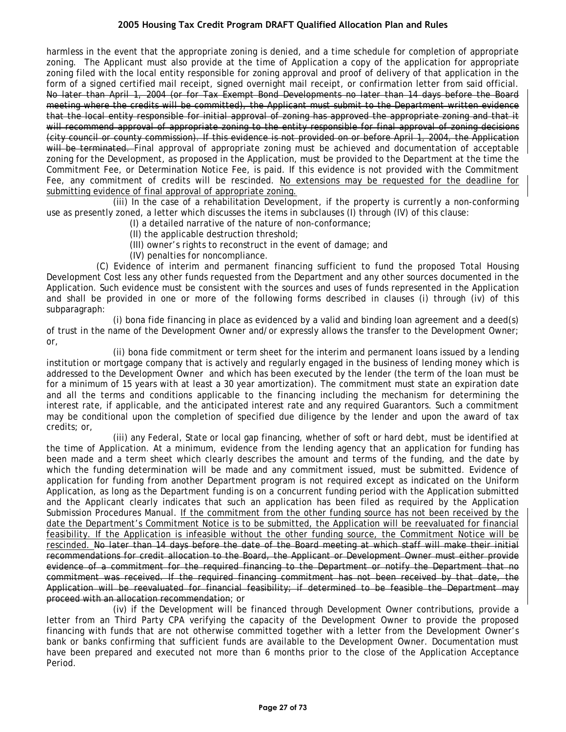harmless in the event that the appropriate zoning is denied, and a time schedule for completion of appropriate zoning. The Applicant must also provide at the time of Application a copy of the application for appropriate zoning filed with the local entity responsible for zoning approval and proof of delivery of that application in the form of a signed certified mail receipt, signed overnight mail receipt, or confirmation letter from said official. ~~No later than April 1, 2004 (or for Tax Exempt Bond Developments no later than 14 days before the Board meeting where the credits will be committed), the Applicant must submit to the Department written evidence that the local entity responsible for initial approval of zoning has approved the appropriate zoning and that it will recommend approval of appropriate zoning to the entity responsible for final approval of zoning decisions (city council or county commission). If this evidence is not provided on or before April 1, 2004, the Application will be terminated.~~ Final approval of appropriate zoning must be achieved and documentation of acceptable zoning for the Development, as proposed in the Application, must be provided to the Department at the time the Commitment Fee, or Determination Notice Fee, is paid. If this evidence is not provided with the Commitment Fee, any commitment of credits will be rescinded. <u>No extensions may be requested for the deadline for submitting evidence of final approval of appropriate zoning.</u>

(iii) In the case of a rehabilitation Development, if the property is currently a non-conforming use as presently zoned, a letter which discusses the items in subclauses (I) through (IV) of this clause:

(I) a detailed narrative of the nature of non-conformance;

(II) the applicable destruction threshold;

(III) owner's rights to reconstruct in the event of damage; and

(IV) penalties for noncompliance.

(C) Evidence of interim and permanent financing sufficient to fund the proposed Total Housing Development Cost less any other funds requested from the Department and any other sources documented in the Application. Such evidence must be consistent with the sources and uses of funds represented in the Application and shall be provided in one or more of the following forms described in clauses (i) through (iv) of this subparagraph:

(i) bona fide financing in place as evidenced by a valid and binding loan agreement and a deed(s) of trust in the name of the Development Owner and/or expressly allows the transfer to the Development Owner; or,

(ii) bona fide commitment or term sheet for the interim and permanent loans issued by a lending institution or mortgage company that is actively and regularly engaged in the business of lending money which is addressed to the Development Owner and which has been executed by the lender (the term of the loan must be for a minimum of 15 years with at least a 30 year amortization). The commitment must state an expiration date and all the terms and conditions applicable to the financing including the mechanism for determining the interest rate, if applicable, and the anticipated interest rate and any required Guarantors. Such a commitment may be conditional upon the completion of specified due diligence by the lender and upon the award of tax credits; or,

(iii) any Federal, State or local gap financing, whether of soft or hard debt, must be identified at the time of Application. At a minimum, evidence from the lending agency that an application for funding has been made and a term sheet which clearly describes the amount and terms of the funding, and the date by which the funding determination will be made and any commitment issued, must be submitted. Evidence of application for funding from another Department program is not required except as indicated on the Uniform Application, as long as the Department funding is on a concurrent funding period with the Application submitted and the Applicant clearly indicates that such an application has been filed as required by the Application Submission Procedures Manual. <u>If the commitment from the other funding source has not been received by the date the Department's Commitment Notice is to be submitted, the Application will be reevaluated for financial feasibility. If the Application is infeasible without the other funding source, the Commitment Notice will be rescinded.</u> ~~No later than 14 days before the date of the Board meeting at which staff will make their initial recommendations for credit allocation to the Board, the Applicant or Development Owner must either provide evidence of a commitment for the required financing to the Department or notify the Department that no commitment was received. If the required financing commitment has not been received by that date, the Application will be reevaluated for financial feasibility; if determined to be feasible the Department may proceed with an allocation recommendation~~; or

(iv) if the Development will be financed through Development Owner contributions, provide a letter from an Third Party CPA verifying the capacity of the Development Owner to provide the proposed financing with funds that are not otherwise committed together with a letter from the Development Owner's bank or banks confirming that sufficient funds are available to the Development Owner. Documentation must have been prepared and executed not more than 6 months prior to the close of the Application Acceptance Period.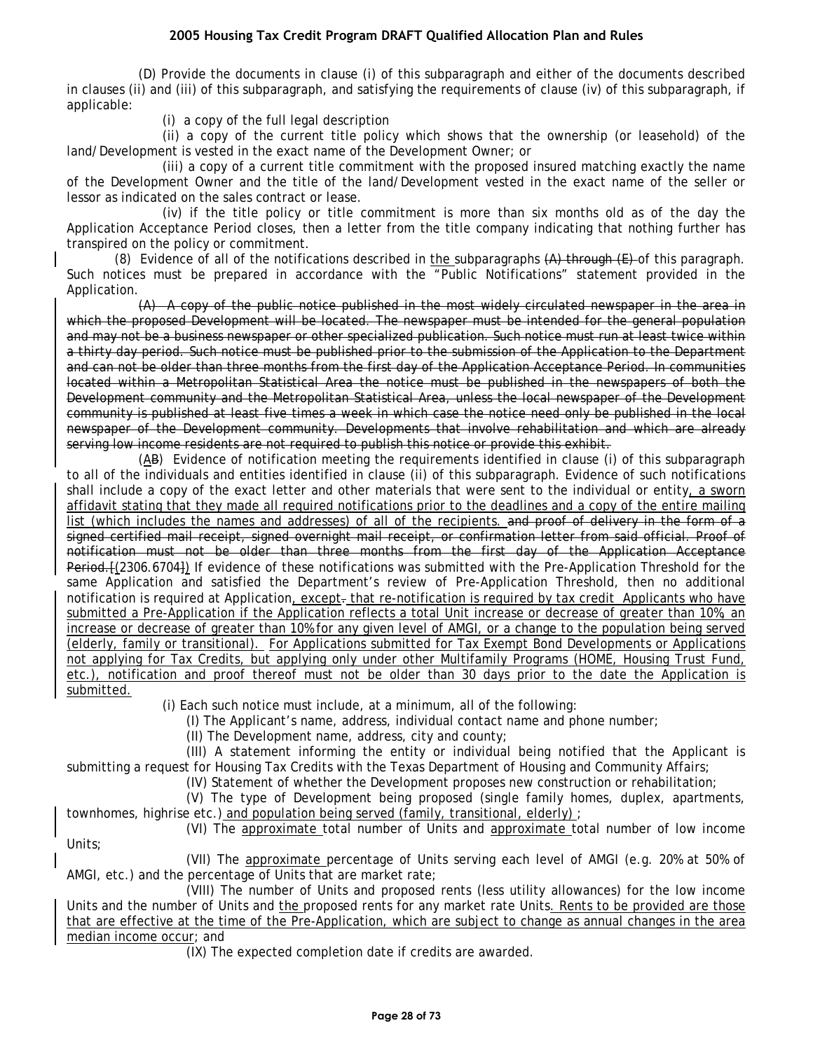(D) Provide the documents in clause (i) of this subparagraph and either of the documents described in clauses (ii) and (iii) of this subparagraph, and satisfying the requirements of clause (iv) of this subparagraph, if applicable:

(i) a copy of the full legal description

(ii) a copy of the current title policy which shows that the ownership (or leasehold) of the land/Development is vested in the exact name of the Development Owner; or

(iii) a copy of a current title commitment with the proposed insured matching exactly the name of the Development Owner and the title of the land/Development vested in the exact name of the seller or lessor as indicated on the sales contract or lease.

(iv) if the title policy or title commitment is more than six months old as of the day the Application Acceptance Period closes, then a letter from the title company indicating that nothing further has transpired on the policy or commitment.

(8) Evidence of all of the notifications described in <u>the</u> subparagraphs ~~(A) through (E)~~ of this paragraph. Such notices must be prepared in accordance with the "Public Notifications" statement provided in the Application.

~~(A) A copy of the public notice published in the most widely circulated newspaper in the area in which the proposed Development will be located. The newspaper must be intended for the general population and may not be a business newspaper or other specialized publication. Such notice must run at least twice within a thirty day period. Such notice must be published prior to the submission of the Application to the Department and can not be older than three months from the first day of the Application Acceptance Period. In communities located within a Metropolitan Statistical Area the notice must be published in the newspapers of both the Development community and the Metropolitan Statistical Area, unless the local newspaper of the Development community is published at least five times a week in which case the notice need only be published in the local newspaper of the Development community. Developments that involve rehabilitation and which are already serving low income residents are not required to publish this notice or provide this exhibit.~~

(<u>A</u>~~B~~) Evidence of notification meeting the requirements identified in clause (i) of this subparagraph to all of the individuals and entities identified in clause (ii) of this subparagraph. Evidence of such notifications shall include a copy of the exact letter and other materials that were sent to the individual or entity<u>, a sworn affidavit stating that they made all required notifications prior to the deadlines and a copy of the entire mailing list (which includes the names and addresses) of all of the recipients.</u> ~~and proof of delivery in the form of a signed certified mail receipt, signed overnight mail receipt, or confirmation letter from said official. Proof of notification must not be older than three months from the first day of the Application Acceptance Period.~~ ~~[~~<u>(</u>2306.6704~~]~~<u>)</u> If evidence of these notifications was submitted with the Pre-Application Threshold for the same Application and satisfied the Department's review of Pre-Application Threshold, then no additional notification is required at Application<u>, except</u>~~.~~ <u>that re-notification is required by tax credit Applicants who have submitted a Pre-Application if the Application reflects a total Unit increase or decrease of greater than 10%, an increase or decrease of greater than 10% for any given level of AMGI, or a change to the population being served (elderly, family or transitional). For Applications submitted for Tax Exempt Bond Developments or Applications not applying for Tax Credits, but applying only under other Multifamily Programs (HOME, Housing Trust Fund, etc.), notification and proof thereof must not be older than 30 days prior to the date the Application is submitted.</u>

(i) Each such notice must include, at a minimum, all of the following:

(I) The Applicant's name, address, individual contact name and phone number;

(II) The Development name, address, city and county;

(III) A statement informing the entity or individual being notified that the Applicant is submitting a request for Housing Tax Credits with the Texas Department of Housing and Community Affairs;

(IV) Statement of whether the Development proposes new construction or rehabilitation;

(V) The type of Development being proposed (single family homes, duplex, apartments, townhomes, highrise etc.) <u>and population being served (family, transitional, elderly)</u> ;

(VI) The <u>approximate</u> total number of Units and <u>approximate</u> total number of low income Units;

(VII) The <u>approximate</u> percentage of Units serving each level of AMGI (e.g. 20% at 50% of AMGI, etc.) and the percentage of Units that are market rate;

(VIII) The number of Units and proposed rents (less utility allowances) for the low income Units and the number of Units and <u>the</u> proposed rents for any market rate Units<u>. Rents to be provided are those that are effective at the time of the Pre-Application, which are subject to change as annual changes in the area median income occur</u>; and

(IX) The expected completion date if credits are awarded.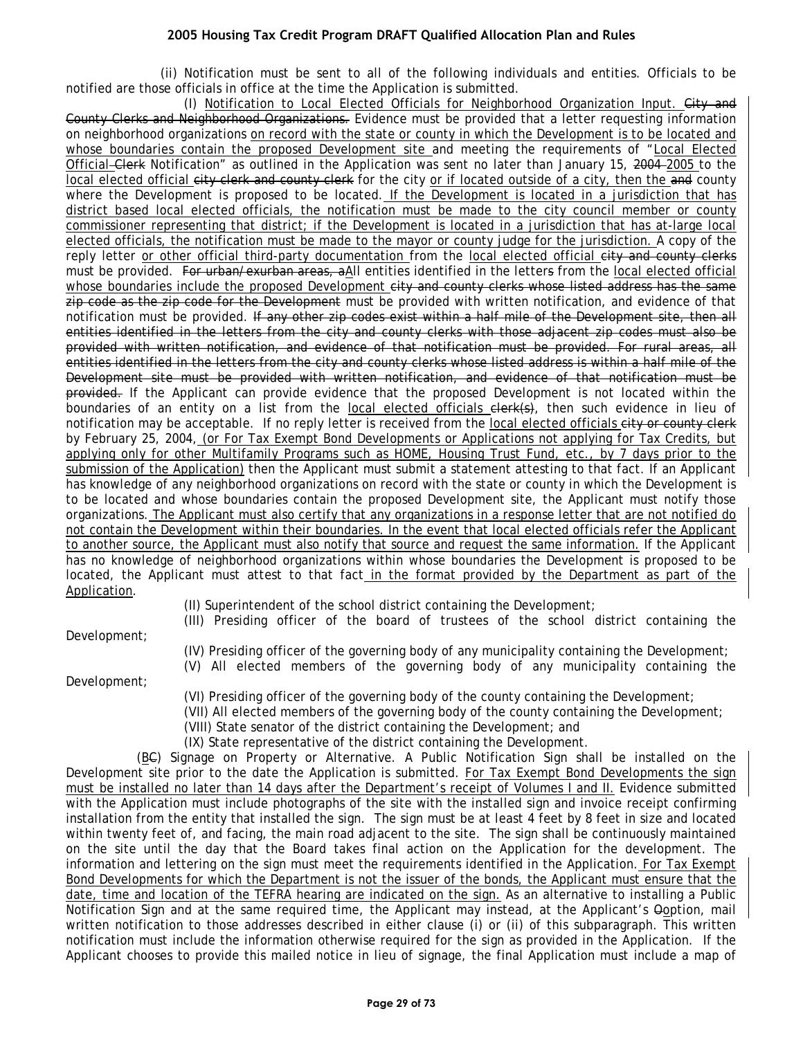(ii) Notification must be sent to all of the following individuals and entities. Officials to be notified are those officials in office at the time the Application is submitted.

(I) Notification to Local Elected Officials for Neighborhood Organization Input. ~~City and County Clerks and Neighborhood Organizations.~~ Evidence must be provided that a letter requesting information on neighborhood organizations on record with the state or county in which the Development is to be located and whose boundaries contain the proposed Development site and meeting the requirements of "Local Elected Official ~~Clerk~~ Notification" as outlined in the Application was sent no later than January 15, ~~2004~~ 2005 to the local elected official ~~city clerk and county clerk~~ for the city or if located outside of a city, then the ~~and~~ county where the Development is proposed to be located. If the Development is located in a jurisdiction that has district based local elected officials, the notification must be made to the city council member or county commissioner representing that district; if the Development is located in a jurisdiction that has at-large local elected officials, the notification must be made to the mayor or county judge for the jurisdiction. A copy of the reply letter or other official third-party documentation from the local elected official ~~city and county clerks~~ must be provided. ~~For urban/exurban areas, a~~All entities identified in the letter~~s~~ from the local elected official whose boundaries include the proposed Development ~~city and county clerks whose listed address has the same zip code as the zip code for the Development~~ must be provided with written notification, and evidence of that notification must be provided. ~~If any other zip codes exist within a half mile of the Development site, then all entities identified in the letters from the city and county clerks with those adjacent zip codes must also be provided with written notification, and evidence of that notification must be provided. For rural areas, all entities identified in the letters from the city and county clerks whose listed address is within a half mile of the Development site must be provided with written notification, and evidence of that notification must be provided.~~ If the Applicant can provide evidence that the proposed Development is not located within the boundaries of an entity on a list from the local elected officials ~~clerk(s)~~, then such evidence in lieu of notification may be acceptable. If no reply letter is received from the local elected officials ~~city or county clerk~~ by February 25, 2004, (or For Tax Exempt Bond Developments or Applications not applying for Tax Credits, but applying only for other Multifamily Programs such as HOME, Housing Trust Fund, etc., by 7 days prior to the submission of the Application) then the Applicant must submit a statement attesting to that fact. If an Applicant has knowledge of any neighborhood organizations on record with the state or county in which the Development is to be located and whose boundaries contain the proposed Development site, the Applicant must notify those organizations. The Applicant must also certify that any organizations in a response letter that are not notified do not contain the Development within their boundaries. In the event that local elected officials refer the Applicant to another source, the Applicant must also notify that source and request the same information. If the Applicant has no knowledge of neighborhood organizations within whose boundaries the Development is proposed to be located, the Applicant must attest to that fact in the format provided by the Department as part of the Application.

(II) Superintendent of the school district containing the Development;

(III) Presiding officer of the board of trustees of the school district containing the Development;

(IV) Presiding officer of the governing body of any municipality containing the Development;

(V) All elected members of the governing body of any municipality containing the Development;

(VI) Presiding officer of the governing body of the county containing the Development;

(VII) All elected members of the governing body of the county containing the Development;

(VIII) State senator of the district containing the Development; and

(IX) State representative of the district containing the Development.

(B~~C~~) Signage on Property or Alternative. A Public Notification Sign shall be installed on the Development site prior to the date the Application is submitted. For Tax Exempt Bond Developments the sign must be installed no later than 14 days after the Department's receipt of Volumes I and II. Evidence submitted with the Application must include photographs of the site with the installed sign and invoice receipt confirming installation from the entity that installed the sign. The sign must be at least 4 feet by 8 feet in size and located within twenty feet of, and facing, the main road adjacent to the site. The sign shall be continuously maintained on the site until the day that the Board takes final action on the Application for the development. The information and lettering on the sign must meet the requirements identified in the Application. For Tax Exempt Bond Developments for which the Department is not the issuer of the bonds, the Applicant must ensure that the date, time and location of the TEFRA hearing are indicated on the sign. As an alternative to installing a Public Notification Sign and at the same required time, the Applicant may instead, at the Applicant's ~~O~~option, mail written notification to those addresses described in either clause (i) or (ii) of this subparagraph. This written notification must include the information otherwise required for the sign as provided in the Application. If the Applicant chooses to provide this mailed notice in lieu of signage, the final Application must include a map of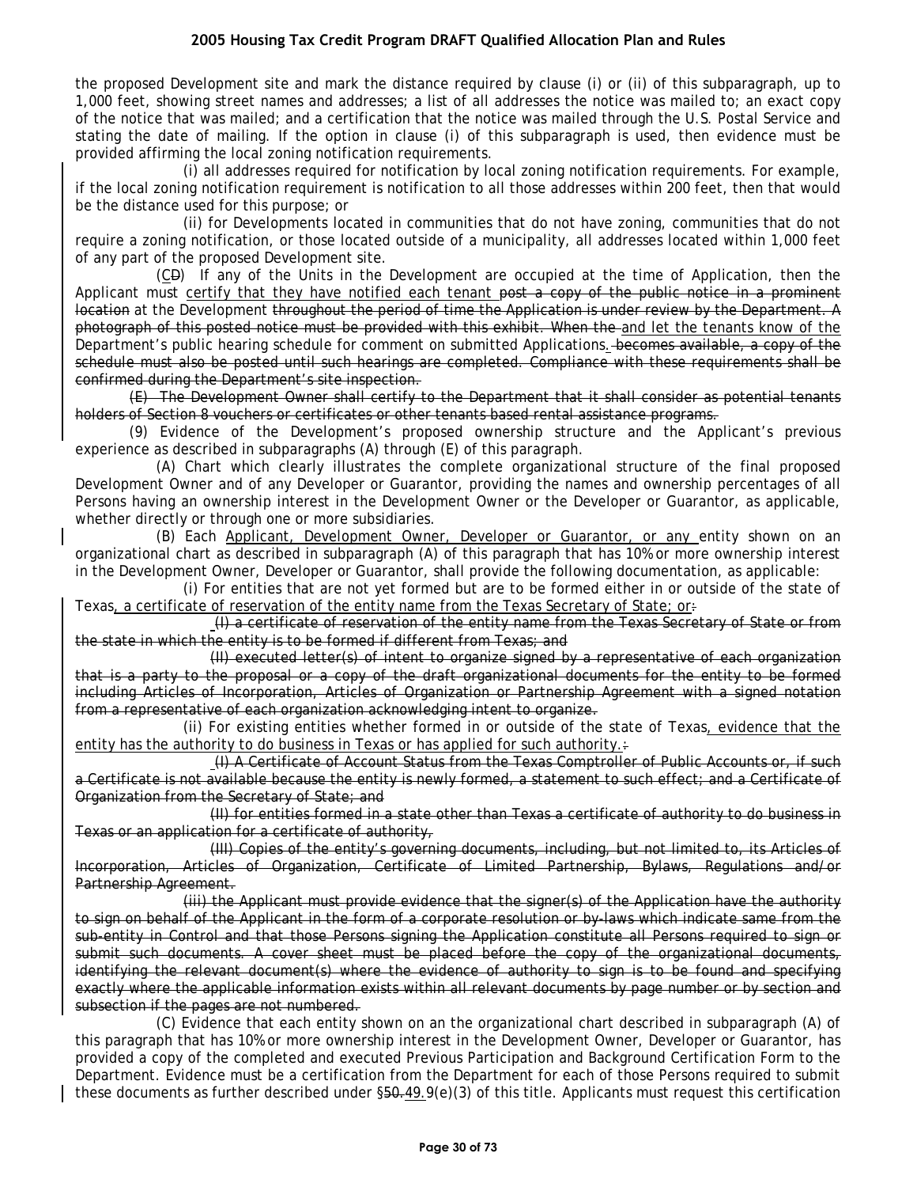the proposed Development site and mark the distance required by clause (i) or (ii) of this subparagraph, up to 1,000 feet, showing street names and addresses; a list of all addresses the notice was mailed to; an exact copy of the notice that was mailed; and a certification that the notice was mailed through the U.S. Postal Service and stating the date of mailing. If the option in clause (i) of this subparagraph is used, then evidence must be provided affirming the local zoning notification requirements.

(i) all addresses required for notification by local zoning notification requirements. For example, if the local zoning notification requirement is notification to all those addresses within 200 feet, then that would be the distance used for this purpose; or

(ii) for Developments located in communities that do not have zoning, communities that do not require a zoning notification, or those located outside of a municipality, all addresses located within 1,000 feet of any part of the proposed Development site.

(C~~D~~) If any of the Units in the Development are occupied at the time of Application, then the Applicant must certify that they have notified each tenant ~~post a copy of the public notice in a prominent location~~ at the Development ~~throughout the period of time the Application is under review by the Department. A photograph of this posted notice must be provided with this exhibit. When the~~ and let the tenants know of the Department's public hearing schedule for comment on submitted Applications. ~~becomes available, a copy of the schedule must also be posted until such hearings are completed. Compliance with these requirements shall be confirmed during the Department's site inspection.~~

~~(E) The Development Owner shall certify to the Department that it shall consider as potential tenants holders of Section 8 vouchers or certificates or other tenants based rental assistance programs.~~

(9) Evidence of the Development's proposed ownership structure and the Applicant's previous experience as described in subparagraphs (A) through (E) of this paragraph.

(A) Chart which clearly illustrates the complete organizational structure of the final proposed Development Owner and of any Developer or Guarantor, providing the names and ownership percentages of all Persons having an ownership interest in the Development Owner or the Developer or Guarantor, as applicable, whether directly or through one or more subsidiaries.

(B) Each Applicant, Development Owner, Developer or Guarantor, or any entity shown on an organizational chart as described in subparagraph (A) of this paragraph that has 10% or more ownership interest in the Development Owner, Developer or Guarantor, shall provide the following documentation, as applicable:

(i) For entities that are not yet formed but are to be formed either in or outside of the state of Texas, a certificate of reservation of the entity name from the Texas Secretary of State; or~~:~~

~~(I) a certificate of reservation of the entity name from the Texas Secretary of State or from the state in which the entity is to be formed if different from Texas; and~~

~~(II) executed letter(s) of intent to organize signed by a representative of each organization that is a party to the proposal or a copy of the draft organizational documents for the entity to be formed including Articles of Incorporation, Articles of Organization or Partnership Agreement with a signed notation from a representative of each organization acknowledging intent to organize.~~

(ii) For existing entities whether formed in or outside of the state of Texas, evidence that the entity has the authority to do business in Texas or has applied for such authority.~~:~~

~~(I) A Certificate of Account Status from the Texas Comptroller of Public Accounts or, if such a Certificate is not available because the entity is newly formed, a statement to such effect; and a Certificate of Organization from the Secretary of State; and~~

~~(II) for entities formed in a state other than Texas a certificate of authority to do business in Texas or an application for a certificate of authority,~~

~~(III) Copies of the entity's governing documents, including, but not limited to, its Articles of Incorporation, Articles of Organization, Certificate of Limited Partnership, Bylaws, Regulations and/or Partnership Agreement.~~

~~(iii) the Applicant must provide evidence that the signer(s) of the Application have the authority to sign on behalf of the Applicant in the form of a corporate resolution or by-laws which indicate same from the sub-entity in Control and that those Persons signing the Application constitute all Persons required to sign or submit such documents. A cover sheet must be placed before the copy of the organizational documents, identifying the relevant document(s) where the evidence of authority to sign is to be found and specifying exactly where the applicable information exists within all relevant documents by page number or by section and subsection if the pages are not numbered.~~

(C) Evidence that each entity shown on an the organizational chart described in subparagraph (A) of this paragraph that has 10% or more ownership interest in the Development Owner, Developer or Guarantor, has provided a copy of the completed and executed Previous Participation and Background Certification Form to the Department. Evidence must be a certification from the Department for each of those Persons required to submit these documents as further described under §~~50.~~49.9(e)(3) of this title. Applicants must request this certification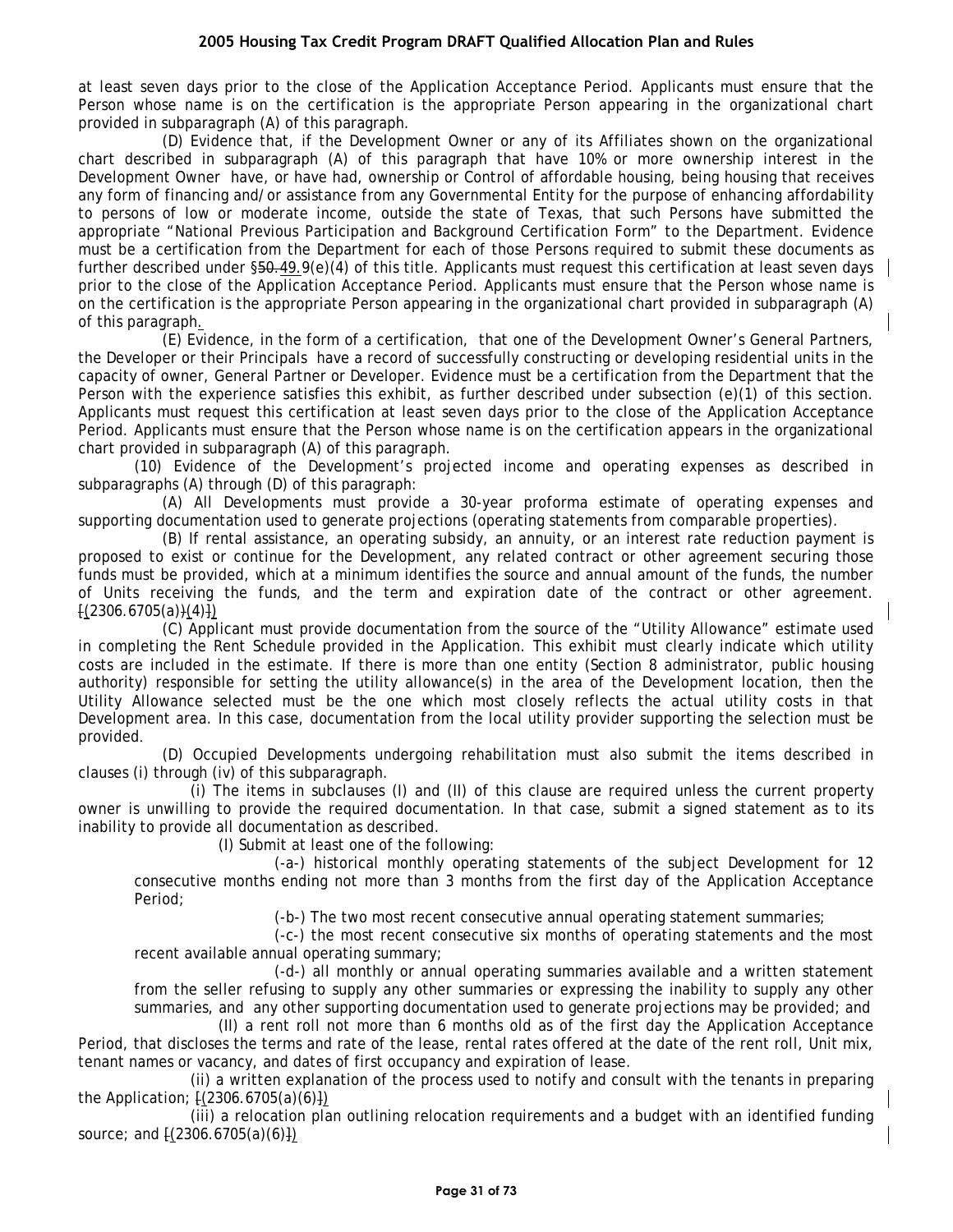at least seven days prior to the close of the Application Acceptance Period. Applicants must ensure that the Person whose name is on the certification is the appropriate Person appearing in the organizational chart provided in subparagraph (A) of this paragraph.

(D) Evidence that, if the Development Owner or any of its Affiliates shown on the organizational chart described in subparagraph (A) of this paragraph that have 10% or more ownership interest in the Development Owner have, or have had, ownership or Control of affordable housing, being housing that receives any form of financing and/or assistance from any Governmental Entity for the purpose of enhancing affordability to persons of low or moderate income, outside the state of Texas, that such Persons have submitted the appropriate "National Previous Participation and Background Certification Form" to the Department. Evidence must be a certification from the Department for each of those Persons required to submit these documents as further described under §50.49.9(e)(4) of this title. Applicants must request this certification at least seven days prior to the close of the Application Acceptance Period. Applicants must ensure that the Person whose name is on the certification is the appropriate Person appearing in the organizational chart provided in subparagraph (A) of this paragraph.

(E) Evidence, in the form of a certification, that one of the Development Owner's General Partners, the Developer or their Principals have a record of successfully constructing or developing residential units in the capacity of owner, General Partner or Developer. Evidence must be a certification from the Department that the Person with the experience satisfies this exhibit, as further described under subsection (e)(1) of this section. Applicants must request this certification at least seven days prior to the close of the Application Acceptance Period. Applicants must ensure that the Person whose name is on the certification appears in the organizational chart provided in subparagraph (A) of this paragraph.

(10) Evidence of the Development's projected income and operating expenses as described in subparagraphs (A) through (D) of this paragraph:

(A) All Developments must provide a 30-year proforma estimate of operating expenses and supporting documentation used to generate projections (operating statements from comparable properties).

(B) If rental assistance, an operating subsidy, an annuity, or an interest rate reduction payment is proposed to exist or continue for the Development, any related contract or other agreement securing those funds must be provided, which at a minimum identifies the source and annual amount of the funds, the number of Units receiving the funds, and the term and expiration date of the contract or other agreement. [(2306.6705(a)](4)])

(C) Applicant must provide documentation from the source of the "Utility Allowance" estimate used in completing the Rent Schedule provided in the Application. This exhibit must clearly indicate which utility costs are included in the estimate. If there is more than one entity (Section 8 administrator, public housing authority) responsible for setting the utility allowance(s) in the area of the Development location, then the Utility Allowance selected must be the one which most closely reflects the actual utility costs in that Development area. In this case, documentation from the local utility provider supporting the selection must be provided.

(D) Occupied Developments undergoing rehabilitation must also submit the items described in clauses (i) through (iv) of this subparagraph.

(i) The items in subclauses (I) and (II) of this clause are required unless the current property owner is unwilling to provide the required documentation. In that case, submit a signed statement as to its inability to provide all documentation as described.

(I) Submit at least one of the following:

(-a-) historical monthly operating statements of the subject Development for 12 consecutive months ending not more than 3 months from the first day of the Application Acceptance Period;

(-b-) The two most recent consecutive annual operating statement summaries;

(-c-) the most recent consecutive six months of operating statements and the most recent available annual operating summary;

(-d-) all monthly or annual operating summaries available and a written statement from the seller refusing to supply any other summaries or expressing the inability to supply any other summaries, and any other supporting documentation used to generate projections may be provided; and

(II) a rent roll not more than 6 months old as of the first day the Application Acceptance Period, that discloses the terms and rate of the lease, rental rates offered at the date of the rent roll, Unit mix, tenant names or vacancy, and dates of first occupancy and expiration of lease.

(ii) a written explanation of the process used to notify and consult with the tenants in preparing the Application; [(2306.6705(a)(6)])

(iii) a relocation plan outlining relocation requirements and a budget with an identified funding source; and [(2306.6705(a)(6)])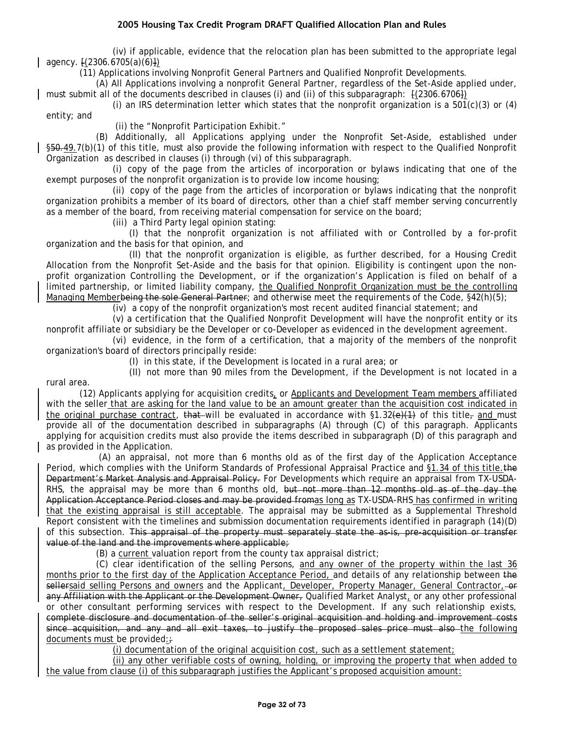(iv) if applicable, evidence that the relocation plan has been submitted to the appropriate legal agency. [(2306.6705(a)(6)])

(11) Applications involving Nonprofit General Partners and Qualified Nonprofit Developments.

(A) All Applications involving a nonprofit General Partner, regardless of the Set-Aside applied under, must submit all of the documents described in clauses (i) and (ii) of this subparagraph: [(2306.6706])

(i) an IRS determination letter which states that the nonprofit organization is a 501(c)(3) or (4) entity; and

(ii) the "Nonprofit Participation Exhibit."

(B) Additionally, all Applications applying under the Nonprofit Set-Aside, established under §50.49.7(b)(1) of this title, must also provide the following information with respect to the Qualified Nonprofit Organization as described in clauses (i) through (vi) of this subparagraph.

(i) copy of the page from the articles of incorporation or bylaws indicating that one of the exempt purposes of the nonprofit organization is to provide low income housing;

(ii) copy of the page from the articles of incorporation or bylaws indicating that the nonprofit organization prohibits a member of its board of directors, other than a chief staff member serving concurrently as a member of the board, from receiving material compensation for service on the board;

(iii) a Third Party legal opinion stating:

(I) that the nonprofit organization is not affiliated with or Controlled by a for-profit organization and the basis for that opinion, and

(II) that the nonprofit organization is eligible, as further described, for a Housing Credit Allocation from the Nonprofit Set-Aside and the basis for that opinion. Eligibility is contingent upon the non-profit organization Controlling the Development, or if the organization's Application is filed on behalf of a limited partnership, or limited liability company, the Qualified Nonprofit Organization must be the controlling Managing Memberbeing the sole General Partner; and otherwise meet the requirements of the Code, §42(h)(5);

(iv) a copy of the nonprofit organization's most recent audited financial statement; and

(v) a certification that the Qualified Nonprofit Development will have the nonprofit entity or its nonprofit affiliate or subsidiary be the Developer or co-Developer as evidenced in the development agreement.

(vi) evidence, in the form of a certification, that a majority of the members of the nonprofit organization's board of directors principally reside:

(I) in this state, if the Development is located in a rural area; or

(II) not more than 90 miles from the Development, if the Development is not located in a rural area.

(12) Applicants applying for acquisition credits, or Applicants and Development Team members affiliated with the seller that are asking for the land value to be an amount greater than the acquisition cost indicated in the original purchase contract, that will be evaluated in accordance with §1.32(e)(1) of this title, and must provide all of the documentation described in subparagraphs (A) through (C) of this paragraph. Applicants applying for acquisition credits must also provide the items described in subparagraph (D) of this paragraph and as provided in the Application.

(A) an appraisal, not more than 6 months old as of the first day of the Application Acceptance Period, which complies with the Uniform Standards of Professional Appraisal Practice and §1.34 of this title.the Department's Market Analysis and Appraisal Policy. For Developments which require an appraisal from TX-USDA-RHS, the appraisal may be more than 6 months old, but not more than 12 months old as of the day the Application Acceptance Period closes and may be provided fromas long as TX-USDA-RHS has confirmed in writing that the existing appraisal is still acceptable. The appraisal may be submitted as a Supplemental Threshold Report consistent with the timelines and submission documentation requirements identified in paragraph (14)(D) of this subsection. This appraisal of the property must separately state the as-is, pre-acquisition or transfer value of the land and the improvements where applicable;

(B) a current valuation report from the county tax appraisal district;

(C) clear identification of the selling Persons, and any owner of the property within the last 36 months prior to the first day of the Application Acceptance Period, and details of any relationship between the sellersaid selling Persons and owners and the Applicant, Developer, Property Manager, General Contractor, or any Affiliation with the Applicant or the Development Owner, Qualified Market Analyst, or any other professional or other consultant performing services with respect to the Development. If any such relationship exists, complete disclosure and documentation of the seller's original acquisition and holding and improvement costs since acquisition, and any and all exit taxes, to justify the proposed sales price must also the following documents must be provided:;

(i) documentation of the original acquisition cost, such as a settlement statement;

(ii) any other verifiable costs of owning, holding, or improving the property that when added to the value from clause (i) of this subparagraph justifies the Applicant's proposed acquisition amount: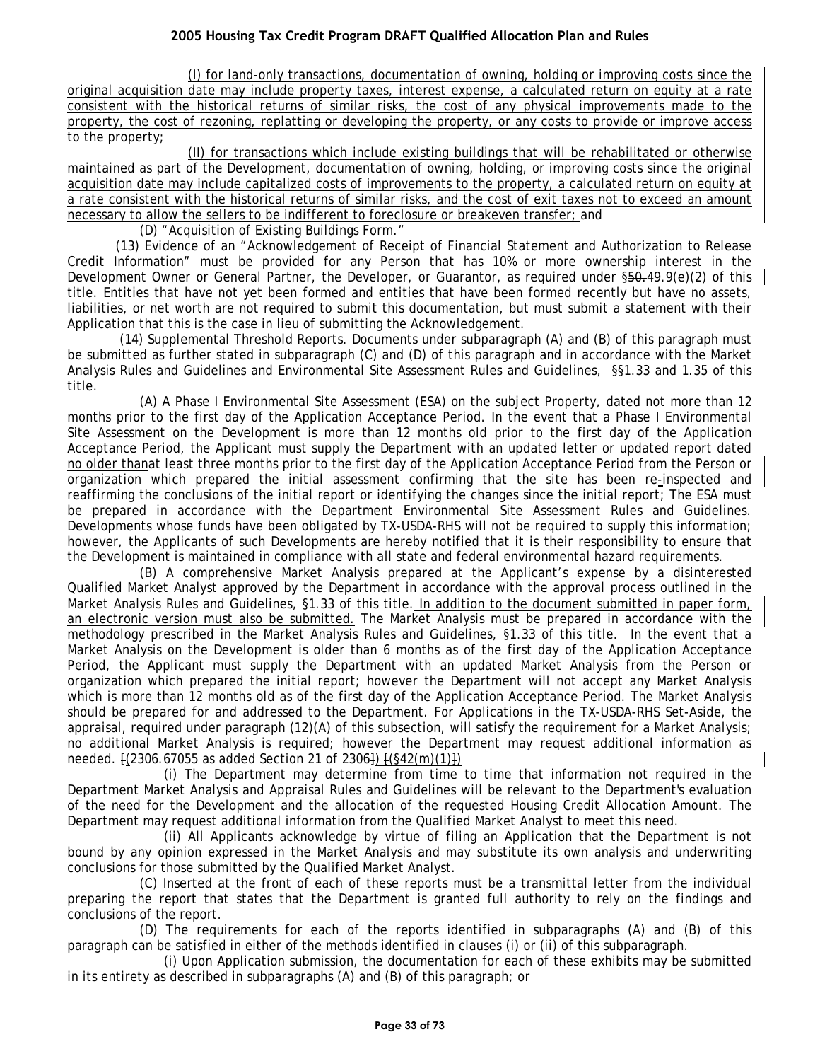(I) for land-only transactions, documentation of owning, holding or improving costs since the original acquisition date may include property taxes, interest expense, a calculated return on equity at a rate consistent with the historical returns of similar risks, the cost of any physical improvements made to the property, the cost of rezoning, replatting or developing the property, or any costs to provide or improve access to the property;

(II) for transactions which include existing buildings that will be rehabilitated or otherwise maintained as part of the Development, documentation of owning, holding, or improving costs since the original acquisition date may include capitalized costs of improvements to the property, a calculated return on equity at a rate consistent with the historical returns of similar risks, and the cost of exit taxes not to exceed an amount necessary to allow the sellers to be indifferent to foreclosure or breakeven transfer; and

(D) "Acquisition of Existing Buildings Form."

(13) Evidence of an "Acknowledgement of Receipt of Financial Statement and Authorization to Release Credit Information" must be provided for any Person that has 10% or more ownership interest in the Development Owner or General Partner, the Developer, or Guarantor, as required under §50.49.9(e)(2) of this title. Entities that have not yet been formed and entities that have been formed recently but have no assets, liabilities, or net worth are not required to submit this documentation, but must submit a statement with their Application that this is the case in lieu of submitting the Acknowledgement.

(14) Supplemental Threshold Reports. Documents under subparagraph (A) and (B) of this paragraph must be submitted as further stated in subparagraph (C) and (D) of this paragraph and in accordance with the Market Analysis Rules and Guidelines and Environmental Site Assessment Rules and Guidelines, §§1.33 and 1.35 of this title.

(A) A Phase I Environmental Site Assessment (ESA) on the subject Property, dated not more than 12 months prior to the first day of the Application Acceptance Period. In the event that a Phase I Environmental Site Assessment on the Development is more than 12 months old prior to the first day of the Application Acceptance Period, the Applicant must supply the Department with an updated letter or updated report dated no older thanat least three months prior to the first day of the Application Acceptance Period from the Person or organization which prepared the initial assessment confirming that the site has been re-inspected and reaffirming the conclusions of the initial report or identifying the changes since the initial report; The ESA must be prepared in accordance with the Department Environmental Site Assessment Rules and Guidelines. Developments whose funds have been obligated by TX-USDA-RHS will not be required to supply this information; however, the Applicants of such Developments are hereby notified that it is their responsibility to ensure that the Development is maintained in compliance with all state and federal environmental hazard requirements.

(B) A comprehensive Market Analysis prepared at the Applicant's expense by a disinterested Qualified Market Analyst approved by the Department in accordance with the approval process outlined in the Market Analysis Rules and Guidelines, §1.33 of this title. In addition to the document submitted in paper form, an electronic version must also be submitted. The Market Analysis must be prepared in accordance with the methodology prescribed in the Market Analysis Rules and Guidelines, §1.33 of this title. In the event that a Market Analysis on the Development is older than 6 months as of the first day of the Application Acceptance Period, the Applicant must supply the Department with an updated Market Analysis from the Person or organization which prepared the initial report; however the Department will not accept any Market Analysis which is more than 12 months old as of the first day of the Application Acceptance Period. The Market Analysis should be prepared for and addressed to the Department. For Applications in the TX-USDA-RHS Set-Aside, the appraisal, required under paragraph (12)(A) of this subsection, will satisfy the requirement for a Market Analysis; no additional Market Analysis is required; however the Department may request additional information as needed. [(2306.67055 as added Section 21 of 2306]) [(§42(m)(1)])

(i) The Department may determine from time to time that information not required in the Department Market Analysis and Appraisal Rules and Guidelines will be relevant to the Department's evaluation of the need for the Development and the allocation of the requested Housing Credit Allocation Amount. The Department may request additional information from the Qualified Market Analyst to meet this need.

(ii) All Applicants acknowledge by virtue of filing an Application that the Department is not bound by any opinion expressed in the Market Analysis and may substitute its own analysis and underwriting conclusions for those submitted by the Qualified Market Analyst.

(C) Inserted at the front of each of these reports must be a transmittal letter from the individual preparing the report that states that the Department is granted full authority to rely on the findings and conclusions of the report.

(D) The requirements for each of the reports identified in subparagraphs (A) and (B) of this paragraph can be satisfied in either of the methods identified in clauses (i) or (ii) of this subparagraph.

(i) Upon Application submission, the documentation for each of these exhibits may be submitted in its entirety as described in subparagraphs (A) and (B) of this paragraph; or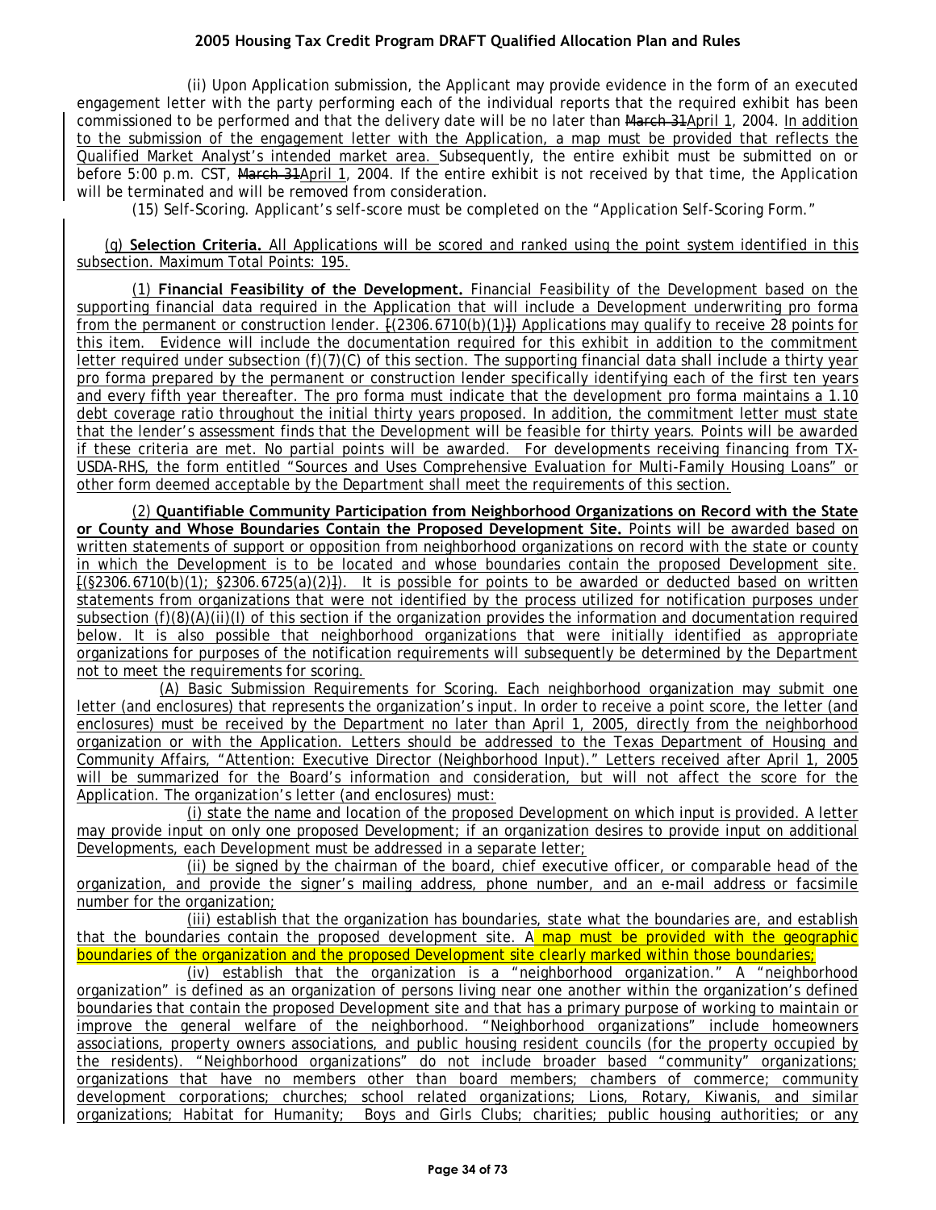(ii) Upon Application submission, the Applicant may provide evidence in the form of an executed engagement letter with the party performing each of the individual reports that the required exhibit has been commissioned to be performed and that the delivery date will be no later than ~~March 31~~April 1, 2004. In addition to the submission of the engagement letter with the Application, a map must be provided that reflects the Qualified Market Analyst's intended market area. Subsequently, the entire exhibit must be submitted on or before 5:00 p.m. CST, ~~March 31~~April 1, 2004. If the entire exhibit is not received by that time, the Application will be terminated and will be removed from consideration.

(15) Self-Scoring. Applicant's self-score must be completed on the "Application Self-Scoring Form."

(g) **Selection Criteria.** All Applications will be scored and ranked using the point system identified in this subsection. Maximum Total Points: 195.

(1) **Financial Feasibility of the Development.** Financial Feasibility of the Development based on the supporting financial data required in the Application that will include a Development underwriting pro forma from the permanent or construction lender. ~~[~~(2306.6710(b)(1)~~]~~) Applications may qualify to receive 28 points for this item. Evidence will include the documentation required for this exhibit in addition to the commitment letter required under subsection (f)(7)(C) of this section. The supporting financial data shall include a thirty year pro forma prepared by the permanent or construction lender specifically identifying each of the first ten years and every fifth year thereafter. The pro forma must indicate that the development pro forma maintains a 1.10 debt coverage ratio throughout the initial thirty years proposed. In addition, the commitment letter must state that the lender's assessment finds that the Development will be feasible for thirty years. Points will be awarded if these criteria are met. No partial points will be awarded. For developments receiving financing from TX-USDA-RHS, the form entitled "Sources and Uses Comprehensive Evaluation for Multi-Family Housing Loans" or other form deemed acceptable by the Department shall meet the requirements of this section.

(2) **Quantifiable Community Participation from Neighborhood Organizations on Record with the State or County and Whose Boundaries Contain the Proposed Development Site.** Points will be awarded based on written statements of support or opposition from neighborhood organizations on record with the state or county in which the Development is to be located and whose boundaries contain the proposed Development site. ~~[~~(§2306.6710(b)(1); §2306.6725(a)(2)~~]~~). It is possible for points to be awarded or deducted based on written statements from organizations that were not identified by the process utilized for notification purposes under subsection (f)(8)(A)(ii)(I) of this section if the organization provides the information and documentation required below. It is also possible that neighborhood organizations that were initially identified as appropriate organizations for purposes of the notification requirements will subsequently be determined by the Department not to meet the requirements for scoring.

(A) Basic Submission Requirements for Scoring. Each neighborhood organization may submit one letter (and enclosures) that represents the organization's input. In order to receive a point score, the letter (and enclosures) must be received by the Department no later than April 1, 2005, directly from the neighborhood organization or with the Application. Letters should be addressed to the Texas Department of Housing and Community Affairs, "Attention: Executive Director (Neighborhood Input)." Letters received after April 1, 2005 will be summarized for the Board's information and consideration, but will not affect the score for the Application. The organization's letter (and enclosures) must:

(i) state the name and location of the proposed Development on which input is provided. A letter may provide input on only one proposed Development; if an organization desires to provide input on additional Developments, each Development must be addressed in a separate letter;

(ii) be signed by the chairman of the board, chief executive officer, or comparable head of the organization, and provide the signer's mailing address, phone number, and an e-mail address or facsimile number for the organization;

(iii) establish that the organization has boundaries, state what the boundaries are, and establish that the boundaries contain the proposed development site. A map must be provided with the geographic boundaries of the organization and the proposed Development site clearly marked within those boundaries;

(iv) establish that the organization is a "neighborhood organization." A "neighborhood organization" is defined as an organization of persons living near one another within the organization's defined boundaries that contain the proposed Development site and that has a primary purpose of working to maintain or improve the general welfare of the neighborhood. "Neighborhood organizations" include homeowners associations, property owners associations, and public housing resident councils (for the property occupied by the residents). "Neighborhood organizations" do not include broader based "community" organizations; organizations that have no members other than board members; chambers of commerce; community development corporations; churches; school related organizations; Lions, Rotary, Kiwanis, and similar organizations; Habitat for Humanity; Boys and Girls Clubs; charities; public housing authorities; or any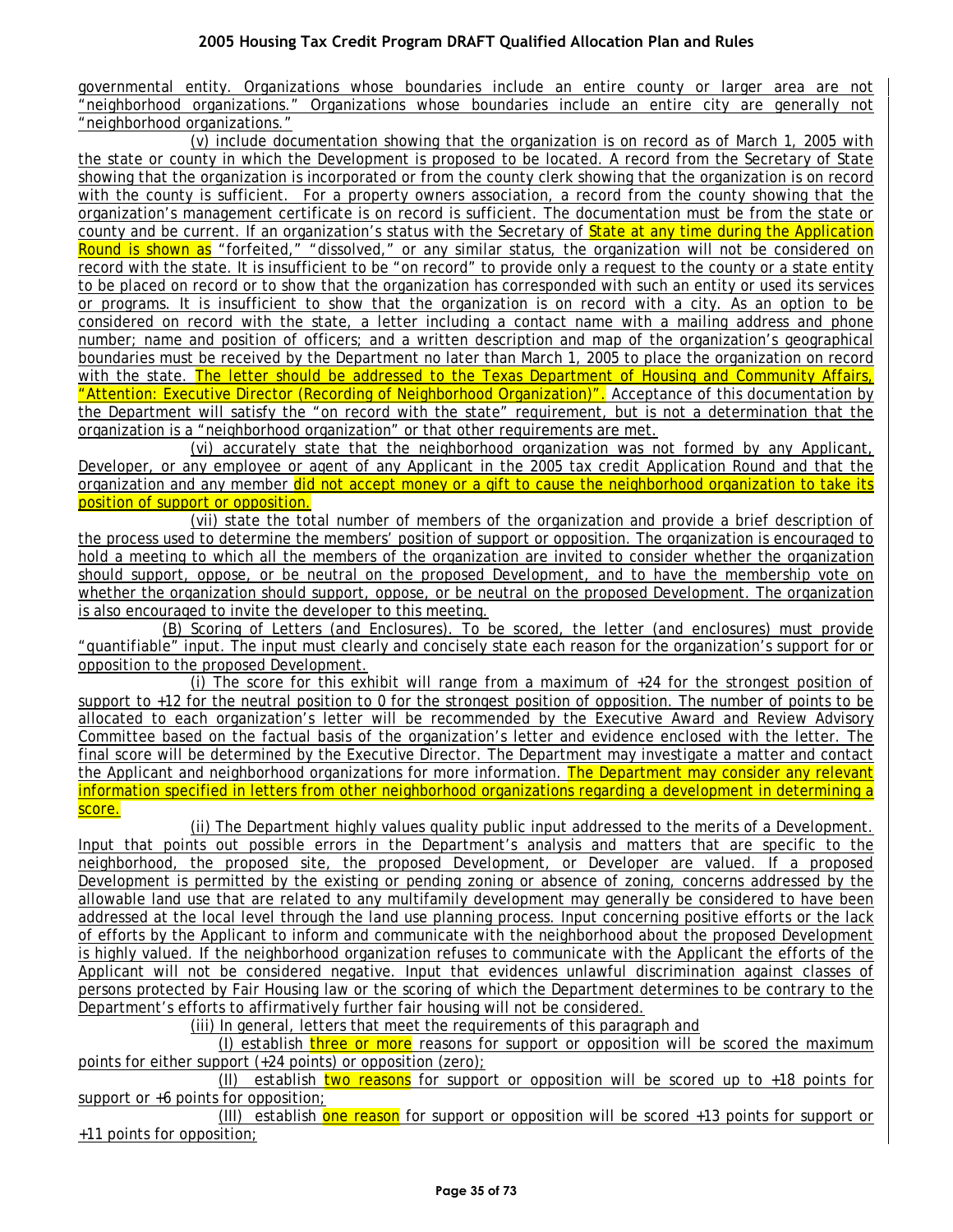governmental entity. Organizations whose boundaries include an entire county or larger area are not "neighborhood organizations." Organizations whose boundaries include an entire city are generally not "neighborhood organizations."

(v) include documentation showing that the organization is on record as of March 1, 2005 with the state or county in which the Development is proposed to be located. A record from the Secretary of State showing that the organization is incorporated or from the county clerk showing that the organization is on record with the county is sufficient. For a property owners association, a record from the county showing that the organization's management certificate is on record is sufficient. The documentation must be from the state or county and be current. If an organization's status with the Secretary of State at any time during the Application Round is shown as "forfeited," "dissolved," or any similar status, the organization will not be considered on record with the state. It is insufficient to be "on record" to provide only a request to the county or a state entity to be placed on record or to show that the organization has corresponded with such an entity or used its services or programs. It is insufficient to show that the organization is on record with a city. As an option to be considered on record with the state, a letter including a contact name with a mailing address and phone number; name and position of officers; and a written description and map of the organization's geographical boundaries must be received by the Department no later than March 1, 2005 to place the organization on record with the state. The letter should be addressed to the Texas Department of Housing and Community Affairs, "Attention: Executive Director (Recording of Neighborhood Organization)". Acceptance of this documentation by the Department will satisfy the "on record with the state" requirement, but is not a determination that the organization is a "neighborhood organization" or that other requirements are met.

(vi) accurately state that the neighborhood organization was not formed by any Applicant, Developer, or any employee or agent of any Applicant in the 2005 tax credit Application Round and that the organization and any member did not accept money or a gift to cause the neighborhood organization to take its position of support or opposition.

(vii) state the total number of members of the organization and provide a brief description of the process used to determine the members' position of support or opposition. The organization is encouraged to hold a meeting to which all the members of the organization are invited to consider whether the organization should support, oppose, or be neutral on the proposed Development, and to have the membership vote on whether the organization should support, oppose, or be neutral on the proposed Development. The organization is also encouraged to invite the developer to this meeting.

(B) Scoring of Letters (and Enclosures). To be scored, the letter (and enclosures) must provide "quantifiable" input. The input must clearly and concisely state each reason for the organization's support for or opposition to the proposed Development.

(i) The score for this exhibit will range from a maximum of +24 for the strongest position of support to +12 for the neutral position to 0 for the strongest position of opposition. The number of points to be allocated to each organization's letter will be recommended by the Executive Award and Review Advisory Committee based on the factual basis of the organization's letter and evidence enclosed with the letter. The final score will be determined by the Executive Director. The Department may investigate a matter and contact the Applicant and neighborhood organizations for more information. The Department may consider any relevant information specified in letters from other neighborhood organizations regarding a development in determining a score.

(ii) The Department highly values quality public input addressed to the merits of a Development. Input that points out possible errors in the Department's analysis and matters that are specific to the neighborhood, the proposed site, the proposed Development, or Developer are valued. If a proposed Development is permitted by the existing or pending zoning or absence of zoning, concerns addressed by the allowable land use that are related to any multifamily development may generally be considered to have been addressed at the local level through the land use planning process. Input concerning positive efforts or the lack of efforts by the Applicant to inform and communicate with the neighborhood about the proposed Development is highly valued. If the neighborhood organization refuses to communicate with the Applicant the efforts of the Applicant will not be considered negative. Input that evidences unlawful discrimination against classes of persons protected by Fair Housing law or the scoring of which the Department determines to be contrary to the Department's efforts to affirmatively further fair housing will not be considered.

(iii) In general, letters that meet the requirements of this paragraph and

(I) establish three or more reasons for support or opposition will be scored the maximum points for either support (+24 points) or opposition (zero);

(II) establish two reasons for support or opposition will be scored up to +18 points for support or +6 points for opposition;

(III) establish one reason for support or opposition will be scored +13 points for support or +11 points for opposition;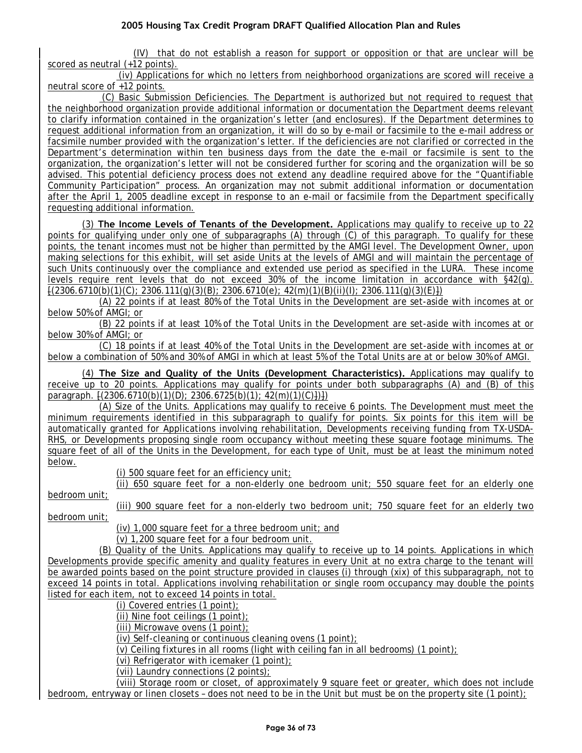(IV) that do not establish a reason for support or opposition or that are unclear will be scored as neutral (+12 points).

(iv) Applications for which no letters from neighborhood organizations are scored will receive a neutral score of +12 points.

(C) Basic Submission Deficiencies. The Department is authorized but not required to request that the neighborhood organization provide additional information or documentation the Department deems relevant to clarify information contained in the organization's letter (and enclosures). If the Department determines to request additional information from an organization, it will do so by e-mail or facsimile to the e-mail address or facsimile number provided with the organization's letter. If the deficiencies are not clarified or corrected in the Department's determination within ten business days from the date the e-mail or facsimile is sent to the organization, the organization's letter will not be considered further for scoring and the organization will be so advised. This potential deficiency process does not extend any deadline required above for the "Quantifiable Community Participation" process. An organization may not submit additional information or documentation after the April 1, 2005 deadline except in response to an e-mail or facsimile from the Department specifically requesting additional information.

(3) **The Income Levels of Tenants of the Development.** Applications may qualify to receive up to 22 points for qualifying under only one of subparagraphs (A) through (C) of this paragraph. To qualify for these points, the tenant incomes must not be higher than permitted by the AMGI level. The Development Owner, upon making selections for this exhibit, will set aside Units at the levels of AMGI and will maintain the percentage of such Units continuously over the compliance and extended use period as specified in the LURA. These income levels require rent levels that do not exceed 30% of the income limitation in accordance with §42(g). [(2306.6710(b)(1)(C); 2306.111(g)(3)(B); 2306.6710(e); 42(m)(1)(B)(ii)(I); 2306.111(g)(3)(E)])

(A) 22 points if at least 80% of the Total Units in the Development are set-aside with incomes at or below 50% of AMGI; or

(B) 22 points if at least 10% of the Total Units in the Development are set-aside with incomes at or below 30% of AMGI; or

(C) 18 points if at least 40% of the Total Units in the Development are set-aside with incomes at or below a combination of 50% and 30% of AMGI in which at least 5% of the Total Units are at or below 30% of AMGI.

(4) **The Size and Quality of the Units (Development Characteristics).** Applications may qualify to receive up to 20 points. Applications may qualify for points under both subparagraphs (A) and (B) of this paragraph. [(2306.6710(b)(1)(D); 2306.6725(b)(1); 42(m)(1)(C)])])

(A) Size of the Units. Applications may qualify to receive 6 points. The Development must meet the minimum requirements identified in this subparagraph to qualify for points. Six points for this item will be automatically granted for Applications involving rehabilitation, Developments receiving funding from TX-USDA-RHS, or Developments proposing single room occupancy without meeting these square footage minimums. The square feet of all of the Units in the Development, for each type of Unit, must be at least the minimum noted below.

(i) 500 square feet for an efficiency unit;

(ii) 650 square feet for a non-elderly one bedroom unit; 550 square feet for an elderly one bedroom unit;

(iii) 900 square feet for a non-elderly two bedroom unit; 750 square feet for an elderly two bedroom unit;

(iv) 1,000 square feet for a three bedroom unit; and

(v) 1,200 square feet for a four bedroom unit.

(B) Quality of the Units. Applications may qualify to receive up to 14 points. Applications in which Developments provide specific amenity and quality features in every Unit at no extra charge to the tenant will be awarded points based on the point structure provided in clauses (i) through (xix) of this subparagraph, not to exceed 14 points in total. Applications involving rehabilitation or single room occupancy may double the points listed for each item, not to exceed 14 points in total.

(i) Covered entries (1 point);

(ii) Nine foot ceilings (1 point);

(iii) Microwave ovens (1 point);

(iv) Self-cleaning or continuous cleaning ovens (1 point);

(v) Ceiling fixtures in all rooms (light with ceiling fan in all bedrooms) (1 point);

(vi) Refrigerator with icemaker (1 point);

(vii) Laundry connections (2 points);

(viii) Storage room or closet, of approximately 9 square feet or greater, which does not include bedroom, entryway or linen closets – does not need to be in the Unit but must be on the property site (1 point);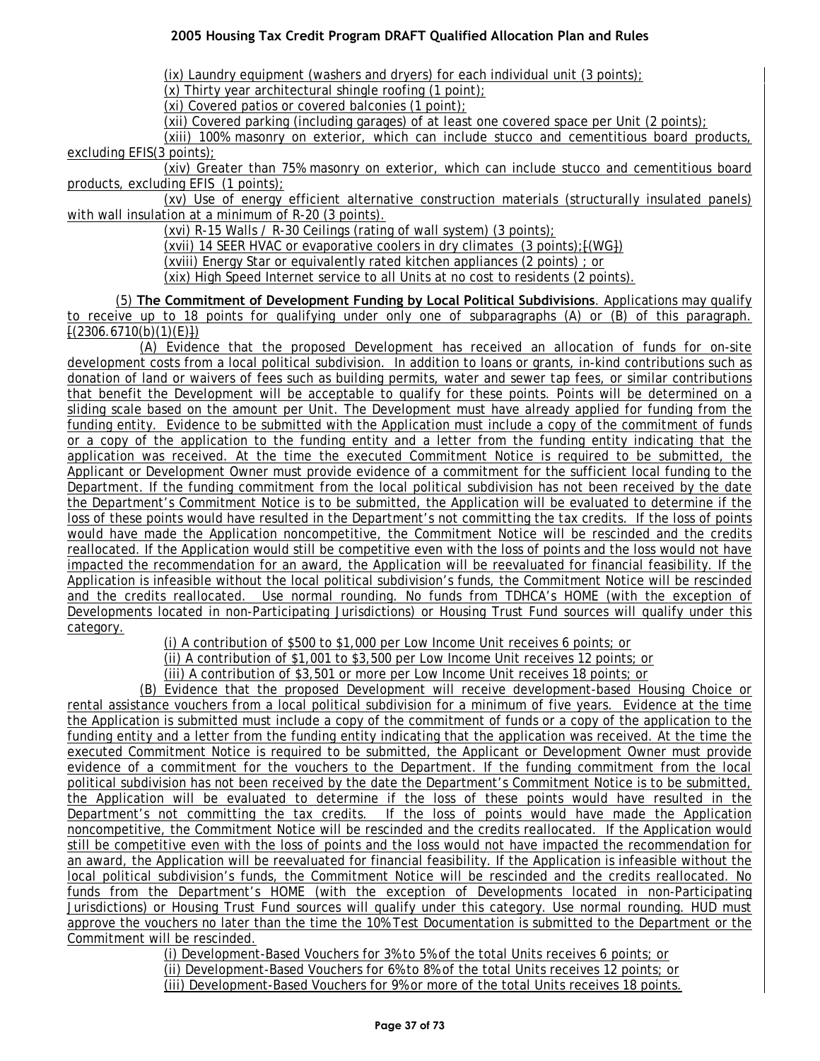(ix) Laundry equipment (washers and dryers) for each individual unit (3 points);

(x) Thirty year architectural shingle roofing (1 point);

(xi) Covered patios or covered balconies (1 point);

(xii) Covered parking (including garages) of at least one covered space per Unit (2 points);

(xiii) 100% masonry on exterior, which can include stucco and cementitious board products, excluding EFIS(3 points);

(xiv) Greater than 75% masonry on exterior, which can include stucco and cementitious board products, excluding EFIS (1 points);

(xv) Use of energy efficient alternative construction materials (structurally insulated panels) with wall insulation at a minimum of R-20 (3 points).

(xvi) R-15 Walls / R-30 Ceilings (rating of wall system) (3 points);

(xvii) 14 SEER HVAC or evaporative coolers in dry climates (3 points);[(WG])

(xviii) Energy Star or equivalently rated kitchen appliances (2 points) ; or

(xix) High Speed Internet service to all Units at no cost to residents (2 points).

(5) **The Commitment of Development Funding by Local Political Subdivisions**. Applications may qualify to receive up to 18 points for qualifying under only one of subparagraphs (A) or (B) of this paragraph. [(2306.6710(b)(1)(E)])

(A) Evidence that the proposed Development has received an allocation of funds for on-site development costs from a local political subdivision. In addition to loans or grants, in-kind contributions such as donation of land or waivers of fees such as building permits, water and sewer tap fees, or similar contributions that benefit the Development will be acceptable to qualify for these points. Points will be determined on a sliding scale based on the amount per Unit. The Development must have already applied for funding from the funding entity. Evidence to be submitted with the Application must include a copy of the commitment of funds or a copy of the application to the funding entity and a letter from the funding entity indicating that the application was received. At the time the executed Commitment Notice is required to be submitted, the Applicant or Development Owner must provide evidence of a commitment for the sufficient local funding to the Department. If the funding commitment from the local political subdivision has not been received by the date the Department's Commitment Notice is to be submitted, the Application will be evaluated to determine if the loss of these points would have resulted in the Department's not committing the tax credits. If the loss of points would have made the Application noncompetitive, the Commitment Notice will be rescinded and the credits reallocated. If the Application would still be competitive even with the loss of points and the loss would not have impacted the recommendation for an award, the Application will be reevaluated for financial feasibility. If the Application is infeasible without the local political subdivision's funds, the Commitment Notice will be rescinded and the credits reallocated. Use normal rounding. No funds from TDHCA's HOME (with the exception of Developments located in non-Participating Jurisdictions) or Housing Trust Fund sources will qualify under this category.

(i) A contribution of $500 to $1,000 per Low Income Unit receives 6 points; or

(ii) A contribution of $1,001 to $3,500 per Low Income Unit receives 12 points; or

(iii) A contribution of $3,501 or more per Low Income Unit receives 18 points; or

(B) Evidence that the proposed Development will receive development-based Housing Choice or rental assistance vouchers from a local political subdivision for a minimum of five years. Evidence at the time the Application is submitted must include a copy of the commitment of funds or a copy of the application to the funding entity and a letter from the funding entity indicating that the application was received. At the time the executed Commitment Notice is required to be submitted, the Applicant or Development Owner must provide evidence of a commitment for the vouchers to the Department. If the funding commitment from the local political subdivision has not been received by the date the Department's Commitment Notice is to be submitted, the Application will be evaluated to determine if the loss of these points would have resulted in the Department's not committing the tax credits. If the loss of points would have made the Application noncompetitive, the Commitment Notice will be rescinded and the credits reallocated. If the Application would still be competitive even with the loss of points and the loss would not have impacted the recommendation for an award, the Application will be reevaluated for financial feasibility. If the Application is infeasible without the local political subdivision's funds, the Commitment Notice will be rescinded and the credits reallocated. No funds from the Department's HOME (with the exception of Developments located in non-Participating Jurisdictions) or Housing Trust Fund sources will qualify under this category. Use normal rounding. HUD must approve the vouchers no later than the time the 10% Test Documentation is submitted to the Department or the Commitment will be rescinded.

(i) Development-Based Vouchers for 3% to 5% of the total Units receives 6 points; or

(ii) Development-Based Vouchers for 6% to 8% of the total Units receives 12 points; or

(iii) Development-Based Vouchers for 9% or more of the total Units receives 18 points.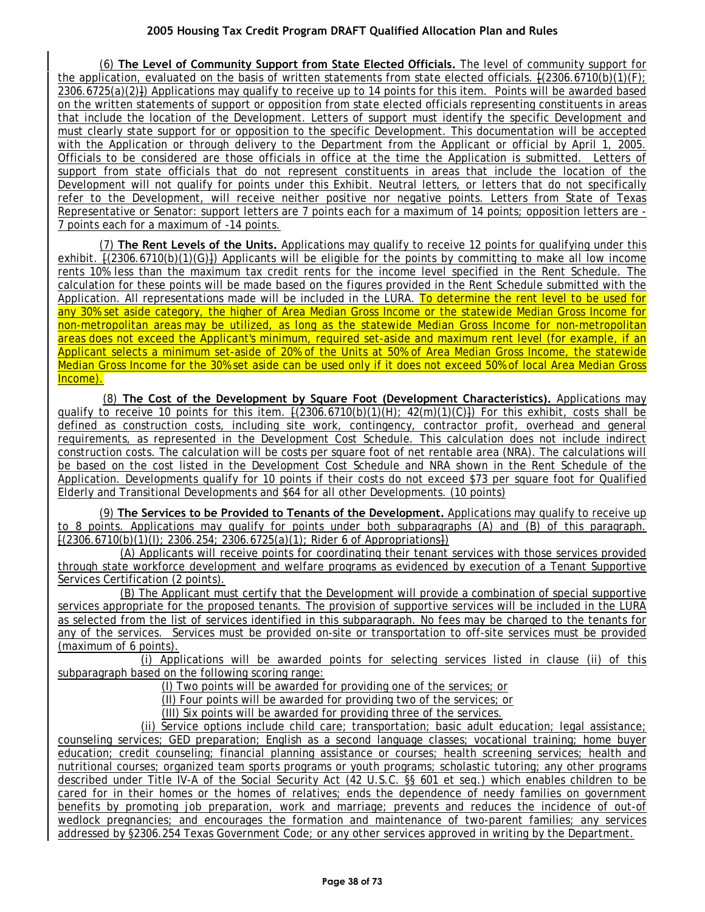(6) **The Level of Community Support from State Elected Officials.** The level of community support for the application, evaluated on the basis of written statements from state elected officials. [(2306.6710(b)(1)(F); 2306.6725(a)(2)]) Applications may qualify to receive up to 14 points for this item. Points will be awarded based on the written statements of support or opposition from state elected officials representing constituents in areas that include the location of the Development. Letters of support must identify the specific Development and must clearly state support for or opposition to the specific Development. This documentation will be accepted with the Application or through delivery to the Department from the Applicant or official by April 1, 2005. Officials to be considered are those officials in office at the time the Application is submitted. Letters of support from state officials that do not represent constituents in areas that include the location of the Development will not qualify for points under this Exhibit. Neutral letters, or letters that do not specifically refer to the Development, will receive neither positive nor negative points. Letters from State of Texas Representative or Senator: support letters are 7 points each for a maximum of 14 points; opposition letters are -7 points each for a maximum of -14 points.

(7) **The Rent Levels of the Units.** Applications may qualify to receive 12 points for qualifying under this exhibit. [(2306.6710(b)(1)(G)]) Applicants will be eligible for the points by committing to make all low income rents 10% less than the maximum tax credit rents for the income level specified in the Rent Schedule. The calculation for these points will be made based on the figures provided in the Rent Schedule submitted with the Application. All representations made will be included in the LURA. To determine the rent level to be used for any 30% set aside category, the higher of Area Median Gross Income or the statewide Median Gross Income for non-metropolitan areas may be utilized, as long as the statewide Median Gross Income for non-metropolitan areas does not exceed the Applicant's minimum, required set-aside and maximum rent level (for example, if an Applicant selects a minimum set-aside of 20% of the Units at 50% of Area Median Gross Income, the statewide Median Gross Income for the 30% set aside can be used only if it does not exceed 50% of local Area Median Gross Income).

(8) **The Cost of the Development by Square Foot (Development Characteristics).** Applications may qualify to receive 10 points for this item. [(2306.6710(b)(1)(H); 42(m)(1)(C)]) For this exhibit, costs shall be defined as construction costs, including site work, contingency, contractor profit, overhead and general requirements, as represented in the Development Cost Schedule. This calculation does not include indirect construction costs. The calculation will be costs per square foot of net rentable area (NRA). The calculations will be based on the cost listed in the Development Cost Schedule and NRA shown in the Rent Schedule of the Application. Developments qualify for 10 points if their costs do not exceed $73 per square foot for Qualified Elderly and Transitional Developments and $64 for all other Developments. (10 points)

(9) **The Services to be Provided to Tenants of the Development.** Applications may qualify to receive up to 8 points. Applications may qualify for points under both subparagraphs (A) and (B) of this paragraph. [(2306.6710(b)(1)(I); 2306.254; 2306.6725(a)(1); Rider 6 of Appropriations])

(A) Applicants will receive points for coordinating their tenant services with those services provided through state workforce development and welfare programs as evidenced by execution of a Tenant Supportive Services Certification (2 points).

(B) The Applicant must certify that the Development will provide a combination of special supportive services appropriate for the proposed tenants. The provision of supportive services will be included in the LURA as selected from the list of services identified in this subparagraph. No fees may be charged to the tenants for any of the services. Services must be provided on-site or transportation to off-site services must be provided (maximum of 6 points).

(i) Applications will be awarded points for selecting services listed in clause (ii) of this subparagraph based on the following scoring range:

(I) Two points will be awarded for providing one of the services; or

(II) Four points will be awarded for providing two of the services; or

(III) Six points will be awarded for providing three of the services.

(ii) Service options include child care; transportation; basic adult education; legal assistance; counseling services; GED preparation; English as a second language classes; vocational training; home buyer education; credit counseling; financial planning assistance or courses; health screening services; health and nutritional courses; organized team sports programs or youth programs; scholastic tutoring; any other programs described under Title IV-A of the Social Security Act (42 U.S.C. §§ 601 et seq.) which enables children to be cared for in their homes or the homes of relatives; ends the dependence of needy families on government benefits by promoting job preparation, work and marriage; prevents and reduces the incidence of out-of wedlock pregnancies; and encourages the formation and maintenance of two-parent families; any services addressed by §2306.254 Texas Government Code; or any other services approved in writing by the Department.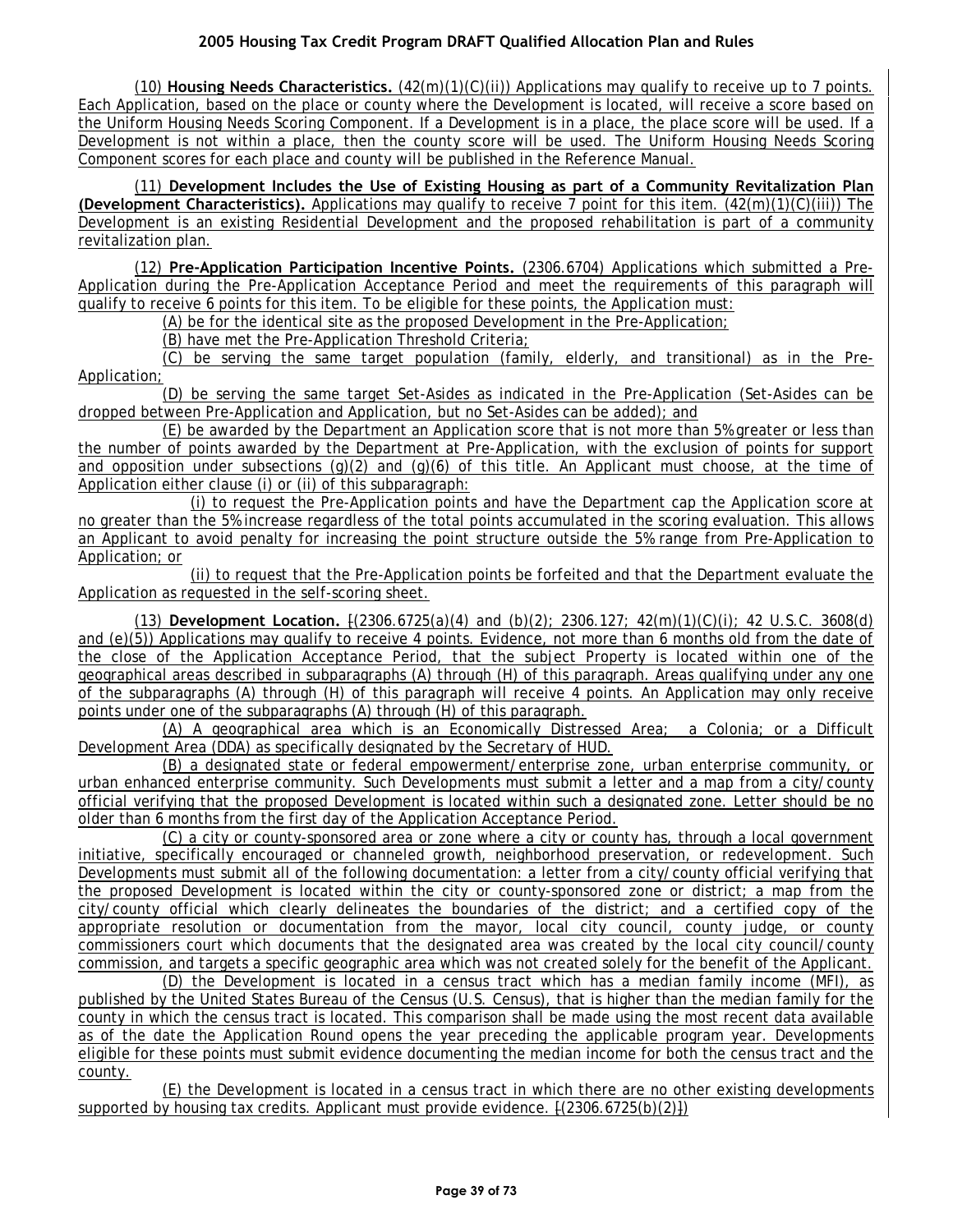(10) **Housing Needs Characteristics.** (42(m)(1)(C)(ii)) Applications may qualify to receive up to 7 points. Each Application, based on the place or county where the Development is located, will receive a score based on the Uniform Housing Needs Scoring Component. If a Development is in a place, the place score will be used. If a Development is not within a place, then the county score will be used. The Uniform Housing Needs Scoring Component scores for each place and county will be published in the Reference Manual.

(11) **Development Includes the Use of Existing Housing as part of a Community Revitalization Plan (Development Characteristics).** Applications may qualify to receive 7 point for this item. (42(m)(1)(C)(iii)) The Development is an existing Residential Development and the proposed rehabilitation is part of a community revitalization plan.

(12) **Pre-Application Participation Incentive Points.** (2306.6704) Applications which submitted a Pre-Application during the Pre-Application Acceptance Period and meet the requirements of this paragraph will qualify to receive 6 points for this item. To be eligible for these points, the Application must:

(A) be for the identical site as the proposed Development in the Pre-Application;

(B) have met the Pre-Application Threshold Criteria;

(C) be serving the same target population (family, elderly, and transitional) as in the Pre-Application;

(D) be serving the same target Set-Asides as indicated in the Pre-Application (Set-Asides can be dropped between Pre-Application and Application, but no Set-Asides can be added); and

(E) be awarded by the Department an Application score that is not more than 5% greater or less than the number of points awarded by the Department at Pre-Application, with the exclusion of points for support and opposition under subsections (g)(2) and (g)(6) of this title. An Applicant must choose, at the time of Application either clause (i) or (ii) of this subparagraph:

(i) to request the Pre-Application points and have the Department cap the Application score at no greater than the 5% increase regardless of the total points accumulated in the scoring evaluation. This allows an Applicant to avoid penalty for increasing the point structure outside the 5% range from Pre-Application to Application; or

(ii) to request that the Pre-Application points be forfeited and that the Department evaluate the Application as requested in the self-scoring sheet.

(13) **Development Location.** [(2306.6725(a)(4) and (b)(2); 2306.127; 42(m)(1)(C)(i); 42 U.S.C. 3608(d) and (e)(5)) Applications may qualify to receive 4 points. Evidence, not more than 6 months old from the date of the close of the Application Acceptance Period, that the subject Property is located within one of the geographical areas described in subparagraphs (A) through (H) of this paragraph. Areas qualifying under any one of the subparagraphs (A) through (H) of this paragraph will receive 4 points. An Application may only receive points under one of the subparagraphs (A) through (H) of this paragraph.

(A) A geographical area which is an Economically Distressed Area; a Colonia; or a Difficult Development Area (DDA) as specifically designated by the Secretary of HUD.

(B) a designated state or federal empowerment/enterprise zone, urban enterprise community, or urban enhanced enterprise community. Such Developments must submit a letter and a map from a city/county official verifying that the proposed Development is located within such a designated zone. Letter should be no older than 6 months from the first day of the Application Acceptance Period.

(C) a city or county-sponsored area or zone where a city or county has, through a local government initiative, specifically encouraged or channeled growth, neighborhood preservation, or redevelopment. Such Developments must submit all of the following documentation: a letter from a city/county official verifying that the proposed Development is located within the city or county-sponsored zone or district; a map from the city/county official which clearly delineates the boundaries of the district; and a certified copy of the appropriate resolution or documentation from the mayor, local city council, county judge, or county commissioners court which documents that the designated area was created by the local city council/county commission, and targets a specific geographic area which was not created solely for the benefit of the Applicant.

(D) the Development is located in a census tract which has a median family income (MFI), as published by the United States Bureau of the Census (U.S. Census), that is higher than the median family for the county in which the census tract is located. This comparison shall be made using the most recent data available as of the date the Application Round opens the year preceding the applicable program year. Developments eligible for these points must submit evidence documenting the median income for both the census tract and the county.

(E) the Development is located in a census tract in which there are no other existing developments supported by housing tax credits. Applicant must provide evidence. [(2306.6725(b)(2)])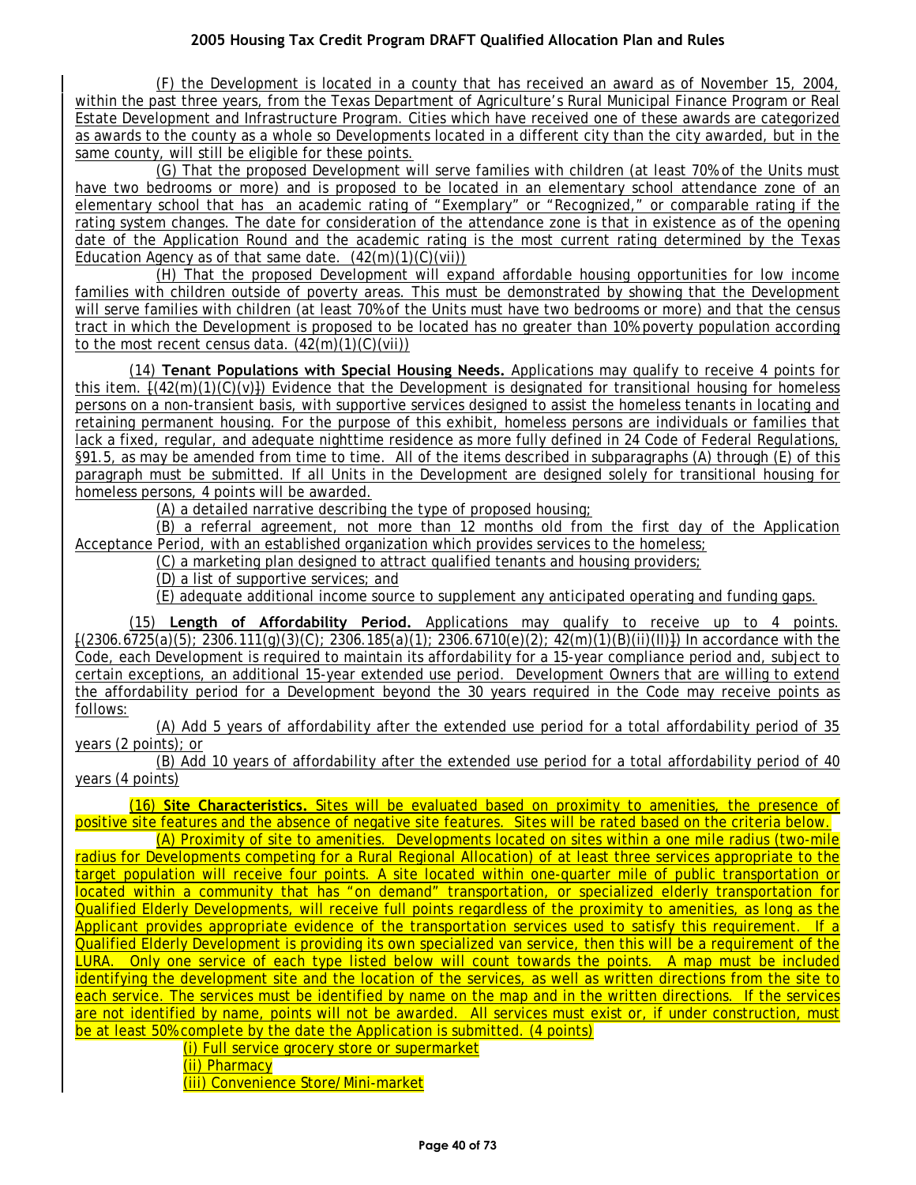(F) the Development is located in a county that has received an award as of November 15, 2004, within the past three years, from the Texas Department of Agriculture's Rural Municipal Finance Program or Real Estate Development and Infrastructure Program. Cities which have received one of these awards are categorized as awards to the county as a whole so Developments located in a different city than the city awarded, but in the same county, will still be eligible for these points.

(G) That the proposed Development will serve families with children (at least 70% of the Units must have two bedrooms or more) and is proposed to be located in an elementary school attendance zone of an elementary school that has an academic rating of "Exemplary" or "Recognized," or comparable rating if the rating system changes. The date for consideration of the attendance zone is that in existence as of the opening date of the Application Round and the academic rating is the most current rating determined by the Texas Education Agency as of that same date. (42(m)(1)(C)(vii))

(H) That the proposed Development will expand affordable housing opportunities for low income families with children outside of poverty areas. This must be demonstrated by showing that the Development will serve families with children (at least 70% of the Units must have two bedrooms or more) and that the census tract in which the Development is proposed to be located has no greater than 10% poverty population according to the most recent census data. (42(m)(1)(C)(vii))

(14) **Tenant Populations with Special Housing Needs.** Applications may qualify to receive 4 points for this item. [(42(m)(1)(C)(v)]) Evidence that the Development is designated for transitional housing for homeless persons on a non-transient basis, with supportive services designed to assist the homeless tenants in locating and retaining permanent housing. For the purpose of this exhibit, homeless persons are individuals or families that lack a fixed, regular, and adequate nighttime residence as more fully defined in 24 Code of Federal Regulations, §91.5, as may be amended from time to time. All of the items described in subparagraphs (A) through (E) of this paragraph must be submitted. If all Units in the Development are designed solely for transitional housing for homeless persons, 4 points will be awarded.

(A) a detailed narrative describing the type of proposed housing;

(B) a referral agreement, not more than 12 months old from the first day of the Application Acceptance Period, with an established organization which provides services to the homeless;

(C) a marketing plan designed to attract qualified tenants and housing providers;

(D) a list of supportive services; and

(E) adequate additional income source to supplement any anticipated operating and funding gaps.

(15) **Length of Affordability Period.** Applications may qualify to receive up to 4 points. [(2306.6725(a)(5); 2306.111(g)(3)(C); 2306.185(a)(1); 2306.6710(e)(2); 42(m)(1)(B)(ii)(II)]) In accordance with the Code, each Development is required to maintain its affordability for a 15-year compliance period and, subject to certain exceptions, an additional 15-year extended use period. Development Owners that are willing to extend the affordability period for a Development beyond the 30 years required in the Code may receive points as follows:

(A) Add 5 years of affordability after the extended use period for a total affordability period of 35 years (2 points); or

(B) Add 10 years of affordability after the extended use period for a total affordability period of 40 years (4 points)

(16) **Site Characteristics.** Sites will be evaluated based on proximity to amenities, the presence of positive site features and the absence of negative site features. Sites will be rated based on the criteria below.

(A) Proximity of site to amenities. Developments located on sites within a one mile radius (two-mile radius for Developments competing for a Rural Regional Allocation) of at least three services appropriate to the target population will receive four points. A site located within one-quarter mile of public transportation or located within a community that has "on demand" transportation, or specialized elderly transportation for Qualified Elderly Developments, will receive full points regardless of the proximity to amenities, as long as the Applicant provides appropriate evidence of the transportation services used to satisfy this requirement. If a Qualified Elderly Development is providing its own specialized van service, then this will be a requirement of the LURA. Only one service of each type listed below will count towards the points. A map must be included identifying the development site and the location of the services, as well as written directions from the site to each service. The services must be identified by name on the map and in the written directions. If the services are not identified by name, points will not be awarded. All services must exist or, if under construction, must be at least 50% complete by the date the Application is submitted. (4 points)

(i) Full service grocery store or supermarket

(ii) Pharmacy

(iii) Convenience Store/Mini-market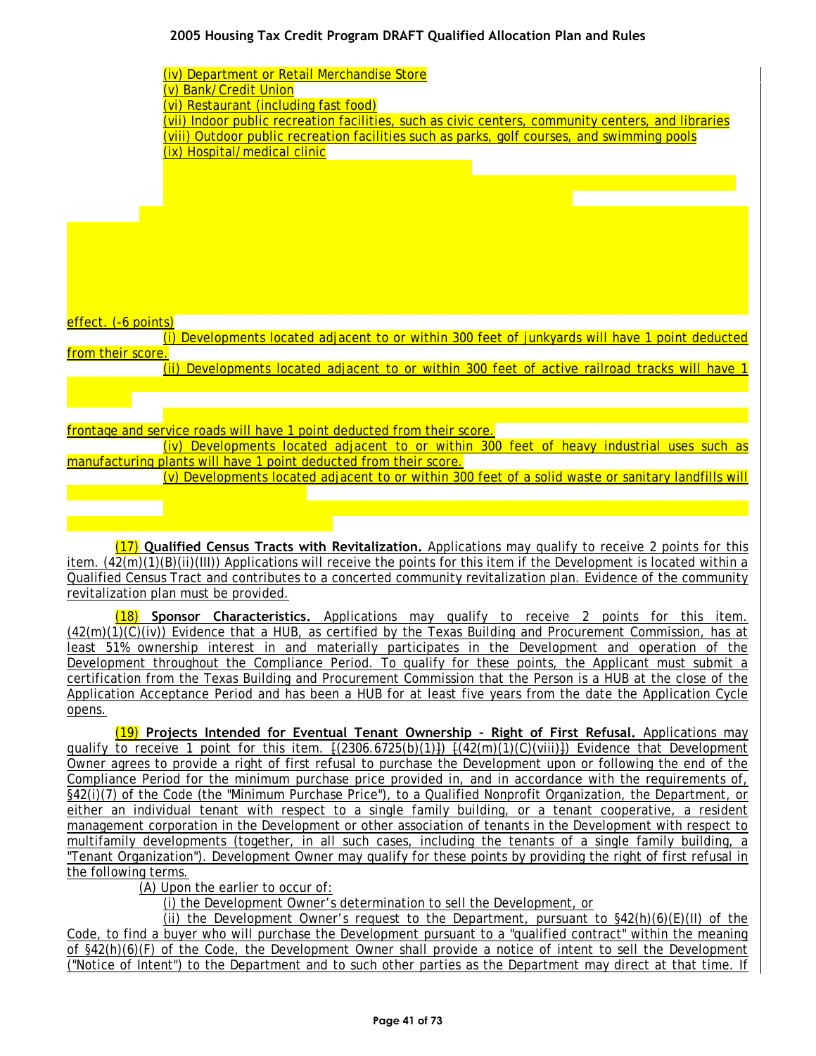(iv) Department or Retail Merchandise Store
(v) Bank/Credit Union
(vi) Restaurant (including fast food)
(vii) Indoor public recreation facilities, such as civic centers, community centers, and libraries
(viii) Outdoor public recreation facilities such as parks, golf courses, and swimming pools
(ix) Hospital/medical clinic

effect. (-6 points)

(i) Developments located adjacent to or within 300 feet of junkyards will have 1 point deducted from their score.

(ii) Developments located adjacent to or within 300 feet of active railroad tracks will have 1

frontage and service roads will have 1 point deducted from their score.

(iv) Developments located adjacent to or within 300 feet of heavy industrial uses such as manufacturing plants will have 1 point deducted from their score.

(v) Developments located adjacent to or within 300 feet of a solid waste or sanitary landfills will

(17) **Qualified Census Tracts with Revitalization.** Applications may qualify to receive 2 points for this item. (42(m)(1)(B)(ii)(III)) Applications will receive the points for this item if the Development is located within a Qualified Census Tract and contributes to a concerted community revitalization plan. Evidence of the community revitalization plan must be provided.

(18) **Sponsor Characteristics.** Applications may qualify to receive 2 points for this item. (42(m)(1)(C)(iv)) Evidence that a HUB, as certified by the Texas Building and Procurement Commission, has at least 51% ownership interest in and materially participates in the Development and operation of the Development throughout the Compliance Period. To qualify for these points, the Applicant must submit a certification from the Texas Building and Procurement Commission that the Person is a HUB at the close of the Application Acceptance Period and has been a HUB for at least five years from the date the Application Cycle opens.

(19) **Projects Intended for Eventual Tenant Ownership – Right of First Refusal.** Applications may qualify to receive 1 point for this item. [(2306.6725(b)(1)]) [(42(m)(1)(C)(viii)]) Evidence that Development Owner agrees to provide a right of first refusal to purchase the Development upon or following the end of the Compliance Period for the minimum purchase price provided in, and in accordance with the requirements of, §42(i)(7) of the Code (the "Minimum Purchase Price"), to a Qualified Nonprofit Organization, the Department, or either an individual tenant with respect to a single family building, or a tenant cooperative, a resident management corporation in the Development or other association of tenants in the Development with respect to multifamily developments (together, in all such cases, including the tenants of a single family building, a "Tenant Organization"). Development Owner may qualify for these points by providing the right of first refusal in the following terms.

(A) Upon the earlier to occur of:

(i) the Development Owner's determination to sell the Development, or

(ii) the Development Owner's request to the Department, pursuant to §42(h)(6)(E)(II) of the Code, to find a buyer who will purchase the Development pursuant to a "qualified contract" within the meaning of §42(h)(6)(F) of the Code, the Development Owner shall provide a notice of intent to sell the Development ("Notice of Intent") to the Department and to such other parties as the Department may direct at that time. If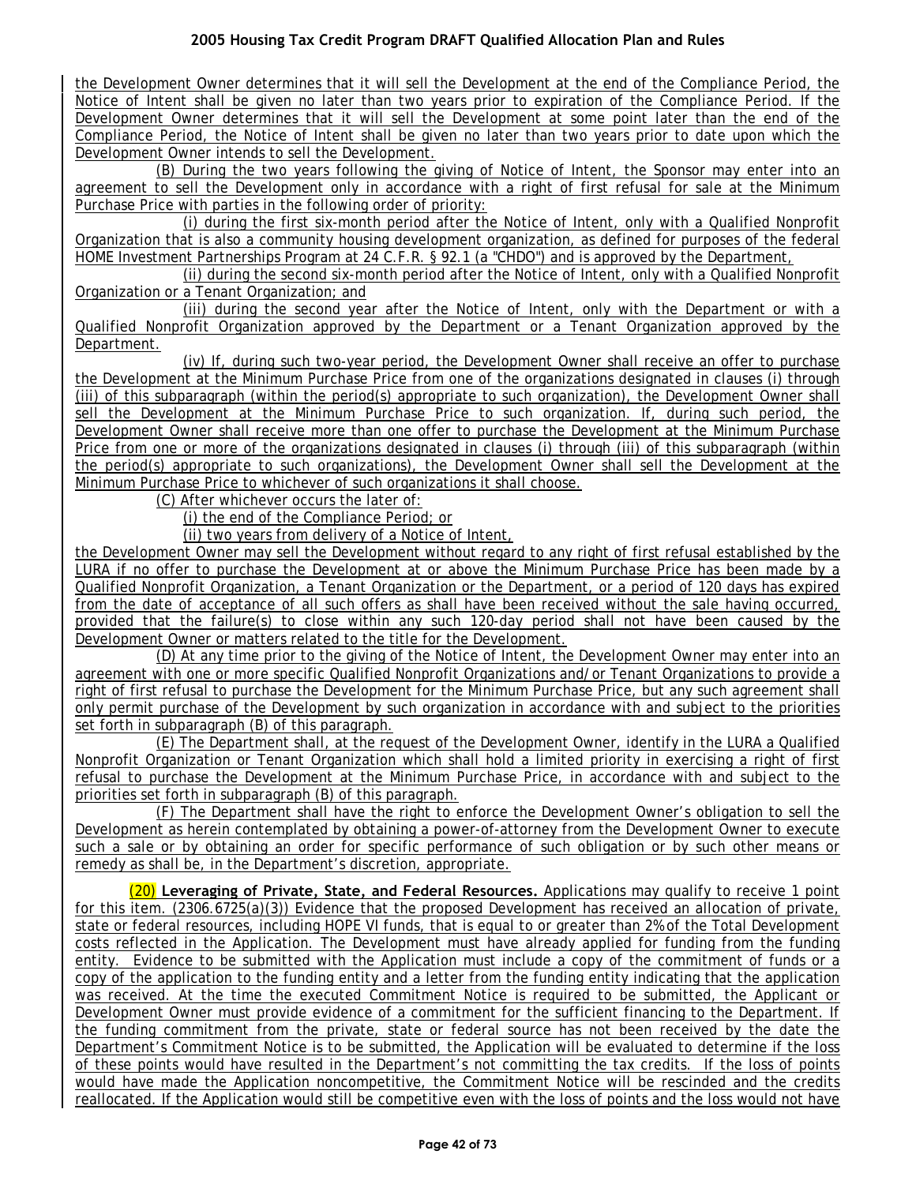the Development Owner determines that it will sell the Development at the end of the Compliance Period, the Notice of Intent shall be given no later than two years prior to expiration of the Compliance Period. If the Development Owner determines that it will sell the Development at some point later than the end of the Compliance Period, the Notice of Intent shall be given no later than two years prior to date upon which the Development Owner intends to sell the Development.

(B) During the two years following the giving of Notice of Intent, the Sponsor may enter into an agreement to sell the Development only in accordance with a right of first refusal for sale at the Minimum Purchase Price with parties in the following order of priority:

(i) during the first six-month period after the Notice of Intent, only with a Qualified Nonprofit Organization that is also a community housing development organization, as defined for purposes of the federal HOME Investment Partnerships Program at 24 C.F.R. § 92.1 (a "CHDO") and is approved by the Department,

(ii) during the second six-month period after the Notice of Intent, only with a Qualified Nonprofit Organization or a Tenant Organization; and

(iii) during the second year after the Notice of Intent, only with the Department or with a Qualified Nonprofit Organization approved by the Department or a Tenant Organization approved by the Department.

(iv) If, during such two-year period, the Development Owner shall receive an offer to purchase the Development at the Minimum Purchase Price from one of the organizations designated in clauses (i) through (iii) of this subparagraph (within the period(s) appropriate to such organization), the Development Owner shall sell the Development at the Minimum Purchase Price to such organization. If, during such period, the Development Owner shall receive more than one offer to purchase the Development at the Minimum Purchase Price from one or more of the organizations designated in clauses (i) through (iii) of this subparagraph (within the period(s) appropriate to such organizations), the Development Owner shall sell the Development at the Minimum Purchase Price to whichever of such organizations it shall choose.

(C) After whichever occurs the later of:

(i) the end of the Compliance Period; or

(ii) two years from delivery of a Notice of Intent,

the Development Owner may sell the Development without regard to any right of first refusal established by the LURA if no offer to purchase the Development at or above the Minimum Purchase Price has been made by a Qualified Nonprofit Organization, a Tenant Organization or the Department, or a period of 120 days has expired from the date of acceptance of all such offers as shall have been received without the sale having occurred, provided that the failure(s) to close within any such 120-day period shall not have been caused by the Development Owner or matters related to the title for the Development.

(D) At any time prior to the giving of the Notice of Intent, the Development Owner may enter into an agreement with one or more specific Qualified Nonprofit Organizations and/or Tenant Organizations to provide a right of first refusal to purchase the Development for the Minimum Purchase Price, but any such agreement shall only permit purchase of the Development by such organization in accordance with and subject to the priorities set forth in subparagraph (B) of this paragraph.

(E) The Department shall, at the request of the Development Owner, identify in the LURA a Qualified Nonprofit Organization or Tenant Organization which shall hold a limited priority in exercising a right of first refusal to purchase the Development at the Minimum Purchase Price, in accordance with and subject to the priorities set forth in subparagraph (B) of this paragraph.

(F) The Department shall have the right to enforce the Development Owner's obligation to sell the Development as herein contemplated by obtaining a power-of-attorney from the Development Owner to execute such a sale or by obtaining an order for specific performance of such obligation or by such other means or remedy as shall be, in the Department's discretion, appropriate.

(20) **Leveraging of Private, State, and Federal Resources.** Applications may qualify to receive 1 point for this item. (2306.6725(a)(3)) Evidence that the proposed Development has received an allocation of private, state or federal resources, including HOPE VI funds, that is equal to or greater than 2% of the Total Development costs reflected in the Application. The Development must have already applied for funding from the funding entity. Evidence to be submitted with the Application must include a copy of the commitment of funds or a copy of the application to the funding entity and a letter from the funding entity indicating that the application was received. At the time the executed Commitment Notice is required to be submitted, the Applicant or Development Owner must provide evidence of a commitment for the sufficient financing to the Department. If the funding commitment from the private, state or federal source has not been received by the date the Department's Commitment Notice is to be submitted, the Application will be evaluated to determine if the loss of these points would have resulted in the Department's not committing the tax credits. If the loss of points would have made the Application noncompetitive, the Commitment Notice will be rescinded and the credits reallocated. If the Application would still be competitive even with the loss of points and the loss would not have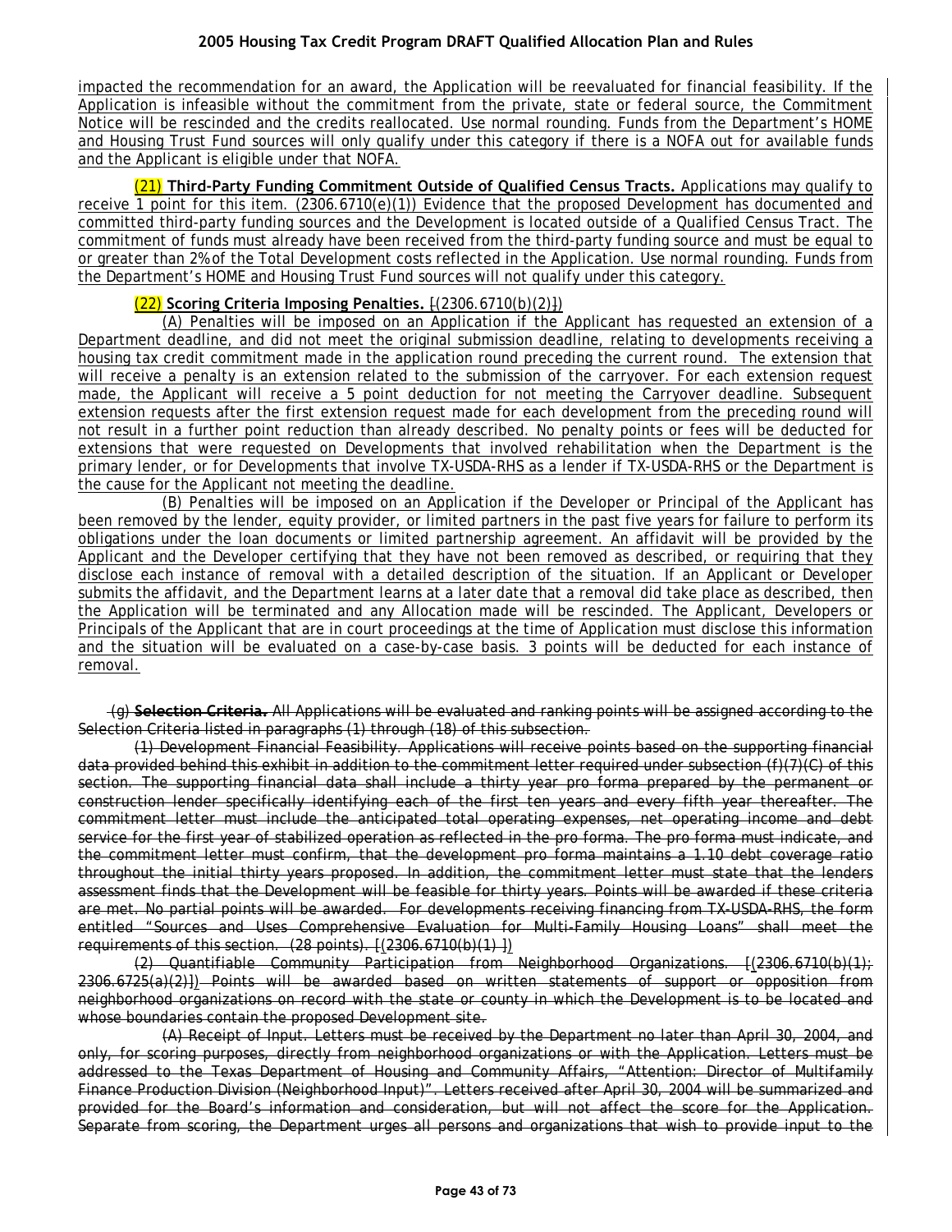impacted the recommendation for an award, the Application will be reevaluated for financial feasibility. If the Application is infeasible without the commitment from the private, state or federal source, the Commitment Notice will be rescinded and the credits reallocated. Use normal rounding. Funds from the Department's HOME and Housing Trust Fund sources will only qualify under this category if there is a NOFA out for available funds and the Applicant is eligible under that NOFA.

(21) **Third-Party Funding Commitment Outside of Qualified Census Tracts.** Applications may qualify to receive 1 point for this item. (2306.6710(e)(1)) Evidence that the proposed Development has documented and committed third-party funding sources and the Development is located outside of a Qualified Census Tract. The commitment of funds must already have been received from the third-party funding source and must be equal to or greater than 2% of the Total Development costs reflected in the Application. Use normal rounding. Funds from the Department's HOME and Housing Trust Fund sources will not qualify under this category.

(22) **Scoring Criteria Imposing Penalties.** ~~[~~(2306.6710(b)(2)~~]~~)

(A) Penalties will be imposed on an Application if the Applicant has requested an extension of a Department deadline, and did not meet the original submission deadline, relating to developments receiving a housing tax credit commitment made in the application round preceding the current round. The extension that will receive a penalty is an extension related to the submission of the carryover. For each extension request made, the Applicant will receive a 5 point deduction for not meeting the Carryover deadline. Subsequent extension requests after the first extension request made for each development from the preceding round will not result in a further point reduction than already described. No penalty points or fees will be deducted for extensions that were requested on Developments that involved rehabilitation when the Department is the primary lender, or for Developments that involve TX-USDA-RHS as a lender if TX-USDA-RHS or the Department is the cause for the Applicant not meeting the deadline.

(B) Penalties will be imposed on an Application if the Developer or Principal of the Applicant has been removed by the lender, equity provider, or limited partners in the past five years for failure to perform its obligations under the loan documents or limited partnership agreement. An affidavit will be provided by the Applicant and the Developer certifying that they have not been removed as described, or requiring that they disclose each instance of removal with a detailed description of the situation. If an Applicant or Developer submits the affidavit, and the Department learns at a later date that a removal did take place as described, then the Application will be terminated and any Allocation made will be rescinded. The Applicant, Developers or Principals of the Applicant that are in court proceedings at the time of Application must disclose this information and the situation will be evaluated on a case-by-case basis. 3 points will be deducted for each instance of removal.

~~(g) **Selection Criteria.** All Applications will be evaluated and ranking points will be assigned according to the Selection Criteria listed in paragraphs (1) through (18) of this subsection.~~

~~(1) Development Financial Feasibility. Applications will receive points based on the supporting financial data provided behind this exhibit in addition to the commitment letter required under subsection (f)(7)(C) of this section. The supporting financial data shall include a thirty year pro forma prepared by the permanent or construction lender specifically identifying each of the first ten years and every fifth year thereafter. The commitment letter must include the anticipated total operating expenses, net operating income and debt service for the first year of stabilized operation as reflected in the pro forma. The pro forma must indicate, and the commitment letter must confirm, that the development pro forma maintains a 1.10 debt coverage ratio throughout the initial thirty years proposed. In addition, the commitment letter must state that the lenders assessment finds that the Development will be feasible for thirty years. Points will be awarded if these criteria are met. No partial points will be awarded. For developments receiving financing from TX-USDA-RHS, the form entitled "Sources and Uses Comprehensive Evaluation for Multi-Family Housing Loans" shall meet the requirements of this section. (28 points). [(2306.6710(b)(1) ])~~

~~(2) Quantifiable Community Participation from Neighborhood Organizations. [(2306.6710(b)(1); 2306.6725(a)(2)]) Points will be awarded based on written statements of support or opposition from neighborhood organizations on record with the state or county in which the Development is to be located and whose boundaries contain the proposed Development site.~~

~~(A) Receipt of Input. Letters must be received by the Department no later than April 30, 2004, and only, for scoring purposes, directly from neighborhood organizations or with the Application. Letters must be addressed to the Texas Department of Housing and Community Affairs, "Attention: Director of Multifamily Finance Production Division (Neighborhood Input)". Letters received after April 30, 2004 will be summarized and provided for the Board's information and consideration, but will not affect the score for the Application. Separate from scoring, the Department urges all persons and organizations that wish to provide input to the~~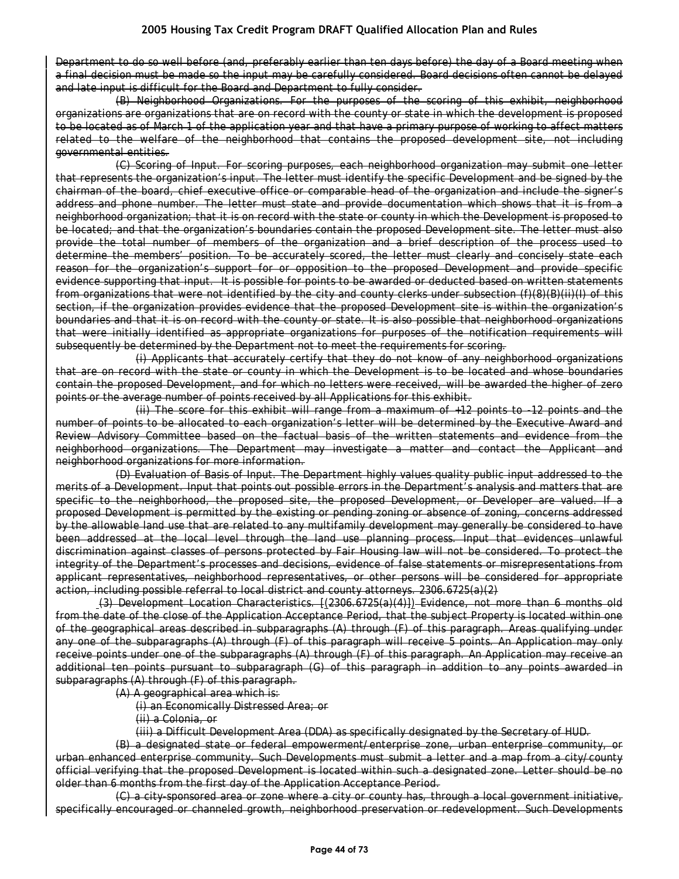Department to do so well before (and, preferably earlier than ten days before) the day of a Board meeting when a final decision must be made so the input may be carefully considered. Board decisions often cannot be delayed and late input is difficult for the Board and Department to fully consider.

(B) Neighborhood Organizations. For the purposes of the scoring of this exhibit, neighborhood organizations are organizations that are on record with the county or state in which the development is proposed to be located as of March 1 of the application year and that have a primary purpose of working to affect matters related to the welfare of the neighborhood that contains the proposed development site, not including governmental entities.

(C) Scoring of Input. For scoring purposes, each neighborhood organization may submit one letter that represents the organization's input. The letter must identify the specific Development and be signed by the chairman of the board, chief executive office or comparable head of the organization and include the signer's address and phone number. The letter must state and provide documentation which shows that it is from a neighborhood organization; that it is on record with the state or county in which the Development is proposed to be located; and that the organization's boundaries contain the proposed Development site. The letter must also provide the total number of members of the organization and a brief description of the process used to determine the members' position. To be accurately scored, the letter must clearly and concisely state each reason for the organization's support for or opposition to the proposed Development and provide specific evidence supporting that input. It is possible for points to be awarded or deducted based on written statements from organizations that were not identified by the city and county clerks under subsection (f)(8)(B)(ii)(I) of this section, if the organization provides evidence that the proposed Development site is within the organization's boundaries and that it is on record with the county or state. It is also possible that neighborhood organizations that were initially identified as appropriate organizations for purposes of the notification requirements will subsequently be determined by the Department not to meet the requirements for scoring.

(i) Applicants that accurately certify that they do not know of any neighborhood organizations that are on record with the state or county in which the Development is to be located and whose boundaries contain the proposed Development, and for which no letters were received, will be awarded the higher of zero points or the average number of points received by all Applications for this exhibit.

(ii) The score for this exhibit will range from a maximum of +12 points to -12 points and the number of points to be allocated to each organization's letter will be determined by the Executive Award and Review Advisory Committee based on the factual basis of the written statements and evidence from the neighborhood organizations. The Department may investigate a matter and contact the Applicant and neighborhood organizations for more information.

(D) Evaluation of Basis of Input. The Department highly values quality public input addressed to the merits of a Development. Input that points out possible errors in the Department's analysis and matters that are specific to the neighborhood, the proposed site, the proposed Development, or Developer are valued. If a proposed Development is permitted by the existing or pending zoning or absence of zoning, concerns addressed by the allowable land use that are related to any multifamily development may generally be considered to have been addressed at the local level through the land use planning process. Input that evidences unlawful discrimination against classes of persons protected by Fair Housing law will not be considered. To protect the integrity of the Department's processes and decisions, evidence of false statements or misrepresentations from applicant representatives, neighborhood representatives, or other persons will be considered for appropriate action, including possible referral to local district and county attorneys. 2306.6725(a)(2)

(3) Development Location Characteristics. [(2306.6725(a)(4)]) Evidence, not more than 6 months old from the date of the close of the Application Acceptance Period, that the subject Property is located within one of the geographical areas described in subparagraphs (A) through (F) of this paragraph. Areas qualifying under any one of the subparagraphs (A) through (F) of this paragraph will receive 5 points. An Application may only receive points under one of the subparagraphs (A) through (F) of this paragraph. An Application may receive an additional ten points pursuant to subparagraph (G) of this paragraph in addition to any points awarded in subparagraphs (A) through (F) of this paragraph.

(A) A geographical area which is:

(i) an Economically Distressed Area; or

(ii) a Colonia, or

(iii) a Difficult Development Area (DDA) as specifically designated by the Secretary of HUD.

(B) a designated state or federal empowerment/enterprise zone, urban enterprise community, or urban enhanced enterprise community. Such Developments must submit a letter and a map from a city/county official verifying that the proposed Development is located within such a designated zone. Letter should be no older than 6 months from the first day of the Application Acceptance Period.

(C) a city-sponsored area or zone where a city or county has, through a local government initiative, specifically encouraged or channeled growth, neighborhood preservation or redevelopment. Such Developments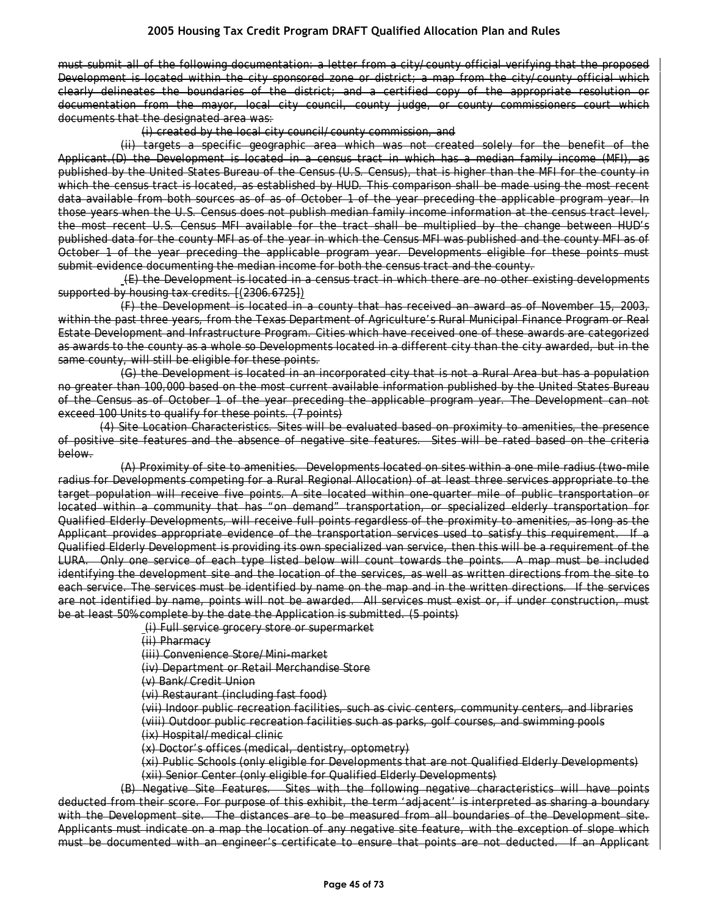must submit all of the following documentation: a letter from a city/county official verifying that the proposed Development is located within the city sponsored zone or district; a map from the city/county official which clearly delineates the boundaries of the district; and a certified copy of the appropriate resolution or documentation from the mayor, local city council, county judge, or county commissioners court which documents that the designated area was:

(i) created by the local city council/county commission, and

(ii) targets a specific geographic area which was not created solely for the benefit of the Applicant.(D) the Development is located in a census tract in which has a median family income (MFI), as published by the United States Bureau of the Census (U.S. Census), that is higher than the MFI for the county in which the census tract is located, as established by HUD. This comparison shall be made using the most recent data available from both sources as of as of October 1 of the year preceding the applicable program year. In those years when the U.S. Census does not publish median family income information at the census tract level, the most recent U.S. Census MFI available for the tract shall be multiplied by the change between HUD's published data for the county MFI as of the year in which the Census MFI was published and the county MFI as of October 1 of the year preceding the applicable program year. Developments eligible for these points must submit evidence documenting the median income for both the census tract and the county.

(E) the Development is located in a census tract in which there are no other existing developments supported by housing tax credits. [(2306.6725])

(F) the Development is located in a county that has received an award as of November 15, 2003, within the past three years, from the Texas Department of Agriculture's Rural Municipal Finance Program or Real Estate Development and Infrastructure Program. Cities which have received one of these awards are categorized as awards to the county as a whole so Developments located in a different city than the city awarded, but in the same county, will still be eligible for these points.

(G) the Development is located in an incorporated city that is not a Rural Area but has a population no greater than 100,000 based on the most current available information published by the United States Bureau of the Census as of October 1 of the year preceding the applicable program year. The Development can not exceed 100 Units to qualify for these points. (7 points)

(4) Site Location Characteristics. Sites will be evaluated based on proximity to amenities, the presence of positive site features and the absence of negative site features. Sites will be rated based on the criteria below.

(A) Proximity of site to amenities. Developments located on sites within a one mile radius (two-mile radius for Developments competing for a Rural Regional Allocation) of at least three services appropriate to the target population will receive five points. A site located within one-quarter mile of public transportation or located within a community that has "on demand" transportation, or specialized elderly transportation for Qualified Elderly Developments, will receive full points regardless of the proximity to amenities, as long as the Applicant provides appropriate evidence of the transportation services used to satisfy this requirement. If a Qualified Elderly Development is providing its own specialized van service, then this will be a requirement of the LURA. Only one service of each type listed below will count towards the points. A map must be included identifying the development site and the location of the services, as well as written directions from the site to each service. The services must be identified by name on the map and in the written directions. If the services are not identified by name, points will not be awarded. All services must exist or, if under construction, must be at least 50% complete by the date the Application is submitted. (5 points)

(i) Full service grocery store or supermarket

(ii) Pharmacy

(iii) Convenience Store/Mini-market

(iv) Department or Retail Merchandise Store

(v) Bank/Credit Union

(vi) Restaurant (including fast food)

(vii) Indoor public recreation facilities, such as civic centers, community centers, and libraries

(viii) Outdoor public recreation facilities such as parks, golf courses, and swimming pools

(ix) Hospital/medical clinic

(x) Doctor's offices (medical, dentistry, optometry)

(xi) Public Schools (only eligible for Developments that are not Qualified Elderly Developments)

(xii) Senior Center (only eligible for Qualified Elderly Developments)

(B) Negative Site Features. Sites with the following negative characteristics will have points deducted from their score. For purpose of this exhibit, the term 'adjacent' is interpreted as sharing a boundary with the Development site. The distances are to be measured from all boundaries of the Development site. Applicants must indicate on a map the location of any negative site feature, with the exception of slope which must be documented with an engineer's certificate to ensure that points are not deducted. If an Applicant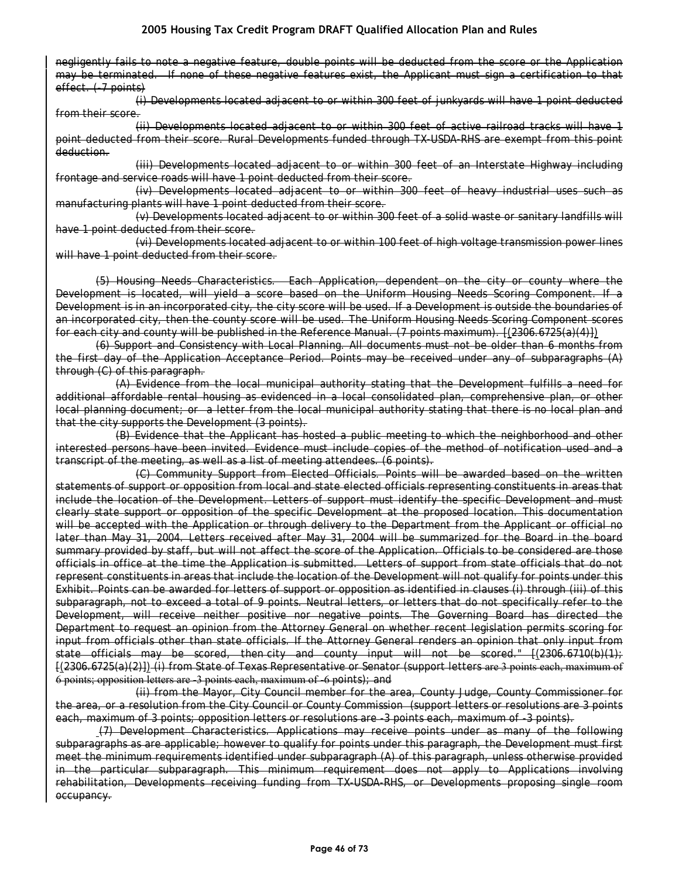negligently fails to note a negative feature, double points will be deducted from the score or the Application may be terminated. If none of these negative features exist, the Applicant must sign a certification to that effect. (-7 points)

(i) Developments located adjacent to or within 300 feet of junkyards will have 1 point deducted from their score.

(ii) Developments located adjacent to or within 300 feet of active railroad tracks will have 1 point deducted from their score. Rural Developments funded through TX-USDA-RHS are exempt from this point deduction.

(iii) Developments located adjacent to or within 300 feet of an Interstate Highway including frontage and service roads will have 1 point deducted from their score.

(iv) Developments located adjacent to or within 300 feet of heavy industrial uses such as manufacturing plants will have 1 point deducted from their score.

(v) Developments located adjacent to or within 300 feet of a solid waste or sanitary landfills will have 1 point deducted from their score.

(vi) Developments located adjacent to or within 100 feet of high voltage transmission power lines will have 1 point deducted from their score.

(5) Housing Needs Characteristics. Each Application, dependent on the city or county where the Development is located, will yield a score based on the Uniform Housing Needs Scoring Component. If a Development is in an incorporated city, the city score will be used. If a Development is outside the boundaries of an incorporated city, then the county score will be used. The Uniform Housing Needs Scoring Component scores for each city and county will be published in the Reference Manual. (7 points maximum). [(2306.6725(a)(4)])

(6) Support and Consistency with Local Planning. All documents must not be older than 6 months from the first day of the Application Acceptance Period. Points may be received under any of subparagraphs (A) through (C) of this paragraph.

(A) Evidence from the local municipal authority stating that the Development fulfills a need for additional affordable rental housing as evidenced in a local consolidated plan, comprehensive plan, or other local planning document; or a letter from the local municipal authority stating that there is no local plan and that the city supports the Development (3 points).

(B) Evidence that the Applicant has hosted a public meeting to which the neighborhood and other interested persons have been invited. Evidence must include copies of the method of notification used and a transcript of the meeting, as well as a list of meeting attendees. (6 points).

(C) Community Support from Elected Officials. Points will be awarded based on the written statements of support or opposition from local and state elected officials representing constituents in areas that include the location of the Development. Letters of support must identify the specific Development and must clearly state support or opposition of the specific Development at the proposed location. This documentation will be accepted with the Application or through delivery to the Department from the Applicant or official no later than May 31, 2004. Letters received after May 31, 2004 will be summarized for the Board in the board summary provided by staff, but will not affect the score of the Application. Officials to be considered are those officials in office at the time the Application is submitted. Letters of support from state officials that do not represent constituents in areas that include the location of the Development will not qualify for points under this Exhibit. Points can be awarded for letters of support or opposition as identified in clauses (i) through (iii) of this subparagraph, not to exceed a total of 9 points. Neutral letters, or letters that do not specifically refer to the Development, will receive neither positive nor negative points. The Governing Board has directed the Department to request an opinion from the Attorney General on whether recent legislation permits scoring for input from officials other than state officials. If the Attorney General renders an opinion that only input from state officials may be scored, then city and county input will not be scored." [(2306.6710(b)(1); [(2306.6725(a)(2)]) (i) from State of Texas Representative or Senator (support letters are 3 points each, maximum of 6 points; opposition letters are -3 points each, maximum of -6 points); and

(ii) from the Mayor, City Council member for the area, County Judge, County Commissioner for the area, or a resolution from the City Council or County Commission (support letters or resolutions are 3 points each, maximum of 3 points; opposition letters or resolutions are -3 points each, maximum of -3 points).

(7) Development Characteristics. Applications may receive points under as many of the following subparagraphs as are applicable; however to qualify for points under this paragraph, the Development must first meet the minimum requirements identified under subparagraph (A) of this paragraph, unless otherwise provided in the particular subparagraph. This minimum requirement does not apply to Applications involving rehabilitation, Developments receiving funding from TX-USDA-RHS, or Developments proposing single room occupancy.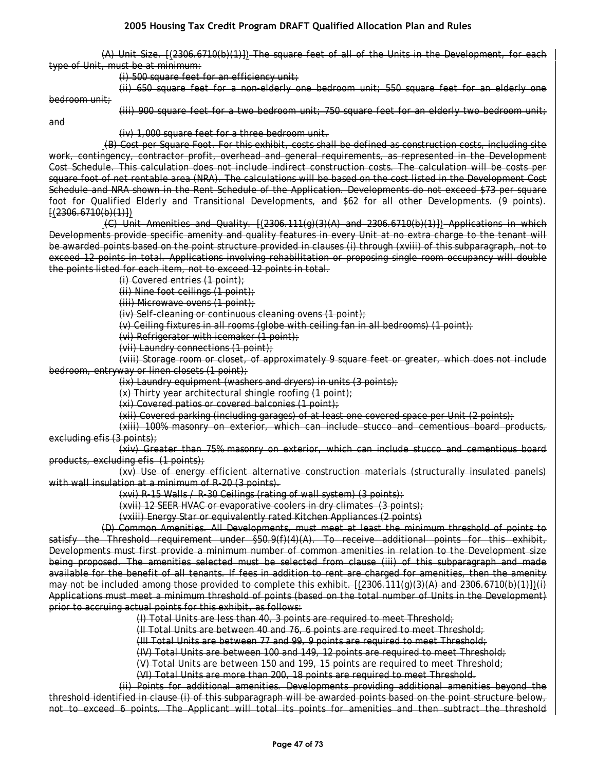(A) Unit Size. [(2306.6710(b)(1))] The square feet of all of the Units in the Development, for each type of Unit, must be at minimum:

(i) 500 square feet for an efficiency unit;

(ii) 650 square feet for a non-elderly one bedroom unit; 550 square feet for an elderly one bedroom unit;

(iii) 900 square feet for a two bedroom unit; 750 square feet for an elderly two bedroom unit; and

(iv) 1,000 square feet for a three bedroom unit.

(B) Cost per Square Foot. For this exhibit, costs shall be defined as construction costs, including site work, contingency, contractor profit, overhead and general requirements, as represented in the Development Cost Schedule. This calculation does not include indirect construction costs. The calculation will be costs per square foot of net rentable area (NRA). The calculations will be based on the cost listed in the Development Cost Schedule and NRA shown in the Rent Schedule of the Application. Developments do not exceed $73 per square foot for Qualified Elderly and Transitional Developments, and $62 for all other Developments. (9 points). [(2306.6710(b)(1))]

(C) Unit Amenities and Quality. [(2306.111(g)(3)(A) and 2306.6710(b)(1))] Applications in which Developments provide specific amenity and quality features in every Unit at no extra charge to the tenant will be awarded points based on the point structure provided in clauses (i) through (xviii) of this subparagraph, not to exceed 12 points in total. Applications involving rehabilitation or proposing single room occupancy will double the points listed for each item, not to exceed 12 points in total.

(i) Covered entries (1 point);

(ii) Nine foot ceilings (1 point);

(iii) Microwave ovens (1 point);

(iv) Self-cleaning or continuous cleaning ovens (1 point);

(v) Ceiling fixtures in all rooms (globe with ceiling fan in all bedrooms) (1 point);

(vi) Refrigerator with icemaker (1 point);

(vii) Laundry connections (1 point);

(viii) Storage room or closet, of approximately 9 square feet or greater, which does not include bedroom, entryway or linen closets (1 point);

(ix) Laundry equipment (washers and dryers) in units (3 points);

(x) Thirty year architectural shingle roofing (1 point);

(xi) Covered patios or covered balconies (1 point);

(xii) Covered parking (including garages) of at least one covered space per Unit (2 points);

(xiii) 100% masonry on exterior, which can include stucco and cementious board products, excluding efis (3 points);

(xiv) Greater than 75% masonry on exterior, which can include stucco and cementious board products, excluding efis (1 points);

(xv) Use of energy efficient alternative construction materials (structurally insulated panels) with wall insulation at a minimum of R-20 (3 points).

(xvi) R-15 Walls / R-30 Ceilings (rating of wall system) (3 points);

(xvii) 12 SEER HVAC or evaporative coolers in dry climates (3 points);

(vxiii) Energy Star or equivalently rated Kitchen Appliances (2 points)

(D) Common Amenities. All Developments, must meet at least the minimum threshold of points to satisfy the Threshold requirement under §50.9(f)(4)(A). To receive additional points for this exhibit, Developments must first provide a minimum number of common amenities in relation to the Development size being proposed. The amenities selected must be selected from clause (iii) of this subparagraph and made available for the benefit of all tenants. If fees in addition to rent are charged for amenities, then the amenity may not be included among those provided to complete this exhibit. [(2306.111(g)(3)(A) and 2306.6710(b)(1))](i) Applications must meet a minimum threshold of points (based on the total number of Units in the Development) prior to accruing actual points for this exhibit, as follows:

(I) Total Units are less than 40, 3 points are required to meet Threshold;

(II Total Units are between 40 and 76, 6 points are required to meet Threshold;

(III Total Units are between 77 and 99, 9 points are required to meet Threshold;

(IV) Total Units are between 100 and 149, 12 points are required to meet Threshold;

(V) Total Units are between 150 and 199, 15 points are required to meet Threshold;

(VI) Total Units are more than 200, 18 points are required to meet Threshold.

(ii) Points for additional amenities. Developments providing additional amenities beyond the threshold identified in clause (i) of this subparagraph will be awarded points based on the point structure below, not to exceed 6 points. The Applicant will total its points for amenities and then subtract the threshold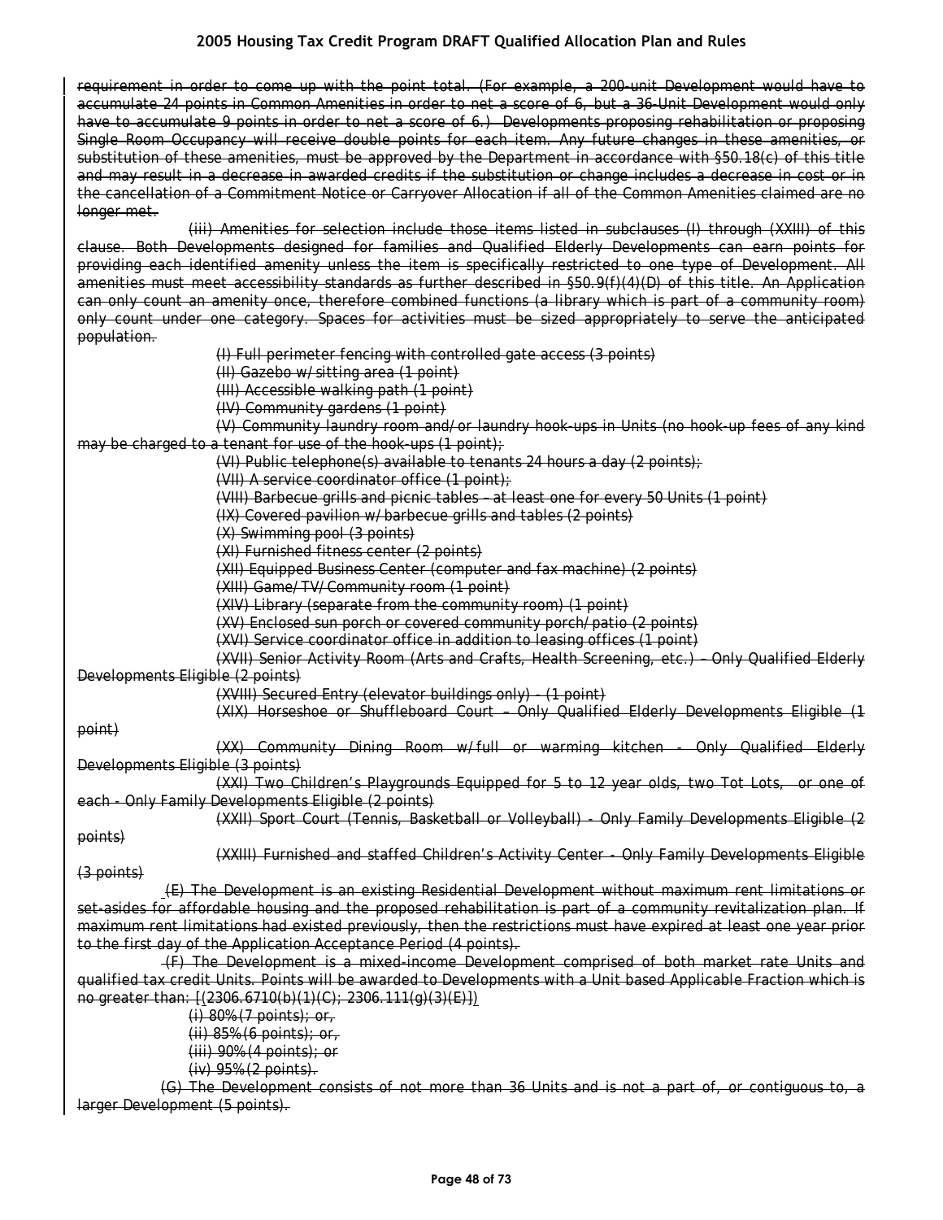requirement in order to come up with the point total. (For example, a 200-unit Development would have to accumulate 24 points in Common Amenities in order to net a score of 6, but a 36-Unit Development would only have to accumulate 9 points in order to net a score of 6.) Developments proposing rehabilitation or proposing Single Room Occupancy will receive double points for each item. Any future changes in these amenities, or substitution of these amenities, must be approved by the Department in accordance with §50.18(c) of this title and may result in a decrease in awarded credits if the substitution or change includes a decrease in cost or in the cancellation of a Commitment Notice or Carryover Allocation if all of the Common Amenities claimed are no longer met.

(iii) Amenities for selection include those items listed in subclauses (I) through (XXIII) of this clause. Both Developments designed for families and Qualified Elderly Developments can earn points for providing each identified amenity unless the item is specifically restricted to one type of Development. All amenities must meet accessibility standards as further described in §50.9(f)(4)(D) of this title. An Application can only count an amenity once, therefore combined functions (a library which is part of a community room) only count under one category. Spaces for activities must be sized appropriately to serve the anticipated population.

(I) Full perimeter fencing with controlled gate access (3 points)

(II) Gazebo w/sitting area (1 point)

(III) Accessible walking path (1 point)

(IV) Community gardens (1 point)

(V) Community laundry room and/or laundry hook-ups in Units (no hook-up fees of any kind may be charged to a tenant for use of the hook-ups (1 point);

(VI) Public telephone(s) available to tenants 24 hours a day (2 points);

(VII) A service coordinator office (1 point);

(VIII) Barbecue grills and picnic tables – at least one for every 50 Units (1 point)

(IX) Covered pavilion w/barbecue grills and tables (2 points)

(X) Swimming pool (3 points)

(XI) Furnished fitness center (2 points)

(XII) Equipped Business Center (computer and fax machine) (2 points)

(XIII) Game/TV/Community room (1 point)

(XIV) Library (separate from the community room) (1 point)

(XV) Enclosed sun porch or covered community porch/patio (2 points)

(XVI) Service coordinator office in addition to leasing offices (1 point)

(XVII) Senior Activity Room (Arts and Crafts, Health Screening, etc.) – Only Qualified Elderly Developments Eligible (2 points)

(XVIII) Secured Entry (elevator buildings only) - (1 point)

(XIX) Horseshoe or Shuffleboard Court – Only Qualified Elderly Developments Eligible (1 point)

(XX) Community Dining Room w/full or warming kitchen - Only Qualified Elderly Developments Eligible (3 points)

(XXI) Two Children's Playgrounds Equipped for 5 to 12 year olds, two Tot Lots, or one of each - Only Family Developments Eligible (2 points)

(XXII) Sport Court (Tennis, Basketball or Volleyball) - Only Family Developments Eligible (2 points)

(XXIII) Furnished and staffed Children's Activity Center - Only Family Developments Eligible (3 points)

(E) The Development is an existing Residential Development without maximum rent limitations or set-asides for affordable housing and the proposed rehabilitation is part of a community revitalization plan. If maximum rent limitations had existed previously, then the restrictions must have expired at least one year prior to the first day of the Application Acceptance Period (4 points).

(F) The Development is a mixed-income Development comprised of both market rate Units and qualified tax credit Units. Points will be awarded to Developments with a Unit based Applicable Fraction which is no greater than: [(2306.6710(b)(1)(C); 2306.111(g)(3)(E)])

(i) 80% (7 points); or,

(ii) 85% (6 points); or,

(iii) 90% (4 points); or

(iv) 95% (2 points).

(G) The Development consists of not more than 36 Units and is not a part of, or contiguous to, a larger Development (5 points).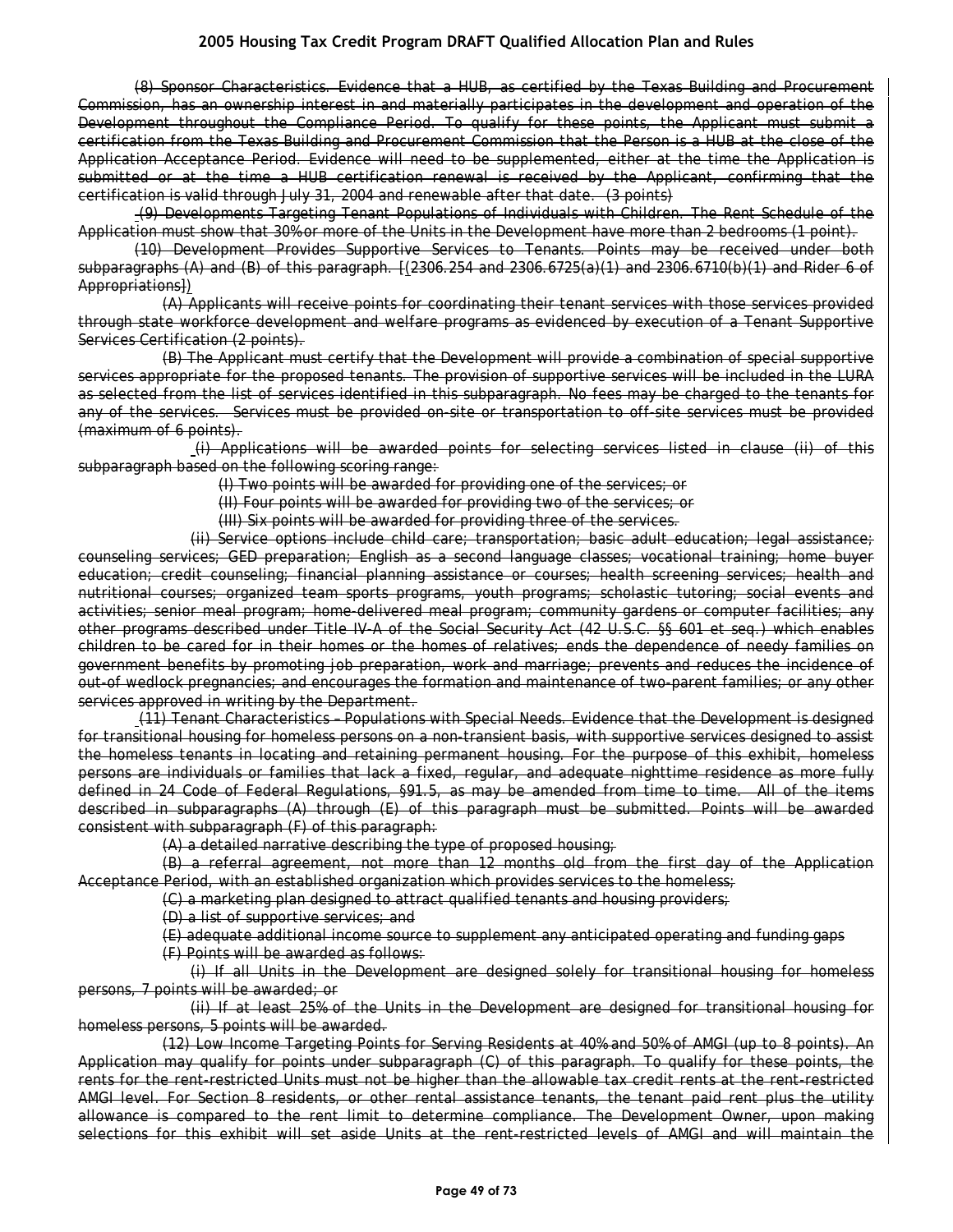~~(8) Sponsor Characteristics. Evidence that a HUB, as certified by the Texas Building and Procurement Commission, has an ownership interest in and materially participates in the development and operation of the Development throughout the Compliance Period. To qualify for these points, the Applicant must submit a certification from the Texas Building and Procurement Commission that the Person is a HUB at the close of the Application Acceptance Period. Evidence will need to be supplemented, either at the time the Application is submitted or at the time a HUB certification renewal is received by the Applicant, confirming that the certification is valid through July 31, 2004 and renewable after that date. (3 points)~~

~~(9) Developments Targeting Tenant Populations of Individuals with Children. The Rent Schedule of the Application must show that 30% or more of the Units in the Development have more than 2 bedrooms (1 point).~~

~~(10) Development Provides Supportive Services to Tenants. Points may be received under both subparagraphs (A) and (B) of this paragraph. [(2306.254 and 2306.6725(a)(1) and 2306.6710(b)(1) and Rider 6 of Appropriations])~~

~~(A) Applicants will receive points for coordinating their tenant services with those services provided through state workforce development and welfare programs as evidenced by execution of a Tenant Supportive Services Certification (2 points).~~

~~(B) The Applicant must certify that the Development will provide a combination of special supportive services appropriate for the proposed tenants. The provision of supportive services will be included in the LURA as selected from the list of services identified in this subparagraph. No fees may be charged to the tenants for any of the services. Services must be provided on-site or transportation to off-site services must be provided (maximum of 6 points).~~

~~(i) Applications will be awarded points for selecting services listed in clause (ii) of this subparagraph based on the following scoring range:~~

~~(I) Two points will be awarded for providing one of the services; or~~

~~(II) Four points will be awarded for providing two of the services; or~~

~~(III) Six points will be awarded for providing three of the services.~~

~~(ii) Service options include child care; transportation; basic adult education; legal assistance; counseling services; GED preparation; English as a second language classes; vocational training; home buyer education; credit counseling; financial planning assistance or courses; health screening services; health and nutritional courses; organized team sports programs, youth programs; scholastic tutoring; social events and activities; senior meal program; home-delivered meal program; community gardens or computer facilities; any other programs described under Title IV-A of the Social Security Act (42 U.S.C. §§ 601 et seq.) which enables children to be cared for in their homes or the homes of relatives; ends the dependence of needy families on government benefits by promoting job preparation, work and marriage; prevents and reduces the incidence of out-of wedlock pregnancies; and encourages the formation and maintenance of two-parent families; or any other services approved in writing by the Department.~~

~~(11) Tenant Characteristics – Populations with Special Needs. Evidence that the Development is designed for transitional housing for homeless persons on a non-transient basis, with supportive services designed to assist the homeless tenants in locating and retaining permanent housing. For the purpose of this exhibit, homeless persons are individuals or families that lack a fixed, regular, and adequate nighttime residence as more fully defined in 24 Code of Federal Regulations, §91.5, as may be amended from time to time. All of the items described in subparagraphs (A) through (E) of this paragraph must be submitted. Points will be awarded consistent with subparagraph (F) of this paragraph:~~

~~(A) a detailed narrative describing the type of proposed housing;~~

~~(B) a referral agreement, not more than 12 months old from the first day of the Application Acceptance Period, with an established organization which provides services to the homeless;~~

~~(C) a marketing plan designed to attract qualified tenants and housing providers;~~

~~(D) a list of supportive services; and~~

~~(E) adequate additional income source to supplement any anticipated operating and funding gaps~~

~~(F) Points will be awarded as follows:~~

~~(i) If all Units in the Development are designed solely for transitional housing for homeless persons, 7 points will be awarded; or~~

~~(ii) If at least 25% of the Units in the Development are designed for transitional housing for homeless persons, 5 points will be awarded.~~

~~(12) Low Income Targeting Points for Serving Residents at 40% and 50% of AMGI (up to 8 points). An Application may qualify for points under subparagraph (C) of this paragraph. To qualify for these points, the rents for the rent-restricted Units must not be higher than the allowable tax credit rents at the rent-restricted AMGI level. For Section 8 residents, or other rental assistance tenants, the tenant paid rent plus the utility allowance is compared to the rent limit to determine compliance. The Development Owner, upon making selections for this exhibit will set aside Units at the rent-restricted levels of AMGI and will maintain the~~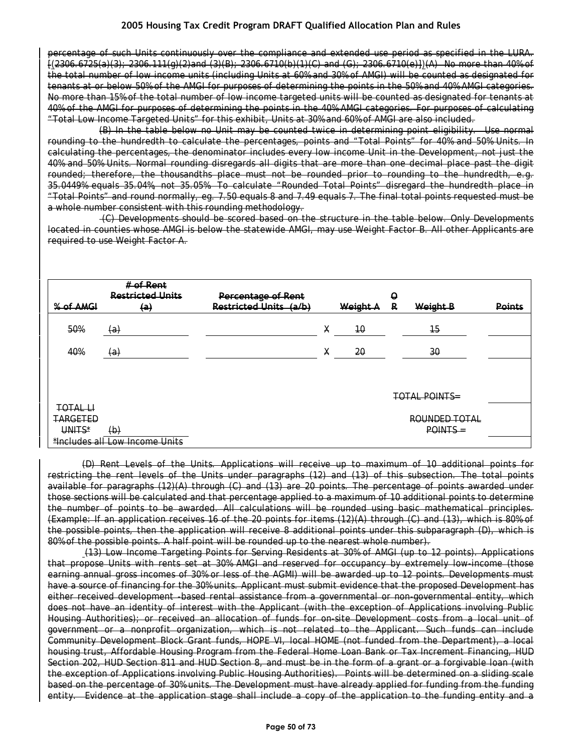percentage of such Units continuously over the compliance and extended use period as specified in the LURA. [(2306.6725(a)(3); 2306.111(g)(2)and (3)(B); 2306.6710(b)(1)(C) and (G); 2306.6710(e)])(A) No more than 40% of the total number of low income units (including Units at 60% and 30% of AMGI) will be counted as designated for tenants at or below 50% of the AMGI for purposes of determining the points in the 50% and 40% AMGI categories. No more than 15% of the total number of low income targeted units will be counted as designated for tenants at 40% of the AMGI for purposes of determining the points in the 40% AMGI categories. For purposes of calculating "Total Low Income Targeted Units" for this exhibit, Units at 30% and 60% of AMGI are also included.

(B) In the table below no Unit may be counted twice in determining point eligibility. Use normal rounding to the hundredth to calculate the percentages, points and "Total Points" for 40% and 50% Units. In calculating the percentages, the denominator includes every low income Unit in the Development, not just the 40% and 50% Units. Normal rounding disregards all digits that are more than one decimal place past the digit rounded; therefore, the thousandths place must not be rounded prior to rounding to the hundredth, e.g. 35.0449% equals 35.04%, not 35.05%. To calculate "Rounded Total Points" disregard the hundredth place in "Total Points" and round normally, eg. 7.50 equals 8 and 7.49 equals 7. The final total points requested must be a whole number consistent with this rounding methodology.

(C) Developments should be scored based on the structure in the table below. Only Developments located in counties whose AMGI is below the statewide AMGI, may use Weight Factor B. All other Applicants are required to use Weight Factor A.

| % of AMGI | # of Rent Restricted Units (a) | Percentage of Rent Restricted Units (a/b) | | Weight A | OR | Weight B | Points |
|---|---|---|---|---|---|---|---|
| 50% | (a) | | X | 10 | | 15 | |
| 40% | (a) | | X | 20 | | 30 | |
| | | | | | | TOTAL POINTS= | |
| TOTAL LI TARGETED UNITS* | (b) | | | | | ROUNDED TOTAL POINTS = | |
| *Includes all Low Income Units | | | | | | | |

(D) Rent Levels of the Units. Applications will receive up to maximum of 10 additional points for restricting the rent levels of the Units under paragraphs (12) and (13) of this subsection. The total points available for paragraphs (12)(A) through (C) and (13) are 20 points. The percentage of points awarded under those sections will be calculated and that percentage applied to a maximum of 10 additional points to determine the number of points to be awarded. All calculations will be rounded using basic mathematical principles. (Example: If an application receives 16 of the 20 points for items (12)(A) through (C) and (13), which is 80% of the possible points, then the application will receive 8 additional points under this subparagraph (D), which is 80% of the possible points. A half point will be rounded up to the nearest whole number).

(13) Low Income Targeting Points for Serving Residents at 30% of AMGI (up to 12 points). Applications that propose Units with rents set at 30% AMGI and reserved for occupancy by extremely low-income (those earning annual gross incomes of 30% or less of the AGMI) will be awarded up to 12 points. Developments must have a source of financing for the 30% units. Applicant must submit evidence that the proposed Development has either received development -based rental assistance from a governmental or non-governmental entity, which does not have an identity of interest with the Applicant (with the exception of Applications involving Public Housing Authorities); or received an allocation of funds for on-site Development costs from a local unit of government or a nonprofit organization, which is not related to the Applicant. Such funds can include Community Development Block Grant funds, HOPE VI, local HOME (not funded from the Department), a local housing trust, Affordable Housing Program from the Federal Home Loan Bank or Tax Increment Financing, HUD Section 202, HUD Section 811 and HUD Section 8, and must be in the form of a grant or a forgivable loan (with the exception of Applications involving Public Housing Authorities). Points will be determined on a sliding scale based on the percentage of 30% units. The Development must have already applied for funding from the funding entity. Evidence at the application stage shall include a copy of the application to the funding entity and a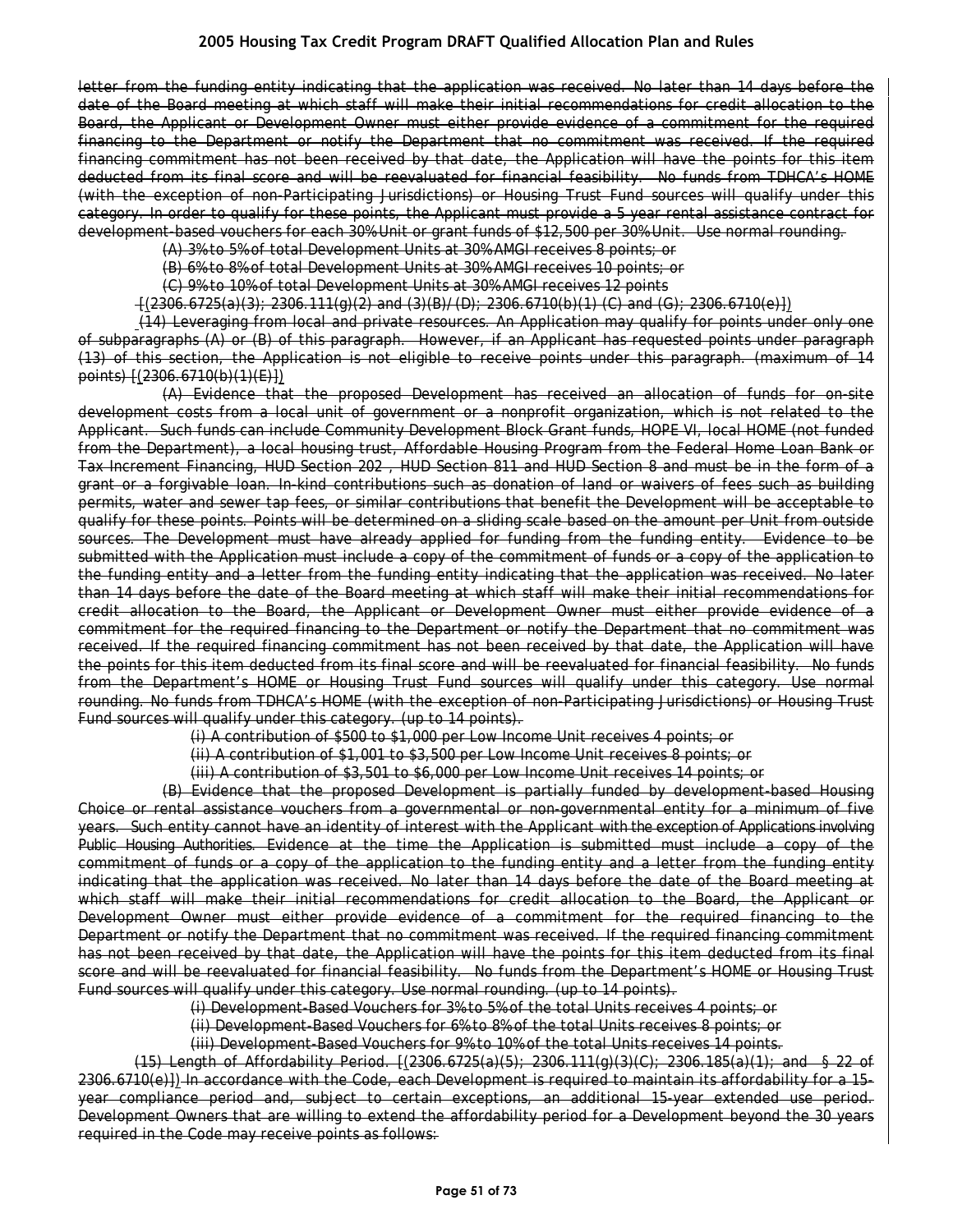~~letter from the funding entity indicating that the application was received. No later than 14 days before the date of the Board meeting at which staff will make their initial recommendations for credit allocation to the Board, the Applicant or Development Owner must either provide evidence of a commitment for the required financing to the Department or notify the Department that no commitment was received. If the required financing commitment has not been received by that date, the Application will have the points for this item deducted from its final score and will be reevaluated for financial feasibility. No funds from TDHCA's HOME (with the exception of non-Participating Jurisdictions) or Housing Trust Fund sources will qualify under this category. In order to qualify for these points, the Applicant must provide a 5 year rental assistance contract for development-based vouchers for each 30% Unit or grant funds of $12,500 per 30% Unit. Use normal rounding.~~

~~(A) 3% to 5% of total Development Units at 30% AMGI receives 8 points; or~~

~~(B) 6% to 8% of total Development Units at 30% AMGI receives 10 points; or~~

~~(C) 9% to 10% of total Development Units at 30% AMGI receives 12 points~~

~~[(2306.6725(a)(3); 2306.111(g)(2) and (3)(B)/(D); 2306.6710(b)(1) (C) and (G); 2306.6710(e)])~~

~~(14) Leveraging from local and private resources. An Application may qualify for points under only one of subparagraphs (A) or (B) of this paragraph. However, if an Applicant has requested points under paragraph (13) of this section, the Application is not eligible to receive points under this paragraph. (maximum of 14 points) [(2306.6710(b)(1)(E)])~~

~~(A) Evidence that the proposed Development has received an allocation of funds for on-site development costs from a local unit of government or a nonprofit organization, which is not related to the Applicant. Such funds can include Community Development Block Grant funds, HOPE VI, local HOME (not funded from the Department), a local housing trust, Affordable Housing Program from the Federal Home Loan Bank or Tax Increment Financing, HUD Section 202 , HUD Section 811 and HUD Section 8 and must be in the form of a grant or a forgivable loan. In-kind contributions such as donation of land or waivers of fees such as building permits, water and sewer tap fees, or similar contributions that benefit the Development will be acceptable to qualify for these points. Points will be determined on a sliding scale based on the amount per Unit from outside sources. The Development must have already applied for funding from the funding entity. Evidence to be submitted with the Application must include a copy of the commitment of funds or a copy of the application to the funding entity and a letter from the funding entity indicating that the application was received. No later than 14 days before the date of the Board meeting at which staff will make their initial recommendations for credit allocation to the Board, the Applicant or Development Owner must either provide evidence of a commitment for the required financing to the Department or notify the Department that no commitment was received. If the required financing commitment has not been received by that date, the Application will have the points for this item deducted from its final score and will be reevaluated for financial feasibility. No funds from the Department's HOME or Housing Trust Fund sources will qualify under this category. Use normal rounding. No funds from TDHCA's HOME (with the exception of non-Participating Jurisdictions) or Housing Trust Fund sources will qualify under this category. (up to 14 points).~~

~~(i) A contribution of $500 to $1,000 per Low Income Unit receives 4 points; or~~

~~(ii) A contribution of $1,001 to $3,500 per Low Income Unit receives 8 points; or~~

~~(iii) A contribution of $3,501 to $6,000 per Low Income Unit receives 14 points; or~~

~~(B) Evidence that the proposed Development is partially funded by development-based Housing Choice or rental assistance vouchers from a governmental or non-governmental entity for a minimum of five years. Such entity cannot have an identity of interest with the Applicant with the exception of Applications involving Public Housing Authorities. Evidence at the time the Application is submitted must include a copy of the commitment of funds or a copy of the application to the funding entity and a letter from the funding entity indicating that the application was received. No later than 14 days before the date of the Board meeting at which staff will make their initial recommendations for credit allocation to the Board, the Applicant or Development Owner must either provide evidence of a commitment for the required financing to the Department or notify the Department that no commitment was received. If the required financing commitment has not been received by that date, the Application will have the points for this item deducted from its final score and will be reevaluated for financial feasibility. No funds from the Department's HOME or Housing Trust Fund sources will qualify under this category. Use normal rounding. (up to 14 points).~~

~~(i) Development-Based Vouchers for 3% to 5% of the total Units receives 4 points; or~~

~~(ii) Development-Based Vouchers for 6% to 8% of the total Units receives 8 points; or~~

~~(iii) Development-Based Vouchers for 9% to 10% of the total Units receives 14 points.~~

~~(15) Length of Affordability Period. [(2306.6725(a)(5); 2306.111(g)(3)(C); 2306.185(a)(1); and § 22 of 2306.6710(e)]) In accordance with the Code, each Development is required to maintain its affordability for a 15-year compliance period and, subject to certain exceptions, an additional 15-year extended use period. Development Owners that are willing to extend the affordability period for a Development beyond the 30 years required in the Code may receive points as follows:~~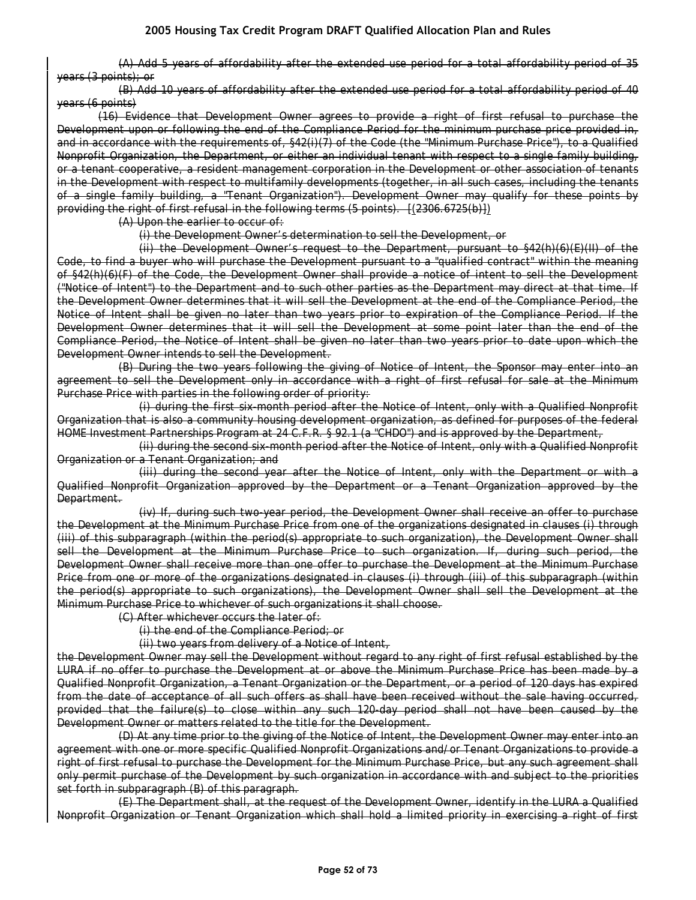~~(A) Add 5 years of affordability after the extended use period for a total affordability period of 35 years (3 points); or~~

~~(B) Add 10 years of affordability after the extended use period for a total affordability period of 40 years (6 points)~~

~~(16) Evidence that Development Owner agrees to provide a right of first refusal to purchase the Development upon or following the end of the Compliance Period for the minimum purchase price provided in, and in accordance with the requirements of, §42(i)(7) of the Code (the "Minimum Purchase Price"), to a Qualified Nonprofit Organization, the Department, or either an individual tenant with respect to a single family building, or a tenant cooperative, a resident management corporation in the Development or other association of tenants in the Development with respect to multifamily developments (together, in all such cases, including the tenants of a single family building, a "Tenant Organization"). Development Owner may qualify for these points by providing the right of first refusal in the following terms (5 points). [(2306.6725(b)])~~

~~(A) Upon the earlier to occur of:~~

~~(i) the Development Owner's determination to sell the Development, or~~

~~(ii) the Development Owner's request to the Department, pursuant to §42(h)(6)(E)(II) of the Code, to find a buyer who will purchase the Development pursuant to a "qualified contract" within the meaning of §42(h)(6)(F) of the Code, the Development Owner shall provide a notice of intent to sell the Development ("Notice of Intent") to the Department and to such other parties as the Department may direct at that time. If the Development Owner determines that it will sell the Development at the end of the Compliance Period, the Notice of Intent shall be given no later than two years prior to expiration of the Compliance Period. If the Development Owner determines that it will sell the Development at some point later than the end of the Compliance Period, the Notice of Intent shall be given no later than two years prior to date upon which the Development Owner intends to sell the Development.~~

~~(B) During the two years following the giving of Notice of Intent, the Sponsor may enter into an agreement to sell the Development only in accordance with a right of first refusal for sale at the Minimum Purchase Price with parties in the following order of priority:~~

~~(i) during the first six-month period after the Notice of Intent, only with a Qualified Nonprofit Organization that is also a community housing development organization, as defined for purposes of the federal HOME Investment Partnerships Program at 24 C.F.R. § 92.1 (a "CHDO") and is approved by the Department,~~

~~(ii) during the second six-month period after the Notice of Intent, only with a Qualified Nonprofit Organization or a Tenant Organization; and~~

~~(iii) during the second year after the Notice of Intent, only with the Department or with a Qualified Nonprofit Organization approved by the Department or a Tenant Organization approved by the Department.~~

~~(iv) If, during such two-year period, the Development Owner shall receive an offer to purchase the Development at the Minimum Purchase Price from one of the organizations designated in clauses (i) through (iii) of this subparagraph (within the period(s) appropriate to such organization), the Development Owner shall sell the Development at the Minimum Purchase Price to such organization. If, during such period, the Development Owner shall receive more than one offer to purchase the Development at the Minimum Purchase Price from one or more of the organizations designated in clauses (i) through (iii) of this subparagraph (within the period(s) appropriate to such organizations), the Development Owner shall sell the Development at the Minimum Purchase Price to whichever of such organizations it shall choose.~~

~~(C) After whichever occurs the later of:~~

~~(i) the end of the Compliance Period; or~~

~~(ii) two years from delivery of a Notice of Intent,~~

~~the Development Owner may sell the Development without regard to any right of first refusal established by the LURA if no offer to purchase the Development at or above the Minimum Purchase Price has been made by a Qualified Nonprofit Organization, a Tenant Organization or the Department, or a period of 120 days has expired from the date of acceptance of all such offers as shall have been received without the sale having occurred, provided that the failure(s) to close within any such 120-day period shall not have been caused by the Development Owner or matters related to the title for the Development.~~

~~(D) At any time prior to the giving of the Notice of Intent, the Development Owner may enter into an agreement with one or more specific Qualified Nonprofit Organizations and/or Tenant Organizations to provide a right of first refusal to purchase the Development for the Minimum Purchase Price, but any such agreement shall only permit purchase of the Development by such organization in accordance with and subject to the priorities set forth in subparagraph (B) of this paragraph.~~

~~(E) The Department shall, at the request of the Development Owner, identify in the LURA a Qualified Nonprofit Organization or Tenant Organization which shall hold a limited priority in exercising a right of first~~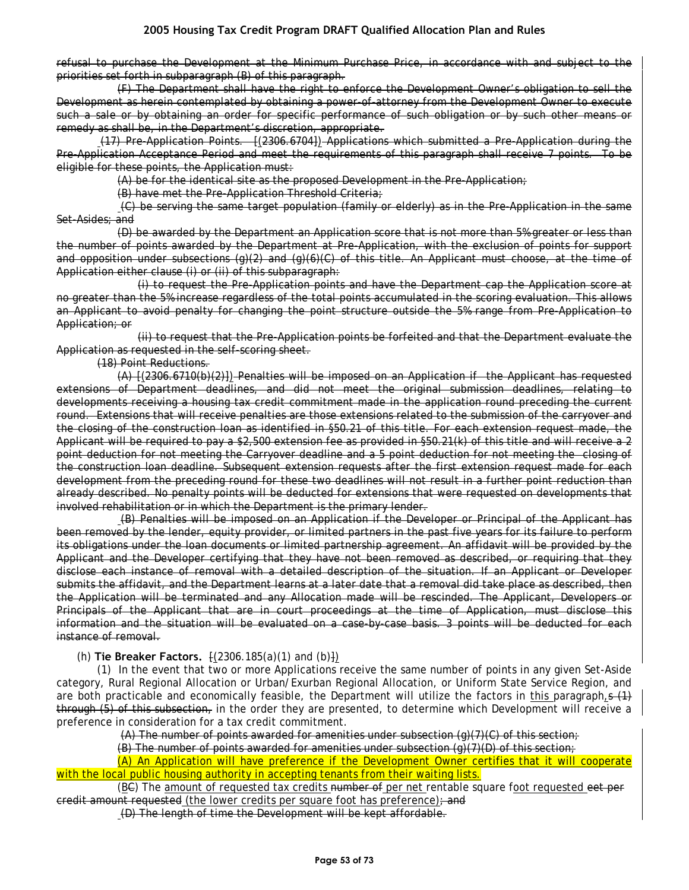~~refusal to purchase the Development at the Minimum Purchase Price, in accordance with and subject to the priorities set forth in subparagraph (B) of this paragraph.~~

~~(F) The Department shall have the right to enforce the Development Owner's obligation to sell the Development as herein contemplated by obtaining a power-of-attorney from the Development Owner to execute such a sale or by obtaining an order for specific performance of such obligation or by such other means or remedy as shall be, in the Department's discretion, appropriate.~~

~~(17) Pre-Application Points. [(2306.6704]) Applications which submitted a Pre-Application during the Pre-Application Acceptance Period and meet the requirements of this paragraph shall receive 7 points. To be eligible for these points, the Application must:~~

~~(A) be for the identical site as the proposed Development in the Pre-Application;~~

~~(B) have met the Pre-Application Threshold Criteria;~~

~~(C) be serving the same target population (family or elderly) as in the Pre-Application in the same Set-Asides; and~~

~~(D) be awarded by the Department an Application score that is not more than 5% greater or less than the number of points awarded by the Department at Pre-Application, with the exclusion of points for support and opposition under subsections (g)(2) and (g)(6)(C) of this title. An Applicant must choose, at the time of Application either clause (i) or (ii) of this subparagraph:~~

~~(i) to request the Pre-Application points and have the Department cap the Application score at no greater than the 5% increase regardless of the total points accumulated in the scoring evaluation. This allows an Applicant to avoid penalty for changing the point structure outside the 5% range from Pre-Application to Application; or~~

~~(ii) to request that the Pre-Application points be forfeited and that the Department evaluate the Application as requested in the self-scoring sheet.~~

~~(18) Point Reductions.~~

~~(A) [(2306.6710(b)(2)]) Penalties will be imposed on an Application if the Applicant has requested extensions of Department deadlines, and did not meet the original submission deadlines, relating to developments receiving a housing tax credit commitment made in the application round preceding the current round. Extensions that will receive penalties are those extensions related to the submission of the carryover and the closing of the construction loan as identified in §50.21 of this title. For each extension request made, the Applicant will be required to pay a $2,500 extension fee as provided in §50.21(k) of this title and will receive a 2 point deduction for not meeting the Carryover deadline and a 5 point deduction for not meeting the closing of the construction loan deadline. Subsequent extension requests after the first extension request made for each development from the preceding round for these two deadlines will not result in a further point reduction than already described. No penalty points will be deducted for extensions that were requested on developments that involved rehabilitation or in which the Department is the primary lender.~~

~~(B) Penalties will be imposed on an Application if the Developer or Principal of the Applicant has been removed by the lender, equity provider, or limited partners in the past five years for its failure to perform its obligations under the loan documents or limited partnership agreement. An affidavit will be provided by the Applicant and the Developer certifying that they have not been removed as described, or requiring that they disclose each instance of removal with a detailed description of the situation. If an Applicant or Developer submits the affidavit, and the Department learns at a later date that a removal did take place as described, then the Application will be terminated and any Allocation made will be rescinded. The Applicant, Developers or Principals of the Applicant that are in court proceedings at the time of Application, must disclose this information and the situation will be evaluated on a case-by-case basis. 3 points will be deducted for each instance of removal.~~

(h) **Tie Breaker Factors.** ~~[~~(2306.185(a)(1) and (b)~~]~~)

(1) In the event that two or more Applications receive the same number of points in any given Set-Aside category, Rural Regional Allocation or Urban/Exurban Regional Allocation, or Uniform State Service Region, and are both practicable and economically feasible, the Department will utilize the factors in <u>this</u> paragraph,~~s (1) through (5) of this subsection,~~ in the order they are presented, to determine which Development will receive a preference in consideration for a tax credit commitment.

~~(A) The number of points awarded for amenities under subsection (g)(7)(C) of this section;~~

~~(B) The number of points awarded for amenities under subsection (g)(7)(D) of this section;~~

<u>(A) An Application will have preference if the Development Owner certifies that it will cooperate with the local public housing authority in accepting tenants from their waiting lists.</u>

(<u>B</u>~~C~~) The <u>amount of requested tax credits</u> ~~number of~~ <u>per net</u> rentable square f<u>oot requested</u> ~~eet per credit amount requested~~ <u>(the lower credits per square foot has preference)</u>~~; and~~

~~(D) The length of time the Development will be kept affordable.~~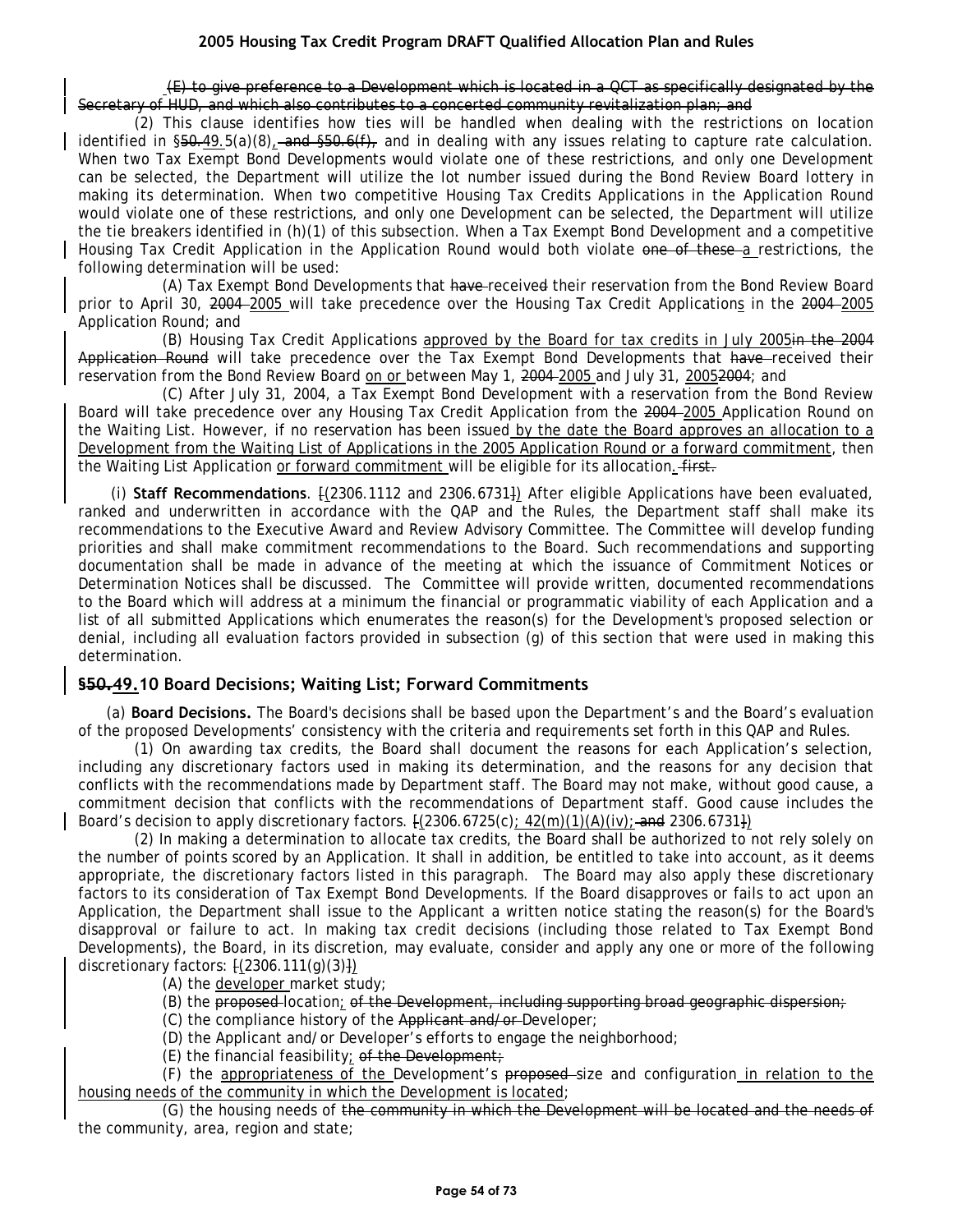(E) to give preference to a Development which is located in a QCT as specifically designated by the Secretary of HUD, and which also contributes to a concerted community revitalization plan; and

(2) This clause identifies how ties will be handled when dealing with the restrictions on location identified in §50.49.5(a)(8), and §50.6(f), and in dealing with any issues relating to capture rate calculation. When two Tax Exempt Bond Developments would violate one of these restrictions, and only one Development can be selected, the Department will utilize the lot number issued during the Bond Review Board lottery in making its determination. When two competitive Housing Tax Credits Applications in the Application Round would violate one of these restrictions, and only one Development can be selected, the Department will utilize the tie breakers identified in (h)(1) of this subsection. When a Tax Exempt Bond Development and a competitive Housing Tax Credit Application in the Application Round would both violate one of these a restrictions, the following determination will be used:

(A) Tax Exempt Bond Developments that have received their reservation from the Bond Review Board prior to April 30, 2004 2005 will take precedence over the Housing Tax Credit Applications in the 2004 2005 Application Round; and

(B) Housing Tax Credit Applications approved by the Board for tax credits in July 2005in the 2004 Application Round will take precedence over the Tax Exempt Bond Developments that have received their reservation from the Bond Review Board on or between May 1, 2004 2005 and July 31, 20052004; and

(C) After July 31, 2004, a Tax Exempt Bond Development with a reservation from the Bond Review Board will take precedence over any Housing Tax Credit Application from the 2004 2005 Application Round on the Waiting List. However, if no reservation has been issued by the date the Board approves an allocation to a Development from the Waiting List of Applications in the 2005 Application Round or a forward commitment, then the Waiting List Application or forward commitment will be eligible for its allocation. first.

(i) **Staff Recommendations**. [(2306.1112 and 2306.6731]) After eligible Applications have been evaluated, ranked and underwritten in accordance with the QAP and the Rules, the Department staff shall make its recommendations to the Executive Award and Review Advisory Committee. The Committee will develop funding priorities and shall make commitment recommendations to the Board. Such recommendations and supporting documentation shall be made in advance of the meeting at which the issuance of Commitment Notices or Determination Notices shall be discussed. The Committee will provide written, documented recommendations to the Board which will address at a minimum the financial or programmatic viability of each Application and a list of all submitted Applications which enumerates the reason(s) for the Development's proposed selection or denial, including all evaluation factors provided in subsection (g) of this section that were used in making this determination.

## §50.49.10 Board Decisions; Waiting List; Forward Commitments

(a) **Board Decisions.** The Board's decisions shall be based upon the Department's and the Board's evaluation of the proposed Developments' consistency with the criteria and requirements set forth in this QAP and Rules.

(1) On awarding tax credits, the Board shall document the reasons for each Application's selection, including any discretionary factors used in making its determination, and the reasons for any decision that conflicts with the recommendations made by Department staff. The Board may not make, without good cause, a commitment decision that conflicts with the recommendations of Department staff. Good cause includes the Board's decision to apply discretionary factors. [(2306.6725(c); 42(m)(1)(A)(iv); and 2306.6731])

(2) In making a determination to allocate tax credits, the Board shall be authorized to not rely solely on the number of points scored by an Application. It shall in addition, be entitled to take into account, as it deems appropriate, the discretionary factors listed in this paragraph. The Board may also apply these discretionary factors to its consideration of Tax Exempt Bond Developments. If the Board disapproves or fails to act upon an Application, the Department shall issue to the Applicant a written notice stating the reason(s) for the Board's disapproval or failure to act. In making tax credit decisions (including those related to Tax Exempt Bond Developments), the Board, in its discretion, may evaluate, consider and apply any one or more of the following discretionary factors: [(2306.111(g)(3)])

(A) the developer market study;

(B) the proposed location; of the Development, including supporting broad geographic dispersion;

(C) the compliance history of the Applicant and/or Developer;

(D) the Applicant and/or Developer's efforts to engage the neighborhood;

(E) the financial feasibility; of the Development;

(F) the appropriateness of the Development's proposed size and configuration in relation to the housing needs of the community in which the Development is located;

(G) the housing needs of the community in which the Development will be located and the needs of the community, area, region and state;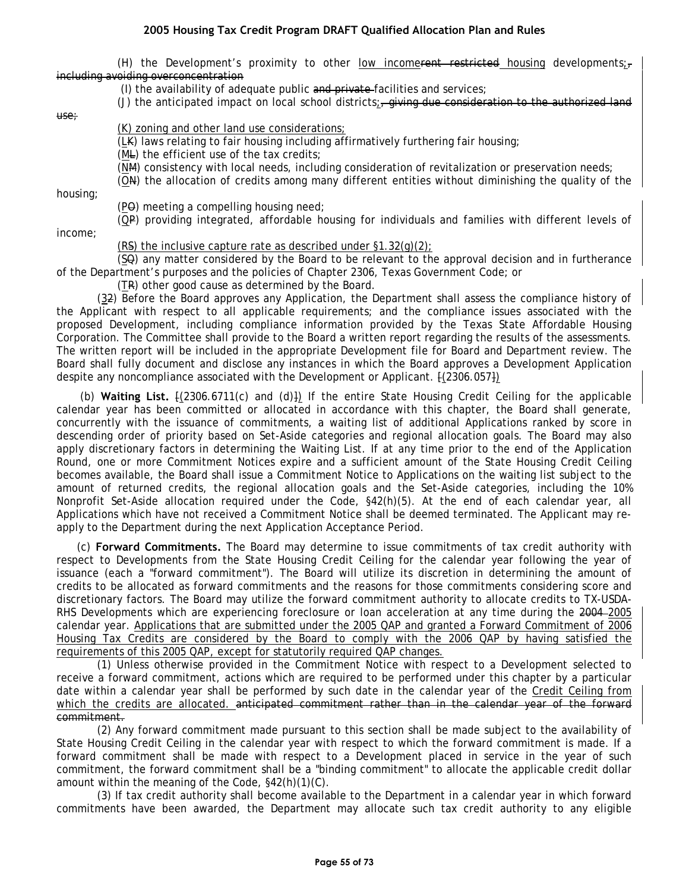(H) the Development's proximity to other low income~~rent restricted~~ housing developments;~~, including avoiding overconcentration~~

(I) the availability of adequate public ~~and private~~ facilities and services;

(J) the anticipated impact on local school districts;~~, giving due consideration to the authorized land use;~~

(K) zoning and other land use considerations;

(L~~K~~) laws relating to fair housing including affirmatively furthering fair housing;

(M~~L~~) the efficient use of the tax credits;

(N~~M~~) consistency with local needs, including consideration of revitalization or preservation needs;

(O~~N~~) the allocation of credits among many different entities without diminishing the quality of the housing;

(P~~O~~) meeting a compelling housing need;

(Q~~P~~) providing integrated, affordable housing for individuals and families with different levels of income;

(R~~S~~) the inclusive capture rate as described under §1.32(g)(2);

(S~~Q~~) any matter considered by the Board to be relevant to the approval decision and in furtherance of the Department's purposes and the policies of Chapter 2306, Texas Government Code; or

(T~~R~~) other good cause as determined by the Board.

(3~~2~~) Before the Board approves any Application, the Department shall assess the compliance history of the Applicant with respect to all applicable requirements; and the compliance issues associated with the proposed Development, including compliance information provided by the Texas State Affordable Housing Corporation. The Committee shall provide to the Board a written report regarding the results of the assessments. The written report will be included in the appropriate Development file for Board and Department review. The Board shall fully document and disclose any instances in which the Board approves a Development Application despite any noncompliance associated with the Development or Applicant. ~~[~~(2306.057~~]~~)

(b) **Waiting List.** ~~[~~(2306.6711(c) and (d)~~]~~) If the entire State Housing Credit Ceiling for the applicable calendar year has been committed or allocated in accordance with this chapter, the Board shall generate, concurrently with the issuance of commitments, a waiting list of additional Applications ranked by score in descending order of priority based on Set-Aside categories and regional allocation goals. The Board may also apply discretionary factors in determining the Waiting List. If at any time prior to the end of the Application Round, one or more Commitment Notices expire and a sufficient amount of the State Housing Credit Ceiling becomes available, the Board shall issue a Commitment Notice to Applications on the waiting list subject to the amount of returned credits, the regional allocation goals and the Set-Aside categories, including the 10% Nonprofit Set-Aside allocation required under the Code, §42(h)(5). At the end of each calendar year, all Applications which have not received a Commitment Notice shall be deemed terminated. The Applicant may re-apply to the Department during the next Application Acceptance Period.

(c) **Forward Commitments.** The Board may determine to issue commitments of tax credit authority with respect to Developments from the State Housing Credit Ceiling for the calendar year following the year of issuance (each a "forward commitment"). The Board will utilize its discretion in determining the amount of credits to be allocated as forward commitments and the reasons for those commitments considering score and discretionary factors. The Board may utilize the forward commitment authority to allocate credits to TX-USDA-RHS Developments which are experiencing foreclosure or loan acceleration at any time during the ~~2004~~ 2005 calendar year. Applications that are submitted under the 2005 QAP and granted a Forward Commitment of 2006 Housing Tax Credits are considered by the Board to comply with the 2006 QAP by having satisfied the requirements of this 2005 QAP, except for statutorily required QAP changes.

(1) Unless otherwise provided in the Commitment Notice with respect to a Development selected to receive a forward commitment, actions which are required to be performed under this chapter by a particular date within a calendar year shall be performed by such date in the calendar year of the Credit Ceiling from which the credits are allocated. ~~anticipated commitment rather than in the calendar year of the forward commitment.~~

(2) Any forward commitment made pursuant to this section shall be made subject to the availability of State Housing Credit Ceiling in the calendar year with respect to which the forward commitment is made. If a forward commitment shall be made with respect to a Development placed in service in the year of such commitment, the forward commitment shall be a "binding commitment" to allocate the applicable credit dollar amount within the meaning of the Code, §42(h)(1)(C).

(3) If tax credit authority shall become available to the Department in a calendar year in which forward commitments have been awarded, the Department may allocate such tax credit authority to any eligible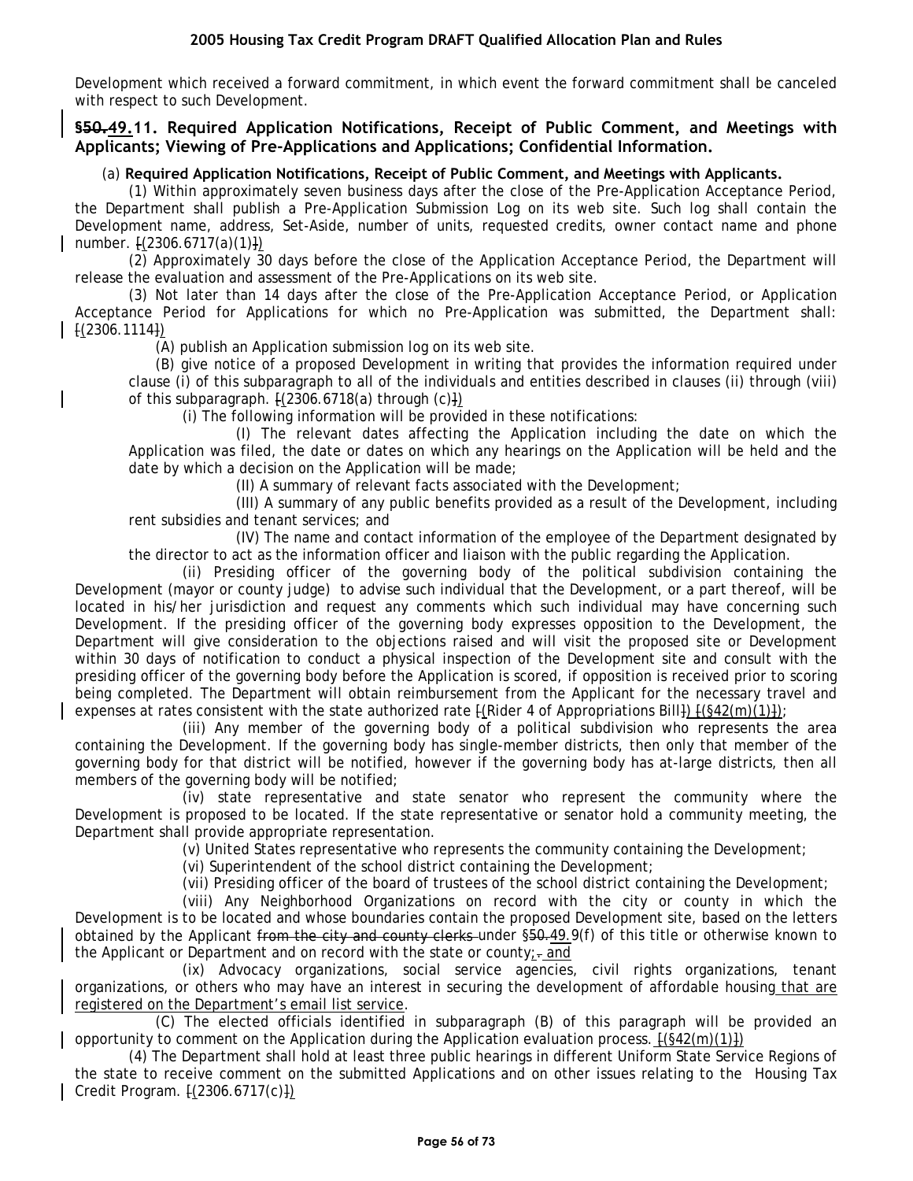Development which received a forward commitment, in which event the forward commitment shall be canceled with respect to such Development.

## ~~§50.~~49.11. Required Application Notifications, Receipt of Public Comment, and Meetings with Applicants; Viewing of Pre-Applications and Applications; Confidential Information.

(a) **Required Application Notifications, Receipt of Public Comment, and Meetings with Applicants.**

(1) Within approximately seven business days after the close of the Pre-Application Acceptance Period, the Department shall publish a Pre-Application Submission Log on its web site. Such log shall contain the Development name, address, Set-Aside, number of units, requested credits, owner contact name and phone number. ~~[~~(2306.6717(a)(1)~~]~~)

(2) Approximately 30 days before the close of the Application Acceptance Period, the Department will release the evaluation and assessment of the Pre-Applications on its web site.

(3) Not later than 14 days after the close of the Pre-Application Acceptance Period, or Application Acceptance Period for Applications for which no Pre-Application was submitted, the Department shall: ~~[~~(2306.1114~~]~~)

(A) publish an Application submission log on its web site.

(B) give notice of a proposed Development in writing that provides the information required under clause (i) of this subparagraph to all of the individuals and entities described in clauses (ii) through (viii) of this subparagraph. ~~[~~(2306.6718(a) through (c)~~]~~)

(i) The following information will be provided in these notifications:

(I) The relevant dates affecting the Application including the date on which the Application was filed, the date or dates on which any hearings on the Application will be held and the date by which a decision on the Application will be made;

(II) A summary of relevant facts associated with the Development;

(III) A summary of any public benefits provided as a result of the Development, including rent subsidies and tenant services; and

(IV) The name and contact information of the employee of the Department designated by the director to act as the information officer and liaison with the public regarding the Application.

(ii) Presiding officer of the governing body of the political subdivision containing the Development (mayor or county judge) to advise such individual that the Development, or a part thereof, will be located in his/her jurisdiction and request any comments which such individual may have concerning such Development. If the presiding officer of the governing body expresses opposition to the Development, the Department will give consideration to the objections raised and will visit the proposed site or Development within 30 days of notification to conduct a physical inspection of the Development site and consult with the presiding officer of the governing body before the Application is scored, if opposition is received prior to scoring being completed. The Department will obtain reimbursement from the Applicant for the necessary travel and expenses at rates consistent with the state authorized rate ~~[~~(Rider 4 of Appropriations Bill~~]~~) ~~[~~(§42(m)(1)~~]~~);

(iii) Any member of the governing body of a political subdivision who represents the area containing the Development. If the governing body has single-member districts, then only that member of the governing body for that district will be notified, however if the governing body has at-large districts, then all members of the governing body will be notified;

(iv) state representative and state senator who represent the community where the Development is proposed to be located. If the state representative or senator hold a community meeting, the Department shall provide appropriate representation.

(v) United States representative who represents the community containing the Development;

(vi) Superintendent of the school district containing the Development;

(vii) Presiding officer of the board of trustees of the school district containing the Development;

(viii) Any Neighborhood Organizations on record with the city or county in which the Development is to be located and whose boundaries contain the proposed Development site, based on the letters obtained by the Applicant ~~from the city and county clerks~~ under §~~50.~~49.9(f) of this title or otherwise known to the Applicant or Department and on record with the state or county;~~.~~ and

(ix) Advocacy organizations, social service agencies, civil rights organizations, tenant organizations, or others who may have an interest in securing the development of affordable housing that are registered on the Department's email list service.

(C) The elected officials identified in subparagraph (B) of this paragraph will be provided an opportunity to comment on the Application during the Application evaluation process. ~~[~~(§42(m)(1)~~]~~)

(4) The Department shall hold at least three public hearings in different Uniform State Service Regions of the state to receive comment on the submitted Applications and on other issues relating to the Housing Tax Credit Program. ~~[~~(2306.6717(c)~~]~~)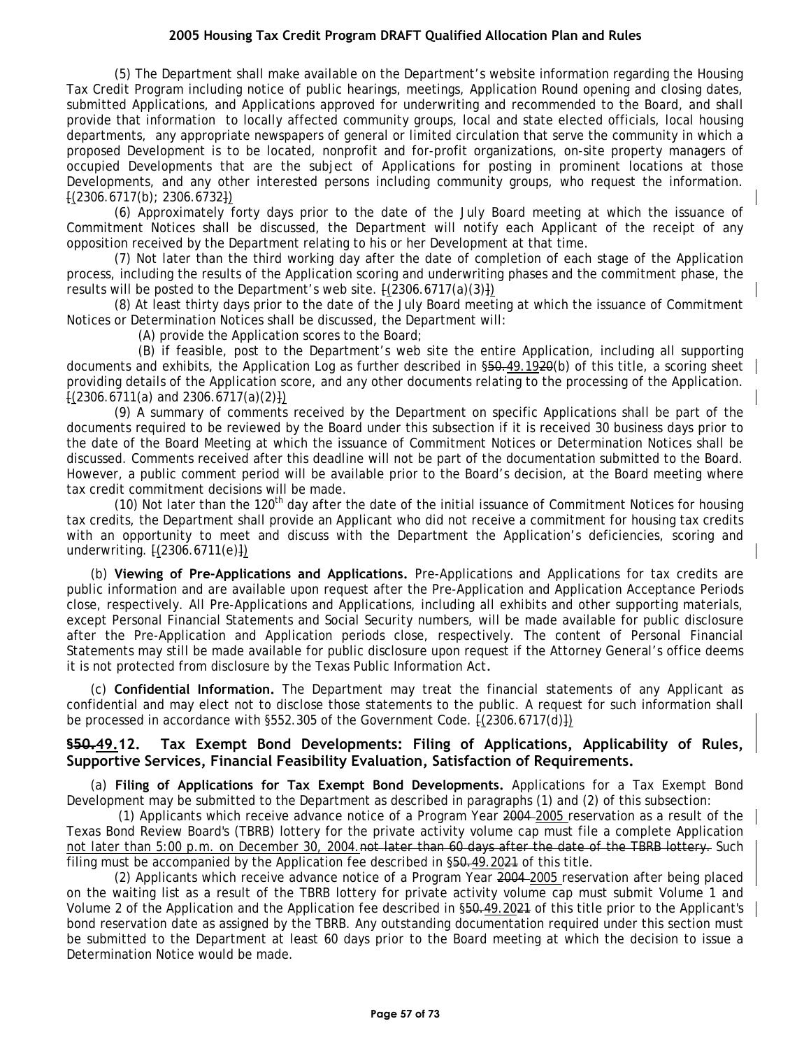(5) The Department shall make available on the Department's website information regarding the Housing Tax Credit Program including notice of public hearings, meetings, Application Round opening and closing dates, submitted Applications, and Applications approved for underwriting and recommended to the Board, and shall provide that information to locally affected community groups, local and state elected officials, local housing departments, any appropriate newspapers of general or limited circulation that serve the community in which a proposed Development is to be located, nonprofit and for-profit organizations, on-site property managers of occupied Developments that are the subject of Applications for posting in prominent locations at those Developments, and any other interested persons including community groups, who request the information. [(2306.6717(b); 2306.6732])

(6) Approximately forty days prior to the date of the July Board meeting at which the issuance of Commitment Notices shall be discussed, the Department will notify each Applicant of the receipt of any opposition received by the Department relating to his or her Development at that time.

(7) Not later than the third working day after the date of completion of each stage of the Application process, including the results of the Application scoring and underwriting phases and the commitment phase, the results will be posted to the Department's web site. [(2306.6717(a)(3)])

(8) At least thirty days prior to the date of the July Board meeting at which the issuance of Commitment Notices or Determination Notices shall be discussed, the Department will:

(A) provide the Application scores to the Board;

(B) if feasible, post to the Department's web site the entire Application, including all supporting documents and exhibits, the Application Log as further described in §~~50.~~49.19~~20~~(b) of this title, a scoring sheet providing details of the Application score, and any other documents relating to the processing of the Application. [(2306.6711(a) and 2306.6717(a)(2)])

(9) A summary of comments received by the Department on specific Applications shall be part of the documents required to be reviewed by the Board under this subsection if it is received 30 business days prior to the date of the Board Meeting at which the issuance of Commitment Notices or Determination Notices shall be discussed. Comments received after this deadline will not be part of the documentation submitted to the Board. However, a public comment period will be available prior to the Board's decision, at the Board meeting where tax credit commitment decisions will be made.

(10) Not later than the 120th day after the date of the initial issuance of Commitment Notices for housing tax credits, the Department shall provide an Applicant who did not receive a commitment for housing tax credits with an opportunity to meet and discuss with the Department the Application's deficiencies, scoring and underwriting. [(2306.6711(e)])

(b) **Viewing of Pre-Applications and Applications.** Pre-Applications and Applications for tax credits are public information and are available upon request after the Pre-Application and Application Acceptance Periods close, respectively. All Pre-Applications and Applications, including all exhibits and other supporting materials, except Personal Financial Statements and Social Security numbers, will be made available for public disclosure after the Pre-Application and Application periods close, respectively. The content of Personal Financial Statements may still be made available for public disclosure upon request if the Attorney General's office deems it is not protected from disclosure by the Texas Public Information Act.

(c) **Confidential Information.** The Department may treat the financial statements of any Applicant as confidential and may elect not to disclose those statements to the public. A request for such information shall be processed in accordance with §552.305 of the Government Code. [(2306.6717(d)])

## §~~50.~~49.12. Tax Exempt Bond Developments: Filing of Applications, Applicability of Rules, Supportive Services, Financial Feasibility Evaluation, Satisfaction of Requirements.

(a) **Filing of Applications for Tax Exempt Bond Developments.** Applications for a Tax Exempt Bond Development may be submitted to the Department as described in paragraphs (1) and (2) of this subsection:

(1) Applicants which receive advance notice of a Program Year ~~2004~~ 2005 reservation as a result of the Texas Bond Review Board's (TBRB) lottery for the private activity volume cap must file a complete Application not later than 5:00 p.m. on December 30, 2004.~~not later than 60 days after the date of the TBRB lottery.~~ Such filing must be accompanied by the Application fee described in §~~50.~~49.20~~21~~ of this title.

(2) Applicants which receive advance notice of a Program Year ~~2004~~ 2005 reservation after being placed on the waiting list as a result of the TBRB lottery for private activity volume cap must submit Volume 1 and Volume 2 of the Application and the Application fee described in §~~50.~~49.20~~21~~ of this title prior to the Applicant's bond reservation date as assigned by the TBRB. Any outstanding documentation required under this section must be submitted to the Department at least 60 days prior to the Board meeting at which the decision to issue a Determination Notice would be made.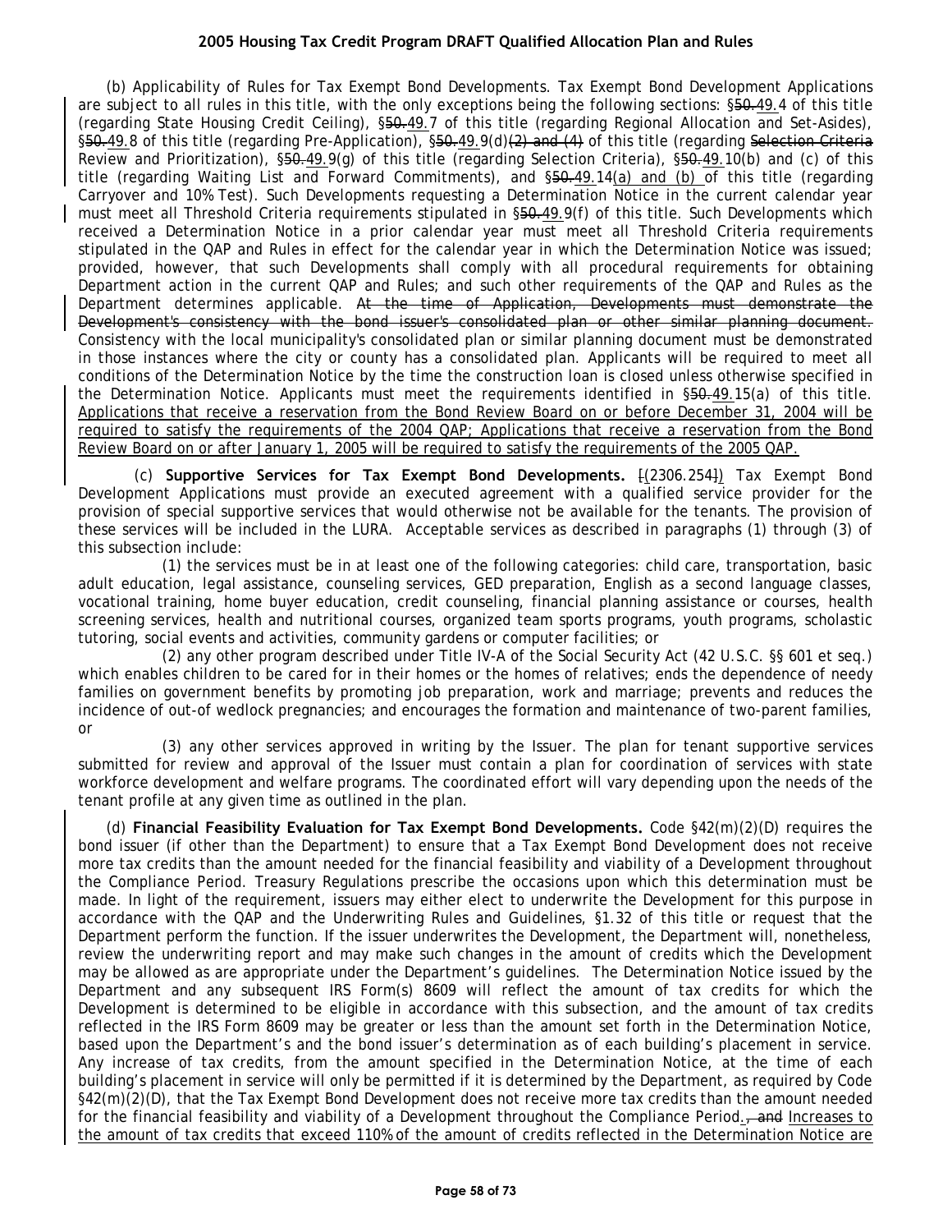(b) Applicability of Rules for Tax Exempt Bond Developments. Tax Exempt Bond Development Applications are subject to all rules in this title, with the only exceptions being the following sections: §~~50.~~49.4 of this title (regarding State Housing Credit Ceiling), §~~50.~~49.7 of this title (regarding Regional Allocation and Set-Asides), §~~50.~~49.8 of this title (regarding Pre-Application), §~~50.~~49.9(d)~~(2) and (4)~~ of this title (regarding ~~Selection Criteria~~ Review and Prioritization), §~~50.~~49.9(g) of this title (regarding Selection Criteria), §~~50.~~49.10(b) and (c) of this title (regarding Waiting List and Forward Commitments), and §~~50.~~49.14(a) and (b) of this title (regarding Carryover and 10% Test). Such Developments requesting a Determination Notice in the current calendar year must meet all Threshold Criteria requirements stipulated in §~~50.~~49.9(f) of this title. Such Developments which received a Determination Notice in a prior calendar year must meet all Threshold Criteria requirements stipulated in the QAP and Rules in effect for the calendar year in which the Determination Notice was issued; provided, however, that such Developments shall comply with all procedural requirements for obtaining Department action in the current QAP and Rules; and such other requirements of the QAP and Rules as the Department determines applicable. ~~At the time of Application, Developments must demonstrate the Development's consistency with the bond issuer's consolidated plan or other similar planning document.~~ Consistency with the local municipality's consolidated plan or similar planning document must be demonstrated in those instances where the city or county has a consolidated plan. Applicants will be required to meet all conditions of the Determination Notice by the time the construction loan is closed unless otherwise specified in the Determination Notice. Applicants must meet the requirements identified in §~~50.~~49.15(a) of this title. Applications that receive a reservation from the Bond Review Board on or before December 31, 2004 will be required to satisfy the requirements of the 2004 QAP; Applications that receive a reservation from the Bond Review Board on or after January 1, 2005 will be required to satisfy the requirements of the 2005 QAP.

(c) **Supportive Services for Tax Exempt Bond Developments.** ~~[~~(2306.254~~]~~) Tax Exempt Bond Development Applications must provide an executed agreement with a qualified service provider for the provision of special supportive services that would otherwise not be available for the tenants. The provision of these services will be included in the LURA. Acceptable services as described in paragraphs (1) through (3) of this subsection include:

(1) the services must be in at least one of the following categories: child care, transportation, basic adult education, legal assistance, counseling services, GED preparation, English as a second language classes, vocational training, home buyer education, credit counseling, financial planning assistance or courses, health screening services, health and nutritional courses, organized team sports programs, youth programs, scholastic tutoring, social events and activities, community gardens or computer facilities; or

(2) any other program described under Title IV-A of the Social Security Act (42 U.S.C. §§ 601 et seq.) which enables children to be cared for in their homes or the homes of relatives; ends the dependence of needy families on government benefits by promoting job preparation, work and marriage; prevents and reduces the incidence of out-of wedlock pregnancies; and encourages the formation and maintenance of two-parent families, or

(3) any other services approved in writing by the Issuer. The plan for tenant supportive services submitted for review and approval of the Issuer must contain a plan for coordination of services with state workforce development and welfare programs. The coordinated effort will vary depending upon the needs of the tenant profile at any given time as outlined in the plan.

(d) **Financial Feasibility Evaluation for Tax Exempt Bond Developments.** Code §42(m)(2)(D) requires the bond issuer (if other than the Department) to ensure that a Tax Exempt Bond Development does not receive more tax credits than the amount needed for the financial feasibility and viability of a Development throughout the Compliance Period. Treasury Regulations prescribe the occasions upon which this determination must be made. In light of the requirement, issuers may either elect to underwrite the Development for this purpose in accordance with the QAP and the Underwriting Rules and Guidelines, §1.32 of this title or request that the Department perform the function. If the issuer underwrites the Development, the Department will, nonetheless, review the underwriting report and may make such changes in the amount of credits which the Development may be allowed as are appropriate under the Department's guidelines. The Determination Notice issued by the Department and any subsequent IRS Form(s) 8609 will reflect the amount of tax credits for which the Development is determined to be eligible in accordance with this subsection, and the amount of tax credits reflected in the IRS Form 8609 may be greater or less than the amount set forth in the Determination Notice, based upon the Department's and the bond issuer's determination as of each building's placement in service. Any increase of tax credits, from the amount specified in the Determination Notice, at the time of each building's placement in service will only be permitted if it is determined by the Department, as required by Code §42(m)(2)(D), that the Tax Exempt Bond Development does not receive more tax credits than the amount needed for the financial feasibility and viability of a Development throughout the Compliance Period.~~, and~~ Increases to the amount of tax credits that exceed 110% of the amount of credits reflected in the Determination Notice are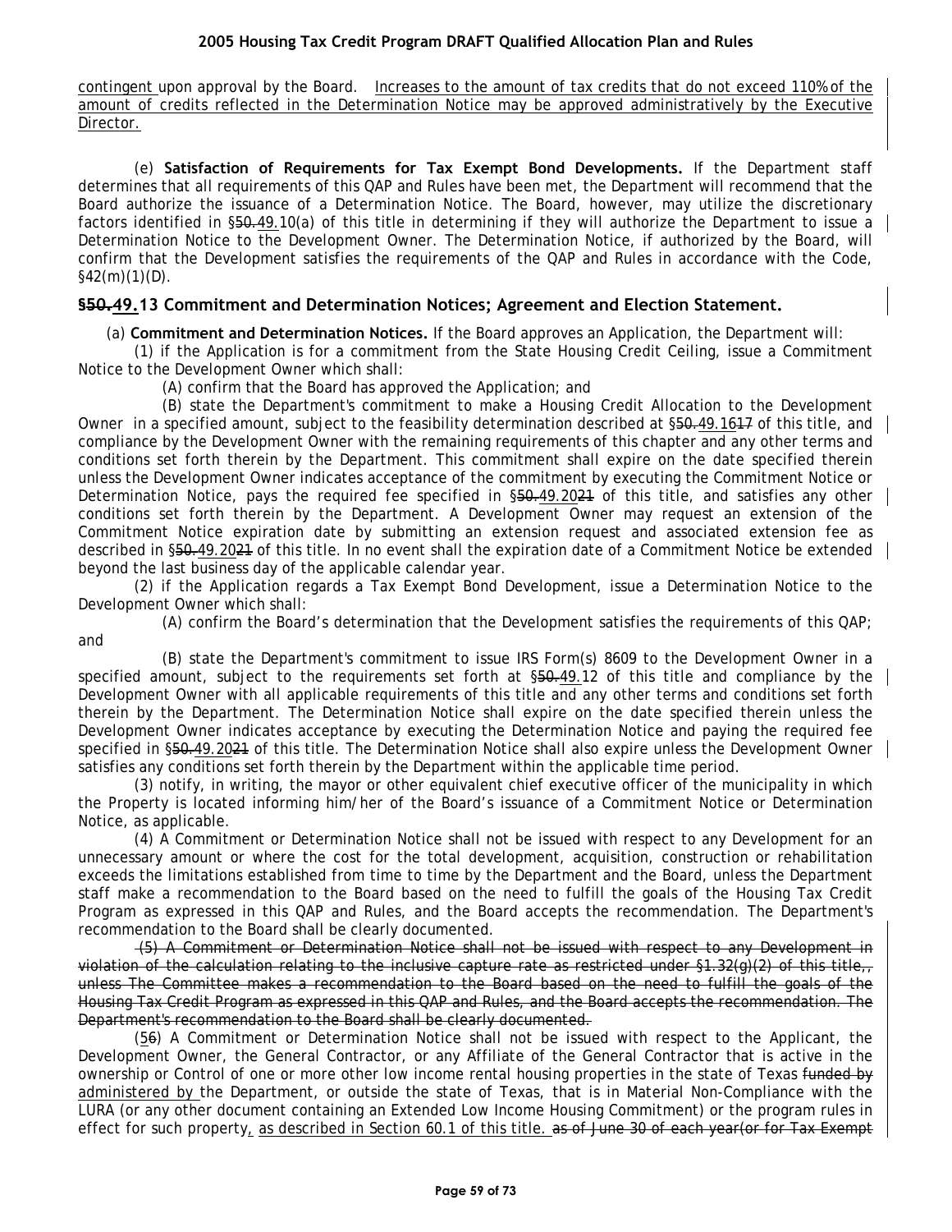contingent upon approval by the Board. Increases to the amount of tax credits that do not exceed 110% of the amount of credits reflected in the Determination Notice may be approved administratively by the Executive Director.

(e) **Satisfaction of Requirements for Tax Exempt Bond Developments.** If the Department staff determines that all requirements of this QAP and Rules have been met, the Department will recommend that the Board authorize the issuance of a Determination Notice. The Board, however, may utilize the discretionary factors identified in §~~50.~~49.10(a) of this title in determining if they will authorize the Department to issue a Determination Notice to the Development Owner. The Determination Notice, if authorized by the Board, will confirm that the Development satisfies the requirements of the QAP and Rules in accordance with the Code, §42(m)(1)(D).

## §~~50.~~49.13 Commitment and Determination Notices; Agreement and Election Statement.

(a) **Commitment and Determination Notices.** If the Board approves an Application, the Department will:

(1) if the Application is for a commitment from the State Housing Credit Ceiling, issue a Commitment Notice to the Development Owner which shall:

(A) confirm that the Board has approved the Application; and

(B) state the Department's commitment to make a Housing Credit Allocation to the Development Owner in a specified amount, subject to the feasibility determination described at §~~50.~~49.16~~17~~ of this title, and compliance by the Development Owner with the remaining requirements of this chapter and any other terms and conditions set forth therein by the Department. This commitment shall expire on the date specified therein unless the Development Owner indicates acceptance of the commitment by executing the Commitment Notice or Determination Notice, pays the required fee specified in §~~50.~~49.20~~21~~ of this title, and satisfies any other conditions set forth therein by the Department. A Development Owner may request an extension of the Commitment Notice expiration date by submitting an extension request and associated extension fee as described in §~~50.~~49.20~~21~~ of this title. In no event shall the expiration date of a Commitment Notice be extended beyond the last business day of the applicable calendar year.

(2) if the Application regards a Tax Exempt Bond Development, issue a Determination Notice to the Development Owner which shall:

(A) confirm the Board's determination that the Development satisfies the requirements of this QAP; and

(B) state the Department's commitment to issue IRS Form(s) 8609 to the Development Owner in a specified amount, subject to the requirements set forth at §~~50.~~49.12 of this title and compliance by the Development Owner with all applicable requirements of this title and any other terms and conditions set forth therein by the Department. The Determination Notice shall expire on the date specified therein unless the Development Owner indicates acceptance by executing the Determination Notice and paying the required fee specified in §~~50.~~49.20~~21~~ of this title. The Determination Notice shall also expire unless the Development Owner satisfies any conditions set forth therein by the Department within the applicable time period.

(3) notify, in writing, the mayor or other equivalent chief executive officer of the municipality in which the Property is located informing him/her of the Board's issuance of a Commitment Notice or Determination Notice, as applicable.

(4) A Commitment or Determination Notice shall not be issued with respect to any Development for an unnecessary amount or where the cost for the total development, acquisition, construction or rehabilitation exceeds the limitations established from time to time by the Department and the Board, unless the Department staff make a recommendation to the Board based on the need to fulfill the goals of the Housing Tax Credit Program as expressed in this QAP and Rules, and the Board accepts the recommendation. The Department's recommendation to the Board shall be clearly documented.

~~(5) A Commitment or Determination Notice shall not be issued with respect to any Development in violation of the calculation relating to the inclusive capture rate as restricted under §1.32(g)(2) of this title,, unless The Committee makes a recommendation to the Board based on the need to fulfill the goals of the Housing Tax Credit Program as expressed in this QAP and Rules, and the Board accepts the recommendation. The Department's recommendation to the Board shall be clearly documented.~~

(5~~6~~) A Commitment or Determination Notice shall not be issued with respect to the Applicant, the Development Owner, the General Contractor, or any Affiliate of the General Contractor that is active in the ownership or Control of one or more other low income rental housing properties in the state of Texas ~~funded by~~ administered by the Department, or outside the state of Texas, that is in Material Non-Compliance with the LURA (or any other document containing an Extended Low Income Housing Commitment) or the program rules in effect for such property, as described in Section 60.1 of this title. ~~as of June 30 of each year(or for Tax Exempt~~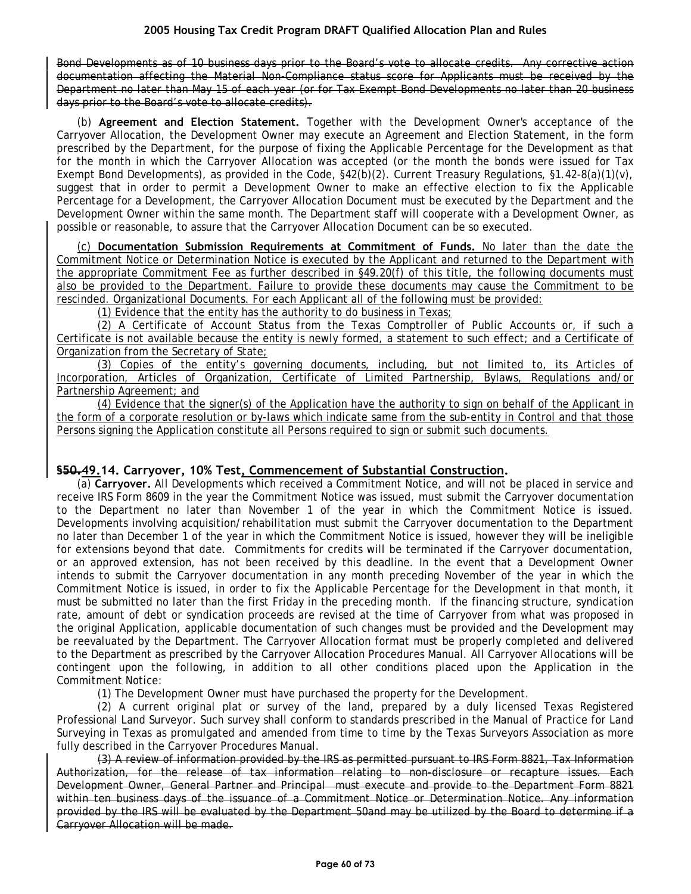~~Bond Developments as of 10 business days prior to the Board's vote to allocate credits. Any corrective action documentation affecting the Material Non-Compliance status score for Applicants must be received by the Department no later than May 15 of each year (or for Tax Exempt Bond Developments no later than 20 business days prior to the Board's vote to allocate credits).~~

(b) **Agreement and Election Statement.** Together with the Development Owner's acceptance of the Carryover Allocation, the Development Owner may execute an Agreement and Election Statement, in the form prescribed by the Department, for the purpose of fixing the Applicable Percentage for the Development as that for the month in which the Carryover Allocation was accepted (or the month the bonds were issued for Tax Exempt Bond Developments), as provided in the Code, §42(b)(2). Current Treasury Regulations, §1.42-8(a)(1)(v), suggest that in order to permit a Development Owner to make an effective election to fix the Applicable Percentage for a Development, the Carryover Allocation Document must be executed by the Department and the Development Owner within the same month. The Department staff will cooperate with a Development Owner, as possible or reasonable, to assure that the Carryover Allocation Document can be so executed.

<u>(c) **Documentation Submission Requirements at Commitment of Funds.** No later than the date the Commitment Notice or Determination Notice is executed by the Applicant and returned to the Department with the appropriate Commitment Fee as further described in §49.20(f) of this title, the following documents must also be provided to the Department. Failure to provide these documents may cause the Commitment to be rescinded. Organizational Documents. For each Applicant all of the following must be provided:</u>

<u>(1) Evidence that the entity has the authority to do business in Texas;</u>

<u>(2) A Certificate of Account Status from the Texas Comptroller of Public Accounts or, if such a Certificate is not available because the entity is newly formed, a statement to such effect; and a Certificate of Organization from the Secretary of State;</u>

<u>(3) Copies of the entity's governing documents, including, but not limited to, its Articles of Incorporation, Articles of Organization, Certificate of Limited Partnership, Bylaws, Regulations and/or Partnership Agreement; and</u>

<u>(4) Evidence that the signer(s) of the Application have the authority to sign on behalf of the Applicant in the form of a corporate resolution or by-laws which indicate same from the sub-entity in Control and that those Persons signing the Application constitute all Persons required to sign or submit such documents.</u>

### ~~§50.~~49.14. Carryover, 10% Test<u>, Commencement of Substantial Construction</u>.

(a) **Carryover.** All Developments which received a Commitment Notice, and will not be placed in service and receive IRS Form 8609 in the year the Commitment Notice was issued, must submit the Carryover documentation to the Department no later than November 1 of the year in which the Commitment Notice is issued. Developments involving acquisition/rehabilitation must submit the Carryover documentation to the Department no later than December 1 of the year in which the Commitment Notice is issued, however they will be ineligible for extensions beyond that date. Commitments for credits will be terminated if the Carryover documentation, or an approved extension, has not been received by this deadline. In the event that a Development Owner intends to submit the Carryover documentation in any month preceding November of the year in which the Commitment Notice is issued, in order to fix the Applicable Percentage for the Development in that month, it must be submitted no later than the first Friday in the preceding month. If the financing structure, syndication rate, amount of debt or syndication proceeds are revised at the time of Carryover from what was proposed in the original Application, applicable documentation of such changes must be provided and the Development may be reevaluated by the Department. The Carryover Allocation format must be properly completed and delivered to the Department as prescribed by the Carryover Allocation Procedures Manual. All Carryover Allocations will be contingent upon the following, in addition to all other conditions placed upon the Application in the Commitment Notice:

(1) The Development Owner must have purchased the property for the Development.

(2) A current original plat or survey of the land, prepared by a duly licensed Texas Registered Professional Land Surveyor. Such survey shall conform to standards prescribed in the Manual of Practice for Land Surveying in Texas as promulgated and amended from time to time by the Texas Surveyors Association as more fully described in the Carryover Procedures Manual.

~~(3) A review of information provided by the IRS as permitted pursuant to IRS Form 8821, Tax Information Authorization, for the release of tax information relating to non-disclosure or recapture issues. Each Development Owner, General Partner and Principal must execute and provide to the Department Form 8821 within ten business days of the issuance of a Commitment Notice or Determination Notice. Any information provided by the IRS will be evaluated by the Department 50and may be utilized by the Board to determine if a Carryover Allocation will be made.~~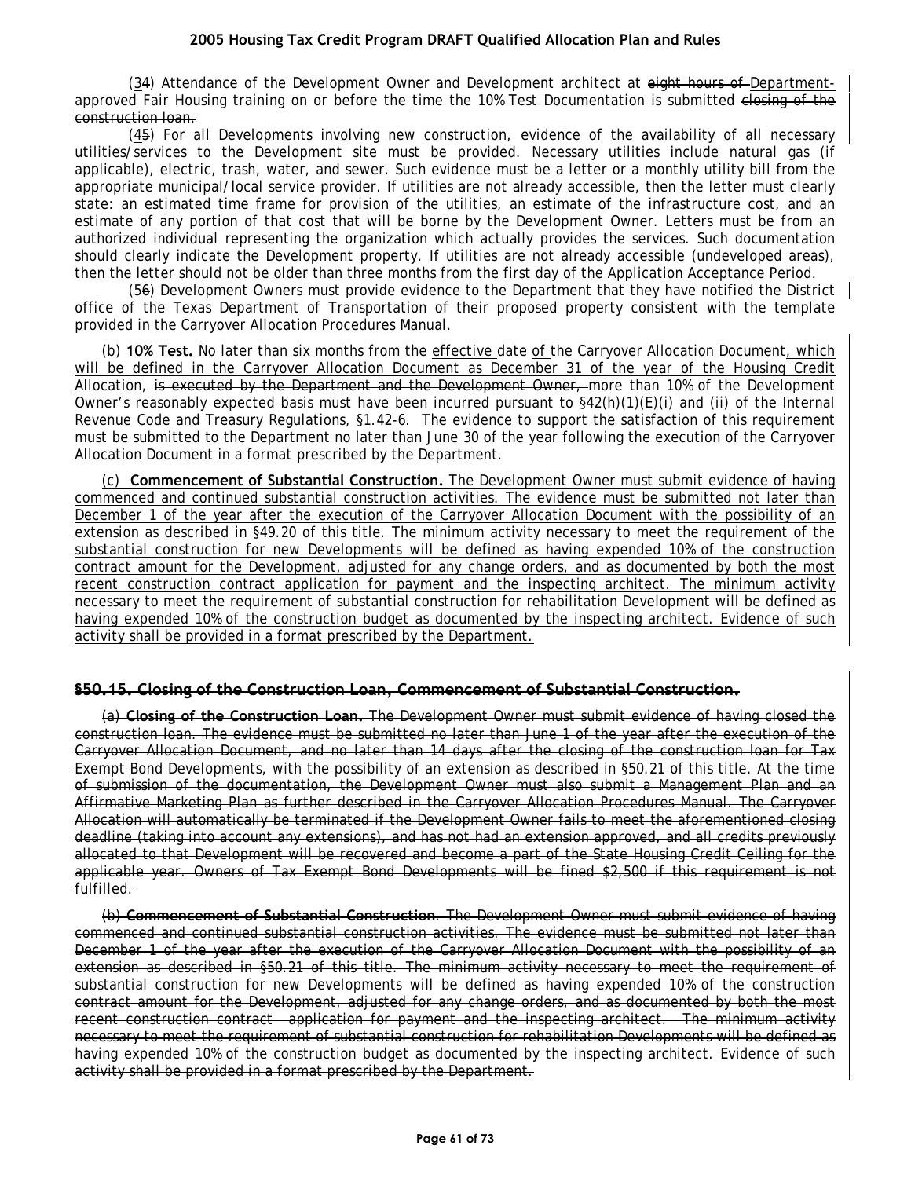(34) Attendance of the Development Owner and Development architect at ~~eight hours of~~ Department-approved Fair Housing training on or before the time the 10% Test Documentation is submitted ~~closing of the construction loan~~.

(45) For all Developments involving new construction, evidence of the availability of all necessary utilities/services to the Development site must be provided. Necessary utilities include natural gas (if applicable), electric, trash, water, and sewer. Such evidence must be a letter or a monthly utility bill from the appropriate municipal/local service provider. If utilities are not already accessible, then the letter must clearly state: an estimated time frame for provision of the utilities, an estimate of the infrastructure cost, and an estimate of any portion of that cost that will be borne by the Development Owner. Letters must be from an authorized individual representing the organization which actually provides the services. Such documentation should clearly indicate the Development property. If utilities are not already accessible (undeveloped areas), then the letter should not be older than three months from the first day of the Application Acceptance Period.

(56) Development Owners must provide evidence to the Department that they have notified the District office of the Texas Department of Transportation of their proposed property consistent with the template provided in the Carryover Allocation Procedures Manual.

(b) **10% Test.** No later than six months from the effective date of the Carryover Allocation Document, which will be defined in the Carryover Allocation Document as December 31 of the year of the Housing Credit Allocation, ~~is executed by the Department and the Development Owner,~~ more than 10% of the Development Owner's reasonably expected basis must have been incurred pursuant to §42(h)(1)(E)(i) and (ii) of the Internal Revenue Code and Treasury Regulations, §1.42-6. The evidence to support the satisfaction of this requirement must be submitted to the Department no later than June 30 of the year following the execution of the Carryover Allocation Document in a format prescribed by the Department.

(c) **Commencement of Substantial Construction.** The Development Owner must submit evidence of having commenced and continued substantial construction activities. The evidence must be submitted not later than December 1 of the year after the execution of the Carryover Allocation Document with the possibility of an extension as described in §49.20 of this title. The minimum activity necessary to meet the requirement of the substantial construction for new Developments will be defined as having expended 10% of the construction contract amount for the Development, adjusted for any change orders, and as documented by both the most recent construction contract application for payment and the inspecting architect. The minimum activity necessary to meet the requirement of substantial construction for rehabilitation Development will be defined as having expended 10% of the construction budget as documented by the inspecting architect. Evidence of such activity shall be provided in a format prescribed by the Department.

### ~~§50.15. Closing of the Construction Loan, Commencement of Substantial Construction.~~

~~(a) **Closing of the Construction Loan.** The Development Owner must submit evidence of having closed the construction loan. The evidence must be submitted no later than June 1 of the year after the execution of the Carryover Allocation Document, and no later than 14 days after the closing of the construction loan for Tax Exempt Bond Developments, with the possibility of an extension as described in §50.21 of this title. At the time of submission of the documentation, the Development Owner must also submit a Management Plan and an Affirmative Marketing Plan as further described in the Carryover Allocation Procedures Manual. The Carryover Allocation will automatically be terminated if the Development Owner fails to meet the aforementioned closing deadline (taking into account any extensions), and has not had an extension approved, and all credits previously allocated to that Development will be recovered and become a part of the State Housing Credit Ceiling for the applicable year. Owners of Tax Exempt Bond Developments will be fined $2,500 if this requirement is not fulfilled.~~

~~(b) **Commencement of Substantial Construction**. The Development Owner must submit evidence of having commenced and continued substantial construction activities. The evidence must be submitted not later than December 1 of the year after the execution of the Carryover Allocation Document with the possibility of an extension as described in §50.21 of this title. The minimum activity necessary to meet the requirement of substantial construction for new Developments will be defined as having expended 10% of the construction contract amount for the Development, adjusted for any change orders, and as documented by both the most recent construction contract application for payment and the inspecting architect. The minimum activity necessary to meet the requirement of substantial construction for rehabilitation Developments will be defined as having expended 10% of the construction budget as documented by the inspecting architect. Evidence of such activity shall be provided in a format prescribed by the Department.~~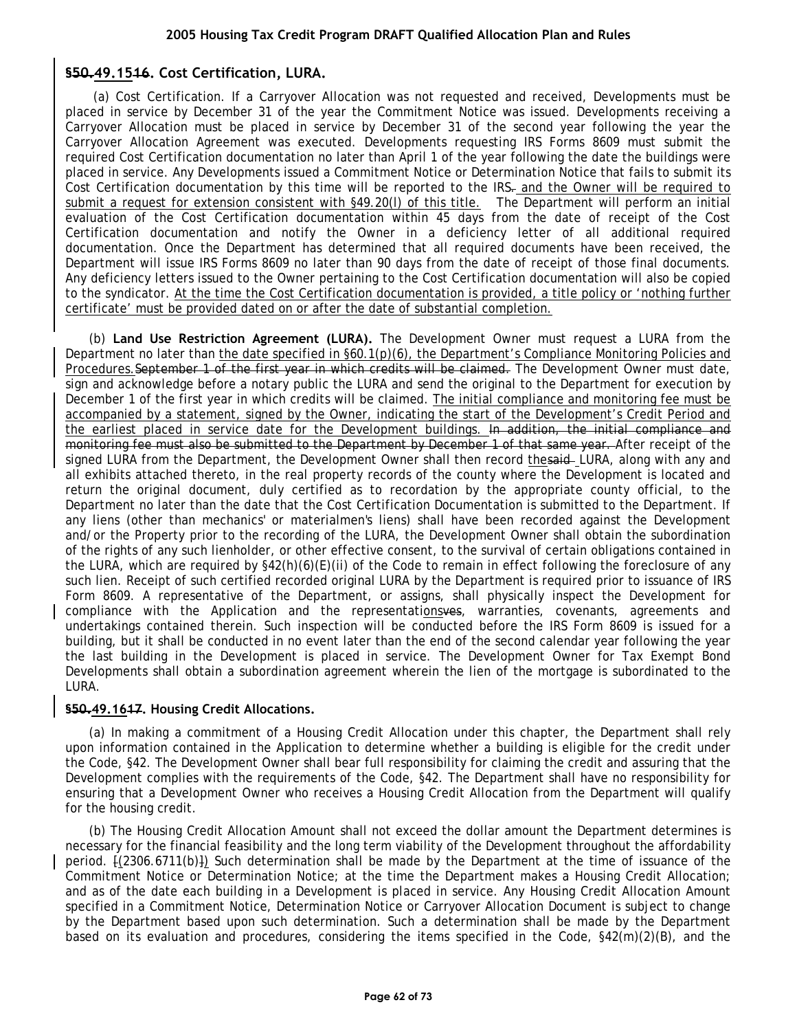## §50.49.1516. Cost Certification, LURA.

(a) Cost Certification. If a Carryover Allocation was not requested and received, Developments must be placed in service by December 31 of the year the Commitment Notice was issued. Developments receiving a Carryover Allocation must be placed in service by December 31 of the second year following the year the Carryover Allocation Agreement was executed. Developments requesting IRS Forms 8609 must submit the required Cost Certification documentation no later than April 1 of the year following the date the buildings were placed in service. Any Developments issued a Commitment Notice or Determination Notice that fails to submit its Cost Certification documentation by this time will be reported to the IRS. and the Owner will be required to submit a request for extension consistent with §49.20(l) of this title. The Department will perform an initial evaluation of the Cost Certification documentation within 45 days from the date of receipt of the Cost Certification documentation and notify the Owner in a deficiency letter of all additional required documentation. Once the Department has determined that all required documents have been received, the Department will issue IRS Forms 8609 no later than 90 days from the date of receipt of those final documents. Any deficiency letters issued to the Owner pertaining to the Cost Certification documentation will also be copied to the syndicator. At the time the Cost Certification documentation is provided, a title policy or 'nothing further certificate' must be provided dated on or after the date of substantial completion.

(b) **Land Use Restriction Agreement (LURA).** The Development Owner must request a LURA from the Department no later than the date specified in §60.1(p)(6), the Department's Compliance Monitoring Policies and Procedures.September 1 of the first year in which credits will be claimed. The Development Owner must date, sign and acknowledge before a notary public the LURA and send the original to the Department for execution by December 1 of the first year in which credits will be claimed. The initial compliance and monitoring fee must be accompanied by a statement, signed by the Owner, indicating the start of the Development's Credit Period and the earliest placed in service date for the Development buildings. In addition, the initial compliance and monitoring fee must also be submitted to the Department by December 1 of that same year. After receipt of the signed LURA from the Department, the Development Owner shall then record thesaid LURA, along with any and all exhibits attached thereto, in the real property records of the county where the Development is located and return the original document, duly certified as to recordation by the appropriate county official, to the Department no later than the date that the Cost Certification Documentation is submitted to the Department. If any liens (other than mechanics' or materialmen's liens) shall have been recorded against the Development and/or the Property prior to the recording of the LURA, the Development Owner shall obtain the subordination of the rights of any such lienholder, or other effective consent, to the survival of certain obligations contained in the LURA, which are required by §42(h)(6)(E)(ii) of the Code to remain in effect following the foreclosure of any such lien. Receipt of such certified recorded original LURA by the Department is required prior to issuance of IRS Form 8609. A representative of the Department, or assigns, shall physically inspect the Development for compliance with the Application and the representationsves, warranties, covenants, agreements and undertakings contained therein. Such inspection will be conducted before the IRS Form 8609 is issued for a building, but it shall be conducted in no event later than the end of the second calendar year following the year the last building in the Development is placed in service. The Development Owner for Tax Exempt Bond Developments shall obtain a subordination agreement wherein the lien of the mortgage is subordinated to the LURA.

## §50.49.1617. Housing Credit Allocations.

(a) In making a commitment of a Housing Credit Allocation under this chapter, the Department shall rely upon information contained in the Application to determine whether a building is eligible for the credit under the Code, §42. The Development Owner shall bear full responsibility for claiming the credit and assuring that the Development complies with the requirements of the Code, §42. The Department shall have no responsibility for ensuring that a Development Owner who receives a Housing Credit Allocation from the Department will qualify for the housing credit.

(b) The Housing Credit Allocation Amount shall not exceed the dollar amount the Department determines is necessary for the financial feasibility and the long term viability of the Development throughout the affordability period. [(2306.6711(b)]) Such determination shall be made by the Department at the time of issuance of the Commitment Notice or Determination Notice; at the time the Department makes a Housing Credit Allocation; and as of the date each building in a Development is placed in service. Any Housing Credit Allocation Amount specified in a Commitment Notice, Determination Notice or Carryover Allocation Document is subject to change by the Department based upon such determination. Such a determination shall be made by the Department based on its evaluation and procedures, considering the items specified in the Code, §42(m)(2)(B), and the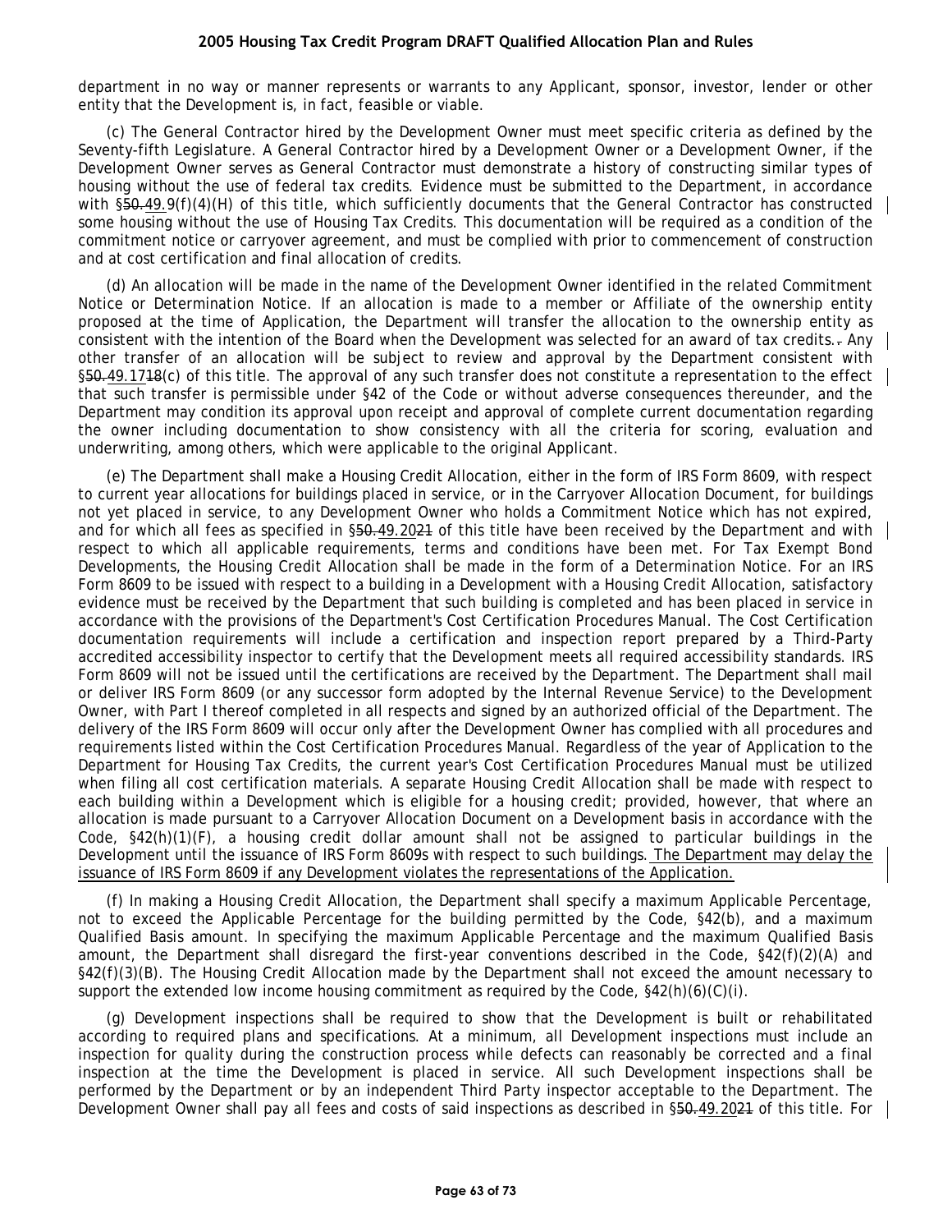department in no way or manner represents or warrants to any Applicant, sponsor, investor, lender or other entity that the Development is, in fact, feasible or viable.

(c) The General Contractor hired by the Development Owner must meet specific criteria as defined by the Seventy-fifth Legislature. A General Contractor hired by a Development Owner or a Development Owner, if the Development Owner serves as General Contractor must demonstrate a history of constructing similar types of housing without the use of federal tax credits. Evidence must be submitted to the Department, in accordance with §~~50.~~49.9(f)(4)(H) of this title, which sufficiently documents that the General Contractor has constructed some housing without the use of Housing Tax Credits. This documentation will be required as a condition of the commitment notice or carryover agreement, and must be complied with prior to commencement of construction and at cost certification and final allocation of credits.

(d) An allocation will be made in the name of the Development Owner identified in the related Commitment Notice or Determination Notice. If an allocation is made to a member or Affiliate of the ownership entity proposed at the time of Application, the Department will transfer the allocation to the ownership entity as consistent with the intention of the Board when the Development was selected for an award of tax credits.~~.~~ Any other transfer of an allocation will be subject to review and approval by the Department consistent with §~~50.~~49.17~~18~~(c) of this title. The approval of any such transfer does not constitute a representation to the effect that such transfer is permissible under §42 of the Code or without adverse consequences thereunder, and the Department may condition its approval upon receipt and approval of complete current documentation regarding the owner including documentation to show consistency with all the criteria for scoring, evaluation and underwriting, among others, which were applicable to the original Applicant.

(e) The Department shall make a Housing Credit Allocation, either in the form of IRS Form 8609, with respect to current year allocations for buildings placed in service, or in the Carryover Allocation Document, for buildings not yet placed in service, to any Development Owner who holds a Commitment Notice which has not expired, and for which all fees as specified in §~~50.~~49.20~~21~~ of this title have been received by the Department and with respect to which all applicable requirements, terms and conditions have been met. For Tax Exempt Bond Developments, the Housing Credit Allocation shall be made in the form of a Determination Notice. For an IRS Form 8609 to be issued with respect to a building in a Development with a Housing Credit Allocation, satisfactory evidence must be received by the Department that such building is completed and has been placed in service in accordance with the provisions of the Department's Cost Certification Procedures Manual. The Cost Certification documentation requirements will include a certification and inspection report prepared by a Third-Party accredited accessibility inspector to certify that the Development meets all required accessibility standards. IRS Form 8609 will not be issued until the certifications are received by the Department. The Department shall mail or deliver IRS Form 8609 (or any successor form adopted by the Internal Revenue Service) to the Development Owner, with Part I thereof completed in all respects and signed by an authorized official of the Department. The delivery of the IRS Form 8609 will occur only after the Development Owner has complied with all procedures and requirements listed within the Cost Certification Procedures Manual. Regardless of the year of Application to the Department for Housing Tax Credits, the current year's Cost Certification Procedures Manual must be utilized when filing all cost certification materials. A separate Housing Credit Allocation shall be made with respect to each building within a Development which is eligible for a housing credit; provided, however, that where an allocation is made pursuant to a Carryover Allocation Document on a Development basis in accordance with the Code, §42(h)(1)(F), a housing credit dollar amount shall not be assigned to particular buildings in the Development until the issuance of IRS Form 8609s with respect to such buildings. The Department may delay the issuance of IRS Form 8609 if any Development violates the representations of the Application.

(f) In making a Housing Credit Allocation, the Department shall specify a maximum Applicable Percentage, not to exceed the Applicable Percentage for the building permitted by the Code, §42(b), and a maximum Qualified Basis amount. In specifying the maximum Applicable Percentage and the maximum Qualified Basis amount, the Department shall disregard the first-year conventions described in the Code, §42(f)(2)(A) and §42(f)(3)(B). The Housing Credit Allocation made by the Department shall not exceed the amount necessary to support the extended low income housing commitment as required by the Code, §42(h)(6)(C)(i).

(g) Development inspections shall be required to show that the Development is built or rehabilitated according to required plans and specifications. At a minimum, all Development inspections must include an inspection for quality during the construction process while defects can reasonably be corrected and a final inspection at the time the Development is placed in service. All such Development inspections shall be performed by the Department or by an independent Third Party inspector acceptable to the Department. The Development Owner shall pay all fees and costs of said inspections as described in §~~50.~~49.20~~21~~ of this title. For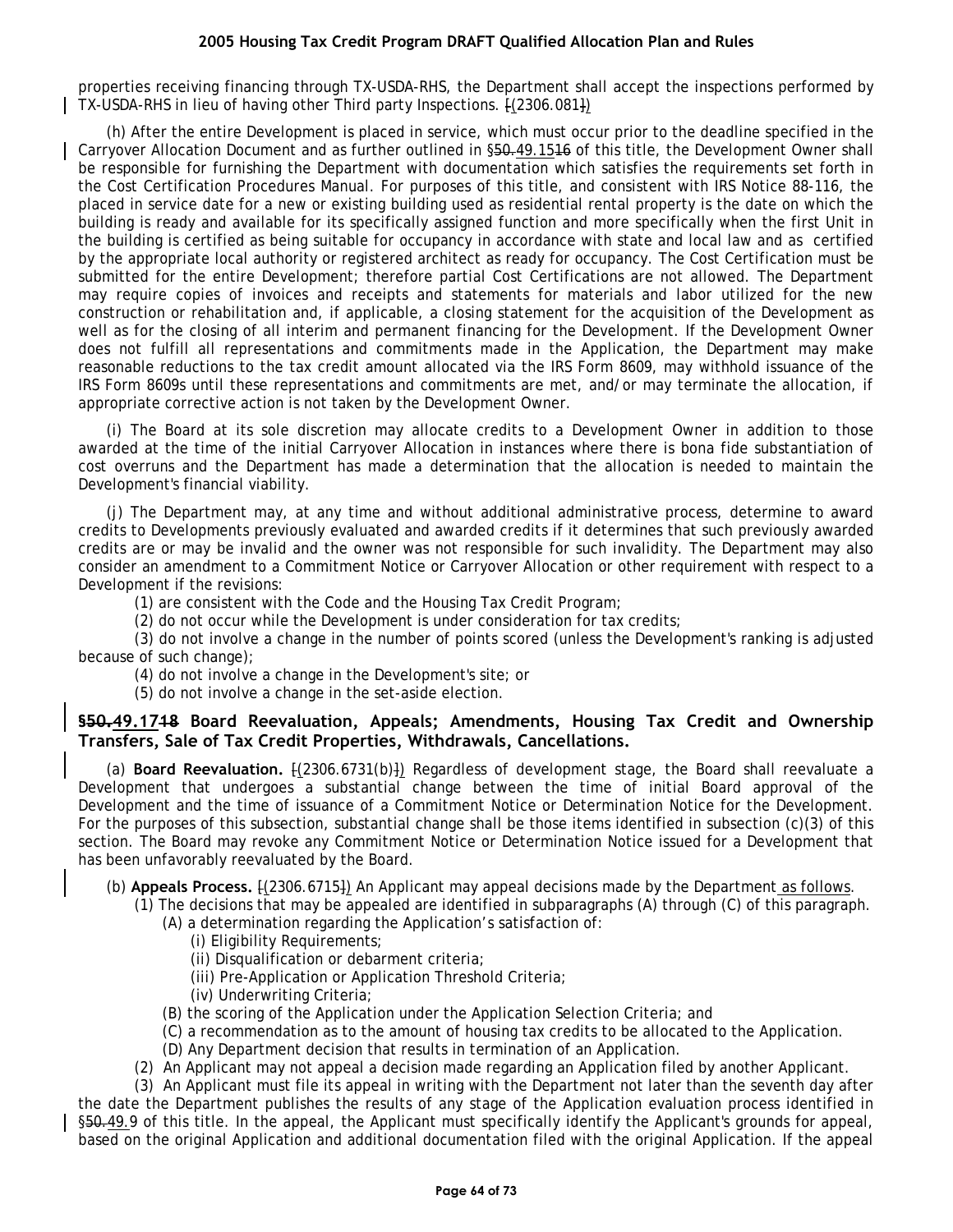properties receiving financing through TX-USDA-RHS, the Department shall accept the inspections performed by TX-USDA-RHS in lieu of having other Third party Inspections. ~~[~~(2306.081~~]~~)

(h) After the entire Development is placed in service, which must occur prior to the deadline specified in the Carryover Allocation Document and as further outlined in §~~50.~~49.15~~16~~ of this title, the Development Owner shall be responsible for furnishing the Department with documentation which satisfies the requirements set forth in the Cost Certification Procedures Manual. For purposes of this title, and consistent with IRS Notice 88-116, the placed in service date for a new or existing building used as residential rental property is the date on which the building is ready and available for its specifically assigned function and more specifically when the first Unit in the building is certified as being suitable for occupancy in accordance with state and local law and as certified by the appropriate local authority or registered architect as ready for occupancy. The Cost Certification must be submitted for the entire Development; therefore partial Cost Certifications are not allowed. The Department may require copies of invoices and receipts and statements for materials and labor utilized for the new construction or rehabilitation and, if applicable, a closing statement for the acquisition of the Development as well as for the closing of all interim and permanent financing for the Development. If the Development Owner does not fulfill all representations and commitments made in the Application, the Department may make reasonable reductions to the tax credit amount allocated via the IRS Form 8609, may withhold issuance of the IRS Form 8609s until these representations and commitments are met, and/or may terminate the allocation, if appropriate corrective action is not taken by the Development Owner.

(i) The Board at its sole discretion may allocate credits to a Development Owner in addition to those awarded at the time of the initial Carryover Allocation in instances where there is bona fide substantiation of cost overruns and the Department has made a determination that the allocation is needed to maintain the Development's financial viability.

(j) The Department may, at any time and without additional administrative process, determine to award credits to Developments previously evaluated and awarded credits if it determines that such previously awarded credits are or may be invalid and the owner was not responsible for such invalidity. The Department may also consider an amendment to a Commitment Notice or Carryover Allocation or other requirement with respect to a Development if the revisions:

(1) are consistent with the Code and the Housing Tax Credit Program;

(2) do not occur while the Development is under consideration for tax credits;

(3) do not involve a change in the number of points scored (unless the Development's ranking is adjusted because of such change);

(4) do not involve a change in the Development's site; or

(5) do not involve a change in the set-aside election.

## §~~50.~~49.17~~18~~ Board Reevaluation, Appeals; Amendments, Housing Tax Credit and Ownership Transfers, Sale of Tax Credit Properties, Withdrawals, Cancellations.

(a) **Board Reevaluation.** ~~[~~(2306.6731(b)~~]~~) Regardless of development stage, the Board shall reevaluate a Development that undergoes a substantial change between the time of initial Board approval of the Development and the time of issuance of a Commitment Notice or Determination Notice for the Development. For the purposes of this subsection, substantial change shall be those items identified in subsection (c)(3) of this section. The Board may revoke any Commitment Notice or Determination Notice issued for a Development that has been unfavorably reevaluated by the Board.

(b) **Appeals Process.** ~~[~~(2306.6715~~]~~) An Applicant may appeal decisions made by the Department as follows.

(1) The decisions that may be appealed are identified in subparagraphs (A) through (C) of this paragraph.

(A) a determination regarding the Application's satisfaction of:

(i) Eligibility Requirements;

(ii) Disqualification or debarment criteria;

(iii) Pre-Application or Application Threshold Criteria;

(iv) Underwriting Criteria;

(B) the scoring of the Application under the Application Selection Criteria; and

(C) a recommendation as to the amount of housing tax credits to be allocated to the Application.

(D) Any Department decision that results in termination of an Application.

(2) An Applicant may not appeal a decision made regarding an Application filed by another Applicant.

(3) An Applicant must file its appeal in writing with the Department not later than the seventh day after the date the Department publishes the results of any stage of the Application evaluation process identified in §~~50.~~49.9 of this title. In the appeal, the Applicant must specifically identify the Applicant's grounds for appeal, based on the original Application and additional documentation filed with the original Application. If the appeal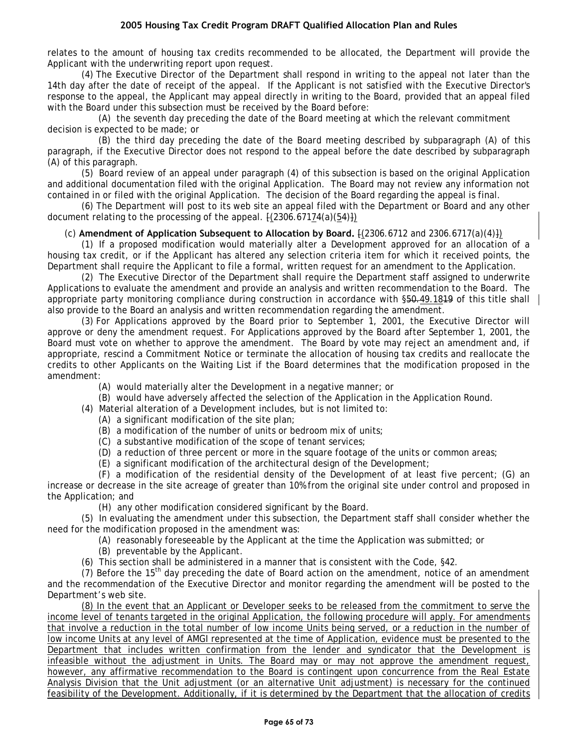relates to the amount of housing tax credits recommended to be allocated, the Department will provide the Applicant with the underwriting report upon request.

(4) The Executive Director of the Department shall respond in writing to the appeal not later than the 14th day after the date of receipt of the appeal. If the Applicant is not satisfied with the Executive Director's response to the appeal, the Applicant may appeal directly in writing to the Board, provided that an appeal filed with the Board under this subsection must be received by the Board before:

(A) the seventh day preceding the date of the Board meeting at which the relevant commitment decision is expected to be made; or

(B) the third day preceding the date of the Board meeting described by subparagraph (A) of this paragraph, if the Executive Director does not respond to the appeal before the date described by subparagraph (A) of this paragraph.

(5) Board review of an appeal under paragraph (4) of this subsection is based on the original Application and additional documentation filed with the original Application. The Board may not review any information not contained in or filed with the original Application. The decision of the Board regarding the appeal is final.

(6) The Department will post to its web site an appeal filed with the Department or Board and any other document relating to the processing of the appeal. [(2306.67174(a)(54)])

(c) **Amendment of Application Subsequent to Allocation by Board.** [(2306.6712 and 2306.6717(a)(4)])

(1) If a proposed modification would materially alter a Development approved for an allocation of a housing tax credit, or if the Applicant has altered any selection criteria item for which it received points, the Department shall require the Applicant to file a formal, written request for an amendment to the Application.

(2) The Executive Director of the Department shall require the Department staff assigned to underwrite Applications to evaluate the amendment and provide an analysis and written recommendation to the Board. The appropriate party monitoring compliance during construction in accordance with §50.49.1819 of this title shall also provide to the Board an analysis and written recommendation regarding the amendment.

(3) For Applications approved by the Board prior to September 1, 2001, the Executive Director will approve or deny the amendment request. For Applications approved by the Board after September 1, 2001, the Board must vote on whether to approve the amendment. The Board by vote may reject an amendment and, if appropriate, rescind a Commitment Notice or terminate the allocation of housing tax credits and reallocate the credits to other Applicants on the Waiting List if the Board determines that the modification proposed in the amendment:

(A) would materially alter the Development in a negative manner; or

(B) would have adversely affected the selection of the Application in the Application Round.

(4) Material alteration of a Development includes, but is not limited to:

(A) a significant modification of the site plan;

(B) a modification of the number of units or bedroom mix of units;

(C) a substantive modification of the scope of tenant services;

(D) a reduction of three percent or more in the square footage of the units or common areas;

(E) a significant modification of the architectural design of the Development;

(F) a modification of the residential density of the Development of at least five percent; (G) an increase or decrease in the site acreage of greater than 10% from the original site under control and proposed in the Application; and

(H) any other modification considered significant by the Board.

(5) In evaluating the amendment under this subsection, the Department staff shall consider whether the need for the modification proposed in the amendment was:

(A) reasonably foreseeable by the Applicant at the time the Application was submitted; or

(B) preventable by the Applicant.

(6) This section shall be administered in a manner that is consistent with the Code, §42.

(7) Before the 15th day preceding the date of Board action on the amendment, notice of an amendment and the recommendation of the Executive Director and monitor regarding the amendment will be posted to the Department's web site.

<u>(8) In the event that an Applicant or Developer seeks to be released from the commitment to serve the income level of tenants targeted in the original Application, the following procedure will apply. For amendments that involve a reduction in the total number of low income Units being served, or a reduction in the number of low income Units at any level of AMGI represented at the time of Application, evidence must be presented to the Department that includes written confirmation from the lender and syndicator that the Development is infeasible without the adjustment in Units. The Board may or may not approve the amendment request, however, any affirmative recommendation to the Board is contingent upon concurrence from the Real Estate Analysis Division that the Unit adjustment (or an alternative Unit adjustment) is necessary for the continued feasibility of the Development. Additionally, if it is determined by the Department that the allocation of credits</u>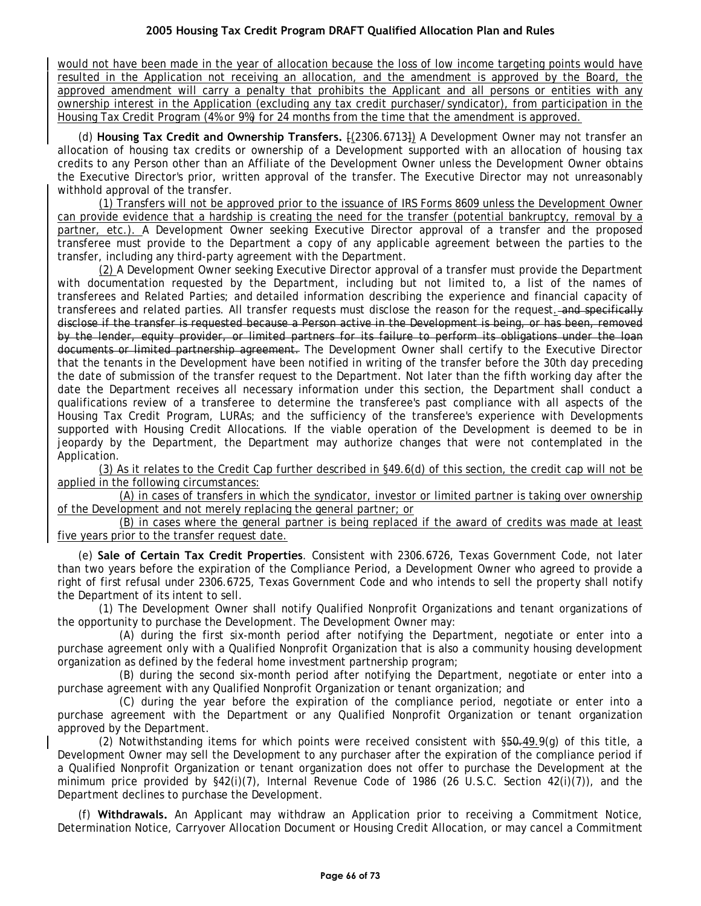would not have been made in the year of allocation because the loss of low income targeting points would have resulted in the Application not receiving an allocation, and the amendment is approved by the Board, the approved amendment will carry a penalty that prohibits the Applicant and all persons or entities with any ownership interest in the Application (excluding any tax credit purchaser/syndicator), from participation in the Housing Tax Credit Program (4% or 9%) for 24 months from the time that the amendment is approved.

(d) **Housing Tax Credit and Ownership Transfers.** [(2306.6713]) A Development Owner may not transfer an allocation of housing tax credits or ownership of a Development supported with an allocation of housing tax credits to any Person other than an Affiliate of the Development Owner unless the Development Owner obtains the Executive Director's prior, written approval of the transfer. The Executive Director may not unreasonably withhold approval of the transfer.

(1) Transfers will not be approved prior to the issuance of IRS Forms 8609 unless the Development Owner can provide evidence that a hardship is creating the need for the transfer (potential bankruptcy, removal by a partner, etc.). A Development Owner seeking Executive Director approval of a transfer and the proposed transferee must provide to the Department a copy of any applicable agreement between the parties to the transfer, including any third-party agreement with the Department.

(2) A Development Owner seeking Executive Director approval of a transfer must provide the Department with documentation requested by the Department, including but not limited to, a list of the names of transferees and Related Parties; and detailed information describing the experience and financial capacity of transferees and related parties. All transfer requests must disclose the reason for the request. ~~and specifically disclose if the transfer is requested because a Person active in the Development is being, or has been, removed by the lender, equity provider, or limited partners for its failure to perform its obligations under the loan documents or limited partnership agreement.~~ The Development Owner shall certify to the Executive Director that the tenants in the Development have been notified in writing of the transfer before the 30th day preceding the date of submission of the transfer request to the Department. Not later than the fifth working day after the date the Department receives all necessary information under this section, the Department shall conduct a qualifications review of a transferee to determine the transferee's past compliance with all aspects of the Housing Tax Credit Program, LURAs; and the sufficiency of the transferee's experience with Developments supported with Housing Credit Allocations. If the viable operation of the Development is deemed to be in jeopardy by the Department, the Department may authorize changes that were not contemplated in the Application.

(3) As it relates to the Credit Cap further described in §49.6(d) of this section, the credit cap will not be applied in the following circumstances:

(A) in cases of transfers in which the syndicator, investor or limited partner is taking over ownership of the Development and not merely replacing the general partner; or

(B) in cases where the general partner is being replaced if the award of credits was made at least five years prior to the transfer request date.

(e) **Sale of Certain Tax Credit Properties**. Consistent with 2306.6726, Texas Government Code, not later than two years before the expiration of the Compliance Period, a Development Owner who agreed to provide a right of first refusal under 2306.6725, Texas Government Code and who intends to sell the property shall notify the Department of its intent to sell.

(1) The Development Owner shall notify Qualified Nonprofit Organizations and tenant organizations of the opportunity to purchase the Development. The Development Owner may:

(A) during the first six-month period after notifying the Department, negotiate or enter into a purchase agreement only with a Qualified Nonprofit Organization that is also a community housing development organization as defined by the federal home investment partnership program;

(B) during the second six-month period after notifying the Department, negotiate or enter into a purchase agreement with any Qualified Nonprofit Organization or tenant organization; and

(C) during the year before the expiration of the compliance period, negotiate or enter into a purchase agreement with the Department or any Qualified Nonprofit Organization or tenant organization approved by the Department.

(2) Notwithstanding items for which points were received consistent with §~~50.~~49.9(g) of this title, a Development Owner may sell the Development to any purchaser after the expiration of the compliance period if a Qualified Nonprofit Organization or tenant organization does not offer to purchase the Development at the minimum price provided by §42(i)(7), Internal Revenue Code of 1986 (26 U.S.C. Section 42(i)(7)), and the Department declines to purchase the Development.

(f) **Withdrawals.** An Applicant may withdraw an Application prior to receiving a Commitment Notice, Determination Notice, Carryover Allocation Document or Housing Credit Allocation, or may cancel a Commitment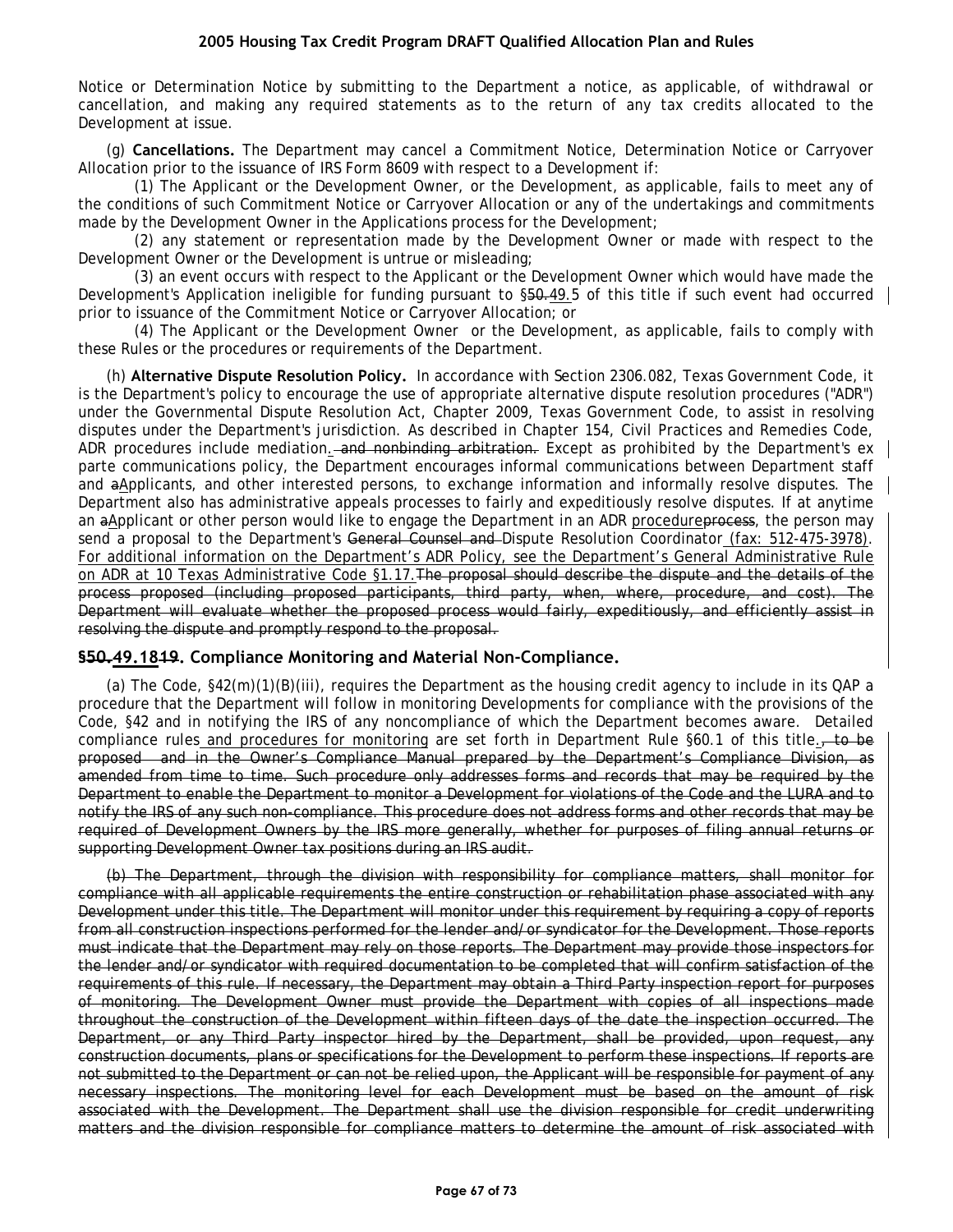Notice or Determination Notice by submitting to the Department a notice, as applicable, of withdrawal or cancellation, and making any required statements as to the return of any tax credits allocated to the Development at issue.

(g) **Cancellations.** The Department may cancel a Commitment Notice, Determination Notice or Carryover Allocation prior to the issuance of IRS Form 8609 with respect to a Development if:

(1) The Applicant or the Development Owner, or the Development, as applicable, fails to meet any of the conditions of such Commitment Notice or Carryover Allocation or any of the undertakings and commitments made by the Development Owner in the Applications process for the Development;

(2) any statement or representation made by the Development Owner or made with respect to the Development Owner or the Development is untrue or misleading;

(3) an event occurs with respect to the Applicant or the Development Owner which would have made the Development's Application ineligible for funding pursuant to §~~50.~~49.5 of this title if such event had occurred prior to issuance of the Commitment Notice or Carryover Allocation; or

(4) The Applicant or the Development Owner or the Development, as applicable, fails to comply with these Rules or the procedures or requirements of the Department.

(h) **Alternative Dispute Resolution Policy.** In accordance with Section 2306.082, Texas Government Code, it is the Department's policy to encourage the use of appropriate alternative dispute resolution procedures ("ADR") under the Governmental Dispute Resolution Act, Chapter 2009, Texas Government Code, to assist in resolving disputes under the Department's jurisdiction. As described in Chapter 154, Civil Practices and Remedies Code, ADR procedures include mediation. ~~and nonbinding arbitration.~~ Except as prohibited by the Department's ex parte communications policy, the Department encourages informal communications between Department staff and ~~a~~Applicants, and other interested persons, to exchange information and informally resolve disputes. The Department also has administrative appeals processes to fairly and expeditiously resolve disputes. If at anytime an ~~a~~Applicant or other person would like to engage the Department in an ADR procedure~~process~~, the person may send a proposal to the Department's ~~General Counsel and~~ Dispute Resolution Coordinator (fax: 512-475-3978). For additional information on the Department's ADR Policy, see the Department's General Administrative Rule on ADR at 10 Texas Administrative Code §1.17.~~The proposal should describe the dispute and the details of the process proposed (including proposed participants, third party, when, where, procedure, and cost). The Department will evaluate whether the proposed process would fairly, expeditiously, and efficiently assist in resolving the dispute and promptly respond to the proposal.~~

### §~~50.~~49.18~~19~~. Compliance Monitoring and Material Non-Compliance.

(a) The Code, §42(m)(1)(B)(iii), requires the Department as the housing credit agency to include in its QAP a procedure that the Department will follow in monitoring Developments for compliance with the provisions of the Code, §42 and in notifying the IRS of any noncompliance of which the Department becomes aware. Detailed compliance rules and procedures for monitoring are set forth in Department Rule §60.1 of this title.~~, to be proposed and in the Owner's Compliance Manual prepared by the Department's Compliance Division, as amended from time to time. Such procedure only addresses forms and records that may be required by the Department to enable the Department to monitor a Development for violations of the Code and the LURA and to notify the IRS of any such non-compliance. This procedure does not address forms and other records that may be required of Development Owners by the IRS more generally, whether for purposes of filing annual returns or supporting Development Owner tax positions during an IRS audit.~~

~~(b) The Department, through the division with responsibility for compliance matters, shall monitor for compliance with all applicable requirements the entire construction or rehabilitation phase associated with any Development under this title. The Department will monitor under this requirement by requiring a copy of reports from all construction inspections performed for the lender and/or syndicator for the Development. Those reports must indicate that the Department may rely on those reports. The Department may provide those inspectors for the lender and/or syndicator with required documentation to be completed that will confirm satisfaction of the requirements of this rule. If necessary, the Department may obtain a Third Party inspection report for purposes of monitoring. The Development Owner must provide the Department with copies of all inspections made throughout the construction of the Development within fifteen days of the date the inspection occurred. The Department, or any Third Party inspector hired by the Department, shall be provided, upon request, any construction documents, plans or specifications for the Development to perform these inspections. If reports are not submitted to the Department or can not be relied upon, the Applicant will be responsible for payment of any necessary inspections. The monitoring level for each Development must be based on the amount of risk associated with the Development. The Department shall use the division responsible for credit underwriting matters and the division responsible for compliance matters to determine the amount of risk associated with~~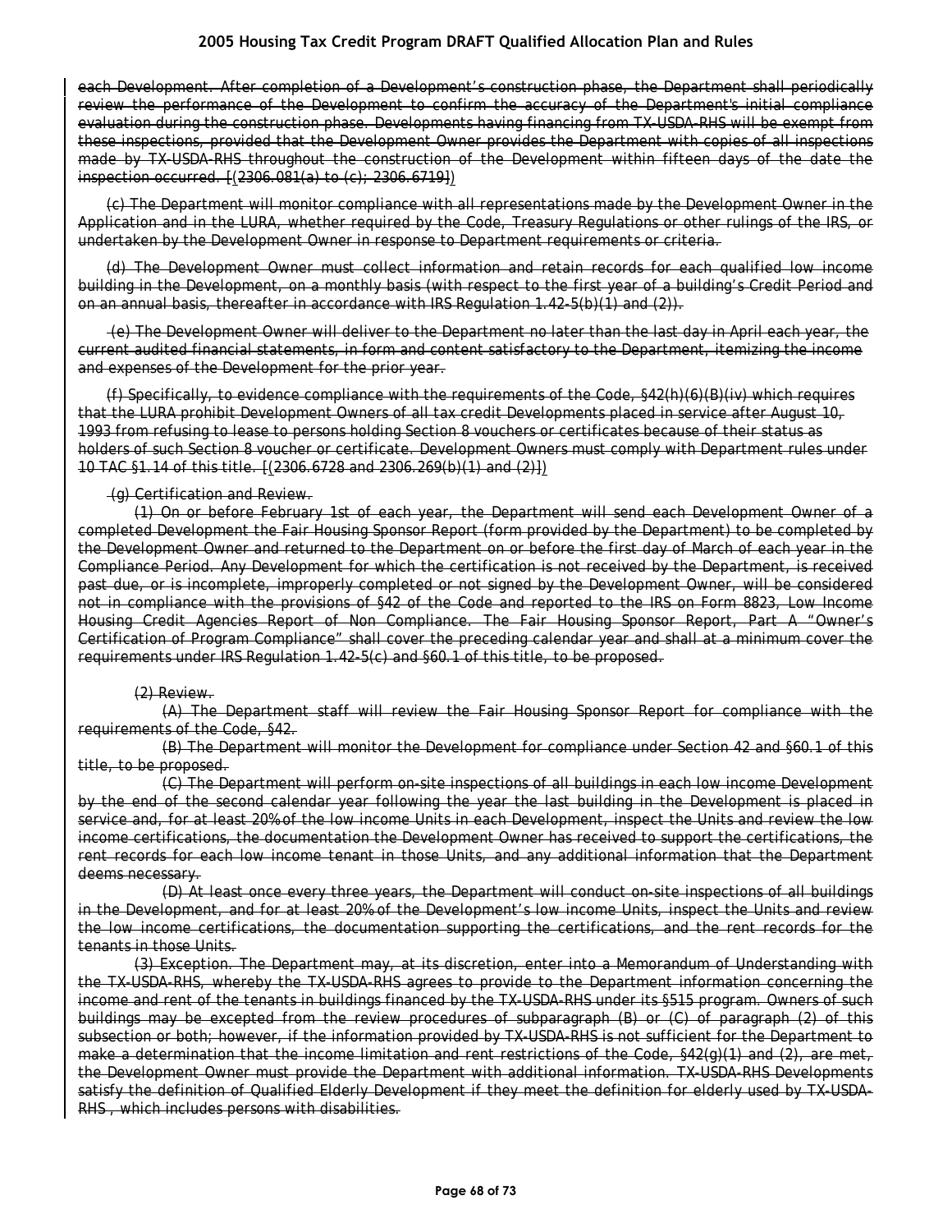each Development. After completion of a Development's construction phase, the Department shall periodically review the performance of the Development to confirm the accuracy of the Department's initial compliance evaluation during the construction phase. Developments having financing from TX-USDA-RHS will be exempt from these inspections, provided that the Development Owner provides the Department with copies of all inspections made by TX-USDA-RHS throughout the construction of the Development within fifteen days of the date the inspection occurred. [(2306.081(a) to (c); 2306.6719])

(c) The Department will monitor compliance with all representations made by the Development Owner in the Application and in the LURA, whether required by the Code, Treasury Regulations or other rulings of the IRS, or undertaken by the Development Owner in response to Department requirements or criteria.

(d) The Development Owner must collect information and retain records for each qualified low income building in the Development, on a monthly basis (with respect to the first year of a building's Credit Period and on an annual basis, thereafter in accordance with IRS Regulation 1.42-5(b)(1) and (2)).

(e) The Development Owner will deliver to the Department no later than the last day in April each year, the current audited financial statements, in form and content satisfactory to the Department, itemizing the income and expenses of the Development for the prior year.

(f) Specifically, to evidence compliance with the requirements of the Code, §42(h)(6)(B)(iv) which requires that the LURA prohibit Development Owners of all tax credit Developments placed in service after August 10, 1993 from refusing to lease to persons holding Section 8 vouchers or certificates because of their status as holders of such Section 8 voucher or certificate. Development Owners must comply with Department rules under 10 TAC §1.14 of this title. [(2306.6728 and 2306.269(b)(1) and (2)])

(g) Certification and Review.

(1) On or before February 1st of each year, the Department will send each Development Owner of a completed Development the Fair Housing Sponsor Report (form provided by the Department) to be completed by the Development Owner and returned to the Department on or before the first day of March of each year in the Compliance Period. Any Development for which the certification is not received by the Department, is received past due, or is incomplete, improperly completed or not signed by the Development Owner, will be considered not in compliance with the provisions of §42 of the Code and reported to the IRS on Form 8823, Low Income Housing Credit Agencies Report of Non Compliance. The Fair Housing Sponsor Report, Part A "Owner's Certification of Program Compliance" shall cover the preceding calendar year and shall at a minimum cover the requirements under IRS Regulation 1.42-5(c) and §60.1 of this title, to be proposed.

(2) Review.

(A) The Department staff will review the Fair Housing Sponsor Report for compliance with the requirements of the Code, §42.

(B) The Department will monitor the Development for compliance under Section 42 and §60.1 of this title, to be proposed.

(C) The Department will perform on-site inspections of all buildings in each low income Development by the end of the second calendar year following the year the last building in the Development is placed in service and, for at least 20% of the low income Units in each Development, inspect the Units and review the low income certifications, the documentation the Development Owner has received to support the certifications, the rent records for each low income tenant in those Units, and any additional information that the Department deems necessary.

(D) At least once every three years, the Department will conduct on-site inspections of all buildings in the Development, and for at least 20% of the Development's low income Units, inspect the Units and review the low income certifications, the documentation supporting the certifications, and the rent records for the tenants in those Units.

(3) Exception. The Department may, at its discretion, enter into a Memorandum of Understanding with the TX-USDA-RHS, whereby the TX-USDA-RHS agrees to provide to the Department information concerning the income and rent of the tenants in buildings financed by the TX-USDA-RHS under its §515 program. Owners of such buildings may be excepted from the review procedures of subparagraph (B) or (C) of paragraph (2) of this subsection or both; however, if the information provided by TX-USDA-RHS is not sufficient for the Department to make a determination that the income limitation and rent restrictions of the Code, §42(g)(1) and (2), are met, the Development Owner must provide the Department with additional information. TX-USDA-RHS Developments satisfy the definition of Qualified Elderly Development if they meet the definition for elderly used by TX-USDA-RHS , which includes persons with disabilities.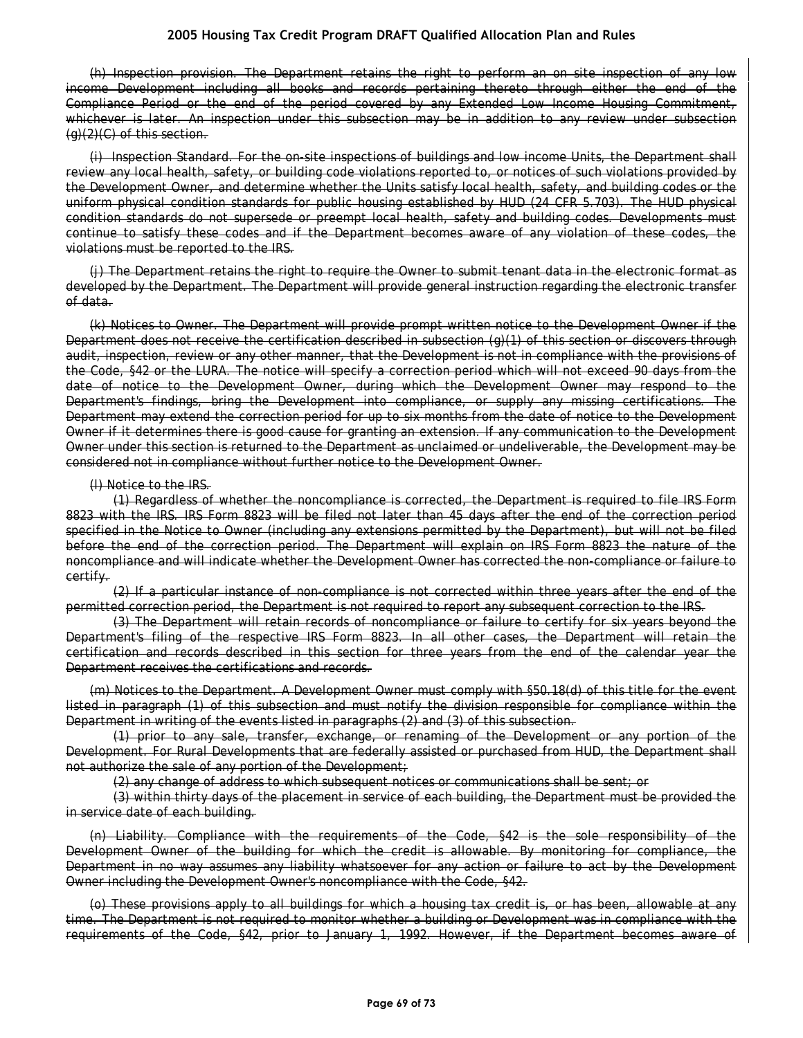~~(h) Inspection provision. The Department retains the right to perform an on site inspection of any low income Development including all books and records pertaining thereto through either the end of the Compliance Period or the end of the period covered by any Extended Low Income Housing Commitment, whichever is later. An inspection under this subsection may be in addition to any review under subsection (g)(2)(C) of this section.~~

~~(i) Inspection Standard. For the on-site inspections of buildings and low income Units, the Department shall review any local health, safety, or building code violations reported to, or notices of such violations provided by the Development Owner, and determine whether the Units satisfy local health, safety, and building codes or the uniform physical condition standards for public housing established by HUD (24 CFR 5.703). The HUD physical condition standards do not supersede or preempt local health, safety and building codes. Developments must continue to satisfy these codes and if the Department becomes aware of any violation of these codes, the violations must be reported to the IRS.~~

~~(j) The Department retains the right to require the Owner to submit tenant data in the electronic format as developed by the Department. The Department will provide general instruction regarding the electronic transfer of data.~~

~~(k) Notices to Owner. The Department will provide prompt written notice to the Development Owner if the Department does not receive the certification described in subsection (g)(1) of this section or discovers through audit, inspection, review or any other manner, that the Development is not in compliance with the provisions of the Code, §42 or the LURA. The notice will specify a correction period which will not exceed 90 days from the date of notice to the Development Owner, during which the Development Owner may respond to the Department's findings, bring the Development into compliance, or supply any missing certifications. The Department may extend the correction period for up to six months from the date of notice to the Development Owner if it determines there is good cause for granting an extension. If any communication to the Development Owner under this section is returned to the Department as unclaimed or undeliverable, the Development may be considered not in compliance without further notice to the Development Owner.~~

~~(l) Notice to the IRS.~~

~~(1) Regardless of whether the noncompliance is corrected, the Department is required to file IRS Form 8823 with the IRS. IRS Form 8823 will be filed not later than 45 days after the end of the correction period specified in the Notice to Owner (including any extensions permitted by the Department), but will not be filed before the end of the correction period. The Department will explain on IRS Form 8823 the nature of the noncompliance and will indicate whether the Development Owner has corrected the non-compliance or failure to certify.~~

~~(2) If a particular instance of non-compliance is not corrected within three years after the end of the permitted correction period, the Department is not required to report any subsequent correction to the IRS.~~

~~(3) The Department will retain records of noncompliance or failure to certify for six years beyond the Department's filing of the respective IRS Form 8823. In all other cases, the Department will retain the certification and records described in this section for three years from the end of the calendar year the Department receives the certifications and records.~~

~~(m) Notices to the Department. A Development Owner must comply with §50.18(d) of this title for the event listed in paragraph (1) of this subsection and must notify the division responsible for compliance within the Department in writing of the events listed in paragraphs (2) and (3) of this subsection.~~

~~(1) prior to any sale, transfer, exchange, or renaming of the Development or any portion of the Development. For Rural Developments that are federally assisted or purchased from HUD, the Department shall not authorize the sale of any portion of the Development;~~

~~(2) any change of address to which subsequent notices or communications shall be sent; or~~

~~(3) within thirty days of the placement in service of each building, the Department must be provided the in service date of each building.~~

~~(n) Liability. Compliance with the requirements of the Code, §42 is the sole responsibility of the Development Owner of the building for which the credit is allowable. By monitoring for compliance, the Department in no way assumes any liability whatsoever for any action or failure to act by the Development Owner including the Development Owner's noncompliance with the Code, §42.~~

~~(o) These provisions apply to all buildings for which a housing tax credit is, or has been, allowable at any time. The Department is not required to monitor whether a building or Development was in compliance with the requirements of the Code, §42, prior to January 1, 1992. However, if the Department becomes aware of~~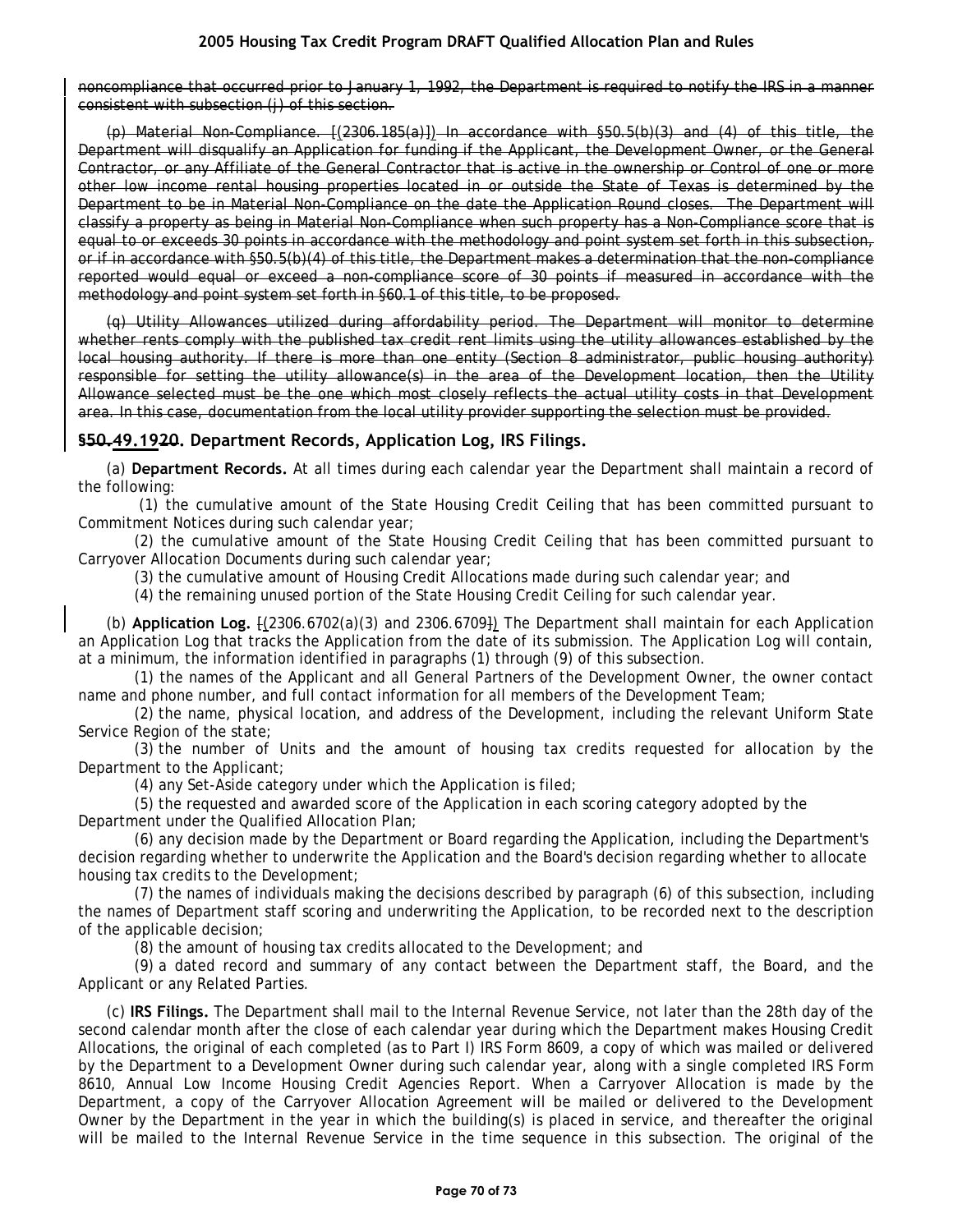noncompliance that occurred prior to January 1, 1992, the Department is required to notify the IRS in a manner consistent with subsection (j) of this section.

(p) Material Non-Compliance. [(2306.185(a)]) In accordance with §50.5(b)(3) and (4) of this title, the Department will disqualify an Application for funding if the Applicant, the Development Owner, or the General Contractor, or any Affiliate of the General Contractor that is active in the ownership or Control of one or more other low income rental housing properties located in or outside the State of Texas is determined by the Department to be in Material Non-Compliance on the date the Application Round closes. The Department will classify a property as being in Material Non-Compliance when such property has a Non-Compliance score that is equal to or exceeds 30 points in accordance with the methodology and point system set forth in this subsection, or if in accordance with §50.5(b)(4) of this title, the Department makes a determination that the non-compliance reported would equal or exceed a non-compliance score of 30 points if measured in accordance with the methodology and point system set forth in §60.1 of this title, to be proposed.

(q) Utility Allowances utilized during affordability period. The Department will monitor to determine whether rents comply with the published tax credit rent limits using the utility allowances established by the local housing authority. If there is more than one entity (Section 8 administrator, public housing authority) responsible for setting the utility allowance(s) in the area of the Development location, then the Utility Allowance selected must be the one which most closely reflects the actual utility costs in that Development area. In this case, documentation from the local utility provider supporting the selection must be provided.

## §50.49.1920. Department Records, Application Log, IRS Filings.

(a) **Department Records.** At all times during each calendar year the Department shall maintain a record of the following:

(1) the cumulative amount of the State Housing Credit Ceiling that has been committed pursuant to Commitment Notices during such calendar year;

(2) the cumulative amount of the State Housing Credit Ceiling that has been committed pursuant to Carryover Allocation Documents during such calendar year;

(3) the cumulative amount of Housing Credit Allocations made during such calendar year; and

(4) the remaining unused portion of the State Housing Credit Ceiling for such calendar year.

(b) **Application Log.** [(2306.6702(a)(3) and 2306.6709]) The Department shall maintain for each Application an Application Log that tracks the Application from the date of its submission. The Application Log will contain, at a minimum, the information identified in paragraphs (1) through (9) of this subsection.

(1) the names of the Applicant and all General Partners of the Development Owner, the owner contact name and phone number, and full contact information for all members of the Development Team;

(2) the name, physical location, and address of the Development, including the relevant Uniform State Service Region of the state;

(3) the number of Units and the amount of housing tax credits requested for allocation by the Department to the Applicant;

(4) any Set-Aside category under which the Application is filed;

(5) the requested and awarded score of the Application in each scoring category adopted by the Department under the Qualified Allocation Plan;

(6) any decision made by the Department or Board regarding the Application, including the Department's decision regarding whether to underwrite the Application and the Board's decision regarding whether to allocate housing tax credits to the Development;

(7) the names of individuals making the decisions described by paragraph (6) of this subsection, including the names of Department staff scoring and underwriting the Application, to be recorded next to the description of the applicable decision;

(8) the amount of housing tax credits allocated to the Development; and

(9) a dated record and summary of any contact between the Department staff, the Board, and the Applicant or any Related Parties.

(c) **IRS Filings.** The Department shall mail to the Internal Revenue Service, not later than the 28th day of the second calendar month after the close of each calendar year during which the Department makes Housing Credit Allocations, the original of each completed (as to Part I) IRS Form 8609, a copy of which was mailed or delivered by the Department to a Development Owner during such calendar year, along with a single completed IRS Form 8610, Annual Low Income Housing Credit Agencies Report. When a Carryover Allocation is made by the Department, a copy of the Carryover Allocation Agreement will be mailed or delivered to the Development Owner by the Department in the year in which the building(s) is placed in service, and thereafter the original will be mailed to the Internal Revenue Service in the time sequence in this subsection. The original of the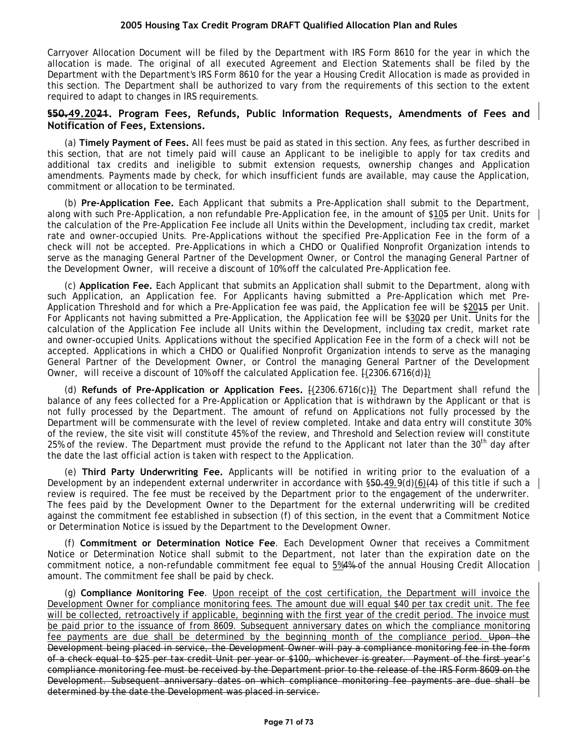Carryover Allocation Document will be filed by the Department with IRS Form 8610 for the year in which the allocation is made. The original of all executed Agreement and Election Statements shall be filed by the Department with the Department's IRS Form 8610 for the year a Housing Credit Allocation is made as provided in this section. The Department shall be authorized to vary from the requirements of this section to the extent required to adapt to changes in IRS requirements.

### ~~§50~~.49.20~~21~~. Program Fees, Refunds, Public Information Requests, Amendments of Fees and Notification of Fees, Extensions.

(a) **Timely Payment of Fees.** All fees must be paid as stated in this section. Any fees, as further described in this section, that are not timely paid will cause an Applicant to be ineligible to apply for tax credits and additional tax credits and ineligible to submit extension requests, ownership changes and Application amendments. Payments made by check, for which insufficient funds are available, may cause the Application, commitment or allocation to be terminated.

(b) **Pre-Application Fee.** Each Applicant that submits a Pre-Application shall submit to the Department, along with such Pre-Application, a non refundable Pre-Application fee, in the amount of $10~~5~~ per Unit. Units for the calculation of the Pre-Application Fee include all Units within the Development, including tax credit, market rate and owner-occupied Units. Pre-Applications without the specified Pre-Application Fee in the form of a check will not be accepted. Pre-Applications in which a CHDO or Qualified Nonprofit Organization intends to serve as the managing General Partner of the Development Owner, or Control the managing General Partner of the Development Owner, will receive a discount of 10% off the calculated Pre-Application fee.

(c) **Application Fee.** Each Applicant that submits an Application shall submit to the Department, along with such Application, an Application fee. For Applicants having submitted a Pre-Application which met Pre-Application Threshold and for which a Pre-Application fee was paid, the Application fee will be $20~~15~~ per Unit. For Applicants not having submitted a Pre-Application, the Application fee will be $30~~20~~ per Unit. Units for the calculation of the Application Fee include all Units within the Development, including tax credit, market rate and owner-occupied Units. Applications without the specified Application Fee in the form of a check will not be accepted. Applications in which a CHDO or Qualified Nonprofit Organization intends to serve as the managing General Partner of the Development Owner, or Control the managing General Partner of the Development Owner, will receive a discount of 10% off the calculated Application fee. ~~[~~(2306.6716(d)~~]~~)

(d) **Refunds of Pre-Application or Application Fees.** ~~[~~(2306.6716(c)~~]~~) The Department shall refund the balance of any fees collected for a Pre-Application or Application that is withdrawn by the Applicant or that is not fully processed by the Department. The amount of refund on Applications not fully processed by the Department will be commensurate with the level of review completed. Intake and data entry will constitute 30% of the review, the site visit will constitute 45% of the review, and Threshold and Selection review will constitute 25% of the review. The Department must provide the refund to the Applicant not later than the 30th day after the date the last official action is taken with respect to the Application.

(e) **Third Party Underwriting Fee.** Applicants will be notified in writing prior to the evaluation of a Development by an independent external underwriter in accordance with §~~50~~.49.9(d)(6)~~(4)~~ of this title if such a review is required. The fee must be received by the Department prior to the engagement of the underwriter. The fees paid by the Development Owner to the Department for the external underwriting will be credited against the commitment fee established in subsection (f) of this section, in the event that a Commitment Notice or Determination Notice is issued by the Department to the Development Owner.

(f) **Commitment or Determination Notice Fee**. Each Development Owner that receives a Commitment Notice or Determination Notice shall submit to the Department, not later than the expiration date on the commitment notice, a non-refundable commitment fee equal to 5%~~4%~~ of the annual Housing Credit Allocation amount. The commitment fee shall be paid by check.

(g) **Compliance Monitoring Fee**. Upon receipt of the cost certification, the Department will invoice the Development Owner for compliance monitoring fees. The amount due will equal $40 per tax credit unit. The fee will be collected, retroactively if applicable, beginning with the first year of the credit period. The invoice must be paid prior to the issuance of from 8609. Subsequent anniversary dates on which the compliance monitoring fee payments are due shall be determined by the beginning month of the compliance period. ~~Upon the Development being placed in service, the Development Owner will pay a compliance monitoring fee in the form of a check equal to $25 per tax credit Unit per year or $100, whichever is greater. Payment of the first year's compliance monitoring fee must be received by the Department prior to the release of the IRS Form 8609 on the Development. Subsequent anniversary dates on which compliance monitoring fee payments are due shall be determined by the date the Development was placed in service.~~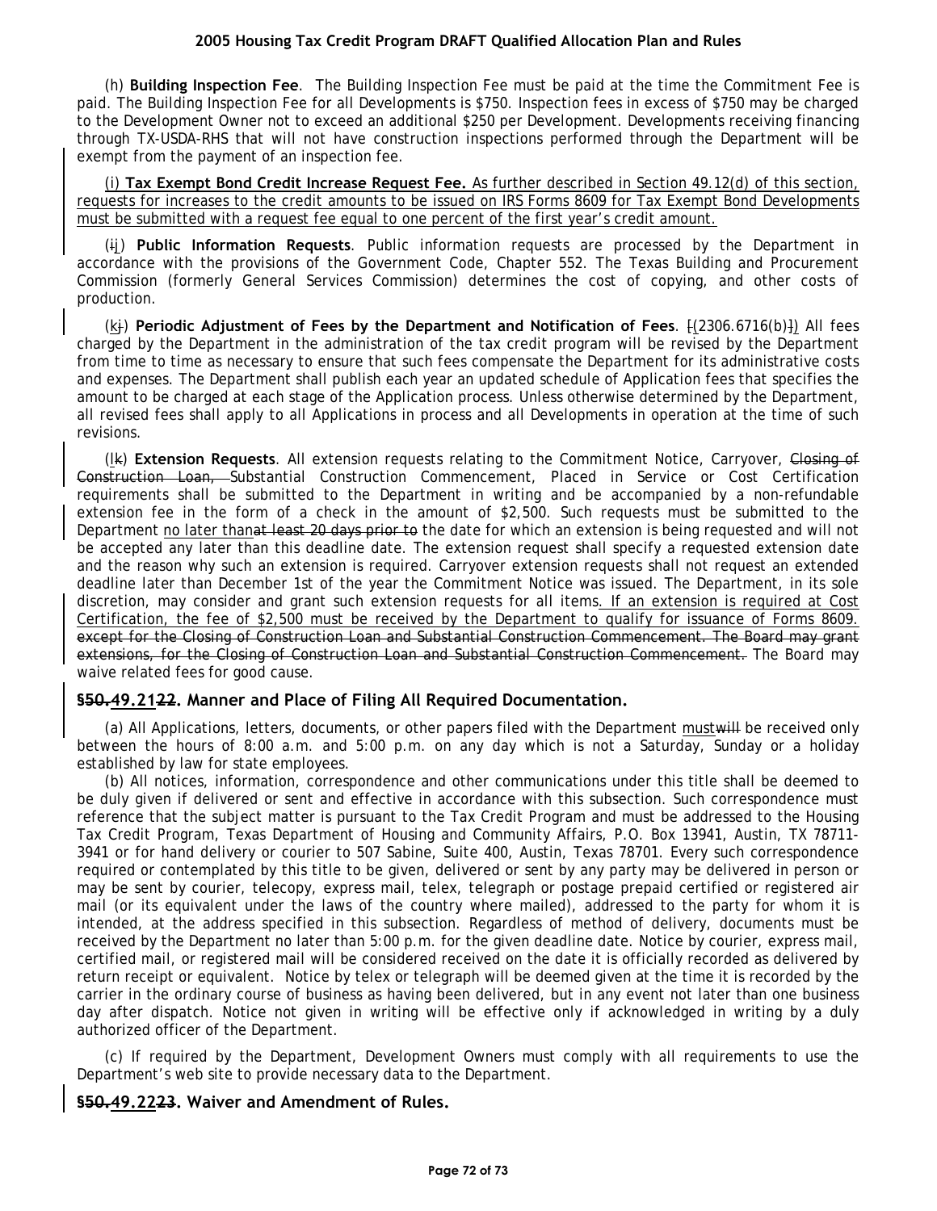(h) **Building Inspection Fee**. The Building Inspection Fee must be paid at the time the Commitment Fee is paid. The Building Inspection Fee for all Developments is $750. Inspection fees in excess of $750 may be charged to the Development Owner not to exceed an additional $250 per Development. Developments receiving financing through TX-USDA-RHS that will not have construction inspections performed through the Department will be exempt from the payment of an inspection fee.

(i) **Tax Exempt Bond Credit Increase Request Fee.** As further described in Section 49.12(d) of this section, requests for increases to the credit amounts to be issued on IRS Forms 8609 for Tax Exempt Bond Developments must be submitted with a request fee equal to one percent of the first year's credit amount.

(ij) **Public Information Requests**. Public information requests are processed by the Department in accordance with the provisions of the Government Code, Chapter 552. The Texas Building and Procurement Commission (formerly General Services Commission) determines the cost of copying, and other costs of production.

(kj) **Periodic Adjustment of Fees by the Department and Notification of Fees**. [(2306.6716(b)]) All fees charged by the Department in the administration of the tax credit program will be revised by the Department from time to time as necessary to ensure that such fees compensate the Department for its administrative costs and expenses. The Department shall publish each year an updated schedule of Application fees that specifies the amount to be charged at each stage of the Application process. Unless otherwise determined by the Department, all revised fees shall apply to all Applications in process and all Developments in operation at the time of such revisions.

(lk) **Extension Requests**. All extension requests relating to the Commitment Notice, Carryover, ~~Closing of Construction Loan,~~ Substantial Construction Commencement, Placed in Service or Cost Certification requirements shall be submitted to the Department in writing and be accompanied by a non-refundable extension fee in the form of a check in the amount of $2,500. Such requests must be submitted to the Department no later than~~at least 20 days prior to~~ the date for which an extension is being requested and will not be accepted any later than this deadline date. The extension request shall specify a requested extension date and the reason why such an extension is required. Carryover extension requests shall not request an extended deadline later than December 1st of the year the Commitment Notice was issued. The Department, in its sole discretion, may consider and grant such extension requests for all items. If an extension is required at Cost Certification, the fee of $2,500 must be received by the Department to qualify for issuance of Forms 8609. ~~except for the Closing of Construction Loan and Substantial Construction Commencement. The Board may grant extensions, for the Closing of Construction Loan and Substantial Construction Commencement.~~ The Board may waive related fees for good cause.

### §~~50.~~49.21~~22~~. Manner and Place of Filing All Required Documentation.

(a) All Applications, letters, documents, or other papers filed with the Department must~~will~~ be received only between the hours of 8:00 a.m. and 5:00 p.m. on any day which is not a Saturday, Sunday or a holiday established by law for state employees.

(b) All notices, information, correspondence and other communications under this title shall be deemed to be duly given if delivered or sent and effective in accordance with this subsection. Such correspondence must reference that the subject matter is pursuant to the Tax Credit Program and must be addressed to the Housing Tax Credit Program, Texas Department of Housing and Community Affairs, P.O. Box 13941, Austin, TX 78711-3941 or for hand delivery or courier to 507 Sabine, Suite 400, Austin, Texas 78701. Every such correspondence required or contemplated by this title to be given, delivered or sent by any party may be delivered in person or may be sent by courier, telecopy, express mail, telex, telegraph or postage prepaid certified or registered air mail (or its equivalent under the laws of the country where mailed), addressed to the party for whom it is intended, at the address specified in this subsection. Regardless of method of delivery, documents must be received by the Department no later than 5:00 p.m. for the given deadline date. Notice by courier, express mail, certified mail, or registered mail will be considered received on the date it is officially recorded as delivered by return receipt or equivalent. Notice by telex or telegraph will be deemed given at the time it is recorded by the carrier in the ordinary course of business as having been delivered, but in any event not later than one business day after dispatch. Notice not given in writing will be effective only if acknowledged in writing by a duly authorized officer of the Department.

(c) If required by the Department, Development Owners must comply with all requirements to use the Department's web site to provide necessary data to the Department.

### §~~50.~~49.22~~23~~. Waiver and Amendment of Rules.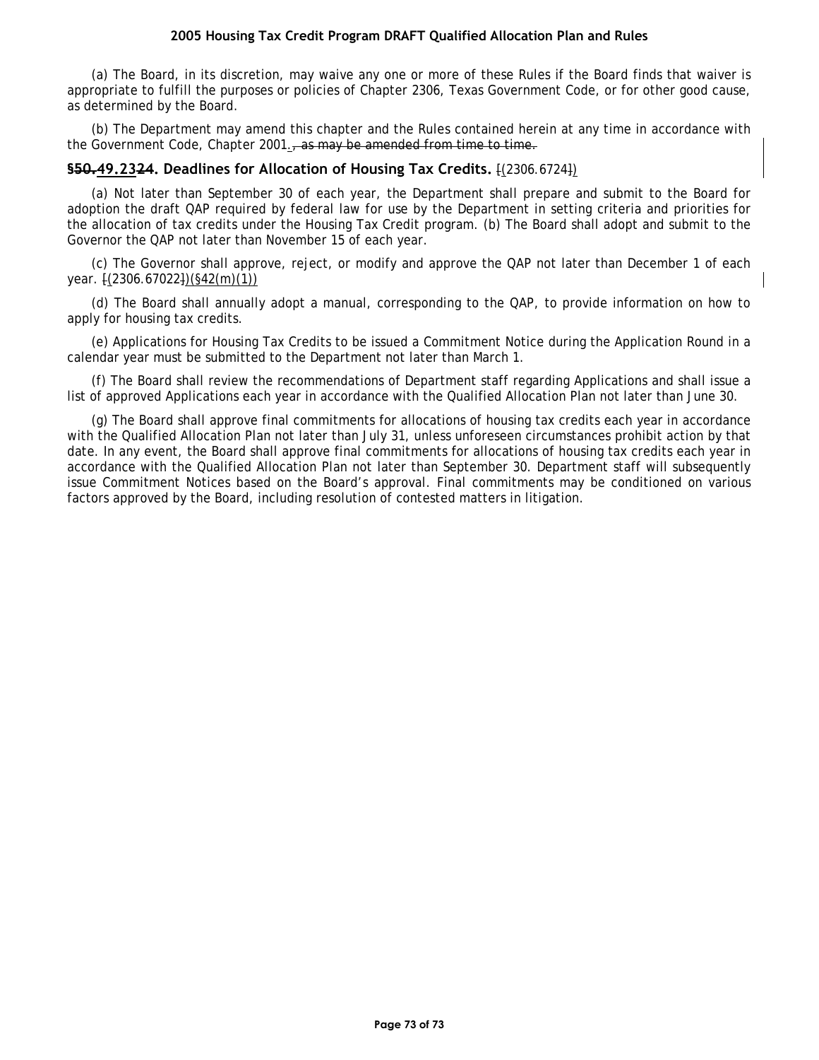(a) The Board, in its discretion, may waive any one or more of these Rules if the Board finds that waiver is appropriate to fulfill the purposes or policies of Chapter 2306, Texas Government Code, or for other good cause, as determined by the Board.

(b) The Department may amend this chapter and the Rules contained herein at any time in accordance with the Government Code, Chapter 2001., as may be amended from time to time.

**§50.49.2324. Deadlines for Allocation of Housing Tax Credits.** [(2306.6724])

(a) Not later than September 30 of each year, the Department shall prepare and submit to the Board for adoption the draft QAP required by federal law for use by the Department in setting criteria and priorities for the allocation of tax credits under the Housing Tax Credit program. (b) The Board shall adopt and submit to the Governor the QAP not later than November 15 of each year.

(c) The Governor shall approve, reject, or modify and approve the QAP not later than December 1 of each year. [(2306.67022])(§42(m)(1))

(d) The Board shall annually adopt a manual, corresponding to the QAP, to provide information on how to apply for housing tax credits.

(e) Applications for Housing Tax Credits to be issued a Commitment Notice during the Application Round in a calendar year must be submitted to the Department not later than March 1.

(f) The Board shall review the recommendations of Department staff regarding Applications and shall issue a list of approved Applications each year in accordance with the Qualified Allocation Plan not later than June 30.

(g) The Board shall approve final commitments for allocations of housing tax credits each year in accordance with the Qualified Allocation Plan not later than July 31, unless unforeseen circumstances prohibit action by that date. In any event, the Board shall approve final commitments for allocations of housing tax credits each year in accordance with the Qualified Allocation Plan not later than September 30. Department staff will subsequently issue Commitment Notices based on the Board's approval. Final commitments may be conditioned on various factors approved by the Board, including resolution of contested matters in litigation.